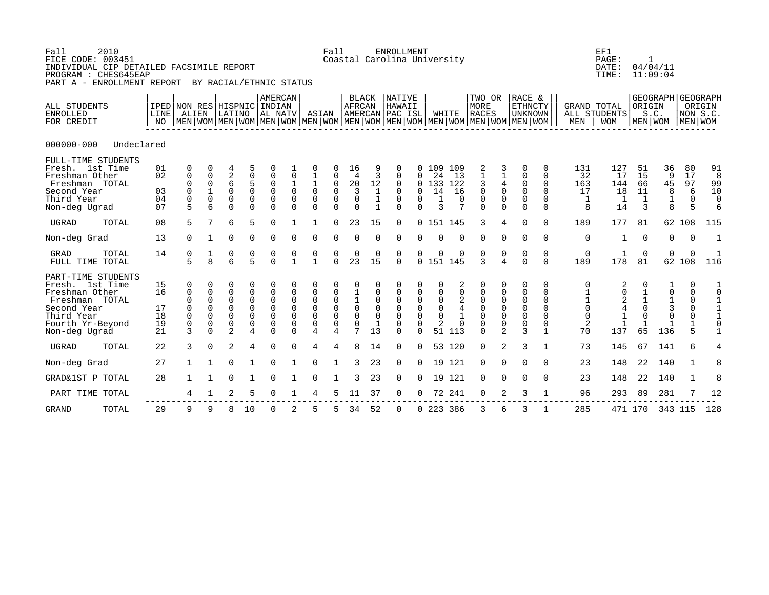Fall 2010
FICE CODE: 003451
INDIVIDUAL CIP DETAILED FACSIMILE REPORT
PROGRAM : CHES645EAP
PART A - ENROLLMENT REPORT BY RACIAL/ETHNIC STATUS

Fall ENROLLMENT
Coastal Carolina University

EF1
PAGE: 1
DATE: 04/04/11
TIME: 11:09:04

000000-000 Undeclared

| ALL STUDENTS ENROLLED FOR CREDIT | IPED LINE NO | NON RES ALIEN | | HISPNIC LATINO | | AMERCAN INDIAN AL NATV | | ASIAN | | BLACK AFRCAN AMERCAN | | NATIVE HAWAII PAC ISL | | WHITE | | TWO OR MORE RACES | | RACE & ETHNCTY UNKNOWN | | GRAND TOTAL ALL STUDENTS | | GEOGRAPH ORIGIN S.C. | | GEOGRAPH ORIGIN NON S.C. | |
|---|---|---|---|---|---|---|---|---|---|---|---|---|---|---|---|---|---|---|---|---|---|---|---|---|---|
| | | MEN | WOM | MEN | WOM | MEN | WOM | MEN | WOM | MEN | WOM | MEN | WOM | MEN | WOM | MEN | WOM | MEN | WOM | MEN | WOM | MEN | WOM | MEN | WOM |
| **FULL-TIME STUDENTS** | | | | | | | | | | | | | | | | | | | | | | | | | |
| Fresh. 1st Time | 01 | 0 | 0 | 4 | 5 | 0 | 1 | 0 | 0 | 16 | 9 | 0 | 0 | 109 | 109 | 2 | 3 | 0 | 0 | 131 | 127 | 51 | 36 | 80 | 91 |
| Freshman Other | 02 | 0 | 0 | 2 | 0 | 0 | 0 | 1 | 0 | 4 | 3 | 0 | 0 | 24 | 13 | 1 | 1 | 0 | 0 | 32 | 17 | 15 | 9 | 17 | 8 |
| Freshman TOTAL | | 0 | 0 | 6 | 5 | 0 | 1 | 1 | 0 | 20 | 12 | 0 | 0 | 133 | 122 | 3 | 4 | 0 | 0 | 163 | 144 | 66 | 45 | 97 | 99 |
| Second Year | 03 | 0 | 1 | 0 | 0 | 0 | 0 | 0 | 0 | 3 | 1 | 0 | 0 | 14 | 16 | 0 | 0 | 0 | 0 | 17 | 18 | 11 | 8 | 6 | 10 |
| Third Year | 04 | 0 | 0 | 0 | 0 | 0 | 0 | 0 | 0 | 0 | 1 | 0 | 0 | 1 | 0 | 0 | 0 | 0 | 0 | 1 | 1 | 1 | 1 | 0 | 0 |
| Non-deg Ugrad | 07 | 5 | 6 | 0 | 0 | 0 | 0 | 0 | 0 | 0 | 1 | 0 | 0 | 3 | 7 | 0 | 0 | 0 | 0 | 8 | 14 | 3 | 8 | 5 | 6 |
| UGRAD TOTAL | 08 | 5 | 7 | 6 | 5 | 0 | 1 | 1 | 0 | 23 | 15 | 0 | 0 | 151 | 145 | 3 | 4 | 0 | 0 | 189 | 177 | 81 | 62 | 108 | 115 |
| Non-deg Grad | 13 | 0 | 1 | 0 | 0 | 0 | 0 | 0 | 0 | 0 | 0 | 0 | 0 | 0 | 0 | 0 | 0 | 0 | 0 | 0 | 1 | 0 | 0 | 0 | 1 |
| GRAD TOTAL | 14 | 0 | 1 | 0 | 0 | 0 | 0 | 0 | 0 | 0 | 0 | 0 | 0 | 0 | 0 | 0 | 0 | 0 | 0 | 0 | 1 | 0 | 0 | 0 | 1 |
| FULL TIME TOTAL | | 5 | 8 | 6 | 5 | 0 | 1 | 1 | 0 | 23 | 15 | 0 | 0 | 151 | 145 | 3 | 4 | 0 | 0 | 189 | 178 | 81 | 62 | 108 | 116 |
| **PART-TIME STUDENTS** | | | | | | | | | | | | | | | | | | | | | | | | | |
| Fresh. 1st Time | 15 | 0 | 0 | 0 | 0 | 0 | 0 | 0 | 0 | 0 | 0 | 0 | 0 | 0 | 2 | 0 | 0 | 0 | 0 | 0 | 2 | 0 | 1 | 0 | 1 |
| Freshman Other | 16 | 0 | 0 | 0 | 0 | 0 | 0 | 0 | 0 | 1 | 0 | 0 | 0 | 0 | 0 | 0 | 0 | 0 | 0 | 1 | 0 | 1 | 0 | 0 | 0 |
| Freshman TOTAL | | 0 | 0 | 0 | 0 | 0 | 0 | 0 | 0 | 1 | 0 | 0 | 0 | 0 | 2 | 0 | 0 | 0 | 0 | 1 | 2 | 1 | 1 | 0 | 1 |
| Second Year | 17 | 0 | 0 | 0 | 0 | 0 | 0 | 0 | 0 | 0 | 0 | 0 | 0 | 0 | 4 | 0 | 0 | 0 | 0 | 0 | 4 | 0 | 3 | 0 | 1 |
| Third Year | 18 | 0 | 0 | 0 | 0 | 0 | 0 | 0 | 0 | 0 | 0 | 0 | 0 | 0 | 1 | 0 | 0 | 0 | 0 | 0 | 1 | 0 | 0 | 0 | 1 |
| Fourth Yr-Beyond | 19 | 0 | 0 | 0 | 0 | 0 | 0 | 0 | 0 | 0 | 1 | 0 | 0 | 2 | 0 | 0 | 0 | 0 | 0 | 2 | 1 | 1 | 1 | 1 | 0 |
| Non-deg Ugrad | 21 | 3 | 0 | 2 | 4 | 0 | 0 | 4 | 4 | 7 | 13 | 0 | 0 | 51 | 113 | 0 | 2 | 3 | 1 | 70 | 137 | 65 | 136 | 5 | 1 |
| UGRAD TOTAL | 22 | 3 | 0 | 2 | 4 | 0 | 0 | 4 | 4 | 8 | 14 | 0 | 0 | 53 | 120 | 0 | 2 | 3 | 1 | 73 | 145 | 67 | 141 | 6 | 4 |
| Non-deg Grad | 27 | 1 | 1 | 0 | 1 | 0 | 1 | 0 | 1 | 3 | 23 | 0 | 0 | 19 | 121 | 0 | 0 | 0 | 0 | 23 | 148 | 22 | 140 | 1 | 8 |
| GRAD&1ST P TOTAL | 28 | 1 | 1 | 0 | 1 | 0 | 1 | 0 | 1 | 3 | 23 | 0 | 0 | 19 | 121 | 0 | 0 | 0 | 0 | 23 | 148 | 22 | 140 | 1 | 8 |
| PART TIME TOTAL | | 4 | 1 | 2 | 5 | 0 | 1 | 4 | 5 | 11 | 37 | 0 | 0 | 72 | 241 | 0 | 2 | 3 | 1 | 96 | 293 | 89 | 281 | 7 | 12 |
| GRAND TOTAL | 29 | 9 | 9 | 8 | 10 | 0 | 2 | 5 | 5 | 34 | 52 | 0 | 0 | 223 | 386 | 3 | 6 | 3 | 1 | 285 | 471 | 170 | 343 | 115 | 128 |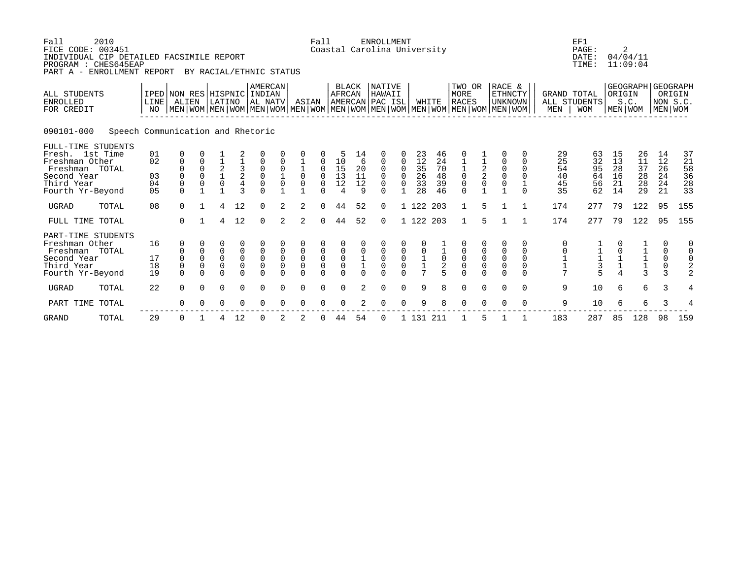Fall 2010 — Fall ENROLLMENT — EF1

FICE CODE: 003451 — Coastal Carolina University — PAGE: 2

INDIVIDUAL CIP DETAILED FACSIMILE REPORT — DATE: 04/04/11

PROGRAM : CHES645EAP — TIME: 11:09:04

PART A - ENROLLMENT REPORT BY RACIAL/ETHNIC STATUS

## 090101-000 Speech Communication and Rhetoric

| ALL STUDENTS ENROLLED FOR CREDIT | IPED LINE NO | NON RES ALIEN | | HISPNIC LATINO | | AMERCAN INDIAN AL NATV | | ASIAN | | BLACK AFRCAN AMERCAN | | NATIVE HAWAII PAC ISL | | WHITE | | TWO OR MORE RACES | | RACE & ETHNCTY UNKNOWN | | GRAND TOTAL ALL STUDENTS | | GEOGRAPH ORIGIN S.C. | | GEOGRAPH ORIGIN NON S.C. | |
|---|---|---|---|---|---|---|---|---|---|---|---|---|---|---|---|---|---|---|---|---|---|---|---|---|---|
| | | MEN | WOM | MEN | WOM | MEN | WOM | MEN | WOM | MEN | WOM | MEN | WOM | MEN | WOM | MEN | WOM | MEN | WOM | MEN | WOM | MEN | WOM | MEN | WOM |
| **FULL-TIME STUDENTS** | | | | | | | | | | | | | | | | | | | | | | | | | |
| Fresh. 1st Time | 01 | 0 | 0 | 1 | 2 | 0 | 0 | 0 | 0 | 5 | 14 | 0 | 0 | 23 | 46 | 0 | 1 | 0 | 0 | 29 | 63 | 15 | 26 | 14 | 37 |
| Freshman Other | 02 | 0 | 0 | 1 | 1 | 0 | 0 | 1 | 0 | 10 | 6 | 0 | 0 | 12 | 24 | 1 | 1 | 0 | 0 | 25 | 32 | 13 | 11 | 12 | 21 |
| Freshman TOTAL | | 0 | 0 | 2 | 3 | 0 | 0 | 1 | 0 | 15 | 20 | 0 | 0 | 35 | 70 | 1 | 2 | 0 | 0 | 54 | 95 | 28 | 37 | 26 | 58 |
| Second Year | 03 | 0 | 0 | 1 | 2 | 0 | 1 | 0 | 0 | 13 | 11 | 0 | 0 | 26 | 48 | 0 | 2 | 0 | 0 | 40 | 64 | 16 | 28 | 24 | 36 |
| Third Year | 04 | 0 | 0 | 0 | 4 | 0 | 0 | 0 | 0 | 12 | 12 | 0 | 0 | 33 | 39 | 0 | 0 | 0 | 1 | 45 | 56 | 21 | 28 | 24 | 28 |
| Fourth Yr-Beyond | 05 | 0 | 1 | 1 | 3 | 0 | 1 | 1 | 0 | 4 | 9 | 0 | 1 | 28 | 46 | 0 | 1 | 1 | 0 | 35 | 62 | 14 | 29 | 21 | 33 |
| UGRAD TOTAL | 08 | 0 | 1 | 4 | 12 | 0 | 2 | 2 | 0 | 44 | 52 | 0 | 1 | 122 | 203 | 1 | 5 | 1 | 1 | 174 | 277 | 79 | 122 | 95 | 155 |
| FULL TIME TOTAL | | 0 | 1 | 4 | 12 | 0 | 2 | 2 | 0 | 44 | 52 | 0 | 1 | 122 | 203 | 1 | 5 | 1 | 1 | 174 | 277 | 79 | 122 | 95 | 155 |
| **PART-TIME STUDENTS** | | | | | | | | | | | | | | | | | | | | | | | | | |
| Freshman Other | 16 | 0 | 0 | 0 | 0 | 0 | 0 | 0 | 0 | 0 | 0 | 0 | 0 | 0 | 1 | 0 | 0 | 0 | 0 | 0 | 1 | 0 | 1 | 0 | 0 |
| Freshman TOTAL | | 0 | 0 | 0 | 0 | 0 | 0 | 0 | 0 | 0 | 0 | 0 | 0 | 0 | 1 | 0 | 0 | 0 | 0 | 0 | 1 | 0 | 1 | 0 | 0 |
| Second Year | 17 | 0 | 0 | 0 | 0 | 0 | 0 | 0 | 0 | 0 | 1 | 0 | 0 | 1 | 0 | 0 | 0 | 0 | 0 | 1 | 1 | 1 | 1 | 0 | 0 |
| Third Year | 18 | 0 | 0 | 0 | 0 | 0 | 0 | 0 | 0 | 0 | 1 | 0 | 0 | 1 | 2 | 0 | 0 | 0 | 0 | 1 | 3 | 1 | 1 | 0 | 2 |
| Fourth Yr-Beyond | 19 | 0 | 0 | 0 | 0 | 0 | 0 | 0 | 0 | 0 | 0 | 0 | 0 | 7 | 5 | 0 | 0 | 0 | 0 | 7 | 5 | 4 | 3 | 3 | 2 |
| UGRAD TOTAL | 22 | 0 | 0 | 0 | 0 | 0 | 0 | 0 | 0 | 0 | 2 | 0 | 0 | 9 | 8 | 0 | 0 | 0 | 0 | 9 | 10 | 6 | 6 | 3 | 4 |
| PART TIME TOTAL | | 0 | 0 | 0 | 0 | 0 | 0 | 0 | 0 | 0 | 2 | 0 | 0 | 9 | 8 | 0 | 0 | 0 | 0 | 9 | 10 | 6 | 6 | 3 | 4 |
| GRAND TOTAL | 29 | 0 | 1 | 4 | 12 | 0 | 2 | 2 | 0 | 44 | 54 | 0 | 1 | 131 | 211 | 1 | 5 | 1 | 1 | 183 | 287 | 85 | 128 | 98 | 159 |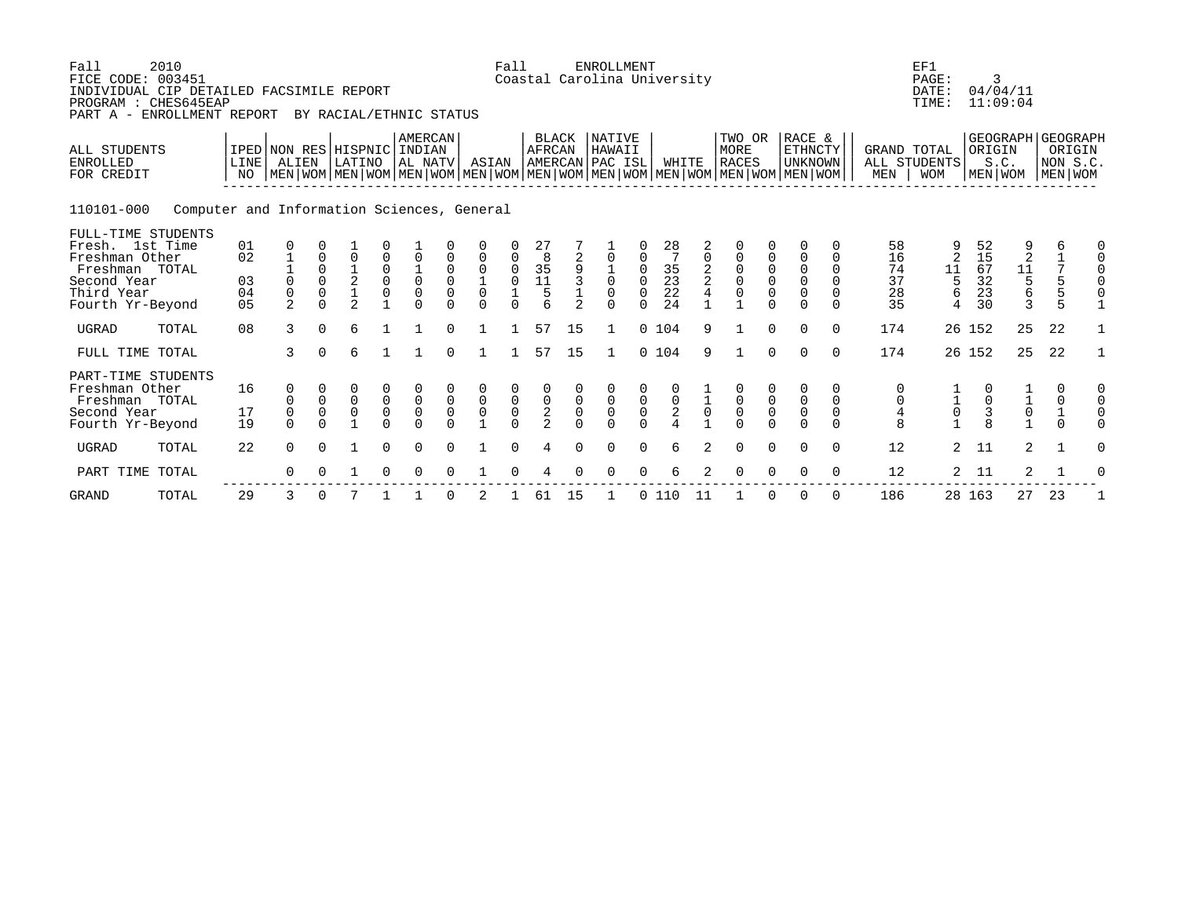Fall 2010
FICE CODE: 003451
INDIVIDUAL CIP DETAILED FACSIMILE REPORT
PROGRAM : CHES645EAP
PART A - ENROLLMENT REPORT BY RACIAL/ETHNIC STATUS

Fall ENROLLMENT
Coastal Carolina University

EF1
PAGE: 3
DATE: 04/04/11
TIME: 11:09:04

110101-000 Computer and Information Sciences, General

| ALL STUDENTS ENROLLED FOR CREDIT | IPED LINE NO | NON RES ALIEN MEN | NON RES ALIEN WOM | HISPNIC LATINO MEN | HISPNIC LATINO WOM | AMERCAN INDIAN AL NATV MEN | AMERCAN INDIAN AL NATV WOM | ASIAN MEN | ASIAN WOM | BLACK AFRCAN AMERCAN MEN | BLACK AFRCAN AMERCAN WOM | NATIVE HAWAII PAC ISL MEN | NATIVE HAWAII PAC ISL WOM | WHITE MEN | WHITE WOM | TWO OR MORE RACES MEN | TWO OR MORE RACES WOM | RACE & ETHNCTY UNKNOWN MEN | RACE & ETHNCTY UNKNOWN WOM | GRAND TOTAL ALL STUDENTS MEN | GRAND TOTAL ALL STUDENTS WOM | GEOGRAPH ORIGIN S.C. MEN | GEOGRAPH ORIGIN S.C. WOM | GEOGRAPH ORIGIN NON S.C. MEN | GEOGRAPH ORIGIN NON S.C. WOM |
|---|---|---|---|---|---|---|---|---|---|---|---|---|---|---|---|---|---|---|---|---|---|---|---|---|---|
| FULL-TIME STUDENTS | | | | | | | | | | | | | | | | | | | | | | | | | |
| Fresh. 1st Time | 01 | 0 | 0 | 1 | 0 | 1 | 0 | 0 | 0 | 27 | 7 | 1 | 0 | 28 | 2 | 0 | 0 | 0 | 0 | 58 | 9 | 52 | 9 | 6 | 0 |
| Freshman Other | 02 | 1 | 0 | 0 | 0 | 0 | 0 | 0 | 0 | 8 | 2 | 0 | 0 | 7 | 0 | 0 | 0 | 0 | 0 | 16 | 2 | 15 | 2 | 1 | 0 |
| Freshman TOTAL | | 1 | 0 | 1 | 0 | 1 | 0 | 0 | 0 | 35 | 9 | 1 | 0 | 35 | 2 | 0 | 0 | 0 | 0 | 74 | 11 | 67 | 11 | 7 | 0 |
| Second Year | 03 | 0 | 0 | 2 | 0 | 0 | 0 | 1 | 0 | 11 | 3 | 0 | 0 | 23 | 2 | 0 | 0 | 0 | 0 | 37 | 5 | 32 | 5 | 5 | 0 |
| Third Year | 04 | 0 | 0 | 1 | 0 | 0 | 0 | 0 | 1 | 5 | 1 | 0 | 0 | 22 | 4 | 0 | 0 | 0 | 0 | 28 | 6 | 23 | 6 | 5 | 0 |
| Fourth Yr-Beyond | 05 | 2 | 0 | 2 | 1 | 0 | 0 | 0 | 0 | 6 | 2 | 0 | 0 | 24 | 1 | 1 | 0 | 0 | 0 | 35 | 4 | 30 | 3 | 5 | 1 |
| UGRAD TOTAL | 08 | 3 | 0 | 6 | 1 | 1 | 0 | 1 | 1 | 57 | 15 | 1 | 0 | 104 | 9 | 1 | 0 | 0 | 0 | 174 | 26 | 152 | 25 | 22 | 1 |
| FULL TIME TOTAL | | 3 | 0 | 6 | 1 | 1 | 0 | 1 | 1 | 57 | 15 | 1 | 0 | 104 | 9 | 1 | 0 | 0 | 0 | 174 | 26 | 152 | 25 | 22 | 1 |
| PART-TIME STUDENTS | | | | | | | | | | | | | | | | | | | | | | | | | |
| Freshman Other | 16 | 0 | 0 | 0 | 0 | 0 | 0 | 0 | 0 | 0 | 0 | 0 | 0 | 0 | 1 | 0 | 0 | 0 | 0 | 0 | 1 | 0 | 1 | 0 | 0 |
| Freshman TOTAL | | 0 | 0 | 0 | 0 | 0 | 0 | 0 | 0 | 0 | 0 | 0 | 0 | 0 | 1 | 0 | 0 | 0 | 0 | 0 | 1 | 0 | 1 | 0 | 0 |
| Second Year | 17 | 0 | 0 | 0 | 0 | 0 | 0 | 0 | 0 | 2 | 0 | 0 | 0 | 2 | 0 | 0 | 0 | 0 | 0 | 4 | 0 | 3 | 0 | 1 | 0 |
| Fourth Yr-Beyond | 19 | 0 | 0 | 1 | 0 | 0 | 0 | 1 | 0 | 2 | 0 | 0 | 0 | 4 | 1 | 0 | 0 | 0 | 0 | 8 | 1 | 8 | 1 | 0 | 0 |
| UGRAD TOTAL | 22 | 0 | 0 | 1 | 0 | 0 | 0 | 1 | 0 | 4 | 0 | 0 | 0 | 6 | 2 | 0 | 0 | 0 | 0 | 12 | 2 | 11 | 2 | 1 | 0 |
| PART TIME TOTAL | | 0 | 0 | 1 | 0 | 0 | 0 | 1 | 0 | 4 | 0 | 0 | 0 | 6 | 2 | 0 | 0 | 0 | 0 | 12 | 2 | 11 | 2 | 1 | 0 |
| GRAND TOTAL | 29 | 3 | 0 | 7 | 1 | 1 | 0 | 2 | 1 | 61 | 15 | 1 | 0 | 110 | 11 | 1 | 0 | 0 | 0 | 186 | 28 | 163 | 27 | 23 | 1 |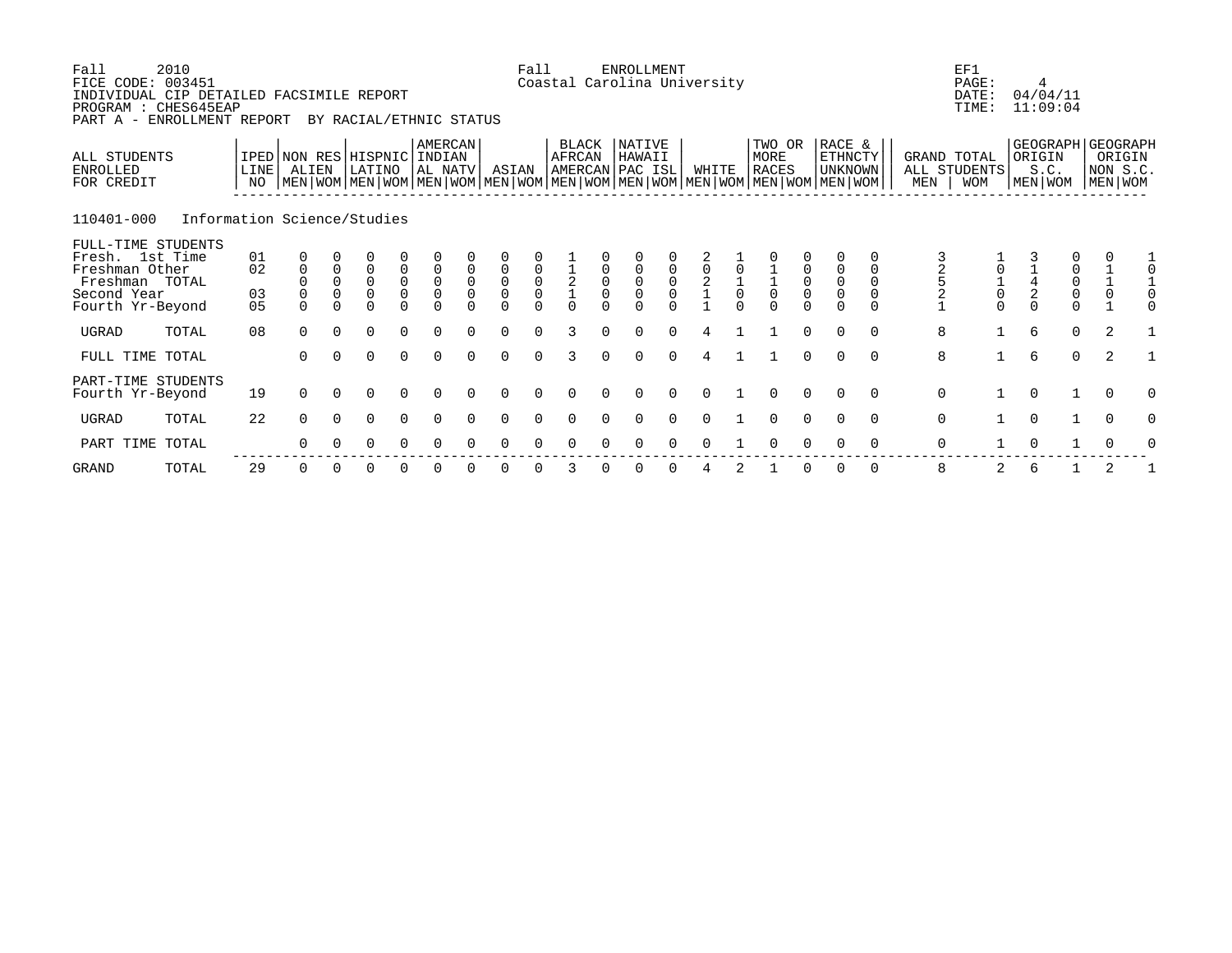Fall 2010 Fall ENROLLMENT EF1
FICE CODE: 003451 Coastal Carolina University PAGE: 4
INDIVIDUAL CIP DETAILED FACSIMILE REPORT DATE: 04/04/11
PROGRAM : CHES645EAP TIME: 11:09:04
PART A - ENROLLMENT REPORT BY RACIAL/ETHNIC STATUS

110401-000 Information Science/Studies

| ALL STUDENTS ENROLLED FOR CREDIT | IPED LINE NO | NON RES ALIEN | | HISPNIC LATINO | | AMERCAN INDIAN AL NATV | | ASIAN | | BLACK AFRCAN AMERCAN | | NATIVE HAWAII PAC ISL | | WHITE | | TWO OR MORE RACES | | RACE & ETHNCTY UNKNOWN | | GRAND TOTAL ALL STUDENTS | | GEOGRAPH ORIGIN S.C. | | GEOGRAPH ORIGIN NON S.C. | |
|---|---|---|---|---|---|---|---|---|---|---|---|---|---|---|---|---|---|---|---|---|---|---|---|---|---|
| | | MEN | WOM | MEN | WOM | MEN | WOM | MEN | WOM | MEN | WOM | MEN | WOM | MEN | WOM | MEN | WOM | MEN | WOM | MEN | WOM | MEN | WOM | MEN | WOM |
| FULL-TIME STUDENTS | | | | | | | | | | | | | | | | | | | | | | | | | |
| Fresh. 1st Time | 01 | 0 | 0 | 0 | 0 | 0 | 0 | 0 | 0 | 1 | 0 | 0 | 0 | 2 | 1 | 0 | 0 | 0 | 0 | 3 | 1 | 3 | 0 | 0 | 1 |
| Freshman Other | 02 | 0 | 0 | 0 | 0 | 0 | 0 | 0 | 0 | 1 | 0 | 0 | 0 | 0 | 0 | 1 | 0 | 0 | 0 | 2 | 0 | 1 | 0 | 1 | 0 |
| Freshman TOTAL | | 0 | 0 | 0 | 0 | 0 | 0 | 0 | 0 | 2 | 0 | 0 | 0 | 2 | 1 | 1 | 0 | 0 | 0 | 5 | 1 | 4 | 0 | 1 | 1 |
| Second Year | 03 | 0 | 0 | 0 | 0 | 0 | 0 | 0 | 0 | 1 | 0 | 0 | 0 | 1 | 0 | 0 | 0 | 0 | 0 | 2 | 0 | 2 | 0 | 0 | 0 |
| Fourth Yr-Beyond | 05 | 0 | 0 | 0 | 0 | 0 | 0 | 0 | 0 | 0 | 0 | 0 | 0 | 1 | 0 | 0 | 0 | 0 | 0 | 1 | 0 | 0 | 0 | 1 | 0 |
| UGRAD TOTAL | 08 | 0 | 0 | 0 | 0 | 0 | 0 | 0 | 0 | 3 | 0 | 0 | 0 | 4 | 1 | 1 | 0 | 0 | 0 | 8 | 1 | 6 | 0 | 2 | 1 |
| FULL TIME TOTAL | | 0 | 0 | 0 | 0 | 0 | 0 | 0 | 0 | 3 | 0 | 0 | 0 | 4 | 1 | 1 | 0 | 0 | 0 | 8 | 1 | 6 | 0 | 2 | 1 |
| PART-TIME STUDENTS | | | | | | | | | | | | | | | | | | | | | | | | | |
| Fourth Yr-Beyond | 19 | 0 | 0 | 0 | 0 | 0 | 0 | 0 | 0 | 0 | 0 | 0 | 0 | 0 | 1 | 0 | 0 | 0 | 0 | 0 | 1 | 0 | 1 | 0 | 0 |
| UGRAD TOTAL | 22 | 0 | 0 | 0 | 0 | 0 | 0 | 0 | 0 | 0 | 0 | 0 | 0 | 0 | 1 | 0 | 0 | 0 | 0 | 0 | 1 | 0 | 1 | 0 | 0 |
| PART TIME TOTAL | | 0 | 0 | 0 | 0 | 0 | 0 | 0 | 0 | 0 | 0 | 0 | 0 | 0 | 1 | 0 | 0 | 0 | 0 | 0 | 1 | 0 | 1 | 0 | 0 |
| GRAND TOTAL | 29 | 0 | 0 | 0 | 0 | 0 | 0 | 0 | 0 | 3 | 0 | 0 | 0 | 4 | 2 | 1 | 0 | 0 | 0 | 8 | 2 | 6 | 1 | 2 | 1 |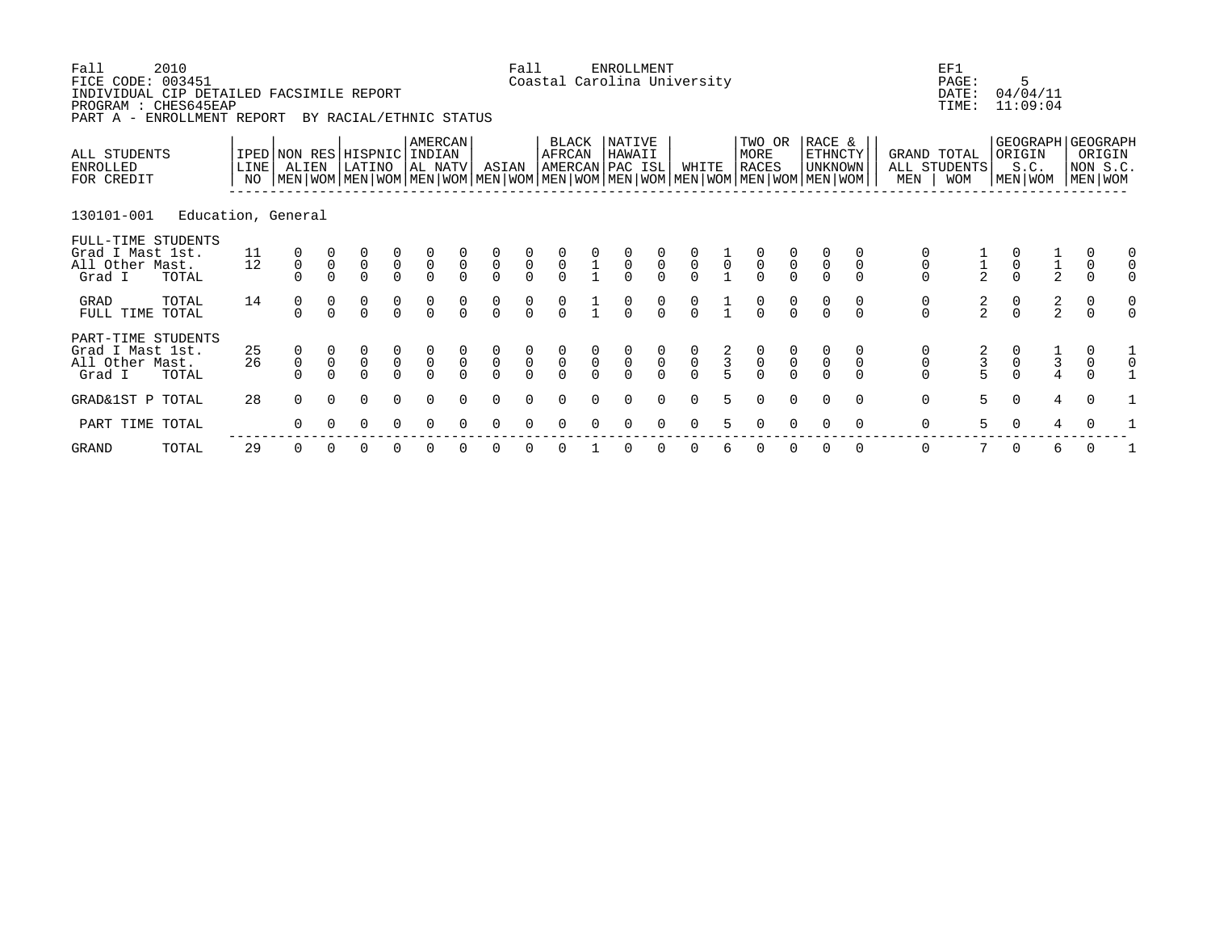Fall 2010 — Fall ENROLLMENT — EF1
FICE CODE: 003451 — Coastal Carolina University — PAGE: 5
INDIVIDUAL CIP DETAILED FACSIMILE REPORT — DATE: 04/04/11
PROGRAM : CHES645EAP — TIME: 11:09:04
PART A - ENROLLMENT REPORT BY RACIAL/ETHNIC STATUS

130101-001 Education, General

| ALL STUDENTS ENROLLED FOR CREDIT | IPED LINE NO | NON RES ALIEN | | HISPNIC LATINO | | AMERCAN INDIAN AL NATV | | ASIAN | | BLACK AFRCAN AMERCAN | | NATIVE HAWAII PAC ISL | | WHITE | | TWO OR MORE RACES | | RACE & ETHNCTY UNKNOWN | | GRAND TOTAL ALL STUDENTS | | GEOGRAPH ORIGIN S.C. | | GEOGRAPH ORIGIN NON S.C. | |
|---|---|---|---|---|---|---|---|---|---|---|---|---|---|---|---|---|---|---|---|---|---|---|---|---|---|
| | | MEN | WOM | MEN | WOM | MEN | WOM | MEN | WOM | MEN | WOM | MEN | WOM | MEN | WOM | MEN | WOM | MEN | WOM | MEN | WOM | MEN | WOM | MEN | WOM |
| FULL-TIME STUDENTS | | | | | | | | | | | | | | | | | | | | | | | | | |
| Grad I Mast 1st. | 11 | 0 | 0 | 0 | 0 | 0 | 0 | 0 | 0 | 0 | 0 | 0 | 0 | 0 | 1 | 0 | 0 | 0 | 0 | 0 | 1 | 0 | 1 | 0 | 0 |
| All Other Mast. | 12 | 0 | 0 | 0 | 0 | 0 | 0 | 0 | 0 | 0 | 1 | 0 | 0 | 0 | 0 | 0 | 0 | 0 | 0 | 0 | 1 | 0 | 1 | 0 | 0 |
| Grad I TOTAL | | 0 | 0 | 0 | 0 | 0 | 0 | 0 | 0 | 0 | 1 | 0 | 0 | 0 | 1 | 0 | 0 | 0 | 0 | 0 | 2 | 0 | 2 | 0 | 0 |
| GRAD TOTAL | 14 | 0 | 0 | 0 | 0 | 0 | 0 | 0 | 0 | 0 | 1 | 0 | 0 | 0 | 1 | 0 | 0 | 0 | 0 | 0 | 2 | 0 | 2 | 0 | 0 |
| FULL TIME TOTAL | | 0 | 0 | 0 | 0 | 0 | 0 | 0 | 0 | 0 | 1 | 0 | 0 | 0 | 1 | 0 | 0 | 0 | 0 | 0 | 2 | 0 | 2 | 0 | 0 |
| PART-TIME STUDENTS | | | | | | | | | | | | | | | | | | | | | | | | | |
| Grad I Mast 1st. | 25 | 0 | 0 | 0 | 0 | 0 | 0 | 0 | 0 | 0 | 0 | 0 | 0 | 0 | 2 | 0 | 0 | 0 | 0 | 0 | 2 | 0 | 1 | 0 | 1 |
| All Other Mast. | 26 | 0 | 0 | 0 | 0 | 0 | 0 | 0 | 0 | 0 | 0 | 0 | 0 | 0 | 3 | 0 | 0 | 0 | 0 | 0 | 3 | 0 | 3 | 0 | 0 |
| Grad I TOTAL | | 0 | 0 | 0 | 0 | 0 | 0 | 0 | 0 | 0 | 0 | 0 | 0 | 0 | 5 | 0 | 0 | 0 | 0 | 0 | 5 | 0 | 4 | 0 | 1 |
| GRAD&1ST P TOTAL | 28 | 0 | 0 | 0 | 0 | 0 | 0 | 0 | 0 | 0 | 0 | 0 | 0 | 0 | 5 | 0 | 0 | 0 | 0 | 0 | 5 | 0 | 4 | 0 | 1 |
| PART TIME TOTAL | | 0 | 0 | 0 | 0 | 0 | 0 | 0 | 0 | 0 | 0 | 0 | 0 | 0 | 5 | 0 | 0 | 0 | 0 | 0 | 5 | 0 | 4 | 0 | 1 |
| GRAND TOTAL | 29 | 0 | 0 | 0 | 0 | 0 | 0 | 0 | 0 | 0 | 1 | 0 | 0 | 0 | 6 | 0 | 0 | 0 | 0 | 0 | 7 | 0 | 6 | 0 | 1 |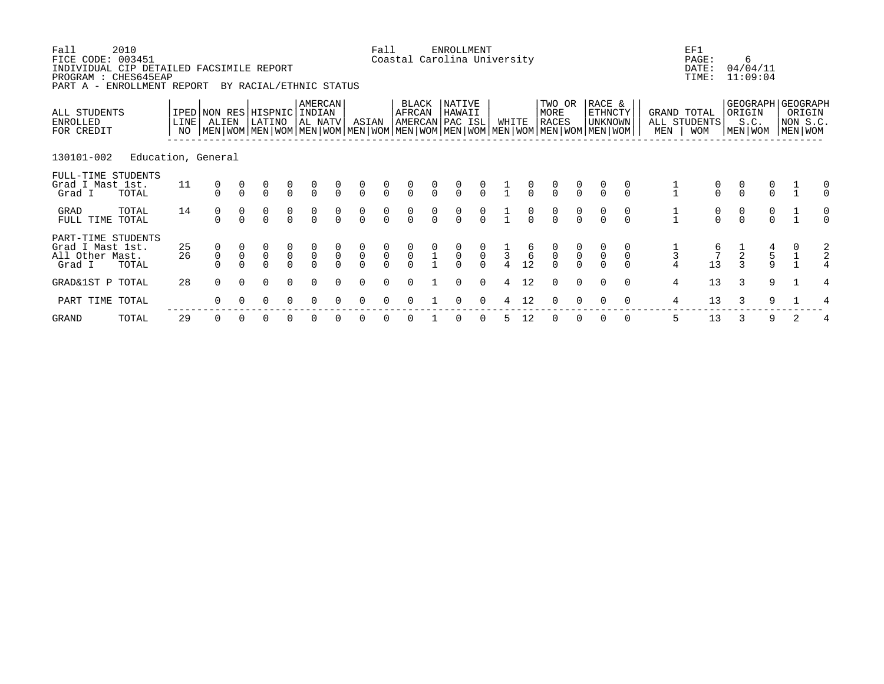Fall 2010 Fall ENROLLMENT EF1
FICE CODE: 003451 Coastal Carolina University PAGE: 6
INDIVIDUAL CIP DETAILED FACSIMILE REPORT DATE: 04/04/11
PROGRAM : CHES645EAP TIME: 11:09:04
PART A - ENROLLMENT REPORT BY RACIAL/ETHNIC STATUS

| ALL STUDENTS ENROLLED FOR CREDIT | IPED LINE NO | NON RES ALIEN | | HISPNIC LATINO | | AMERCAN INDIAN AL NATV | | ASIAN | | BLACK AFRCAN AMERCAN | | NATIVE HAWAII PAC ISL | | WHITE | | TWO OR MORE RACES | | RACE & ETHNCTY UNKNOWN | | GRAND TOTAL ALL STUDENTS | | GEOGRAPH ORIGIN S.C. | | GEOGRAPH ORIGIN NON S.C. | |
|---|---|---|---|---|---|---|---|---|---|---|---|---|---|---|---|---|---|---|---|---|---|---|---|---|---|
| | | MEN | WOM | MEN | WOM | MEN | WOM | MEN | WOM | MEN | WOM | MEN | WOM | MEN | WOM | MEN | WOM | MEN | WOM | MEN | WOM | MEN | WOM | MEN | WOM |
| **130101-002 Education, General** | | | | | | | | | | | | | | | | | | | | | | | | | |
| FULL-TIME STUDENTS | | | | | | | | | | | | | | | | | | | | | | | | | |
| Grad I Mast 1st. | 11 | 0 | 0 | 0 | 0 | 0 | 0 | 0 | 0 | 0 | 0 | 0 | 0 | 1 | 0 | 0 | 0 | 0 | 0 | 1 | 0 | 0 | 0 | 1 | 0 |
| Grad I TOTAL | | 0 | 0 | 0 | 0 | 0 | 0 | 0 | 0 | 0 | 0 | 0 | 0 | 1 | 0 | 0 | 0 | 0 | 0 | 1 | 0 | 0 | 0 | 1 | 0 |
| GRAD TOTAL | 14 | 0 | 0 | 0 | 0 | 0 | 0 | 0 | 0 | 0 | 0 | 0 | 0 | 1 | 0 | 0 | 0 | 0 | 0 | 1 | 0 | 0 | 0 | 1 | 0 |
| FULL TIME TOTAL | | 0 | 0 | 0 | 0 | 0 | 0 | 0 | 0 | 0 | 0 | 0 | 0 | 1 | 0 | 0 | 0 | 0 | 0 | 1 | 0 | 0 | 0 | 1 | 0 |
| PART-TIME STUDENTS | | | | | | | | | | | | | | | | | | | | | | | | | |
| Grad I Mast 1st. | 25 | 0 | 0 | 0 | 0 | 0 | 0 | 0 | 0 | 0 | 0 | 0 | 0 | 1 | 6 | 0 | 0 | 0 | 0 | 1 | 6 | 1 | 4 | 0 | 2 |
| All Other Mast. | 26 | 0 | 0 | 0 | 0 | 0 | 0 | 0 | 0 | 0 | 1 | 0 | 0 | 3 | 6 | 0 | 0 | 0 | 0 | 3 | 7 | 2 | 5 | 1 | 2 |
| Grad I TOTAL | | 0 | 0 | 0 | 0 | 0 | 0 | 0 | 0 | 0 | 1 | 0 | 0 | 4 | 12 | 0 | 0 | 0 | 0 | 4 | 13 | 3 | 9 | 1 | 4 |
| GRAD&1ST P TOTAL | 28 | 0 | 0 | 0 | 0 | 0 | 0 | 0 | 0 | 0 | 1 | 0 | 0 | 4 | 12 | 0 | 0 | 0 | 0 | 4 | 13 | 3 | 9 | 1 | 4 |
| PART TIME TOTAL | | 0 | 0 | 0 | 0 | 0 | 0 | 0 | 0 | 0 | 1 | 0 | 0 | 4 | 12 | 0 | 0 | 0 | 0 | 4 | 13 | 3 | 9 | 1 | 4 |
| GRAND TOTAL | 29 | 0 | 0 | 0 | 0 | 0 | 0 | 0 | 0 | 0 | 1 | 0 | 0 | 5 | 12 | 0 | 0 | 0 | 0 | 5 | 13 | 3 | 9 | 2 | 4 |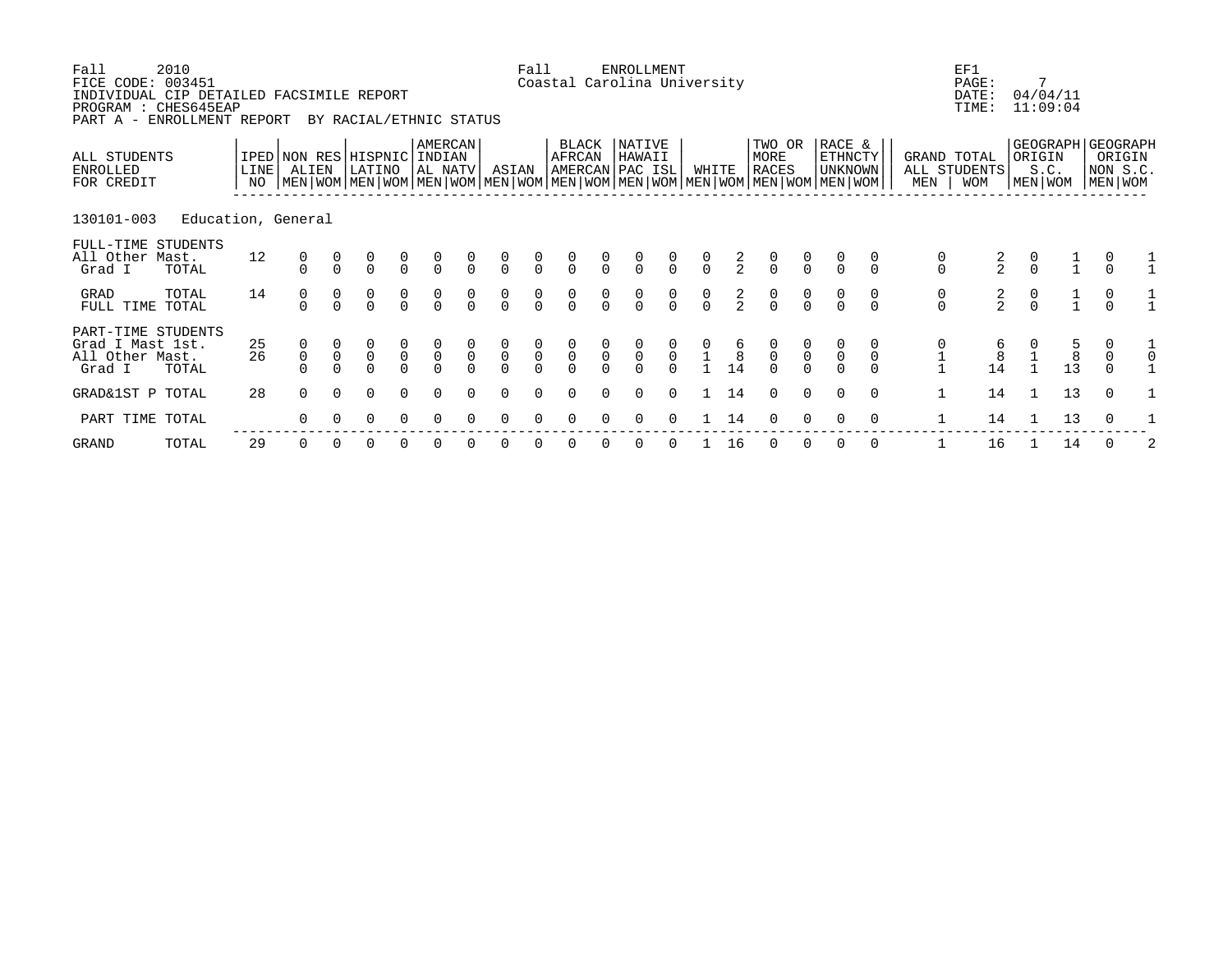Fall 2010 Fall ENROLLMENT EF1
FICE CODE: 003451 Coastal Carolina University PAGE: 7
INDIVIDUAL CIP DETAILED FACSIMILE REPORT DATE: 04/04/11
PROGRAM : CHES645EAP TIME: 11:09:04
PART A - ENROLLMENT REPORT BY RACIAL/ETHNIC STATUS

| ALL STUDENTS ENROLLED FOR CREDIT | | IPED LINE NO | NON RES ALIEN | | HISPNIC LATINO | | AMERCAN INDIAN AL NATV | | ASIAN | | BLACK AFRCAN AMERCAN | | NATIVE HAWAII PAC ISL | | WHITE | | TWO OR MORE RACES | | RACE & ETHNCTY UNKNOWN | | GRAND TOTAL ALL STUDENTS | | GEOGRAPH ORIGIN S.C. | | GEOGRAPH ORIGIN NON S.C. | |
|---|---|---|---|---|---|---|---|---|---|---|---|---|---|---|---|---|---|---|---|---|---|---|---|---|---|---|
| | | | MEN | WOM | MEN | WOM | MEN | WOM | MEN | WOM | MEN | WOM | MEN | WOM | MEN | WOM | MEN | WOM | MEN | WOM | MEN | WOM | MEN | WOM | MEN | WOM |
| 130101-003 | Education, General | | | | | | | | | | | | | | | | | | | | | | | | | |
| FULL-TIME STUDENTS | | | | | | | | | | | | | | | | | | | | | | | | | | |
| All Other Mast. | | 12 | 0 | 0 | 0 | 0 | 0 | 0 | 0 | 0 | 0 | 0 | 0 | 0 | 0 | 2 | 0 | 0 | 0 | 0 | 0 | 2 | 0 | 1 | 0 | 1 |
| Grad I | TOTAL | | 0 | 0 | 0 | 0 | 0 | 0 | 0 | 0 | 0 | 0 | 0 | 0 | 0 | 2 | 0 | 0 | 0 | 0 | 0 | 2 | 0 | 1 | 0 | 1 |
| GRAD | TOTAL | 14 | 0 | 0 | 0 | 0 | 0 | 0 | 0 | 0 | 0 | 0 | 0 | 0 | 0 | 2 | 0 | 0 | 0 | 0 | 0 | 2 | 0 | 1 | 0 | 1 |
| FULL TIME | TOTAL | | 0 | 0 | 0 | 0 | 0 | 0 | 0 | 0 | 0 | 0 | 0 | 0 | 0 | 2 | 0 | 0 | 0 | 0 | 0 | 2 | 0 | 1 | 0 | 1 |
| PART-TIME STUDENTS | | | | | | | | | | | | | | | | | | | | | | | | | | |
| Grad I Mast 1st. | | 25 | 0 | 0 | 0 | 0 | 0 | 0 | 0 | 0 | 0 | 0 | 0 | 0 | 0 | 6 | 0 | 0 | 0 | 0 | 0 | 6 | 0 | 5 | 0 | 1 |
| All Other Mast. | | 26 | 0 | 0 | 0 | 0 | 0 | 0 | 0 | 0 | 0 | 0 | 0 | 0 | 1 | 8 | 0 | 0 | 0 | 0 | 1 | 8 | 1 | 8 | 0 | 0 |
| Grad I | TOTAL | | 0 | 0 | 0 | 0 | 0 | 0 | 0 | 0 | 0 | 0 | 0 | 0 | 1 | 14 | 0 | 0 | 0 | 0 | 1 | 14 | 1 | 13 | 0 | 1 |
| GRAD&1ST P | TOTAL | 28 | 0 | 0 | 0 | 0 | 0 | 0 | 0 | 0 | 0 | 0 | 0 | 0 | 1 | 14 | 0 | 0 | 0 | 0 | 1 | 14 | 1 | 13 | 0 | 1 |
| PART TIME | TOTAL | | 0 | 0 | 0 | 0 | 0 | 0 | 0 | 0 | 0 | 0 | 0 | 0 | 1 | 14 | 0 | 0 | 0 | 0 | 1 | 14 | 1 | 13 | 0 | 1 |
| GRAND | TOTAL | 29 | 0 | 0 | 0 | 0 | 0 | 0 | 0 | 0 | 0 | 0 | 0 | 0 | 1 | 16 | 0 | 0 | 0 | 0 | 1 | 16 | 1 | 14 | 0 | 2 |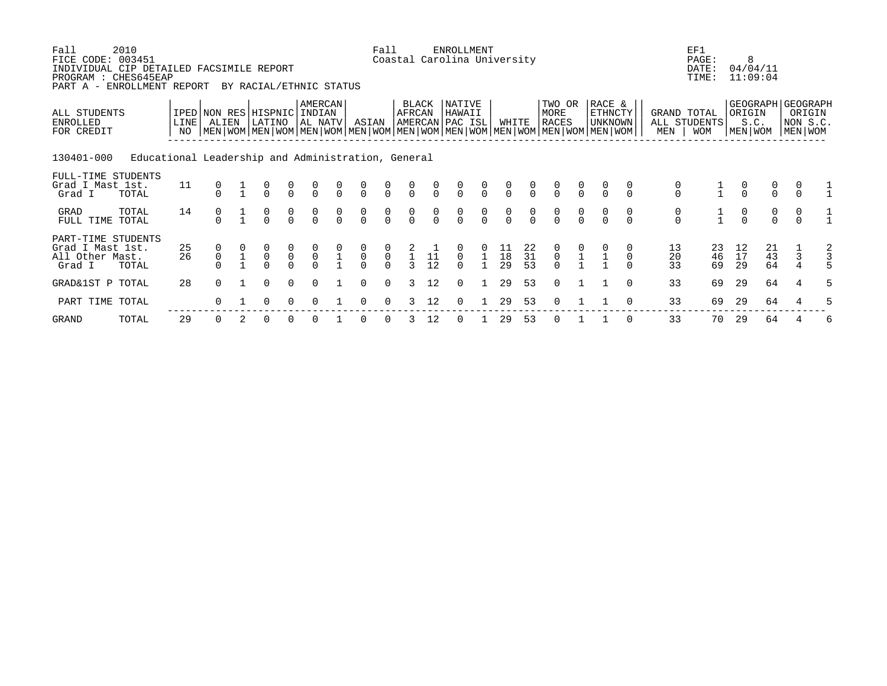Fall 2010 Fall ENROLLMENT EF1
FICE CODE: 003451 Coastal Carolina University PAGE: 8
INDIVIDUAL CIP DETAILED FACSIMILE REPORT DATE: 04/04/11
PROGRAM : CHES645EAP TIME: 11:09:04
PART A - ENROLLMENT REPORT BY RACIAL/ETHNIC STATUS

| ALL STUDENTS ENROLLED FOR CREDIT | IPED LINE NO | NON RES ALIEN | | HISPNIC LATINO | | AMERCAN INDIAN AL NATV | | ASIAN | | BLACK AFRCAN AMERCAN | | NATIVE HAWAII PAC ISL | | WHITE | | TWO OR MORE RACES | | RACE & ETHNCTY UNKNOWN | | GRAND TOTAL ALL STUDENTS | | GEOGRAPH ORIGIN S.C. | | GEOGRAPH ORIGIN NON S.C. | |
|---|---|---|---|---|---|---|---|---|---|---|---|---|---|---|---|---|---|---|---|---|---|---|---|---|---|
| | | MEN | WOM | MEN | WOM | MEN | WOM | MEN | WOM | MEN | WOM | MEN | WOM | MEN | WOM | MEN | WOM | MEN | WOM | MEN | WOM | MEN | WOM | MEN | WOM |
| **130401-000 Educational Leadership and Administration, General** | | | | | | | | | | | | | | | | | | | | | | | | | |
| FULL-TIME STUDENTS | | | | | | | | | | | | | | | | | | | | | | | | | |
| Grad I Mast 1st. | 11 | 0 | 1 | 0 | 0 | 0 | 0 | 0 | 0 | 0 | 0 | 0 | 0 | 0 | 0 | 0 | 0 | 0 | 0 | 0 | 1 | 0 | 0 | 0 | 1 |
| Grad I TOTAL | | 0 | 1 | 0 | 0 | 0 | 0 | 0 | 0 | 0 | 0 | 0 | 0 | 0 | 0 | 0 | 0 | 0 | 0 | 0 | 1 | 0 | 0 | 0 | 1 |
| GRAD TOTAL | 14 | 0 | 1 | 0 | 0 | 0 | 0 | 0 | 0 | 0 | 0 | 0 | 0 | 0 | 0 | 0 | 0 | 0 | 0 | 0 | 1 | 0 | 0 | 0 | 1 |
| FULL TIME TOTAL | | 0 | 1 | 0 | 0 | 0 | 0 | 0 | 0 | 0 | 0 | 0 | 0 | 0 | 0 | 0 | 0 | 0 | 0 | 0 | 1 | 0 | 0 | 0 | 1 |
| PART-TIME STUDENTS | | | | | | | | | | | | | | | | | | | | | | | | | |
| Grad I Mast 1st. | 25 | 0 | 0 | 0 | 0 | 0 | 0 | 0 | 0 | 2 | 1 | 0 | 0 | 11 | 22 | 0 | 0 | 0 | 0 | 13 | 23 | 12 | 21 | 1 | 2 |
| All Other Mast. | 26 | 0 | 1 | 0 | 0 | 0 | 1 | 0 | 0 | 1 | 11 | 0 | 1 | 18 | 31 | 0 | 1 | 1 | 0 | 20 | 46 | 17 | 43 | 3 | 3 |
| Grad I TOTAL | | 0 | 1 | 0 | 0 | 0 | 1 | 0 | 0 | 3 | 12 | 0 | 1 | 29 | 53 | 0 | 1 | 1 | 0 | 33 | 69 | 29 | 64 | 4 | 5 |
| GRAD&1ST P TOTAL | 28 | 0 | 1 | 0 | 0 | 0 | 1 | 0 | 0 | 3 | 12 | 0 | 1 | 29 | 53 | 0 | 1 | 1 | 0 | 33 | 69 | 29 | 64 | 4 | 5 |
| PART TIME TOTAL | | 0 | 1 | 0 | 0 | 0 | 1 | 0 | 0 | 3 | 12 | 0 | 1 | 29 | 53 | 0 | 1 | 1 | 0 | 33 | 69 | 29 | 64 | 4 | 5 |
| GRAND TOTAL | 29 | 0 | 2 | 0 | 0 | 0 | 1 | 0 | 0 | 3 | 12 | 0 | 1 | 29 | 53 | 0 | 1 | 1 | 0 | 33 | 70 | 29 | 64 | 4 | 6 |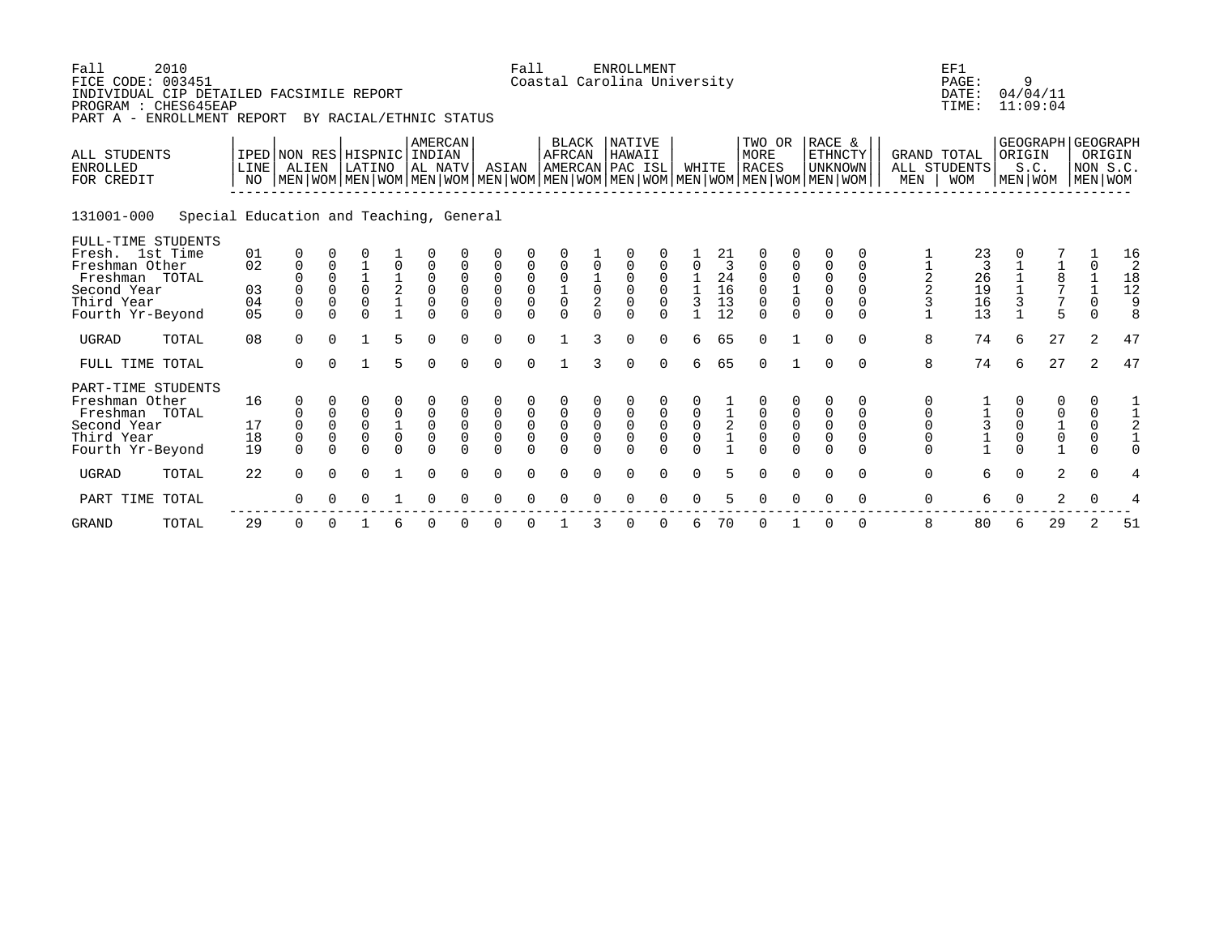Fall 2010 Fall ENROLLMENT EF1
FICE CODE: 003451 Coastal Carolina University PAGE: 9
INDIVIDUAL CIP DETAILED FACSIMILE REPORT DATE: 04/04/11
PROGRAM : CHES645EAP TIME: 11:09:04
PART A - ENROLLMENT REPORT BY RACIAL/ETHNIC STATUS

131001-000 Special Education and Teaching, General

| ALL STUDENTS ENROLLED FOR CREDIT | IPED LINE NO | NON RES ALIEN | | HISPNIC LATINO | | AMERCAN INDIAN AL NATV | | ASIAN | | BLACK AFRCAN AMERCAN | | NATIVE HAWAII PAC ISL | | WHITE | | TWO OR MORE RACES | | RACE & ETHNCTY UNKNOWN | | GRAND TOTAL ALL STUDENTS | | GEOGRAPH ORIGIN S.C. | | GEOGRAPH ORIGIN NON S.C. | |
|---|---|---|---|---|---|---|---|---|---|---|---|---|---|---|---|---|---|---|---|---|---|---|---|---|---|
| | | MEN | WOM | MEN | WOM | MEN | WOM | MEN | WOM | MEN | WOM | MEN | WOM | MEN | WOM | MEN | WOM | MEN | WOM | MEN | WOM | MEN | WOM | MEN | WOM |
| FULL-TIME STUDENTS | | | | | | | | | | | | | | | | | | | | | | | | | |
| Fresh. 1st Time | 01 | 0 | 0 | 0 | 1 | 0 | 0 | 0 | 0 | 0 | 1 | 0 | 0 | 1 | 21 | 0 | 0 | 0 | 0 | 1 | 23 | 0 | 7 | 1 | 16 |
| Freshman Other | 02 | 0 | 0 | 1 | 0 | 0 | 0 | 0 | 0 | 0 | 0 | 0 | 0 | 0 | 3 | 0 | 0 | 0 | 0 | 1 | 3 | 1 | 1 | 0 | 2 |
| Freshman TOTAL | | 0 | 0 | 1 | 1 | 0 | 0 | 0 | 0 | 0 | 1 | 0 | 0 | 1 | 24 | 0 | 0 | 0 | 0 | 2 | 26 | 1 | 8 | 1 | 18 |
| Second Year | 03 | 0 | 0 | 0 | 2 | 0 | 0 | 0 | 0 | 1 | 0 | 0 | 0 | 1 | 16 | 0 | 1 | 0 | 0 | 2 | 19 | 1 | 7 | 1 | 12 |
| Third Year | 04 | 0 | 0 | 0 | 1 | 0 | 0 | 0 | 0 | 0 | 2 | 0 | 0 | 3 | 13 | 0 | 0 | 0 | 0 | 3 | 16 | 3 | 7 | 0 | 9 |
| Fourth Yr-Beyond | 05 | 0 | 0 | 0 | 1 | 0 | 0 | 0 | 0 | 0 | 0 | 0 | 0 | 1 | 12 | 0 | 0 | 0 | 0 | 1 | 13 | 1 | 5 | 0 | 8 |
| UGRAD TOTAL | 08 | 0 | 0 | 1 | 5 | 0 | 0 | 0 | 0 | 1 | 3 | 0 | 0 | 6 | 65 | 0 | 1 | 0 | 0 | 8 | 74 | 6 | 27 | 2 | 47 |
| FULL TIME TOTAL | | 0 | 0 | 1 | 5 | 0 | 0 | 0 | 0 | 1 | 3 | 0 | 0 | 6 | 65 | 0 | 1 | 0 | 0 | 8 | 74 | 6 | 27 | 2 | 47 |
| PART-TIME STUDENTS | | | | | | | | | | | | | | | | | | | | | | | | | |
| Freshman Other | 16 | 0 | 0 | 0 | 0 | 0 | 0 | 0 | 0 | 0 | 0 | 0 | 0 | 0 | 1 | 0 | 0 | 0 | 0 | 0 | 1 | 0 | 0 | 0 | 1 |
| Freshman TOTAL | | 0 | 0 | 0 | 0 | 0 | 0 | 0 | 0 | 0 | 0 | 0 | 0 | 0 | 1 | 0 | 0 | 0 | 0 | 0 | 1 | 0 | 0 | 0 | 1 |
| Second Year | 17 | 0 | 0 | 0 | 1 | 0 | 0 | 0 | 0 | 0 | 0 | 0 | 0 | 0 | 2 | 0 | 0 | 0 | 0 | 0 | 3 | 0 | 1 | 0 | 2 |
| Third Year | 18 | 0 | 0 | 0 | 0 | 0 | 0 | 0 | 0 | 0 | 0 | 0 | 0 | 0 | 1 | 0 | 0 | 0 | 0 | 0 | 1 | 0 | 0 | 0 | 1 |
| Fourth Yr-Beyond | 19 | 0 | 0 | 0 | 0 | 0 | 0 | 0 | 0 | 0 | 0 | 0 | 0 | 0 | 1 | 0 | 0 | 0 | 0 | 0 | 1 | 0 | 1 | 0 | 0 |
| UGRAD TOTAL | 22 | 0 | 0 | 0 | 1 | 0 | 0 | 0 | 0 | 0 | 0 | 0 | 0 | 0 | 5 | 0 | 0 | 0 | 0 | 0 | 6 | 0 | 2 | 0 | 4 |
| PART TIME TOTAL | | 0 | 0 | 0 | 1 | 0 | 0 | 0 | 0 | 0 | 0 | 0 | 0 | 0 | 5 | 0 | 0 | 0 | 0 | 0 | 6 | 0 | 2 | 0 | 4 |
| GRAND TOTAL | 29 | 0 | 0 | 1 | 6 | 0 | 0 | 0 | 0 | 1 | 3 | 0 | 0 | 6 | 70 | 0 | 1 | 0 | 0 | 8 | 80 | 6 | 29 | 2 | 51 |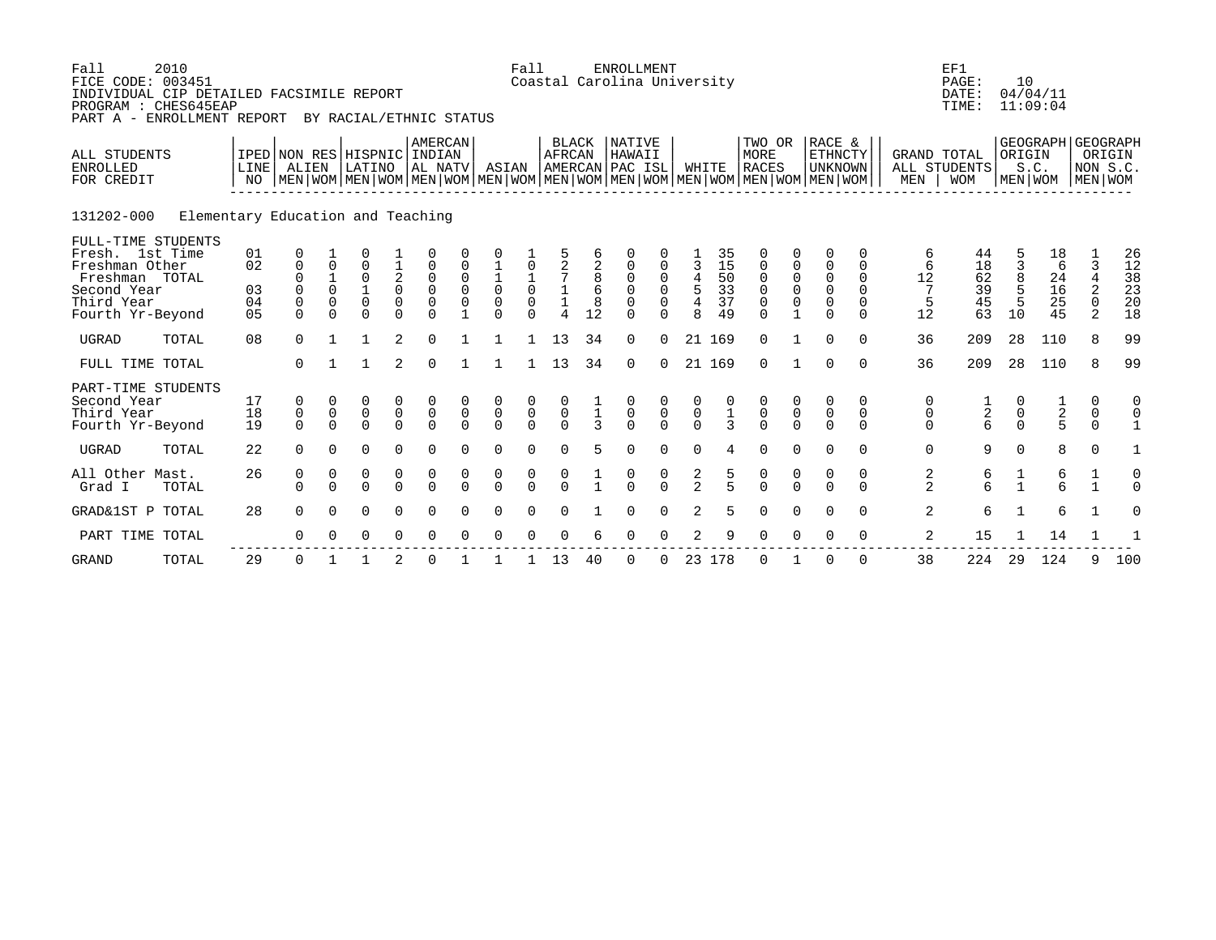Fall 2010
FICE CODE: 003451
INDIVIDUAL CIP DETAILED FACSIMILE REPORT
PROGRAM : CHES645EAP
PART A - ENROLLMENT REPORT BY RACIAL/ETHNIC STATUS

Fall ENROLLMENT
Coastal Carolina University

EF1
PAGE: 10
DATE: 04/04/11
TIME: 11:09:04

131202-000 Elementary Education and Teaching

| ALL STUDENTS ENROLLED FOR CREDIT | | IPED LINE NO | NON RES ALIEN | | HISPNIC LATINO | | AMERCAN INDIAN AL NATV | | ASIAN | | BLACK AFRCAN AMERCAN | | NATIVE HAWAII PAC ISL | | WHITE | | TWO OR MORE RACES | | RACE & ETHNCTY UNKNOWN | | GRAND TOTAL ALL STUDENTS | | GEOGRAPH ORIGIN S.C. | | GEOGRAPH ORIGIN NON S.C. | |
|---|---|---|---|---|---|---|---|---|---|---|---|---|---|---|---|---|---|---|---|---|---|---|---|---|---|---|---|
| | | | MEN | WOM | MEN | WOM | MEN | WOM | MEN | WOM | MEN | WOM | MEN | WOM | MEN | WOM | MEN | WOM | MEN | WOM | MEN | WOM | MEN | WOM | MEN | WOM |
| **FULL-TIME STUDENTS** | | | | | | | | | | | | | | | | | | | | | | | | | | |
| Fresh. 1st Time | | 01 | 0 | 1 | 0 | 1 | 0 | 0 | 0 | 1 | 5 | 6 | 0 | 0 | 1 | 35 | 0 | 0 | 0 | 0 | 6 | 44 | 5 | 18 | 1 | 26 |
| Freshman Other | | 02 | 0 | 0 | 0 | 1 | 0 | 0 | 1 | 0 | 2 | 2 | 0 | 0 | 3 | 15 | 0 | 0 | 0 | 0 | 6 | 18 | 3 | 6 | 3 | 12 |
| Freshman | TOTAL | | 0 | 1 | 0 | 2 | 0 | 0 | 1 | 1 | 7 | 8 | 0 | 0 | 4 | 50 | 0 | 0 | 0 | 0 | 12 | 62 | 8 | 24 | 4 | 38 |
| Second Year | | 03 | 0 | 0 | 1 | 0 | 0 | 0 | 0 | 0 | 1 | 6 | 0 | 0 | 5 | 33 | 0 | 0 | 0 | 0 | 7 | 39 | 5 | 16 | 2 | 23 |
| Third Year | | 04 | 0 | 0 | 0 | 0 | 0 | 0 | 0 | 0 | 1 | 8 | 0 | 0 | 4 | 37 | 0 | 0 | 0 | 0 | 5 | 45 | 5 | 25 | 0 | 20 |
| Fourth Yr-Beyond | | 05 | 0 | 0 | 0 | 0 | 0 | 1 | 0 | 0 | 4 | 12 | 0 | 0 | 8 | 49 | 0 | 1 | 0 | 0 | 12 | 63 | 10 | 45 | 2 | 18 |
| UGRAD | TOTAL | 08 | 0 | 1 | 1 | 2 | 0 | 1 | 1 | 1 | 13 | 34 | 0 | 0 | 21 | 169 | 0 | 1 | 0 | 0 | 36 | 209 | 28 | 110 | 8 | 99 |
| FULL TIME TOTAL | | | 0 | 1 | 1 | 2 | 0 | 1 | 1 | 1 | 13 | 34 | 0 | 0 | 21 | 169 | 0 | 1 | 0 | 0 | 36 | 209 | 28 | 110 | 8 | 99 |
| **PART-TIME STUDENTS** | | | | | | | | | | | | | | | | | | | | | | | | | | |
| Second Year | | 17 | 0 | 0 | 0 | 0 | 0 | 0 | 0 | 0 | 0 | 1 | 0 | 0 | 0 | 0 | 0 | 0 | 0 | 0 | 0 | 1 | 0 | 1 | 0 | 0 |
| Third Year | | 18 | 0 | 0 | 0 | 0 | 0 | 0 | 0 | 0 | 0 | 1 | 0 | 0 | 0 | 1 | 0 | 0 | 0 | 0 | 0 | 2 | 0 | 2 | 0 | 0 |
| Fourth Yr-Beyond | | 19 | 0 | 0 | 0 | 0 | 0 | 0 | 0 | 0 | 0 | 3 | 0 | 0 | 0 | 3 | 0 | 0 | 0 | 0 | 0 | 6 | 0 | 5 | 0 | 1 |
| UGRAD | TOTAL | 22 | 0 | 0 | 0 | 0 | 0 | 0 | 0 | 0 | 0 | 5 | 0 | 0 | 0 | 4 | 0 | 0 | 0 | 0 | 0 | 9 | 0 | 8 | 0 | 1 |
| All Other Mast. | | 26 | 0 | 0 | 0 | 0 | 0 | 0 | 0 | 0 | 0 | 1 | 0 | 0 | 2 | 5 | 0 | 0 | 0 | 0 | 2 | 6 | 1 | 6 | 1 | 0 |
| Grad I | TOTAL | | 0 | 0 | 0 | 0 | 0 | 0 | 0 | 0 | 0 | 1 | 0 | 0 | 2 | 5 | 0 | 0 | 0 | 0 | 2 | 6 | 1 | 6 | 1 | 0 |
| GRAD&1ST P | TOTAL | 28 | 0 | 0 | 0 | 0 | 0 | 0 | 0 | 0 | 0 | 1 | 0 | 0 | 2 | 5 | 0 | 0 | 0 | 0 | 2 | 6 | 1 | 6 | 1 | 0 |
| PART TIME TOTAL | | | 0 | 0 | 0 | 0 | 0 | 0 | 0 | 0 | 0 | 6 | 0 | 0 | 2 | 9 | 0 | 0 | 0 | 0 | 2 | 15 | 1 | 14 | 1 | 1 |
| GRAND | TOTAL | 29 | 0 | 1 | 1 | 2 | 0 | 1 | 1 | 1 | 13 | 40 | 0 | 0 | 23 | 178 | 0 | 1 | 0 | 0 | 38 | 224 | 29 | 124 | 9 | 100 |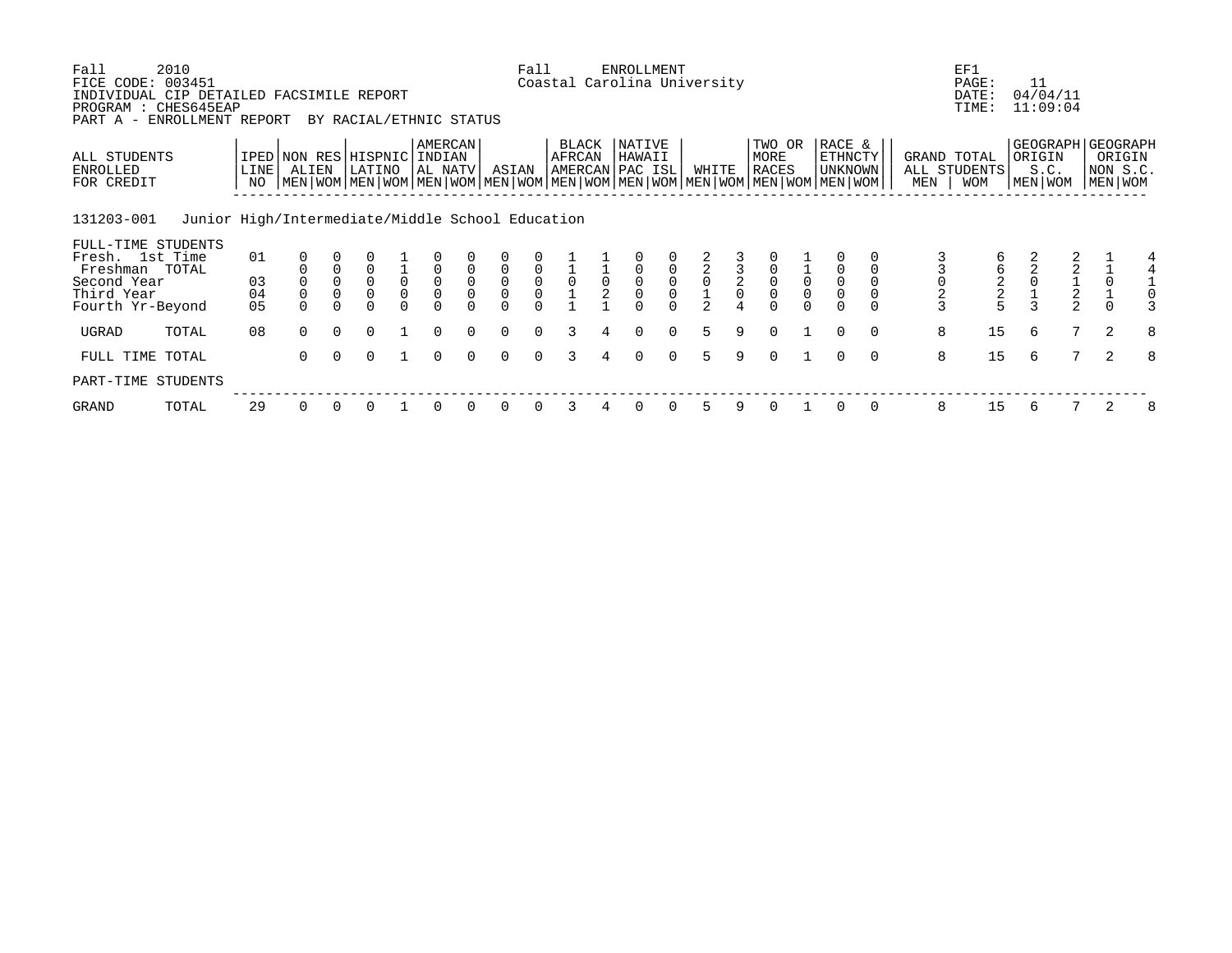Fall 2010 Fall ENROLLMENT EF1
FICE CODE: 003451 Coastal Carolina University PAGE: 11
INDIVIDUAL CIP DETAILED FACSIMILE REPORT DATE: 04/04/11
PROGRAM : CHES645EAP TIME: 11:09:04
PART A - ENROLLMENT REPORT BY RACIAL/ETHNIC STATUS

| ALL STUDENTS ENROLLED FOR CREDIT | IPED LINE NO | NON RES ALIEN | | HISPNIC LATINO | | AMERCAN INDIAN AL NATV | | ASIAN | | BLACK AFRCAN AMERCAN | | NATIVE HAWAII PAC ISL | | WHITE | | TWO OR MORE RACES | | RACE & ETHNCTY UNKNOWN | | GRAND TOTAL ALL STUDENTS | | GEOGRAPH ORIGIN S.C. | | GEOGRAPH ORIGIN NON S.C. | |
|---|---|---|---|---|---|---|---|---|---|---|---|---|---|---|---|---|---|---|---|---|---|---|---|---|---|
| | | MEN | WOM | MEN | WOM | MEN | WOM | MEN | WOM | MEN | WOM | MEN | WOM | MEN | WOM | MEN | WOM | MEN | WOM | MEN | WOM | MEN | WOM | MEN | WOM |
| 131203-001 Junior High/Intermediate/Middle School Education | | | | | | | | | | | | | | | | | | | | | | | | | |
| FULL-TIME STUDENTS | | | | | | | | | | | | | | | | | | | | | | | | | |
| Fresh. 1st Time | 01 | 0 | 0 | 0 | 1 | 0 | 0 | 0 | 0 | 1 | 1 | 0 | 0 | 2 | 3 | 0 | 1 | 0 | 0 | 3 | 6 | 2 | 2 | 1 | 4 |
| Freshman TOTAL | | 0 | 0 | 0 | 1 | 0 | 0 | 0 | 0 | 1 | 1 | 0 | 0 | 2 | 3 | 0 | 1 | 0 | 0 | 3 | 6 | 2 | 2 | 1 | 4 |
| Second Year | 03 | 0 | 0 | 0 | 0 | 0 | 0 | 0 | 0 | 0 | 0 | 0 | 0 | 0 | 2 | 0 | 0 | 0 | 0 | 0 | 2 | 0 | 1 | 0 | 1 |
| Third Year | 04 | 0 | 0 | 0 | 0 | 0 | 0 | 0 | 0 | 1 | 2 | 0 | 0 | 1 | 0 | 0 | 0 | 0 | 0 | 2 | 2 | 1 | 2 | 1 | 0 |
| Fourth Yr-Beyond | 05 | 0 | 0 | 0 | 0 | 0 | 0 | 0 | 0 | 1 | 1 | 0 | 0 | 2 | 4 | 0 | 0 | 0 | 0 | 3 | 5 | 3 | 2 | 0 | 3 |
| UGRAD TOTAL | 08 | 0 | 0 | 0 | 1 | 0 | 0 | 0 | 0 | 3 | 4 | 0 | 0 | 5 | 9 | 0 | 1 | 0 | 0 | 8 | 15 | 6 | 7 | 2 | 8 |
| FULL TIME TOTAL | | 0 | 0 | 0 | 1 | 0 | 0 | 0 | 0 | 3 | 4 | 0 | 0 | 5 | 9 | 0 | 1 | 0 | 0 | 8 | 15 | 6 | 7 | 2 | 8 |
| PART-TIME STUDENTS | | | | | | | | | | | | | | | | | | | | | | | | | |
| GRAND TOTAL | 29 | 0 | 0 | 0 | 1 | 0 | 0 | 0 | 0 | 3 | 4 | 0 | 0 | 5 | 9 | 0 | 1 | 0 | 0 | 8 | 15 | 6 | 7 | 2 | 8 |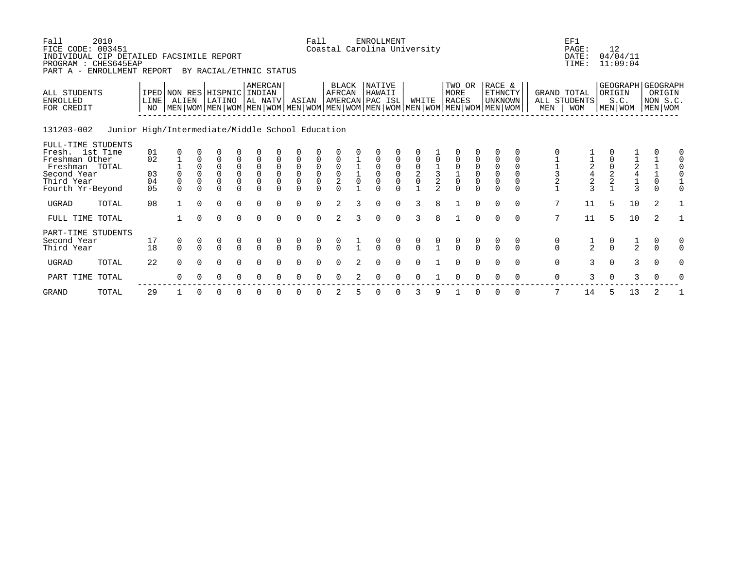Fall 2010 Fall ENROLLMENT EF1
FICE CODE: 003451 Coastal Carolina University PAGE: 12
INDIVIDUAL CIP DETAILED FACSIMILE REPORT DATE: 04/04/11
PROGRAM : CHES645EAP TIME: 11:09:04
PART A - ENROLLMENT REPORT BY RACIAL/ETHNIC STATUS

131203-002 Junior High/Intermediate/Middle School Education

| ALL STUDENTS ENROLLED FOR CREDIT | IPED LINE NO | NON RES ALIEN MEN | NON RES ALIEN WOM | HISPNIC LATINO MEN | HISPNIC LATINO WOM | AMERCAN INDIAN AL NATV MEN | AMERCAN INDIAN AL NATV WOM | ASIAN MEN | ASIAN WOM | BLACK AFRCAN AMERCAN MEN | BLACK AFRCAN AMERCAN WOM | NATIVE HAWAII PAC ISL MEN | NATIVE HAWAII PAC ISL WOM | WHITE MEN | WHITE WOM | TWO OR MORE RACES MEN | TWO OR MORE RACES WOM | RACE & ETHNCTY UNKNOWN MEN | RACE & ETHNCTY UNKNOWN WOM | GRAND TOTAL ALL STUDENTS MEN | GRAND TOTAL ALL STUDENTS WOM | GEOGRAPH ORIGIN S.C. MEN | GEOGRAPH ORIGIN S.C. WOM | GEOGRAPH ORIGIN NON S.C. MEN | GEOGRAPH ORIGIN NON S.C. WOM |
|---|---|---|---|---|---|---|---|---|---|---|---|---|---|---|---|---|---|---|---|---|---|---|---|---|---|
| FULL-TIME STUDENTS | | | | | | | | | | | | | | | | | | | | | | | | | |
| Fresh. 1st Time | 01 | 0 | 0 | 0 | 0 | 0 | 0 | 0 | 0 | 0 | 0 | 0 | 0 | 0 | 1 | 0 | 0 | 0 | 0 | 0 | 1 | 0 | 1 | 0 | 0 |
| Freshman Other | 02 | 1 | 0 | 0 | 0 | 0 | 0 | 0 | 0 | 0 | 1 | 0 | 0 | 0 | 0 | 0 | 0 | 0 | 0 | 1 | 1 | 0 | 1 | 1 | 0 |
| Freshman TOTAL | | 1 | 0 | 0 | 0 | 0 | 0 | 0 | 0 | 0 | 1 | 0 | 0 | 0 | 1 | 0 | 0 | 0 | 0 | 1 | 2 | 0 | 2 | 1 | 0 |
| Second Year | 03 | 0 | 0 | 0 | 0 | 0 | 0 | 0 | 0 | 0 | 1 | 0 | 0 | 2 | 3 | 1 | 0 | 0 | 0 | 3 | 4 | 2 | 4 | 1 | 0 |
| Third Year | 04 | 0 | 0 | 0 | 0 | 0 | 0 | 0 | 0 | 2 | 0 | 0 | 0 | 0 | 2 | 0 | 0 | 0 | 0 | 2 | 2 | 2 | 1 | 0 | 1 |
| Fourth Yr-Beyond | 05 | 0 | 0 | 0 | 0 | 0 | 0 | 0 | 0 | 0 | 1 | 0 | 0 | 1 | 2 | 0 | 0 | 0 | 0 | 1 | 3 | 1 | 3 | 0 | 0 |
| UGRAD TOTAL | 08 | 1 | 0 | 0 | 0 | 0 | 0 | 0 | 0 | 2 | 3 | 0 | 0 | 3 | 8 | 1 | 0 | 0 | 0 | 7 | 11 | 5 | 10 | 2 | 1 |
| FULL TIME TOTAL | | 1 | 0 | 0 | 0 | 0 | 0 | 0 | 0 | 2 | 3 | 0 | 0 | 3 | 8 | 1 | 0 | 0 | 0 | 7 | 11 | 5 | 10 | 2 | 1 |
| PART-TIME STUDENTS | | | | | | | | | | | | | | | | | | | | | | | | | |
| Second Year | 17 | 0 | 0 | 0 | 0 | 0 | 0 | 0 | 0 | 0 | 1 | 0 | 0 | 0 | 0 | 0 | 0 | 0 | 0 | 0 | 1 | 0 | 1 | 0 | 0 |
| Third Year | 18 | 0 | 0 | 0 | 0 | 0 | 0 | 0 | 0 | 0 | 1 | 0 | 0 | 0 | 1 | 0 | 0 | 0 | 0 | 0 | 2 | 0 | 2 | 0 | 0 |
| UGRAD TOTAL | 22 | 0 | 0 | 0 | 0 | 0 | 0 | 0 | 0 | 0 | 2 | 0 | 0 | 0 | 1 | 0 | 0 | 0 | 0 | 0 | 3 | 0 | 3 | 0 | 0 |
| PART TIME TOTAL | | 0 | 0 | 0 | 0 | 0 | 0 | 0 | 0 | 0 | 2 | 0 | 0 | 0 | 1 | 0 | 0 | 0 | 0 | 0 | 3 | 0 | 3 | 0 | 0 |
| GRAND TOTAL | 29 | 1 | 0 | 0 | 0 | 0 | 0 | 0 | 0 | 2 | 5 | 0 | 0 | 3 | 9 | 1 | 0 | 0 | 0 | 7 | 14 | 5 | 13 | 2 | 1 |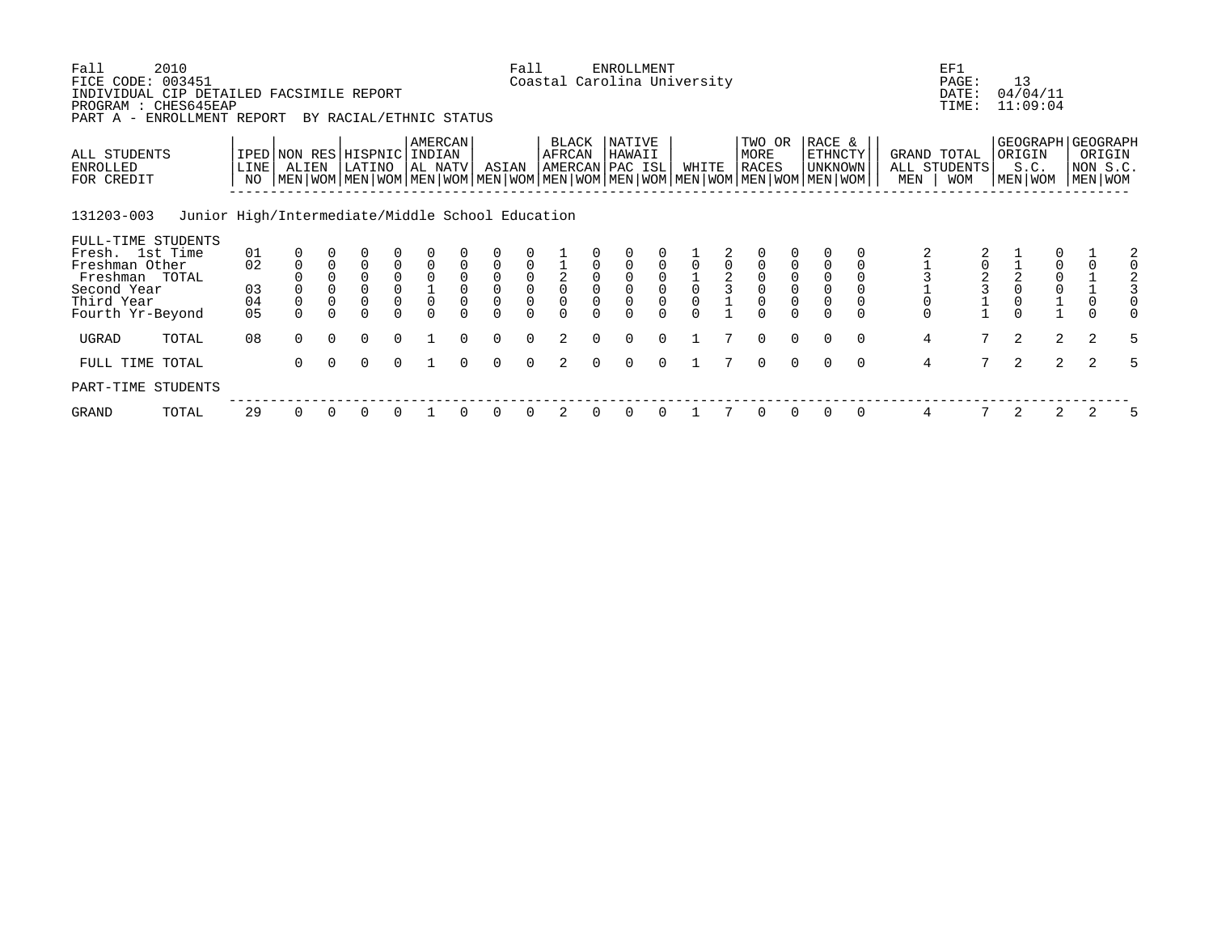Fall 2010 — Fall ENROLLMENT — EF1

FICE CODE: 003451 — Coastal Carolina University — PAGE: 13

INDIVIDUAL CIP DETAILED FACSIMILE REPORT — DATE: 04/04/11

PROGRAM : CHES645EAP — TIME: 11:09:04

PART A - ENROLLMENT REPORT BY RACIAL/ETHNIC STATUS

**131203-003 Junior High/Intermediate/Middle School Education**

| ALL STUDENTS ENROLLED FOR CREDIT | IPED LINE NO | NON RES ALIEN | | HISPNIC LATINO | | AMERCAN INDIAN AL NATV | | ASIAN | | BLACK AFRCAN AMERCAN | | NATIVE HAWAII PAC ISL | | WHITE | | TWO OR MORE RACES | | RACE & ETHNCTY UNKNOWN | | GRAND TOTAL ALL STUDENTS | | GEOGRAPH ORIGIN S.C. | | GEOGRAPH ORIGIN NON S.C. | |
|---|---|---|---|---|---|---|---|---|---|---|---|---|---|---|---|---|---|---|---|---|---|---|---|---|---|
| | | MEN | WOM | MEN | WOM | MEN | WOM | MEN | WOM | MEN | WOM | MEN | WOM | MEN | WOM | MEN | WOM | MEN | WOM | MEN | WOM | MEN | WOM | MEN | WOM |
| FULL-TIME STUDENTS | | | | | | | | | | | | | | | | | | | | | | | | | |
| Fresh. 1st Time | 01 | 0 | 0 | 0 | 0 | 0 | 0 | 0 | 0 | 1 | 0 | 0 | 0 | 1 | 2 | 0 | 0 | 0 | 0 | 2 | 2 | 1 | 0 | 1 | 2 |
| Freshman Other | 02 | 0 | 0 | 0 | 0 | 0 | 0 | 0 | 0 | 1 | 0 | 0 | 0 | 0 | 0 | 0 | 0 | 0 | 0 | 1 | 0 | 1 | 0 | 0 | 0 |
| Freshman TOTAL | | 0 | 0 | 0 | 0 | 0 | 0 | 0 | 0 | 2 | 0 | 0 | 0 | 1 | 2 | 0 | 0 | 0 | 0 | 3 | 2 | 2 | 0 | 1 | 2 |
| Second Year | 03 | 0 | 0 | 0 | 0 | 1 | 0 | 0 | 0 | 0 | 0 | 0 | 0 | 0 | 3 | 0 | 0 | 0 | 0 | 1 | 3 | 0 | 0 | 1 | 3 |
| Third Year | 04 | 0 | 0 | 0 | 0 | 0 | 0 | 0 | 0 | 0 | 0 | 0 | 0 | 0 | 1 | 0 | 0 | 0 | 0 | 0 | 1 | 0 | 1 | 0 | 0 |
| Fourth Yr-Beyond | 05 | 0 | 0 | 0 | 0 | 0 | 0 | 0 | 0 | 0 | 0 | 0 | 0 | 0 | 1 | 0 | 0 | 0 | 0 | 0 | 1 | 0 | 1 | 0 | 0 |
| UGRAD TOTAL | 08 | 0 | 0 | 0 | 0 | 1 | 0 | 0 | 0 | 2 | 0 | 0 | 0 | 1 | 7 | 0 | 0 | 0 | 0 | 4 | 7 | 2 | 2 | 2 | 5 |
| FULL TIME TOTAL | | 0 | 0 | 0 | 0 | 1 | 0 | 0 | 0 | 2 | 0 | 0 | 0 | 1 | 7 | 0 | 0 | 0 | 0 | 4 | 7 | 2 | 2 | 2 | 5 |
| PART-TIME STUDENTS | | | | | | | | | | | | | | | | | | | | | | | | | |
| GRAND TOTAL | 29 | 0 | 0 | 0 | 0 | 1 | 0 | 0 | 0 | 2 | 0 | 0 | 0 | 1 | 7 | 0 | 0 | 0 | 0 | 4 | 7 | 2 | 2 | 2 | 5 |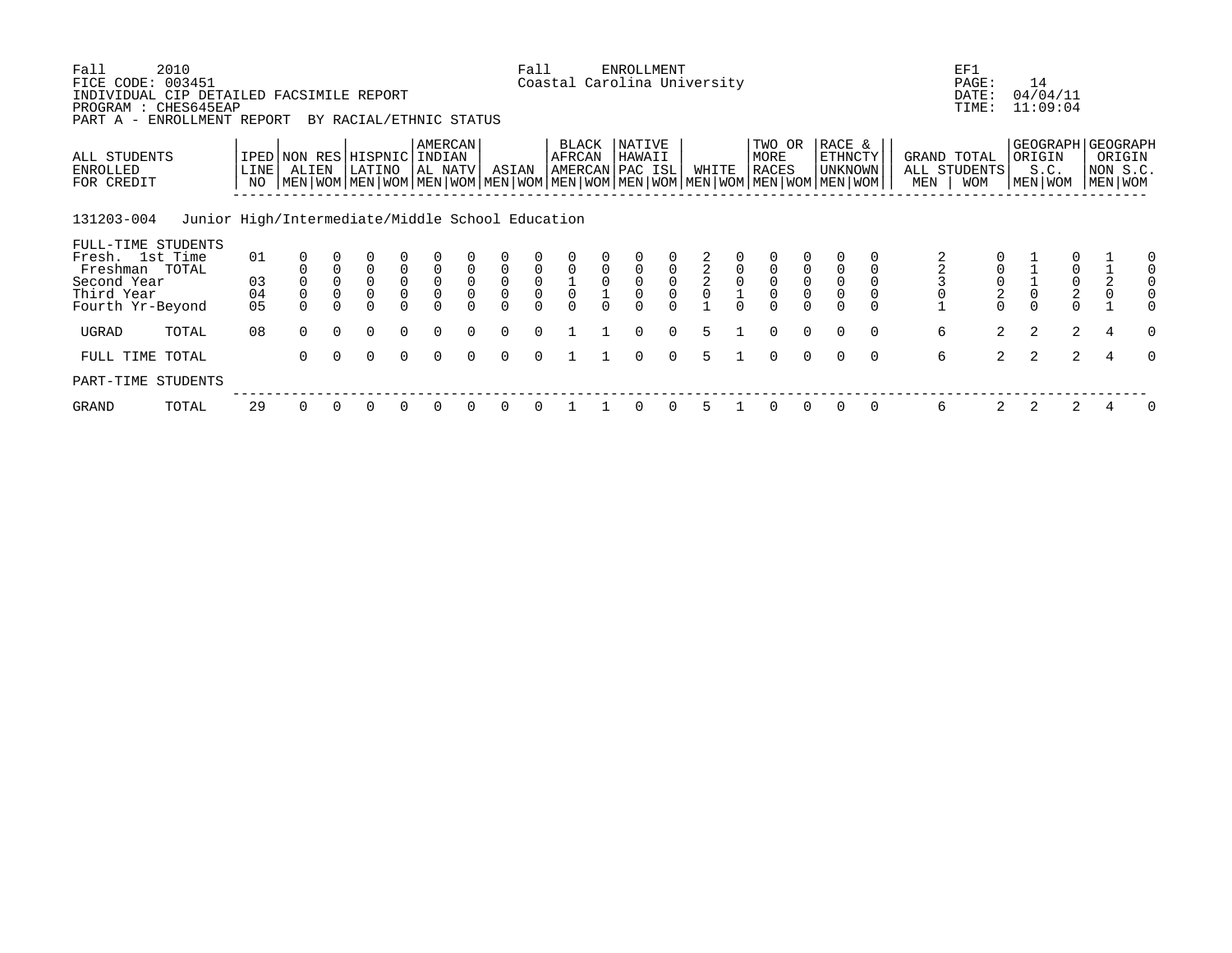Fall 2010 Fall ENROLLMENT EF1
FICE CODE: 003451 Coastal Carolina University PAGE: 14
INDIVIDUAL CIP DETAILED FACSIMILE REPORT DATE: 04/04/11
PROGRAM : CHES645EAP TIME: 11:09:04
PART A - ENROLLMENT REPORT BY RACIAL/ETHNIC STATUS

| ALL STUDENTS ENROLLED FOR CREDIT | IPED LINE NO | NON RES ALIEN | | HISPNIC LATINO | | AMERCAN INDIAN AL NATV | | ASIAN | | BLACK AFRCAN AMERCAN | | NATIVE HAWAII PAC ISL | | WHITE | | TWO OR MORE RACES | | RACE & ETHNCTY UNKNOWN | | GRAND TOTAL ALL STUDENTS | | GEOGRAPH ORIGIN S.C. | | GEOGRAPH ORIGIN NON S.C. | |
|---|---|---|---|---|---|---|---|---|---|---|---|---|---|---|---|---|---|---|---|---|---|---|---|---|---|
| | | MEN | WOM | MEN | WOM | MEN | WOM | MEN | WOM | MEN | WOM | MEN | WOM | MEN | WOM | MEN | WOM | MEN | WOM | MEN | WOM | MEN | WOM | MEN | WOM |
| **131203-004 Junior High/Intermediate/Middle School Education** | | | | | | | | | | | | | | | | | | | | | | | | | |
| FULL-TIME STUDENTS | | | | | | | | | | | | | | | | | | | | | | | | | |
| Fresh. 1st Time | 01 | 0 | 0 | 0 | 0 | 0 | 0 | 0 | 0 | 0 | 0 | 0 | 0 | 2 | 0 | 0 | 0 | 0 | 0 | 2 | 0 | 1 | 0 | 1 | 0 |
| Freshman TOTAL | | 0 | 0 | 0 | 0 | 0 | 0 | 0 | 0 | 0 | 0 | 0 | 0 | 2 | 0 | 0 | 0 | 0 | 0 | 2 | 0 | 1 | 0 | 1 | 0 |
| Second Year | 03 | 0 | 0 | 0 | 0 | 0 | 0 | 0 | 0 | 1 | 0 | 0 | 0 | 2 | 0 | 0 | 0 | 0 | 0 | 3 | 0 | 1 | 0 | 2 | 0 |
| Third Year | 04 | 0 | 0 | 0 | 0 | 0 | 0 | 0 | 0 | 0 | 1 | 0 | 0 | 0 | 1 | 0 | 0 | 0 | 0 | 0 | 2 | 0 | 2 | 0 | 0 |
| Fourth Yr-Beyond | 05 | 0 | 0 | 0 | 0 | 0 | 0 | 0 | 0 | 0 | 0 | 0 | 0 | 1 | 0 | 0 | 0 | 0 | 0 | 1 | 0 | 0 | 0 | 1 | 0 |
| UGRAD TOTAL | 08 | 0 | 0 | 0 | 0 | 0 | 0 | 0 | 0 | 1 | 1 | 0 | 0 | 5 | 1 | 0 | 0 | 0 | 0 | 6 | 2 | 2 | 2 | 4 | 0 |
| FULL TIME TOTAL | | 0 | 0 | 0 | 0 | 0 | 0 | 0 | 0 | 1 | 1 | 0 | 0 | 5 | 1 | 0 | 0 | 0 | 0 | 6 | 2 | 2 | 2 | 4 | 0 |
| PART-TIME STUDENTS | | | | | | | | | | | | | | | | | | | | | | | | | |
| GRAND TOTAL | 29 | 0 | 0 | 0 | 0 | 0 | 0 | 0 | 0 | 1 | 1 | 0 | 0 | 5 | 1 | 0 | 0 | 0 | 0 | 6 | 2 | 2 | 2 | 4 | 0 |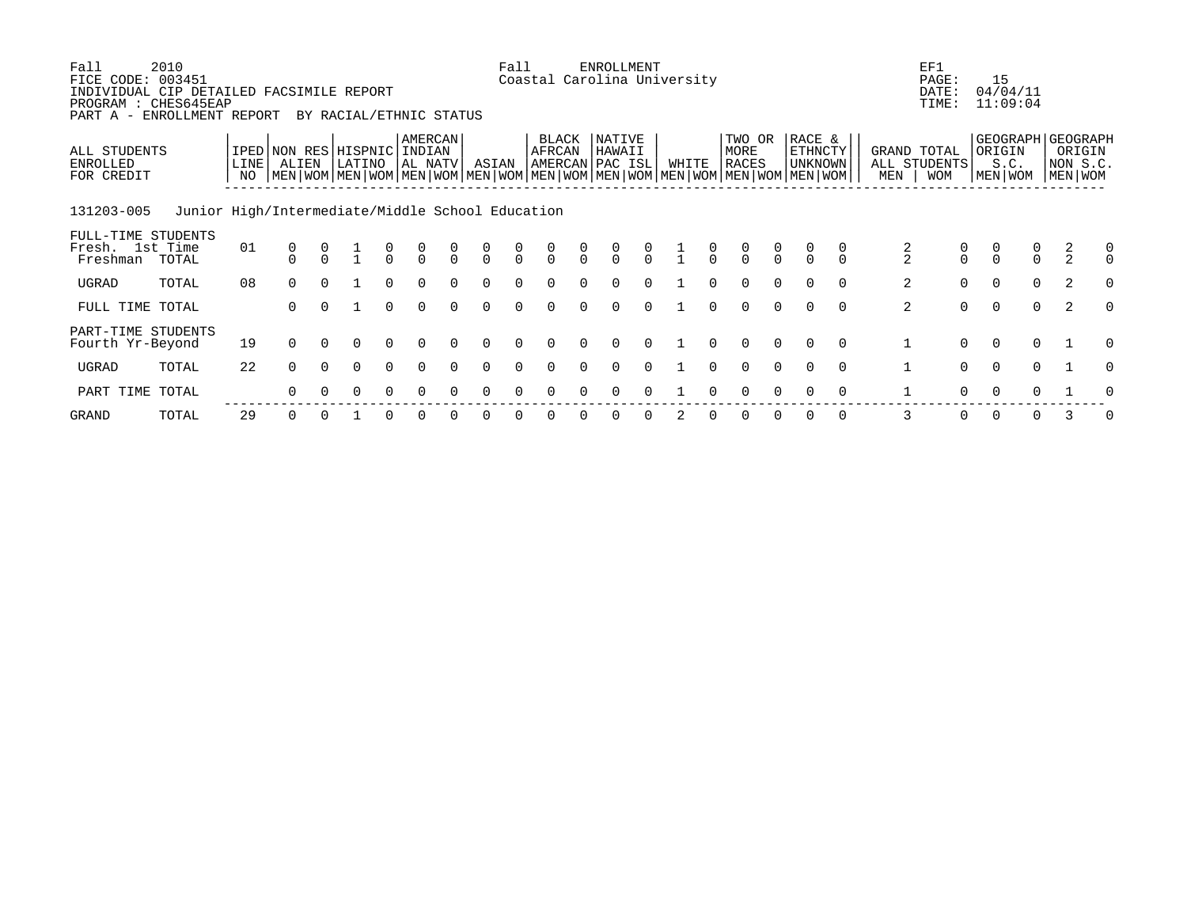Fall 2010 | Fall ENROLLMENT | EF1
FICE CODE: 003451 | Coastal Carolina University | PAGE: 15
INDIVIDUAL CIP DETAILED FACSIMILE REPORT | DATE: 04/04/11
PROGRAM : CHES645EAP | TIME: 11:09:04
PART A - ENROLLMENT REPORT BY RACIAL/ETHNIC STATUS

| ALL STUDENTS ENROLLED FOR CREDIT | IPED LINE NO | NON RES ALIEN | | HISPNIC LATINO | | AMERCAN INDIAN AL NATV | | ASIAN | | BLACK AFRCAN AMERCAN | | NATIVE HAWAII PAC ISL | | WHITE | | TWO OR MORE RACES | | RACE & ETHNCTY UNKNOWN | | GRAND TOTAL ALL STUDENTS | | GEOGRAPH ORIGIN S.C. | | GEOGRAPH ORIGIN NON S.C. | |
|---|---|---|---|---|---|---|---|---|---|---|---|---|---|---|---|---|---|---|---|---|---|---|---|---|---|
| | | MEN | WOM | MEN | WOM | MEN | WOM | MEN | WOM | MEN | WOM | MEN | WOM | MEN | WOM | MEN | WOM | MEN | WOM | MEN | WOM | MEN | WOM | MEN | WOM |
| **131203-005 Junior High/Intermediate/Middle School Education** | | | | | | | | | | | | | | | | | | | | | | | | | |
| FULL-TIME STUDENTS | | | | | | | | | | | | | | | | | | | | | | | | | |
| Fresh. 1st Time | 01 | 0 | 0 | 1 | 0 | 0 | 0 | 0 | 0 | 0 | 0 | 0 | 0 | 1 | 0 | 0 | 0 | 0 | 0 | 2 | 0 | 0 | 0 | 2 | 0 |
| Freshman TOTAL | | 0 | 0 | 1 | 0 | 0 | 0 | 0 | 0 | 0 | 0 | 0 | 0 | 1 | 0 | 0 | 0 | 0 | 0 | 2 | 0 | 0 | 0 | 2 | 0 |
| UGRAD TOTAL | 08 | 0 | 0 | 1 | 0 | 0 | 0 | 0 | 0 | 0 | 0 | 0 | 0 | 1 | 0 | 0 | 0 | 0 | 0 | 2 | 0 | 0 | 0 | 2 | 0 |
| FULL TIME TOTAL | | 0 | 0 | 1 | 0 | 0 | 0 | 0 | 0 | 0 | 0 | 0 | 0 | 1 | 0 | 0 | 0 | 0 | 0 | 2 | 0 | 0 | 0 | 2 | 0 |
| PART-TIME STUDENTS | | | | | | | | | | | | | | | | | | | | | | | | | |
| Fourth Yr-Beyond | 19 | 0 | 0 | 0 | 0 | 0 | 0 | 0 | 0 | 0 | 0 | 0 | 0 | 1 | 0 | 0 | 0 | 0 | 0 | 1 | 0 | 0 | 0 | 1 | 0 |
| UGRAD TOTAL | 22 | 0 | 0 | 0 | 0 | 0 | 0 | 0 | 0 | 0 | 0 | 0 | 0 | 1 | 0 | 0 | 0 | 0 | 0 | 1 | 0 | 0 | 0 | 1 | 0 |
| PART TIME TOTAL | | 0 | 0 | 0 | 0 | 0 | 0 | 0 | 0 | 0 | 0 | 0 | 0 | 1 | 0 | 0 | 0 | 0 | 0 | 1 | 0 | 0 | 0 | 1 | 0 |
| GRAND TOTAL | 29 | 0 | 0 | 1 | 0 | 0 | 0 | 0 | 0 | 0 | 0 | 0 | 0 | 2 | 0 | 0 | 0 | 0 | 0 | 3 | 0 | 0 | 0 | 3 | 0 |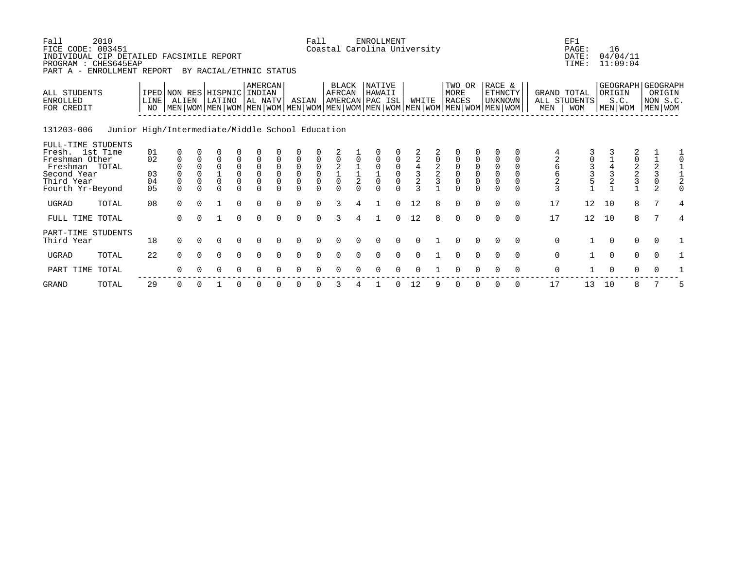Fall 2010 Fall ENROLLMENT EF1
FICE CODE: 003451 Coastal Carolina University PAGE: 16
INDIVIDUAL CIP DETAILED FACSIMILE REPORT DATE: 04/04/11
PROGRAM : CHES645EAP TIME: 11:09:04
PART A - ENROLLMENT REPORT BY RACIAL/ETHNIC STATUS

131203-006 Junior High/Intermediate/Middle School Education

| ALL STUDENTS ENROLLED FOR CREDIT | IPED LINE NO | NON RES ALIEN MEN | NON RES ALIEN WOM | HISPNIC LATINO MEN | HISPNIC LATINO WOM | AMERCAN INDIAN AL NATV MEN | AMERCAN INDIAN AL NATV WOM | ASIAN MEN | ASIAN WOM | BLACK AFRCAN AMERCAN MEN | BLACK AFRCAN AMERCAN WOM | NATIVE HAWAII PAC ISL MEN | NATIVE HAWAII PAC ISL WOM | WHITE MEN | WHITE WOM | TWO OR MORE RACES MEN | TWO OR MORE RACES WOM | RACE & ETHNCTY UNKNOWN MEN | RACE & ETHNCTY UNKNOWN WOM | GRAND TOTAL ALL STUDENTS MEN | GRAND TOTAL ALL STUDENTS WOM | GEOGRAPH ORIGIN S.C. MEN | GEOGRAPH ORIGIN S.C. WOM | GEOGRAPH ORIGIN NON S.C. MEN | GEOGRAPH ORIGIN NON S.C. WOM |
|---|---|---|---|---|---|---|---|---|---|---|---|---|---|---|---|---|---|---|---|---|---|---|---|---|---|
| FULL-TIME STUDENTS | | | | | | | | | | | | | | | | | | | | | | | | | |
| Fresh. 1st Time | 01 | 0 | 0 | 0 | 0 | 0 | 0 | 0 | 0 | 2 | 1 | 0 | 0 | 2 | 2 | 0 | 0 | 0 | 0 | 4 | 3 | 3 | 2 | 1 | 1 |
| Freshman Other | 02 | 0 | 0 | 0 | 0 | 0 | 0 | 0 | 0 | 0 | 0 | 0 | 0 | 2 | 0 | 0 | 0 | 0 | 0 | 2 | 0 | 1 | 0 | 1 | 0 |
| Freshman TOTAL | | 0 | 0 | 0 | 0 | 0 | 0 | 0 | 0 | 2 | 1 | 0 | 0 | 4 | 2 | 0 | 0 | 0 | 0 | 6 | 3 | 4 | 2 | 2 | 1 |
| Second Year | 03 | 0 | 0 | 1 | 0 | 0 | 0 | 0 | 0 | 1 | 1 | 1 | 0 | 3 | 2 | 0 | 0 | 0 | 0 | 6 | 3 | 3 | 2 | 3 | 1 |
| Third Year | 04 | 0 | 0 | 0 | 0 | 0 | 0 | 0 | 0 | 0 | 2 | 0 | 0 | 2 | 3 | 0 | 0 | 0 | 0 | 2 | 5 | 2 | 3 | 0 | 2 |
| Fourth Yr-Beyond | 05 | 0 | 0 | 0 | 0 | 0 | 0 | 0 | 0 | 0 | 0 | 0 | 0 | 3 | 1 | 0 | 0 | 0 | 0 | 3 | 1 | 1 | 1 | 2 | 0 |
| UGRAD TOTAL | 08 | 0 | 0 | 1 | 0 | 0 | 0 | 0 | 0 | 3 | 4 | 1 | 0 | 12 | 8 | 0 | 0 | 0 | 0 | 17 | 12 | 10 | 8 | 7 | 4 |
| FULL TIME TOTAL | | 0 | 0 | 1 | 0 | 0 | 0 | 0 | 0 | 3 | 4 | 1 | 0 | 12 | 8 | 0 | 0 | 0 | 0 | 17 | 12 | 10 | 8 | 7 | 4 |
| PART-TIME STUDENTS | | | | | | | | | | | | | | | | | | | | | | | | | |
| Third Year | 18 | 0 | 0 | 0 | 0 | 0 | 0 | 0 | 0 | 0 | 0 | 0 | 0 | 0 | 1 | 0 | 0 | 0 | 0 | 0 | 1 | 0 | 0 | 0 | 1 |
| UGRAD TOTAL | 22 | 0 | 0 | 0 | 0 | 0 | 0 | 0 | 0 | 0 | 0 | 0 | 0 | 0 | 1 | 0 | 0 | 0 | 0 | 0 | 1 | 0 | 0 | 0 | 1 |
| PART TIME TOTAL | | 0 | 0 | 0 | 0 | 0 | 0 | 0 | 0 | 0 | 0 | 0 | 0 | 0 | 1 | 0 | 0 | 0 | 0 | 0 | 1 | 0 | 0 | 0 | 1 |
| GRAND TOTAL | 29 | 0 | 0 | 1 | 0 | 0 | 0 | 0 | 0 | 3 | 4 | 1 | 0 | 12 | 9 | 0 | 0 | 0 | 0 | 17 | 13 | 10 | 8 | 7 | 5 |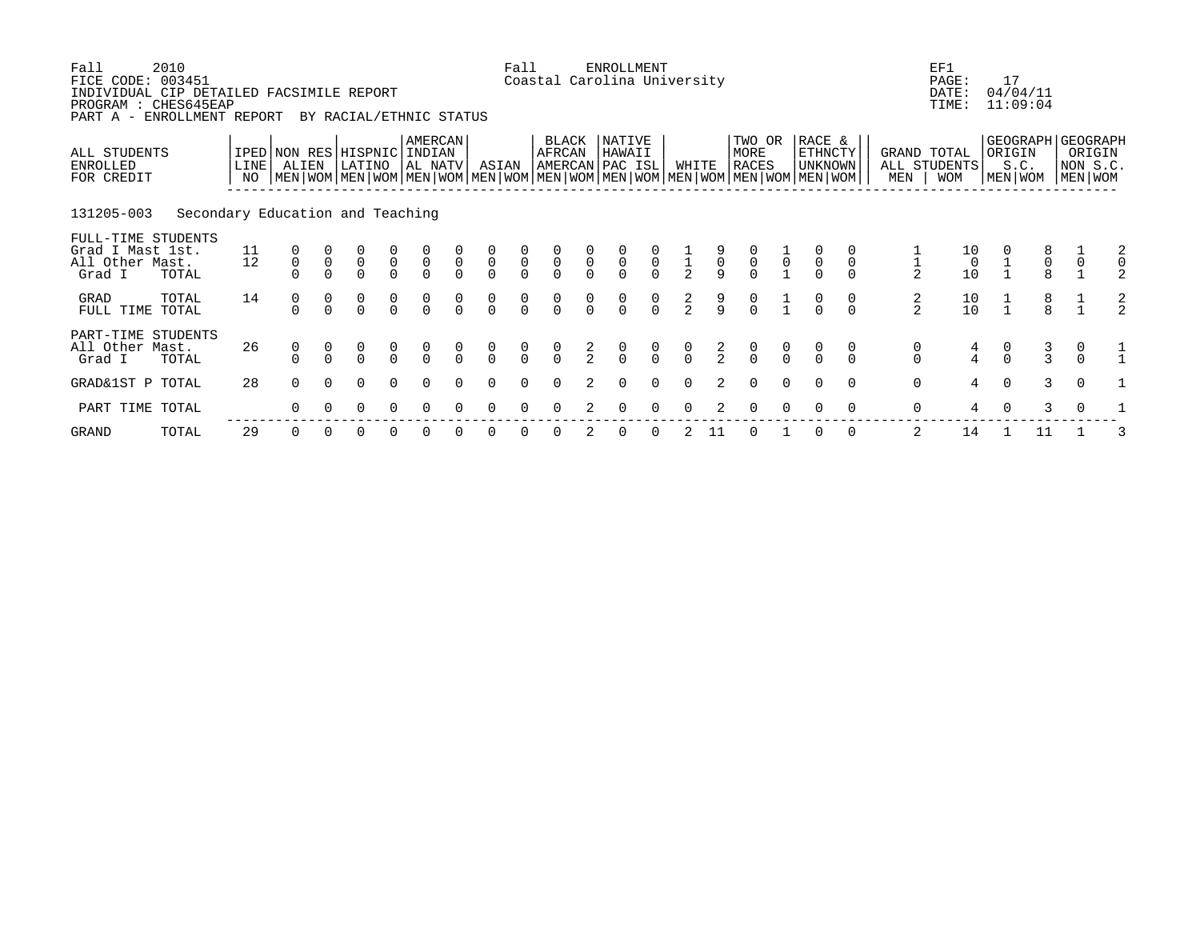Fall 2010 Fall ENROLLMENT EF1
FICE CODE: 003451 Coastal Carolina University PAGE: 17
INDIVIDUAL CIP DETAILED FACSIMILE REPORT DATE: 04/04/11
PROGRAM : CHES645EAP TIME: 11:09:04
PART A - ENROLLMENT REPORT BY RACIAL/ETHNIC STATUS

| ALL STUDENTS ENROLLED FOR CREDIT | IPED LINE NO | NON RES ALIEN | | HISPNIC LATINO | | AMERCAN INDIAN AL NATV | | ASIAN | | BLACK AFRCAN AMERCAN | | NATIVE HAWAII PAC ISL | | WHITE | | TWO OR MORE RACES | | RACE & ETHNCTY UNKNOWN | | GRAND TOTAL ALL STUDENTS | | GEOGRAPH ORIGIN S.C. | | GEOGRAPH ORIGIN NON S.C. | |
|---|---|---|---|---|---|---|---|---|---|---|---|---|---|---|---|---|---|---|---|---|---|---|---|---|---|
| | | MEN | WOM | MEN | WOM | MEN | WOM | MEN | WOM | MEN | WOM | MEN | WOM | MEN | WOM | MEN | WOM | MEN | WOM | MEN | WOM | MEN | WOM | MEN | WOM |
| **131205-003 Secondary Education and Teaching** | | | | | | | | | | | | | | | | | | | | | | | | | |
| FULL-TIME STUDENTS | | | | | | | | | | | | | | | | | | | | | | | | | |
| Grad I Mast 1st. | 11 | 0 | 0 | 0 | 0 | 0 | 0 | 0 | 0 | 0 | 0 | 0 | 0 | 1 | 9 | 0 | 1 | 0 | 0 | 1 | 10 | 0 | 8 | 1 | 2 |
| All Other Mast. | 12 | 0 | 0 | 0 | 0 | 0 | 0 | 0 | 0 | 0 | 0 | 0 | 0 | 1 | 0 | 0 | 0 | 0 | 0 | 1 | 0 | 1 | 0 | 0 | 0 |
| Grad I TOTAL | | 0 | 0 | 0 | 0 | 0 | 0 | 0 | 0 | 0 | 0 | 0 | 0 | 2 | 9 | 0 | 1 | 0 | 0 | 2 | 10 | 1 | 8 | 1 | 2 |
| GRAD TOTAL | 14 | 0 | 0 | 0 | 0 | 0 | 0 | 0 | 0 | 0 | 0 | 0 | 0 | 2 | 9 | 0 | 1 | 0 | 0 | 2 | 10 | 1 | 8 | 1 | 2 |
| FULL TIME TOTAL | | 0 | 0 | 0 | 0 | 0 | 0 | 0 | 0 | 0 | 0 | 0 | 0 | 2 | 9 | 0 | 1 | 0 | 0 | 2 | 10 | 1 | 8 | 1 | 2 |
| PART-TIME STUDENTS | | | | | | | | | | | | | | | | | | | | | | | | | |
| All Other Mast. | 26 | 0 | 0 | 0 | 0 | 0 | 0 | 0 | 0 | 0 | 2 | 0 | 0 | 0 | 2 | 0 | 0 | 0 | 0 | 0 | 4 | 0 | 3 | 0 | 1 |
| Grad I TOTAL | | 0 | 0 | 0 | 0 | 0 | 0 | 0 | 0 | 0 | 2 | 0 | 0 | 0 | 2 | 0 | 0 | 0 | 0 | 0 | 4 | 0 | 3 | 0 | 1 |
| GRAD&1ST P TOTAL | 28 | 0 | 0 | 0 | 0 | 0 | 0 | 0 | 0 | 0 | 2 | 0 | 0 | 0 | 2 | 0 | 0 | 0 | 0 | 0 | 4 | 0 | 3 | 0 | 1 |
| PART TIME TOTAL | | 0 | 0 | 0 | 0 | 0 | 0 | 0 | 0 | 0 | 2 | 0 | 0 | 0 | 2 | 0 | 0 | 0 | 0 | 0 | 4 | 0 | 3 | 0 | 1 |
| GRAND TOTAL | 29 | 0 | 0 | 0 | 0 | 0 | 0 | 0 | 0 | 0 | 2 | 0 | 0 | 2 | 11 | 0 | 1 | 0 | 0 | 2 | 14 | 1 | 11 | 1 | 3 |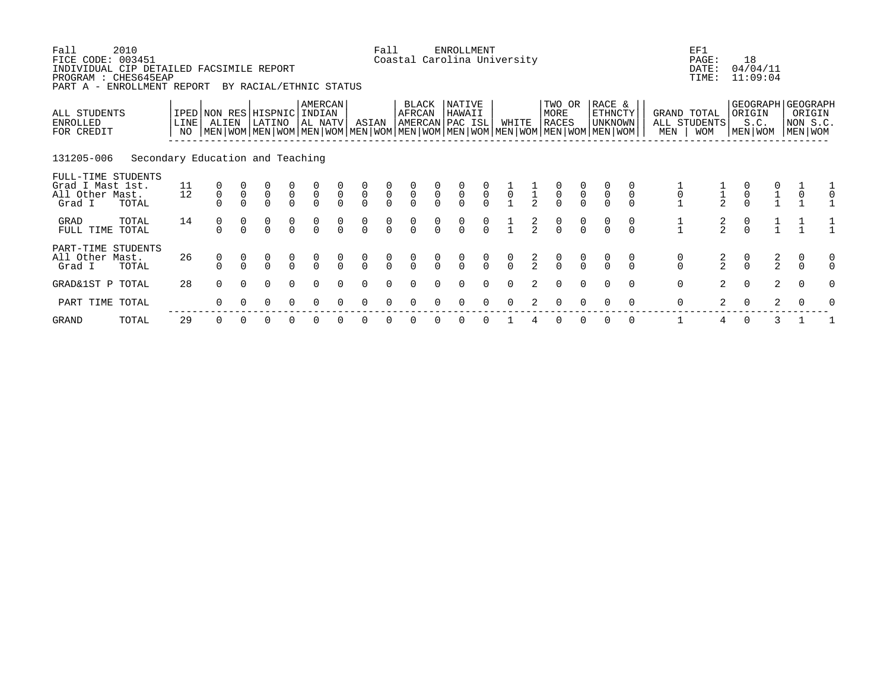Fall 2010 Fall ENROLLMENT EF1
FICE CODE: 003451 Coastal Carolina University PAGE: 18
INDIVIDUAL CIP DETAILED FACSIMILE REPORT DATE: 04/04/11
PROGRAM : CHES645EAP TIME: 11:09:04
PART A - ENROLLMENT REPORT BY RACIAL/ETHNIC STATUS

131205-006 Secondary Education and Teaching

| ALL STUDENTS ENROLLED FOR CREDIT | IPED LINE NO | NON RES ALIEN | | HISPNIC LATINO | | AMERCAN INDIAN AL NATV | | ASIAN | | BLACK AFRCAN AMERCAN | | NATIVE HAWAII PAC ISL | | WHITE | | TWO OR MORE RACES | | RACE & ETHNCTY UNKNOWN | | GRAND TOTAL ALL STUDENTS | | GEOGRAPH ORIGIN S.C. | | GEOGRAPH ORIGIN NON S.C. | |
|---|---|---|---|---|---|---|---|---|---|---|---|---|---|---|---|---|---|---|---|---|---|---|---|---|---|
| | | MEN | WOM | MEN | WOM | MEN | WOM | MEN | WOM | MEN | WOM | MEN | WOM | MEN | WOM | MEN | WOM | MEN | WOM | MEN | WOM | MEN | WOM | MEN | WOM |
| FULL-TIME STUDENTS | | | | | | | | | | | | | | | | | | | | | | | | | |
| Grad I Mast 1st. | 11 | 0 | 0 | 0 | 0 | 0 | 0 | 0 | 0 | 0 | 0 | 0 | 0 | 1 | 1 | 0 | 0 | 0 | 0 | 1 | 1 | 0 | 0 | 1 | 1 |
| All Other Mast. | 12 | 0 | 0 | 0 | 0 | 0 | 0 | 0 | 0 | 0 | 0 | 0 | 0 | 0 | 1 | 0 | 0 | 0 | 0 | 0 | 1 | 0 | 1 | 0 | 0 |
| Grad I TOTAL | | 0 | 0 | 0 | 0 | 0 | 0 | 0 | 0 | 0 | 0 | 0 | 0 | 1 | 2 | 0 | 0 | 0 | 0 | 1 | 2 | 0 | 1 | 1 | 1 |
| GRAD TOTAL | 14 | 0 | 0 | 0 | 0 | 0 | 0 | 0 | 0 | 0 | 0 | 0 | 0 | 1 | 2 | 0 | 0 | 0 | 0 | 1 | 2 | 0 | 1 | 1 | 1 |
| FULL TIME TOTAL | | 0 | 0 | 0 | 0 | 0 | 0 | 0 | 0 | 0 | 0 | 0 | 0 | 1 | 2 | 0 | 0 | 0 | 0 | 1 | 2 | 0 | 1 | 1 | 1 |
| PART-TIME STUDENTS | | | | | | | | | | | | | | | | | | | | | | | | | |
| All Other Mast. | 26 | 0 | 0 | 0 | 0 | 0 | 0 | 0 | 0 | 0 | 0 | 0 | 0 | 0 | 2 | 0 | 0 | 0 | 0 | 0 | 2 | 0 | 2 | 0 | 0 |
| Grad I TOTAL | | 0 | 0 | 0 | 0 | 0 | 0 | 0 | 0 | 0 | 0 | 0 | 0 | 0 | 2 | 0 | 0 | 0 | 0 | 0 | 2 | 0 | 2 | 0 | 0 |
| GRAD&1ST P TOTAL | 28 | 0 | 0 | 0 | 0 | 0 | 0 | 0 | 0 | 0 | 0 | 0 | 0 | 0 | 2 | 0 | 0 | 0 | 0 | 0 | 2 | 0 | 2 | 0 | 0 |
| PART TIME TOTAL | | 0 | 0 | 0 | 0 | 0 | 0 | 0 | 0 | 0 | 0 | 0 | 0 | 0 | 2 | 0 | 0 | 0 | 0 | 0 | 2 | 0 | 2 | 0 | 0 |
| GRAND TOTAL | 29 | 0 | 0 | 0 | 0 | 0 | 0 | 0 | 0 | 0 | 0 | 0 | 0 | 1 | 4 | 0 | 0 | 0 | 0 | 1 | 4 | 0 | 3 | 1 | 1 |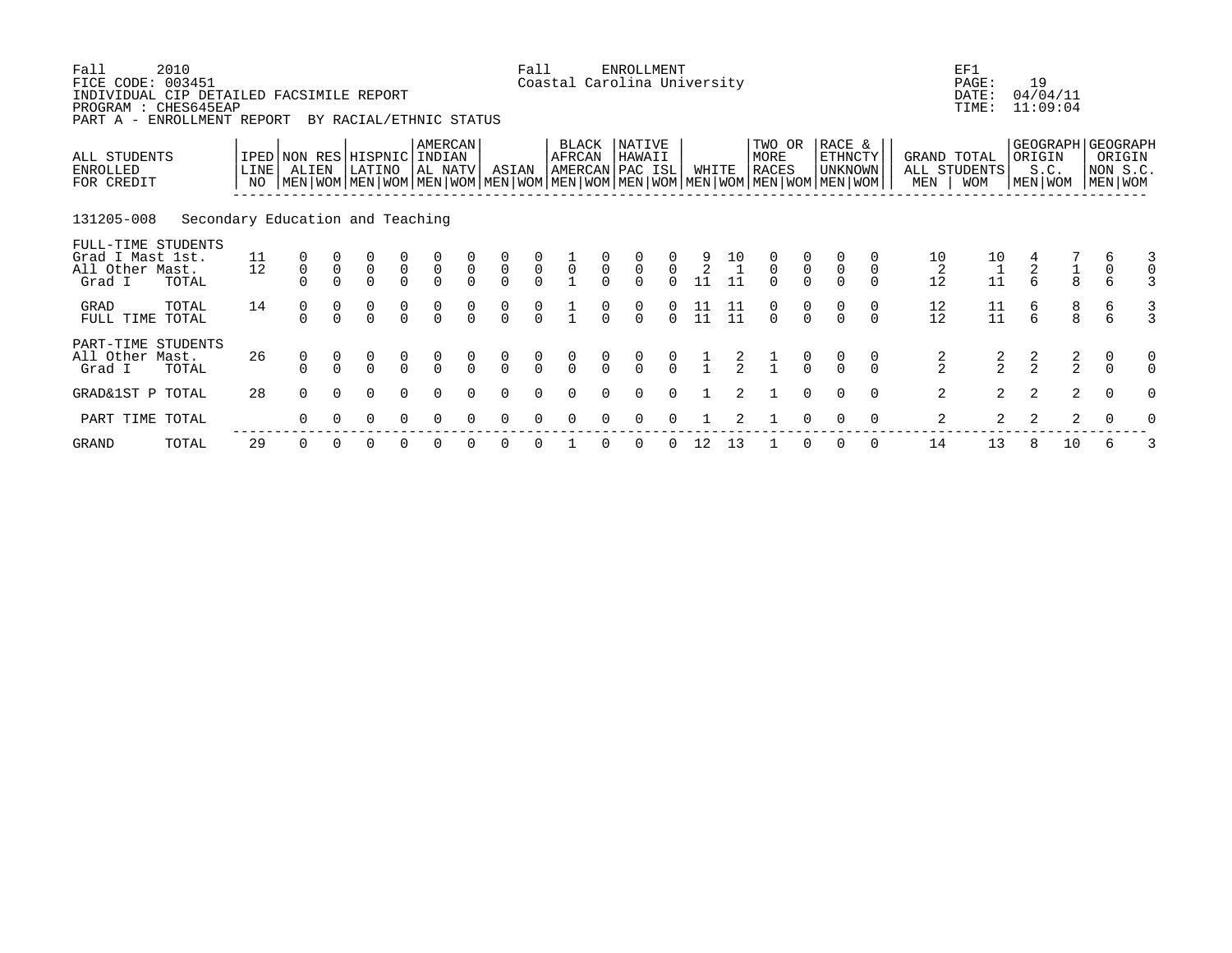Fall 2010 Fall ENROLLMENT EF1
FICE CODE: 003451 Coastal Carolina University PAGE: 19
INDIVIDUAL CIP DETAILED FACSIMILE REPORT DATE: 04/04/11
PROGRAM : CHES645EAP TIME: 11:09:04
PART A - ENROLLMENT REPORT BY RACIAL/ETHNIC STATUS

| ALL STUDENTS ENROLLED FOR CREDIT | IPED LINE NO | NON RES ALIEN | | HISPNIC LATINO | | AMERCAN INDIAN AL NATV | | ASIAN | | BLACK AFRCAN AMERCAN | | NATIVE HAWAII PAC ISL | | WHITE | | TWO OR MORE RACES | | RACE & ETHNCTY UNKNOWN | | GRAND TOTAL ALL STUDENTS | | GEOGRAPH ORIGIN S.C. | | GEOGRAPH ORIGIN NON S.C. | |
|---|---|---|---|---|---|---|---|---|---|---|---|---|---|---|---|---|---|---|---|---|---|---|---|---|---|
| | | MEN | WOM | MEN | WOM | MEN | WOM | MEN | WOM | MEN | WOM | MEN | WOM | MEN | WOM | MEN | WOM | MEN | WOM | MEN | WOM | MEN | WOM | MEN | WOM |
| **131205-008 Secondary Education and Teaching** | | | | | | | | | | | | | | | | | | | | | | | | | |
| FULL-TIME STUDENTS | | | | | | | | | | | | | | | | | | | | | | | | | |
| Grad I Mast 1st. | 11 | 0 | 0 | 0 | 0 | 0 | 0 | 0 | 0 | 1 | 0 | 0 | 0 | 9 | 10 | 0 | 0 | 0 | 0 | 10 | 10 | 4 | 7 | 6 | 3 |
| All Other Mast. | 12 | 0 | 0 | 0 | 0 | 0 | 0 | 0 | 0 | 0 | 0 | 0 | 0 | 2 | 1 | 0 | 0 | 0 | 0 | 2 | 1 | 2 | 1 | 0 | 0 |
| Grad I TOTAL | | 0 | 0 | 0 | 0 | 0 | 0 | 0 | 0 | 1 | 0 | 0 | 0 | 11 | 11 | 0 | 0 | 0 | 0 | 12 | 11 | 6 | 8 | 6 | 3 |
| GRAD TOTAL | 14 | 0 | 0 | 0 | 0 | 0 | 0 | 0 | 0 | 1 | 0 | 0 | 0 | 11 | 11 | 0 | 0 | 0 | 0 | 12 | 11 | 6 | 8 | 6 | 3 |
| FULL TIME TOTAL | | 0 | 0 | 0 | 0 | 0 | 0 | 0 | 0 | 1 | 0 | 0 | 0 | 11 | 11 | 0 | 0 | 0 | 0 | 12 | 11 | 6 | 8 | 6 | 3 |
| PART-TIME STUDENTS | | | | | | | | | | | | | | | | | | | | | | | | | |
| All Other Mast. | 26 | 0 | 0 | 0 | 0 | 0 | 0 | 0 | 0 | 0 | 0 | 0 | 0 | 1 | 2 | 1 | 0 | 0 | 0 | 2 | 2 | 2 | 2 | 0 | 0 |
| Grad I TOTAL | | 0 | 0 | 0 | 0 | 0 | 0 | 0 | 0 | 0 | 0 | 0 | 0 | 1 | 2 | 1 | 0 | 0 | 0 | 2 | 2 | 2 | 2 | 0 | 0 |
| GRAD&1ST P TOTAL | 28 | 0 | 0 | 0 | 0 | 0 | 0 | 0 | 0 | 0 | 0 | 0 | 0 | 1 | 2 | 1 | 0 | 0 | 0 | 2 | 2 | 2 | 2 | 0 | 0 |
| PART TIME TOTAL | | 0 | 0 | 0 | 0 | 0 | 0 | 0 | 0 | 0 | 0 | 0 | 0 | 1 | 2 | 1 | 0 | 0 | 0 | 2 | 2 | 2 | 2 | 0 | 0 |
| GRAND TOTAL | 29 | 0 | 0 | 0 | 0 | 0 | 0 | 0 | 0 | 1 | 0 | 0 | 0 | 12 | 13 | 1 | 0 | 0 | 0 | 14 | 13 | 8 | 10 | 6 | 3 |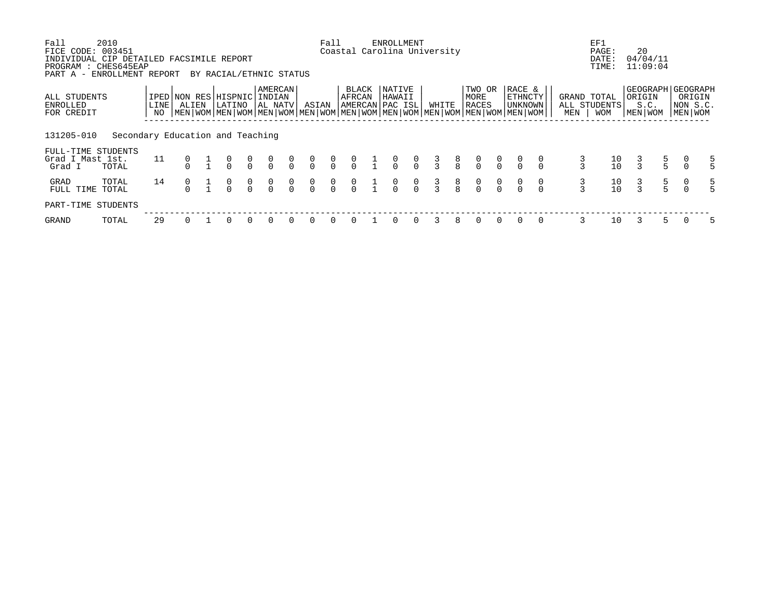Fall 2010 Fall ENROLLMENT EF1
FICE CODE: 003451 Coastal Carolina University PAGE: 20
INDIVIDUAL CIP DETAILED FACSIMILE REPORT DATE: 04/04/11
PROGRAM : CHES645EAP TIME: 11:09:04
PART A - ENROLLMENT REPORT BY RACIAL/ETHNIC STATUS

| ALL STUDENTS ENROLLED FOR CREDIT | | IPED LINE NO | NON RES ALIEN | | HISPNIC LATINO | | AMERCAN INDIAN AL NATV | | ASIAN | | BLACK AFRCAN AMERCAN | | NATIVE HAWAII PAC ISL | | WHITE | | TWO OR MORE RACES | | RACE & ETHNCTY UNKNOWN | | GRAND TOTAL ALL STUDENTS | | GEOGRAPH ORIGIN S.C. | | GEOGRAPH ORIGIN NON S.C. | |
|---|---|---|---|---|---|---|---|---|---|---|---|---|---|---|---|---|---|---|---|---|---|---|---|---|---|---|
| | | | MEN | WOM | MEN | WOM | MEN | WOM | MEN | WOM | MEN | WOM | MEN | WOM | MEN | WOM | MEN | WOM | MEN | WOM | MEN | WOM | MEN | WOM | MEN | WOM |
| 131205-010 | Secondary Education and Teaching | | | | | | | | | | | | | | | | | | | | | | | | | |
| FULL-TIME STUDENTS | | | | | | | | | | | | | | | | | | | | | | | | | | |
| Grad I Mast 1st. | | 11 | 0 | 1 | 0 | 0 | 0 | 0 | 0 | 0 | 0 | 1 | 0 | 0 | 3 | 8 | 0 | 0 | 0 | 0 | 3 | 10 | 3 | 5 | 0 | 5 |
| Grad I | TOTAL | | 0 | 1 | 0 | 0 | 0 | 0 | 0 | 0 | 0 | 1 | 0 | 0 | 3 | 8 | 0 | 0 | 0 | 0 | 3 | 10 | 3 | 5 | 0 | 5 |
| GRAD | TOTAL | 14 | 0 | 1 | 0 | 0 | 0 | 0 | 0 | 0 | 0 | 1 | 0 | 0 | 3 | 8 | 0 | 0 | 0 | 0 | 3 | 10 | 3 | 5 | 0 | 5 |
| FULL TIME | TOTAL | | 0 | 1 | 0 | 0 | 0 | 0 | 0 | 0 | 0 | 1 | 0 | 0 | 3 | 8 | 0 | 0 | 0 | 0 | 3 | 10 | 3 | 5 | 0 | 5 |
| PART-TIME STUDENTS | | | | | | | | | | | | | | | | | | | | | | | | | | |
| GRAND | TOTAL | 29 | 0 | 1 | 0 | 0 | 0 | 0 | 0 | 0 | 0 | 1 | 0 | 0 | 3 | 8 | 0 | 0 | 0 | 0 | 3 | 10 | 3 | 5 | 0 | 5 |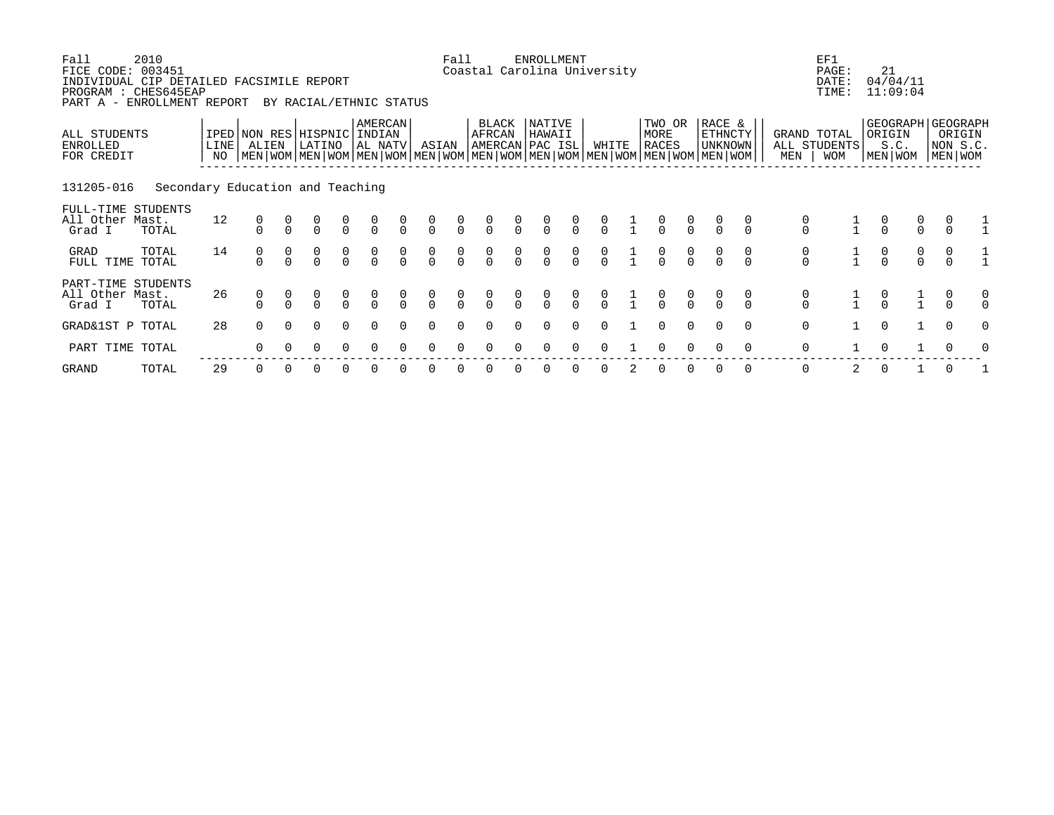Fall 2010
FICE CODE: 003451
INDIVIDUAL CIP DETAILED FACSIMILE REPORT
PROGRAM : CHES645EAP
PART A - ENROLLMENT REPORT BY RACIAL/ETHNIC STATUS

Fall ENROLLMENT
Coastal Carolina University

EF1
PAGE: 21
DATE: 04/04/11
TIME: 11:09:04

**131205-016 Secondary Education and Teaching**

| ALL STUDENTS ENROLLED FOR CREDIT | IPED LINE NO | NON RES ALIEN MEN | NON RES ALIEN WOM | HISPNIC LATINO MEN | HISPNIC LATINO WOM | AMERCAN INDIAN AL NATV MEN | AMERCAN INDIAN AL NATV WOM | ASIAN MEN | ASIAN WOM | BLACK AFRCAN AMERCAN MEN | BLACK AFRCAN AMERCAN WOM | NATIVE HAWAII PAC ISL MEN | NATIVE HAWAII PAC ISL WOM | WHITE MEN | WHITE WOM | TWO OR MORE RACES MEN | TWO OR MORE RACES WOM | RACE & ETHNCTY UNKNOWN MEN | RACE & ETHNCTY UNKNOWN WOM | GRAND TOTAL ALL STUDENTS MEN | GRAND TOTAL ALL STUDENTS WOM | GEOGRAPH ORIGIN S.C. MEN | GEOGRAPH ORIGIN S.C. WOM | GEOGRAPH ORIGIN NON S.C. MEN | GEOGRAPH ORIGIN NON S.C. WOM |
|---|---|---|---|---|---|---|---|---|---|---|---|---|---|---|---|---|---|---|---|---|---|---|---|---|---|
| FULL-TIME STUDENTS | | | | | | | | | | | | | | | | | | | | | | | | | |
| All Other Mast. | 12 | 0 | 0 | 0 | 0 | 0 | 0 | 0 | 0 | 0 | 0 | 0 | 0 | 0 | 1 | 0 | 0 | 0 | 0 | 0 | 1 | 0 | 0 | 0 | 1 |
| Grad I TOTAL | | 0 | 0 | 0 | 0 | 0 | 0 | 0 | 0 | 0 | 0 | 0 | 0 | 0 | 1 | 0 | 0 | 0 | 0 | 0 | 1 | 0 | 0 | 0 | 1 |
| GRAD TOTAL | 14 | 0 | 0 | 0 | 0 | 0 | 0 | 0 | 0 | 0 | 0 | 0 | 0 | 0 | 1 | 0 | 0 | 0 | 0 | 0 | 1 | 0 | 0 | 0 | 1 |
| FULL TIME TOTAL | | 0 | 0 | 0 | 0 | 0 | 0 | 0 | 0 | 0 | 0 | 0 | 0 | 0 | 1 | 0 | 0 | 0 | 0 | 0 | 1 | 0 | 0 | 0 | 1 |
| PART-TIME STUDENTS | | | | | | | | | | | | | | | | | | | | | | | | | |
| All Other Mast. | 26 | 0 | 0 | 0 | 0 | 0 | 0 | 0 | 0 | 0 | 0 | 0 | 0 | 0 | 1 | 0 | 0 | 0 | 0 | 0 | 1 | 0 | 1 | 0 | 0 |
| Grad I TOTAL | | 0 | 0 | 0 | 0 | 0 | 0 | 0 | 0 | 0 | 0 | 0 | 0 | 0 | 1 | 0 | 0 | 0 | 0 | 0 | 1 | 0 | 1 | 0 | 0 |
| GRAD&1ST P TOTAL | 28 | 0 | 0 | 0 | 0 | 0 | 0 | 0 | 0 | 0 | 0 | 0 | 0 | 0 | 1 | 0 | 0 | 0 | 0 | 0 | 1 | 0 | 1 | 0 | 0 |
| PART TIME TOTAL | | 0 | 0 | 0 | 0 | 0 | 0 | 0 | 0 | 0 | 0 | 0 | 0 | 0 | 1 | 0 | 0 | 0 | 0 | 0 | 1 | 0 | 1 | 0 | 0 |
| GRAND TOTAL | 29 | 0 | 0 | 0 | 0 | 0 | 0 | 0 | 0 | 0 | 0 | 0 | 0 | 0 | 2 | 0 | 0 | 0 | 0 | 0 | 2 | 0 | 1 | 0 | 1 |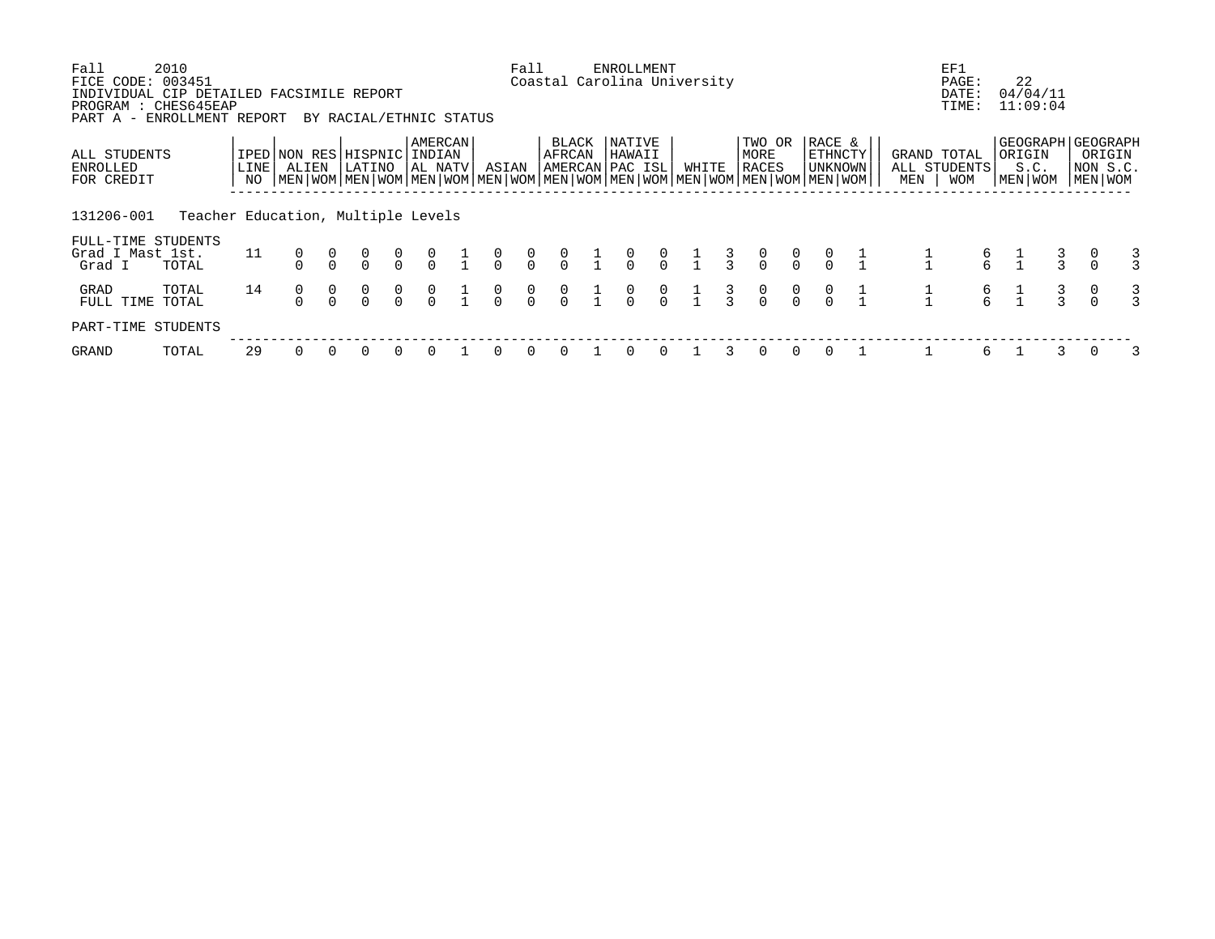Fall 2010 Fall ENROLLMENT EF1
FICE CODE: 003451 Coastal Carolina University PAGE: 22
INDIVIDUAL CIP DETAILED FACSIMILE REPORT DATE: 04/04/11
PROGRAM : CHES645EAP TIME: 11:09:04
PART A - ENROLLMENT REPORT BY RACIAL/ETHNIC STATUS

| ALL STUDENTS ENROLLED FOR CREDIT | | IPED LINE NO | NON RES ALIEN | | HISPNIC LATINO | | AMERCAN INDIAN AL NATV | | ASIAN | | BLACK AFRCAN AMERCAN | | NATIVE HAWAII PAC ISL | | WHITE | | TWO OR MORE RACES | | RACE & ETHNCTY UNKNOWN | | GRAND TOTAL ALL STUDENTS | | GEOGRAPH ORIGIN S.C. | | GEOGRAPH ORIGIN NON S.C. | |
|---|---|---|---|---|---|---|---|---|---|---|---|---|---|---|---|---|---|---|---|---|---|---|---|---|---|---|
| | | | MEN | WOM | MEN | WOM | MEN | WOM | MEN | WOM | MEN | WOM | MEN | WOM | MEN | WOM | MEN | WOM | MEN | WOM | MEN | WOM | MEN | WOM | MEN | WOM |
| 131206-001 | Teacher Education, Multiple Levels | | | | | | | | | | | | | | | | | | | | | | | | | |
| FULL-TIME STUDENTS | | | | | | | | | | | | | | | | | | | | | | | | | | |
| Grad I Mast 1st. | | 11 | 0 | 0 | 0 | 0 | 0 | 1 | 0 | 0 | 0 | 1 | 0 | 0 | 1 | 3 | 0 | 0 | 0 | 1 | 1 | 6 | 1 | 3 | 0 | 3 |
| Grad I | TOTAL | | 0 | 0 | 0 | 0 | 0 | 1 | 0 | 0 | 0 | 1 | 0 | 0 | 1 | 3 | 0 | 0 | 0 | 1 | 1 | 6 | 1 | 3 | 0 | 3 |
| GRAD | TOTAL | 14 | 0 | 0 | 0 | 0 | 0 | 1 | 0 | 0 | 0 | 1 | 0 | 0 | 1 | 3 | 0 | 0 | 0 | 1 | 1 | 6 | 1 | 3 | 0 | 3 |
| FULL TIME | TOTAL | | 0 | 0 | 0 | 0 | 0 | 1 | 0 | 0 | 0 | 1 | 0 | 0 | 1 | 3 | 0 | 0 | 0 | 1 | 1 | 6 | 1 | 3 | 0 | 3 |
| PART-TIME STUDENTS | | | | | | | | | | | | | | | | | | | | | | | | | | |
| GRAND | TOTAL | 29 | 0 | 0 | 0 | 0 | 0 | 1 | 0 | 0 | 0 | 1 | 0 | 0 | 1 | 3 | 0 | 0 | 0 | 1 | 1 | 6 | 1 | 3 | 0 | 3 |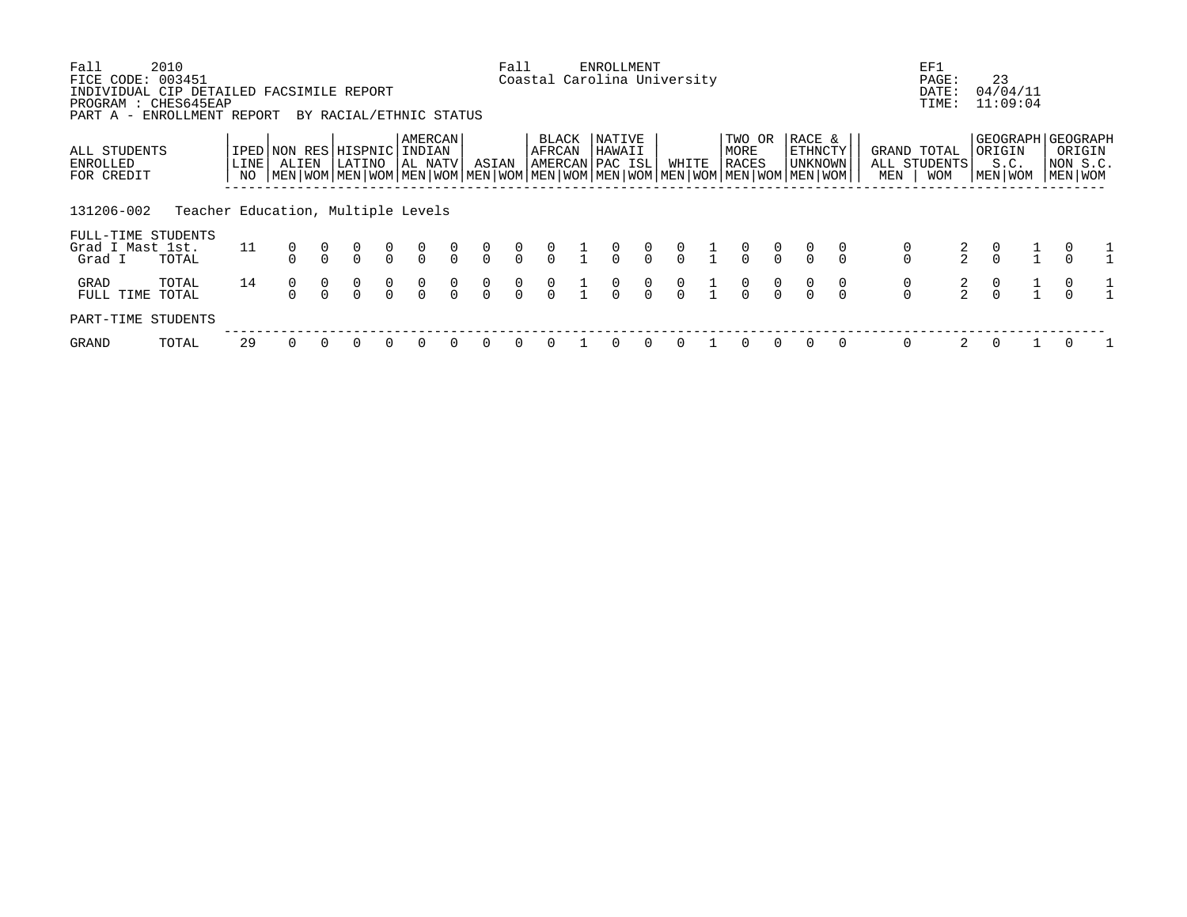Fall 2010 Fall ENROLLMENT EF1
FICE CODE: 003451 Coastal Carolina University PAGE: 23
INDIVIDUAL CIP DETAILED FACSIMILE REPORT DATE: 04/04/11
PROGRAM : CHES645EAP TIME: 11:09:04
PART A - ENROLLMENT REPORT BY RACIAL/ETHNIC STATUS

| ALL STUDENTS ENROLLED FOR CREDIT | | IPED LINE NO | NON RES ALIEN | | HISPNIC LATINO | | AMERCAN INDIAN AL NATV | | ASIAN | | BLACK AFRCAN AMERCAN | | NATIVE HAWAII PAC ISL | | WHITE | | TWO OR MORE RACES | | RACE & ETHNCTY UNKNOWN | | GRAND TOTAL ALL STUDENTS | | GEOGRAPH ORIGIN S.C. | | GEOGRAPH ORIGIN NON S.C. | |
|---|---|---|---|---|---|---|---|---|---|---|---|---|---|---|---|---|---|---|---|---|---|---|---|---|---|---|
| | | | MEN | WOM | MEN | WOM | MEN | WOM | MEN | WOM | MEN | WOM | MEN | WOM | MEN | WOM | MEN | WOM | MEN | WOM | MEN | WOM | MEN | WOM | MEN | WOM |
| **131206-002 Teacher Education, Multiple Levels** | | | | | | | | | | | | | | | | | | | | | | | | | | |
| FULL-TIME STUDENTS | | | | | | | | | | | | | | | | | | | | | | | | | | |
| Grad I Mast 1st. | | 11 | 0 | 0 | 0 | 0 | 0 | 0 | 0 | 0 | 0 | 1 | 0 | 0 | 0 | 1 | 0 | 0 | 0 | 0 | 0 | 2 | 0 | 1 | 0 | 1 |
| Grad I | TOTAL | | 0 | 0 | 0 | 0 | 0 | 0 | 0 | 0 | 0 | 1 | 0 | 0 | 0 | 1 | 0 | 0 | 0 | 0 | 0 | 2 | 0 | 1 | 0 | 1 |
| GRAD | TOTAL | 14 | 0 | 0 | 0 | 0 | 0 | 0 | 0 | 0 | 0 | 1 | 0 | 0 | 0 | 1 | 0 | 0 | 0 | 0 | 0 | 2 | 0 | 1 | 0 | 1 |
| FULL TIME | TOTAL | | 0 | 0 | 0 | 0 | 0 | 0 | 0 | 0 | 0 | 1 | 0 | 0 | 0 | 1 | 0 | 0 | 0 | 0 | 0 | 2 | 0 | 1 | 0 | 1 |
| PART-TIME STUDENTS | | | | | | | | | | | | | | | | | | | | | | | | | | |
| GRAND | TOTAL | 29 | 0 | 0 | 0 | 0 | 0 | 0 | 0 | 0 | 0 | 1 | 0 | 0 | 0 | 1 | 0 | 0 | 0 | 0 | 0 | 2 | 0 | 1 | 0 | 1 |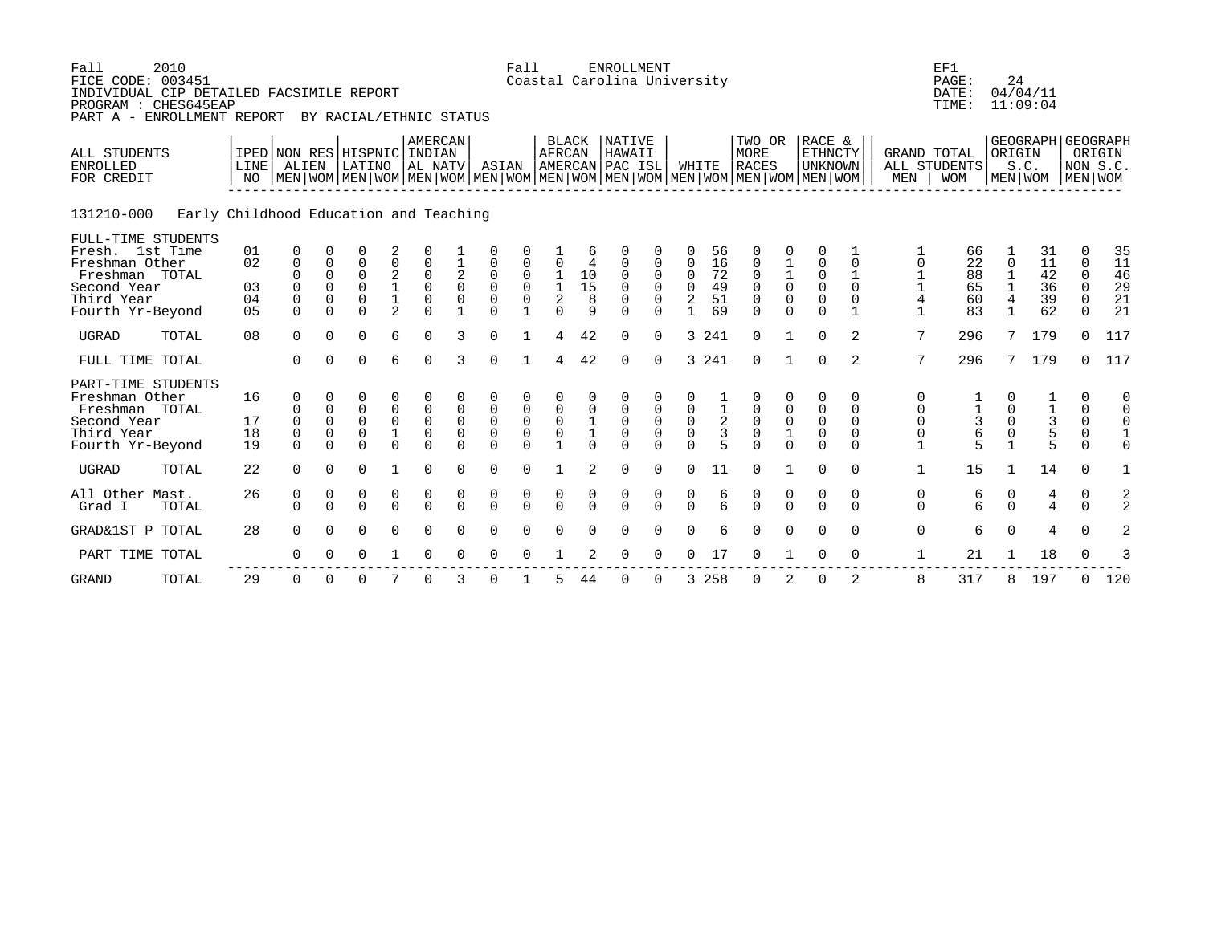Fall 2010 Fall ENROLLMENT EF1
FICE CODE: 003451 Coastal Carolina University
INDIVIDUAL CIP DETAILED FACSIMILE REPORT
PROGRAM : CHES645EAP
PART A - ENROLLMENT REPORT BY RACIAL/ETHNIC STATUS

PAGE: 24
DATE: 04/04/11
TIME: 11:09:04

**131210-000 Early Childhood Education and Teaching**

| ALL STUDENTS ENROLLED FOR CREDIT | IPED LINE NO | NON RES ALIEN MEN | NON RES ALIEN WOM | HISPNIC LATINO MEN | HISPNIC LATINO WOM | AMERCAN INDIAN AL NATV MEN | AMERCAN INDIAN AL NATV WOM | ASIAN MEN | ASIAN WOM | BLACK AFRCAN AMERCAN MEN | BLACK AFRCAN AMERCAN WOM | NATIVE HAWAII PAC ISL MEN | NATIVE HAWAII PAC ISL WOM | WHITE MEN | WHITE WOM | TWO OR MORE RACES MEN | TWO OR MORE RACES WOM | RACE & ETHNCTY UNKNOWN MEN | RACE & ETHNCTY UNKNOWN WOM | GRAND TOTAL ALL STUDENTS MEN | GRAND TOTAL ALL STUDENTS WOM | GEOGRAPH ORIGIN S.C. MEN | GEOGRAPH ORIGIN S.C. WOM | GEOGRAPH ORIGIN NON S.C. MEN | GEOGRAPH ORIGIN NON S.C. WOM |
|---|---|---|---|---|---|---|---|---|---|---|---|---|---|---|---|---|---|---|---|---|---|---|---|---|---|
| FULL-TIME STUDENTS | | | | | | | | | | | | | | | | | | | | | | | | | |
| Fresh. 1st Time | 01 | 0 | 0 | 0 | 2 | 0 | 1 | 0 | 0 | 1 | 6 | 0 | 0 | 0 | 56 | 0 | 0 | 0 | 1 | 1 | 66 | 1 | 31 | 0 | 35 |
| Freshman Other | 02 | 0 | 0 | 0 | 0 | 0 | 1 | 0 | 0 | 0 | 4 | 0 | 0 | 0 | 16 | 0 | 1 | 0 | 0 | 0 | 22 | 0 | 11 | 0 | 11 |
| Freshman TOTAL | | 0 | 0 | 0 | 2 | 0 | 2 | 0 | 0 | 1 | 10 | 0 | 0 | 0 | 72 | 0 | 1 | 0 | 1 | 1 | 88 | 1 | 42 | 0 | 46 |
| Second Year | 03 | 0 | 0 | 0 | 1 | 0 | 0 | 0 | 0 | 1 | 15 | 0 | 0 | 0 | 49 | 0 | 0 | 0 | 0 | 1 | 65 | 1 | 36 | 0 | 29 |
| Third Year | 04 | 0 | 0 | 0 | 1 | 0 | 0 | 0 | 0 | 2 | 8 | 0 | 0 | 2 | 51 | 0 | 0 | 0 | 0 | 4 | 60 | 4 | 39 | 0 | 21 |
| Fourth Yr-Beyond | 05 | 0 | 0 | 0 | 2 | 0 | 1 | 0 | 1 | 0 | 9 | 0 | 0 | 1 | 69 | 0 | 0 | 0 | 1 | 1 | 83 | 1 | 62 | 0 | 21 |
| UGRAD TOTAL | 08 | 0 | 0 | 0 | 6 | 0 | 3 | 0 | 1 | 4 | 42 | 0 | 0 | 3 | 241 | 0 | 1 | 0 | 2 | 7 | 296 | 7 | 179 | 0 | 117 |
| FULL TIME TOTAL | | 0 | 0 | 0 | 6 | 0 | 3 | 0 | 1 | 4 | 42 | 0 | 0 | 3 | 241 | 0 | 1 | 0 | 2 | 7 | 296 | 7 | 179 | 0 | 117 |
| PART-TIME STUDENTS | | | | | | | | | | | | | | | | | | | | | | | | | |
| Freshman Other | 16 | 0 | 0 | 0 | 0 | 0 | 0 | 0 | 0 | 0 | 0 | 0 | 0 | 0 | 1 | 0 | 0 | 0 | 0 | 0 | 1 | 0 | 1 | 0 | 0 |
| Freshman TOTAL | | 0 | 0 | 0 | 0 | 0 | 0 | 0 | 0 | 0 | 0 | 0 | 0 | 0 | 1 | 0 | 0 | 0 | 0 | 0 | 1 | 0 | 1 | 0 | 0 |
| Second Year | 17 | 0 | 0 | 0 | 0 | 0 | 0 | 0 | 0 | 0 | 1 | 0 | 0 | 0 | 2 | 0 | 0 | 0 | 0 | 0 | 3 | 0 | 3 | 0 | 0 |
| Third Year | 18 | 0 | 0 | 0 | 1 | 0 | 0 | 0 | 0 | 0 | 1 | 0 | 0 | 0 | 3 | 0 | 1 | 0 | 0 | 0 | 6 | 0 | 5 | 0 | 1 |
| Fourth Yr-Beyond | 19 | 0 | 0 | 0 | 0 | 0 | 0 | 0 | 0 | 1 | 0 | 0 | 0 | 0 | 5 | 0 | 0 | 0 | 0 | 1 | 5 | 1 | 5 | 0 | 0 |
| UGRAD TOTAL | 22 | 0 | 0 | 0 | 1 | 0 | 0 | 0 | 0 | 1 | 2 | 0 | 0 | 0 | 11 | 0 | 1 | 0 | 0 | 1 | 15 | 1 | 14 | 0 | 1 |
| All Other Mast. | 26 | 0 | 0 | 0 | 0 | 0 | 0 | 0 | 0 | 0 | 0 | 0 | 0 | 0 | 6 | 0 | 0 | 0 | 0 | 0 | 6 | 0 | 4 | 0 | 2 |
| Grad I TOTAL | | 0 | 0 | 0 | 0 | 0 | 0 | 0 | 0 | 0 | 0 | 0 | 0 | 0 | 6 | 0 | 0 | 0 | 0 | 0 | 6 | 0 | 4 | 0 | 2 |
| GRAD&1ST P TOTAL | 28 | 0 | 0 | 0 | 0 | 0 | 0 | 0 | 0 | 0 | 0 | 0 | 0 | 0 | 6 | 0 | 0 | 0 | 0 | 0 | 6 | 0 | 4 | 0 | 2 |
| PART TIME TOTAL | | 0 | 0 | 0 | 1 | 0 | 0 | 0 | 0 | 1 | 2 | 0 | 0 | 0 | 17 | 0 | 1 | 0 | 0 | 1 | 21 | 1 | 18 | 0 | 3 |
| GRAND TOTAL | 29 | 0 | 0 | 0 | 7 | 0 | 3 | 0 | 1 | 5 | 44 | 0 | 0 | 3 | 258 | 0 | 2 | 0 | 2 | 8 | 317 | 8 | 197 | 0 | 120 |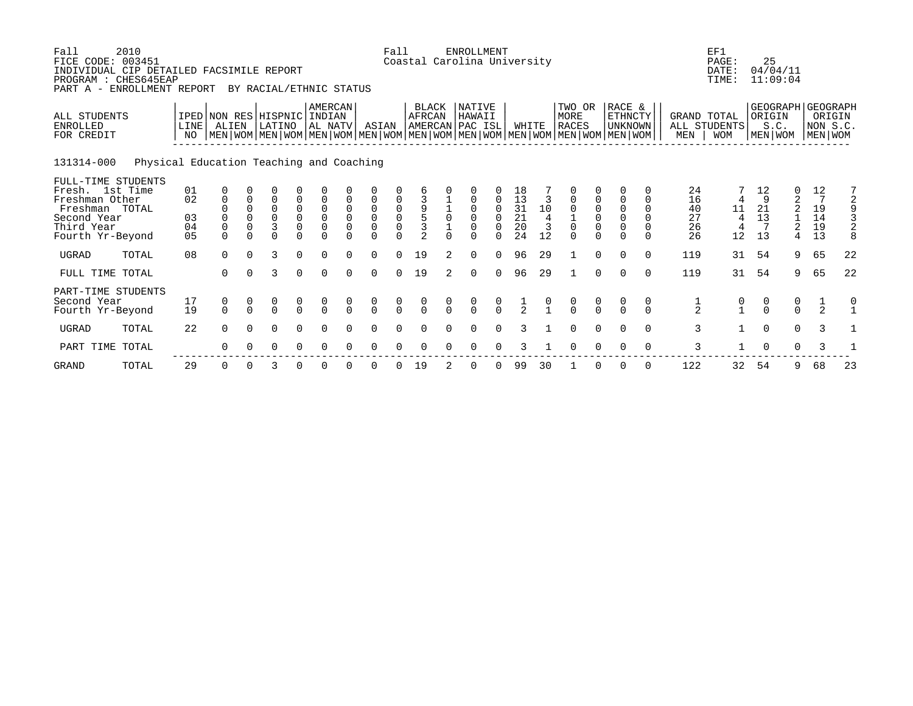Fall 2010 Fall ENROLLMENT EF1
FICE CODE: 003451 Coastal Carolina University PAGE: 25
INDIVIDUAL CIP DETAILED FACSIMILE REPORT DATE: 04/04/11
PROGRAM : CHES645EAP TIME: 11:09:04
PART A - ENROLLMENT REPORT BY RACIAL/ETHNIC STATUS

131314-000 Physical Education Teaching and Coaching

| ALL STUDENTS ENROLLED FOR CREDIT | IPED LINE NO | NON RES ALIEN MEN | NON RES ALIEN WOM | HISPNIC LATINO MEN | HISPNIC LATINO WOM | AMERCAN INDIAN AL NATV MEN | AMERCAN INDIAN AL NATV WOM | ASIAN MEN | ASIAN WOM | BLACK AFRCAN AMERCAN MEN | BLACK AFRCAN AMERCAN WOM | NATIVE HAWAII PAC ISL MEN | NATIVE HAWAII PAC ISL WOM | WHITE MEN | WHITE WOM | TWO OR MORE RACES MEN | TWO OR MORE RACES WOM | RACE & ETHNCTY UNKNOWN MEN | RACE & ETHNCTY UNKNOWN WOM | GRAND TOTAL ALL STUDENTS MEN | GRAND TOTAL ALL STUDENTS WOM | GEOGRAPH ORIGIN S.C. MEN | GEOGRAPH ORIGIN S.C. WOM | GEOGRAPH ORIGIN NON S.C. MEN | GEOGRAPH ORIGIN NON S.C. WOM |
|---|---|---|---|---|---|---|---|---|---|---|---|---|---|---|---|---|---|---|---|---|---|---|---|---|---|
| FULL-TIME STUDENTS | | | | | | | | | | | | | | | | | | | | | | | | | |
| Fresh. 1st Time | 01 | 0 | 0 | 0 | 0 | 0 | 0 | 0 | 0 | 6 | 0 | 0 | 0 | 18 | 7 | 0 | 0 | 0 | 0 | 24 | 7 | 12 | 0 | 12 | 7 |
| Freshman Other | 02 | 0 | 0 | 0 | 0 | 0 | 0 | 0 | 0 | 3 | 1 | 0 | 0 | 13 | 3 | 0 | 0 | 0 | 0 | 16 | 4 | 9 | 2 | 7 | 2 |
| Freshman TOTAL | | 0 | 0 | 0 | 0 | 0 | 0 | 0 | 0 | 9 | 1 | 0 | 0 | 31 | 10 | 0 | 0 | 0 | 0 | 40 | 11 | 21 | 2 | 19 | 9 |
| Second Year | 03 | 0 | 0 | 0 | 0 | 0 | 0 | 0 | 0 | 5 | 0 | 0 | 0 | 21 | 4 | 1 | 0 | 0 | 0 | 27 | 4 | 13 | 1 | 14 | 3 |
| Third Year | 04 | 0 | 0 | 3 | 0 | 0 | 0 | 0 | 0 | 3 | 1 | 0 | 0 | 20 | 3 | 0 | 0 | 0 | 0 | 26 | 4 | 7 | 2 | 19 | 2 |
| Fourth Yr-Beyond | 05 | 0 | 0 | 0 | 0 | 0 | 0 | 0 | 0 | 2 | 0 | 0 | 0 | 24 | 12 | 0 | 0 | 0 | 0 | 26 | 12 | 13 | 4 | 13 | 8 |
| UGRAD TOTAL | 08 | 0 | 0 | 3 | 0 | 0 | 0 | 0 | 0 | 19 | 2 | 0 | 0 | 96 | 29 | 1 | 0 | 0 | 0 | 119 | 31 | 54 | 9 | 65 | 22 |
| FULL TIME TOTAL | | 0 | 0 | 3 | 0 | 0 | 0 | 0 | 0 | 19 | 2 | 0 | 0 | 96 | 29 | 1 | 0 | 0 | 0 | 119 | 31 | 54 | 9 | 65 | 22 |
| PART-TIME STUDENTS | | | | | | | | | | | | | | | | | | | | | | | | | |
| Second Year | 17 | 0 | 0 | 0 | 0 | 0 | 0 | 0 | 0 | 0 | 0 | 0 | 0 | 1 | 0 | 0 | 0 | 0 | 0 | 1 | 0 | 0 | 0 | 1 | 0 |
| Fourth Yr-Beyond | 19 | 0 | 0 | 0 | 0 | 0 | 0 | 0 | 0 | 0 | 0 | 0 | 0 | 2 | 1 | 0 | 0 | 0 | 0 | 2 | 1 | 0 | 0 | 2 | 1 |
| UGRAD TOTAL | 22 | 0 | 0 | 0 | 0 | 0 | 0 | 0 | 0 | 0 | 0 | 0 | 0 | 3 | 1 | 0 | 0 | 0 | 0 | 3 | 1 | 0 | 0 | 3 | 1 |
| PART TIME TOTAL | | 0 | 0 | 0 | 0 | 0 | 0 | 0 | 0 | 0 | 0 | 0 | 0 | 3 | 1 | 0 | 0 | 0 | 0 | 3 | 1 | 0 | 0 | 3 | 1 |
| GRAND TOTAL | 29 | 0 | 0 | 3 | 0 | 0 | 0 | 0 | 0 | 19 | 2 | 0 | 0 | 99 | 30 | 1 | 0 | 0 | 0 | 122 | 32 | 54 | 9 | 68 | 23 |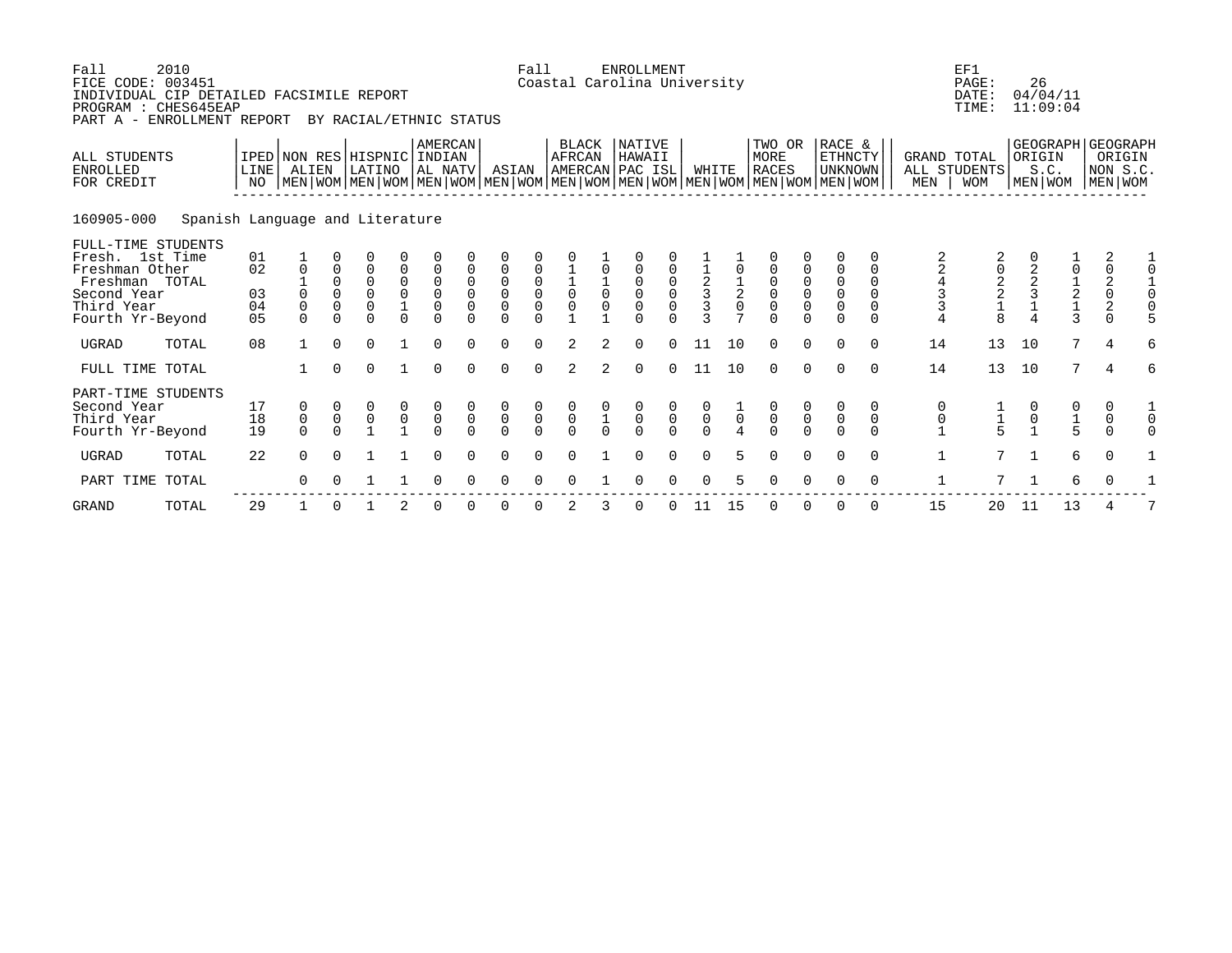Fall 2010 Fall ENROLLMENT EF1
FICE CODE: 003451 Coastal Carolina University PAGE: 26
INDIVIDUAL CIP DETAILED FACSIMILE REPORT DATE: 04/04/11
PROGRAM : CHES645EAP TIME: 11:09:04
PART A - ENROLLMENT REPORT BY RACIAL/ETHNIC STATUS

160905-000 Spanish Language and Literature

| ALL STUDENTS ENROLLED FOR CREDIT | | IPED LINE NO | NON RES ALIEN | | HISPNIC LATINO | | AMERCAN INDIAN AL NATV | | ASIAN | | BLACK AFRCAN AMERCAN | | NATIVE HAWAII PAC ISL | | WHITE | | TWO OR MORE RACES | | RACE & ETHNCTY UNKNOWN | | GRAND TOTAL ALL STUDENTS | | GEOGRAPH ORIGIN S.C. | | GEOGRAPH ORIGIN NON S.C. | |
|---|---|---|---|---|---|---|---|---|---|---|---|---|---|---|---|---|---|---|---|---|---|---|---|---|---|---|
| | | | MEN | WOM | MEN | WOM | MEN | WOM | MEN | WOM | MEN | WOM | MEN | WOM | MEN | WOM | MEN | WOM | MEN | WOM | MEN | WOM | MEN | WOM | MEN | WOM |
| FULL-TIME STUDENTS | | | | | | | | | | | | | | | | | | | | | | | | | | |
| Fresh. 1st Time | | 01 | 1 | 0 | 0 | 0 | 0 | 0 | 0 | 0 | 0 | 1 | 0 | 0 | 1 | 1 | 0 | 0 | 0 | 0 | 2 | 2 | 0 | 1 | 2 | 1 |
| Freshman Other | | 02 | 0 | 0 | 0 | 0 | 0 | 0 | 0 | 0 | 1 | 0 | 0 | 0 | 1 | 0 | 0 | 0 | 0 | 0 | 2 | 0 | 2 | 0 | 0 | 0 |
| Freshman TOTAL | | | 1 | 0 | 0 | 0 | 0 | 0 | 0 | 0 | 1 | 1 | 0 | 0 | 2 | 1 | 0 | 0 | 0 | 0 | 4 | 2 | 2 | 1 | 2 | 1 |
| Second Year | | 03 | 0 | 0 | 0 | 0 | 0 | 0 | 0 | 0 | 0 | 0 | 0 | 0 | 3 | 2 | 0 | 0 | 0 | 0 | 3 | 2 | 3 | 2 | 0 | 0 |
| Third Year | | 04 | 0 | 0 | 0 | 1 | 0 | 0 | 0 | 0 | 0 | 0 | 0 | 0 | 3 | 0 | 0 | 0 | 0 | 0 | 3 | 1 | 1 | 1 | 2 | 0 |
| Fourth Yr-Beyond | | 05 | 0 | 0 | 0 | 0 | 0 | 0 | 0 | 0 | 1 | 1 | 0 | 0 | 3 | 7 | 0 | 0 | 0 | 0 | 4 | 8 | 4 | 3 | 0 | 5 |
| UGRAD | TOTAL | 08 | 1 | 0 | 0 | 1 | 0 | 0 | 0 | 0 | 2 | 2 | 0 | 0 | 11 | 10 | 0 | 0 | 0 | 0 | 14 | 13 | 10 | 7 | 4 | 6 |
| FULL TIME TOTAL | | | 1 | 0 | 0 | 1 | 0 | 0 | 0 | 0 | 2 | 2 | 0 | 0 | 11 | 10 | 0 | 0 | 0 | 0 | 14 | 13 | 10 | 7 | 4 | 6 |
| PART-TIME STUDENTS | | | | | | | | | | | | | | | | | | | | | | | | | | |
| Second Year | | 17 | 0 | 0 | 0 | 0 | 0 | 0 | 0 | 0 | 0 | 0 | 0 | 0 | 0 | 1 | 0 | 0 | 0 | 0 | 0 | 1 | 0 | 0 | 0 | 1 |
| Third Year | | 18 | 0 | 0 | 0 | 0 | 0 | 0 | 0 | 0 | 0 | 1 | 0 | 0 | 0 | 0 | 0 | 0 | 0 | 0 | 0 | 1 | 0 | 1 | 0 | 0 |
| Fourth Yr-Beyond | | 19 | 0 | 0 | 1 | 1 | 0 | 0 | 0 | 0 | 0 | 0 | 0 | 0 | 0 | 4 | 0 | 0 | 0 | 0 | 1 | 5 | 1 | 5 | 0 | 0 |
| UGRAD | TOTAL | 22 | 0 | 0 | 1 | 1 | 0 | 0 | 0 | 0 | 0 | 1 | 0 | 0 | 0 | 5 | 0 | 0 | 0 | 0 | 1 | 7 | 1 | 6 | 0 | 1 |
| PART TIME TOTAL | | | 0 | 0 | 1 | 1 | 0 | 0 | 0 | 0 | 0 | 1 | 0 | 0 | 0 | 5 | 0 | 0 | 0 | 0 | 1 | 7 | 1 | 6 | 0 | 1 |
| GRAND | TOTAL | 29 | 1 | 0 | 1 | 2 | 0 | 0 | 0 | 0 | 2 | 3 | 0 | 0 | 11 | 15 | 0 | 0 | 0 | 0 | 15 | 20 | 11 | 13 | 4 | 7 |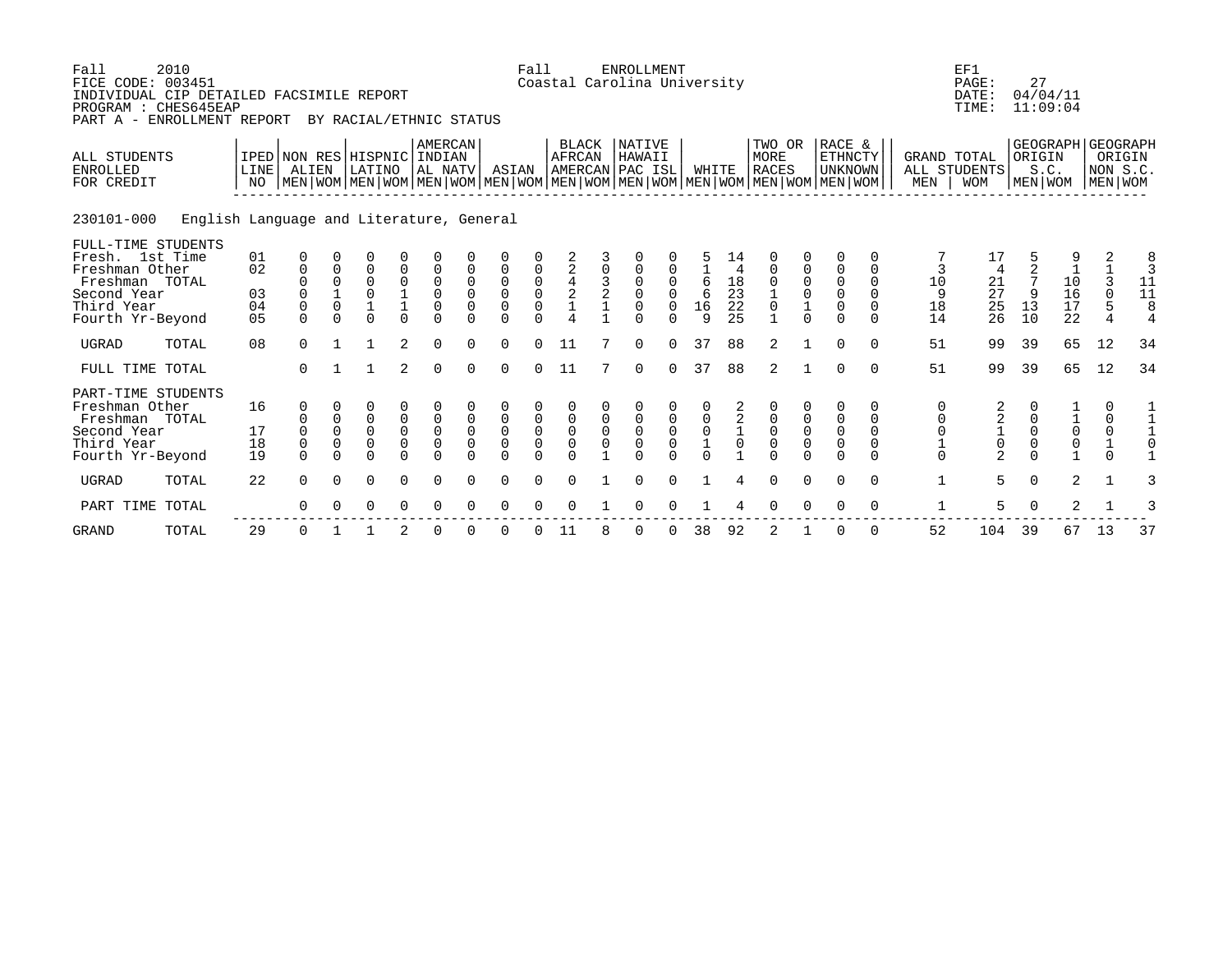Fall 2010 Fall ENROLLMENT EF1
FICE CODE: 003451 Coastal Carolina University
INDIVIDUAL CIP DETAILED FACSIMILE REPORT
PROGRAM : CHES645EAP
PART A - ENROLLMENT REPORT BY RACIAL/ETHNIC STATUS

PAGE: 27
DATE: 04/04/11
TIME: 11:09:04

**230101-000 English Language and Literature, General**

| ALL STUDENTS ENROLLED FOR CREDIT | IPED LINE NO | NON RES ALIEN MEN | NON RES ALIEN WOM | HISPNIC LATINO MEN | HISPNIC LATINO WOM | AMERCAN INDIAN AL NATV MEN | AMERCAN INDIAN AL NATV WOM | ASIAN MEN | ASIAN WOM | BLACK AFRCAN AMERCAN MEN | BLACK AFRCAN AMERCAN WOM | NATIVE HAWAII PAC ISL MEN | NATIVE HAWAII PAC ISL WOM | WHITE MEN | WHITE WOM | TWO OR MORE RACES MEN | TWO OR MORE RACES WOM | RACE & ETHNCTY UNKNOWN MEN | RACE & ETHNCTY UNKNOWN WOM | GRAND TOTAL ALL STUDENTS MEN | GRAND TOTAL ALL STUDENTS WOM | GEOGRAPH ORIGIN S.C. MEN | GEOGRAPH ORIGIN S.C. WOM | GEOGRAPH ORIGIN NON S.C. MEN | GEOGRAPH ORIGIN NON S.C. WOM |
|---|---|---|---|---|---|---|---|---|---|---|---|---|---|---|---|---|---|---|---|---|---|---|---|---|---|
| FULL-TIME STUDENTS | | | | | | | | | | | | | | | | | | | | | | | | | |
| Fresh. 1st Time | 01 | 0 | 0 | 0 | 0 | 0 | 0 | 0 | 0 | 2 | 3 | 0 | 0 | 5 | 14 | 0 | 0 | 0 | 0 | 7 | 17 | 5 | 9 | 2 | 8 |
| Freshman Other | 02 | 0 | 0 | 0 | 0 | 0 | 0 | 0 | 0 | 2 | 0 | 0 | 0 | 1 | 4 | 0 | 0 | 0 | 0 | 3 | 4 | 2 | 1 | 1 | 3 |
| Freshman TOTAL | | 0 | 0 | 0 | 0 | 0 | 0 | 0 | 0 | 4 | 3 | 0 | 0 | 6 | 18 | 0 | 0 | 0 | 0 | 10 | 21 | 7 | 10 | 3 | 11 |
| Second Year | 03 | 0 | 1 | 0 | 1 | 0 | 0 | 0 | 0 | 2 | 2 | 0 | 0 | 6 | 23 | 1 | 0 | 0 | 0 | 9 | 27 | 9 | 16 | 0 | 11 |
| Third Year | 04 | 0 | 0 | 1 | 1 | 0 | 0 | 0 | 0 | 1 | 1 | 0 | 0 | 16 | 22 | 0 | 1 | 0 | 0 | 18 | 25 | 13 | 17 | 5 | 8 |
| Fourth Yr-Beyond | 05 | 0 | 0 | 0 | 0 | 0 | 0 | 0 | 0 | 4 | 1 | 0 | 0 | 9 | 25 | 1 | 0 | 0 | 0 | 14 | 26 | 10 | 22 | 4 | 4 |
| UGRAD TOTAL | 08 | 0 | 1 | 1 | 2 | 0 | 0 | 0 | 0 | 11 | 7 | 0 | 0 | 37 | 88 | 2 | 1 | 0 | 0 | 51 | 99 | 39 | 65 | 12 | 34 |
| FULL TIME TOTAL | | 0 | 1 | 1 | 2 | 0 | 0 | 0 | 0 | 11 | 7 | 0 | 0 | 37 | 88 | 2 | 1 | 0 | 0 | 51 | 99 | 39 | 65 | 12 | 34 |
| PART-TIME STUDENTS | | | | | | | | | | | | | | | | | | | | | | | | | |
| Freshman Other | 16 | 0 | 0 | 0 | 0 | 0 | 0 | 0 | 0 | 0 | 0 | 0 | 0 | 0 | 2 | 0 | 0 | 0 | 0 | 0 | 2 | 0 | 1 | 0 | 1 |
| Freshman TOTAL | | 0 | 0 | 0 | 0 | 0 | 0 | 0 | 0 | 0 | 0 | 0 | 0 | 0 | 2 | 0 | 0 | 0 | 0 | 0 | 2 | 0 | 1 | 0 | 1 |
| Second Year | 17 | 0 | 0 | 0 | 0 | 0 | 0 | 0 | 0 | 0 | 0 | 0 | 0 | 0 | 1 | 0 | 0 | 0 | 0 | 0 | 1 | 0 | 0 | 0 | 1 |
| Third Year | 18 | 0 | 0 | 0 | 0 | 0 | 0 | 0 | 0 | 0 | 0 | 0 | 0 | 1 | 0 | 0 | 0 | 0 | 0 | 1 | 0 | 0 | 0 | 1 | 0 |
| Fourth Yr-Beyond | 19 | 0 | 0 | 0 | 0 | 0 | 0 | 0 | 0 | 0 | 1 | 0 | 0 | 0 | 1 | 0 | 0 | 0 | 0 | 0 | 2 | 0 | 1 | 0 | 1 |
| UGRAD TOTAL | 22 | 0 | 0 | 0 | 0 | 0 | 0 | 0 | 0 | 0 | 1 | 0 | 0 | 1 | 4 | 0 | 0 | 0 | 0 | 1 | 5 | 0 | 2 | 1 | 3 |
| PART TIME TOTAL | | 0 | 0 | 0 | 0 | 0 | 0 | 0 | 0 | 0 | 1 | 0 | 0 | 1 | 4 | 0 | 0 | 0 | 0 | 1 | 5 | 0 | 2 | 1 | 3 |
| GRAND TOTAL | 29 | 0 | 1 | 1 | 2 | 0 | 0 | 0 | 0 | 11 | 8 | 0 | 0 | 38 | 92 | 2 | 1 | 0 | 0 | 52 | 104 | 39 | 67 | 13 | 37 |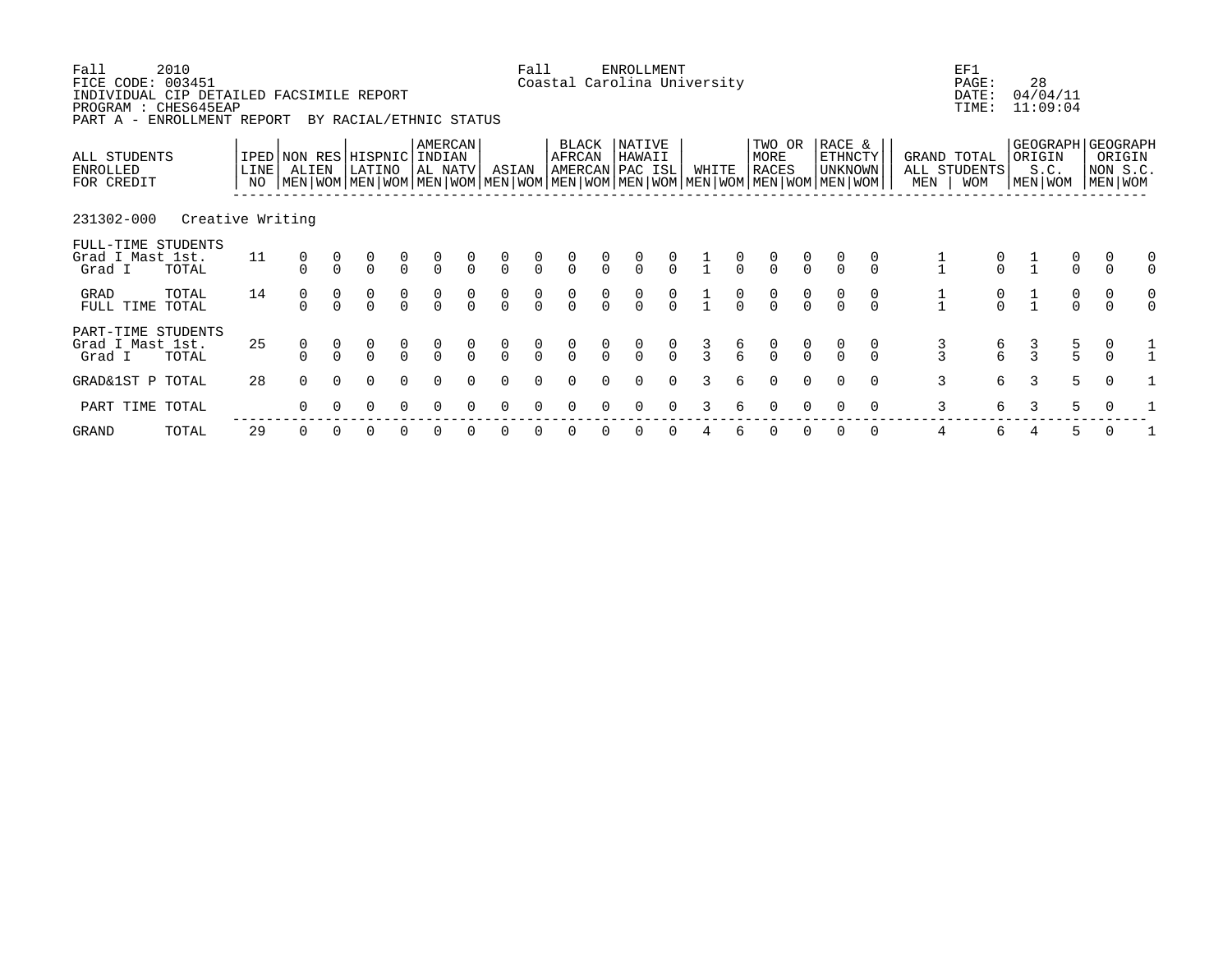Fall 2010 Fall ENROLLMENT EF1
FICE CODE: 003451 Coastal Carolina University PAGE: 28
INDIVIDUAL CIP DETAILED FACSIMILE REPORT DATE: 04/04/11
PROGRAM : CHES645EAP TIME: 11:09:04
PART A - ENROLLMENT REPORT BY RACIAL/ETHNIC STATUS

| ALL STUDENTS ENROLLED FOR CREDIT | IPED LINE NO | NON RES ALIEN | | HISPNIC LATINO | | AMERCAN INDIAN AL NATV | | ASIAN | | BLACK AFRCAN AMERCAN | | NATIVE HAWAII PAC ISL | | WHITE | | TWO OR MORE RACES | | RACE & ETHNCTY UNKNOWN | | GRAND TOTAL ALL STUDENTS | | GEOGRAPH ORIGIN S.C. | | GEOGRAPH ORIGIN NON S.C. | |
|---|---|---|---|---|---|---|---|---|---|---|---|---|---|---|---|---|---|---|---|---|---|---|---|---|---|
| | | MEN | WOM | MEN | WOM | MEN | WOM | MEN | WOM | MEN | WOM | MEN | WOM | MEN | WOM | MEN | WOM | MEN | WOM | MEN | WOM | MEN | WOM | MEN | WOM |
| **231302-000 Creative Writing** | | | | | | | | | | | | | | | | | | | | | | | | | |
| FULL-TIME STUDENTS Grad I Mast 1st. | 11 | 0 | 0 | 0 | 0 | 0 | 0 | 0 | 0 | 0 | 0 | 0 | 0 | 1 | 0 | 0 | 0 | 0 | 0 | 1 | 0 | 1 | 0 | 0 | 0 |
| Grad I TOTAL | | 0 | 0 | 0 | 0 | 0 | 0 | 0 | 0 | 0 | 0 | 0 | 0 | 1 | 0 | 0 | 0 | 0 | 0 | 1 | 0 | 1 | 0 | 0 | 0 |
| GRAD TOTAL | 14 | 0 | 0 | 0 | 0 | 0 | 0 | 0 | 0 | 0 | 0 | 0 | 0 | 1 | 0 | 0 | 0 | 0 | 0 | 1 | 0 | 1 | 0 | 0 | 0 |
| FULL TIME TOTAL | | 0 | 0 | 0 | 0 | 0 | 0 | 0 | 0 | 0 | 0 | 0 | 0 | 1 | 0 | 0 | 0 | 0 | 0 | 1 | 0 | 1 | 0 | 0 | 0 |
| PART-TIME STUDENTS Grad I Mast 1st. | 25 | 0 | 0 | 0 | 0 | 0 | 0 | 0 | 0 | 0 | 0 | 0 | 0 | 3 | 6 | 0 | 0 | 0 | 0 | 3 | 6 | 3 | 5 | 0 | 1 |
| Grad I TOTAL | | 0 | 0 | 0 | 0 | 0 | 0 | 0 | 0 | 0 | 0 | 0 | 0 | 3 | 6 | 0 | 0 | 0 | 0 | 3 | 6 | 3 | 5 | 0 | 1 |
| GRAD&1ST P TOTAL | 28 | 0 | 0 | 0 | 0 | 0 | 0 | 0 | 0 | 0 | 0 | 0 | 0 | 3 | 6 | 0 | 0 | 0 | 0 | 3 | 6 | 3 | 5 | 0 | 1 |
| PART TIME TOTAL | | 0 | 0 | 0 | 0 | 0 | 0 | 0 | 0 | 0 | 0 | 0 | 0 | 3 | 6 | 0 | 0 | 0 | 0 | 3 | 6 | 3 | 5 | 0 | 1 |
| GRAND TOTAL | 29 | 0 | 0 | 0 | 0 | 0 | 0 | 0 | 0 | 0 | 0 | 0 | 0 | 4 | 6 | 0 | 0 | 0 | 0 | 4 | 6 | 4 | 5 | 0 | 1 |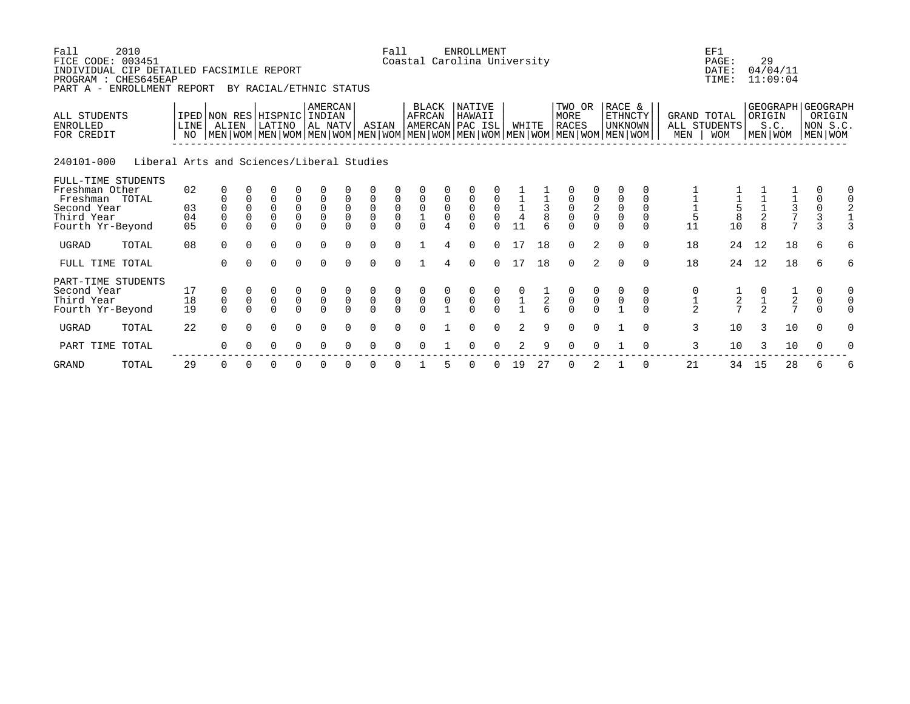Fall 2010 Fall ENROLLMENT EF1
FICE CODE: 003451 Coastal Carolina University
INDIVIDUAL CIP DETAILED FACSIMILE REPORT DATE: 04/04/11
PROGRAM : CHES645EAP TIME: 11:09:04
PART A - ENROLLMENT REPORT BY RACIAL/ETHNIC STATUS

**240101-000 Liberal Arts and Sciences/Liberal Studies**

| ALL STUDENTS ENROLLED FOR CREDIT | | IPED LINE NO | NON RES ALIEN | | HISPNIC LATINO | | AMERCAN INDIAN AL NATV | | ASIAN | | BLACK AFRCAN AMERCAN | | NATIVE HAWAII PAC ISL | | WHITE | | TWO OR MORE RACES | | RACE & ETHNCTY UNKNOWN | | GRAND TOTAL ALL STUDENTS | | GEOGRAPH ORIGIN S.C. | | GEOGRAPH ORIGIN NON S.C. | |
|---|---|---|---|---|---|---|---|---|---|---|---|---|---|---|---|---|---|---|---|---|---|---|---|---|---|---|
| | | | MEN | WOM | MEN | WOM | MEN | WOM | MEN | WOM | MEN | WOM | MEN | WOM | MEN | WOM | MEN | WOM | MEN | WOM | MEN | WOM | MEN | WOM | MEN | WOM |
| FULL-TIME STUDENTS | | | | | | | | | | | | | | | | | | | | | | | | | | |
| Freshman Other | | 02 | 0 | 0 | 0 | 0 | 0 | 0 | 0 | 0 | 0 | 0 | 0 | 0 | 1 | 1 | 0 | 0 | 0 | 0 | 1 | 1 | 1 | 1 | 0 | 0 |
| Freshman TOTAL | | | 0 | 0 | 0 | 0 | 0 | 0 | 0 | 0 | 0 | 0 | 0 | 0 | 1 | 1 | 0 | 0 | 0 | 0 | 1 | 1 | 1 | 1 | 0 | 0 |
| Second Year | | 03 | 0 | 0 | 0 | 0 | 0 | 0 | 0 | 0 | 0 | 0 | 0 | 0 | 1 | 3 | 0 | 2 | 0 | 0 | 1 | 5 | 1 | 3 | 0 | 2 |
| Third Year | | 04 | 0 | 0 | 0 | 0 | 0 | 0 | 0 | 0 | 1 | 0 | 0 | 0 | 4 | 8 | 0 | 0 | 0 | 0 | 5 | 8 | 2 | 7 | 3 | 1 |
| Fourth Yr-Beyond | | 05 | 0 | 0 | 0 | 0 | 0 | 0 | 0 | 0 | 0 | 4 | 0 | 0 | 11 | 6 | 0 | 0 | 0 | 0 | 11 | 10 | 8 | 7 | 3 | 3 |
| UGRAD | TOTAL | 08 | 0 | 0 | 0 | 0 | 0 | 0 | 0 | 0 | 1 | 4 | 0 | 0 | 17 | 18 | 0 | 2 | 0 | 0 | 18 | 24 | 12 | 18 | 6 | 6 |
| FULL TIME TOTAL | | | 0 | 0 | 0 | 0 | 0 | 0 | 0 | 0 | 1 | 4 | 0 | 0 | 17 | 18 | 0 | 2 | 0 | 0 | 18 | 24 | 12 | 18 | 6 | 6 |
| PART-TIME STUDENTS | | | | | | | | | | | | | | | | | | | | | | | | | | |
| Second Year | | 17 | 0 | 0 | 0 | 0 | 0 | 0 | 0 | 0 | 0 | 0 | 0 | 0 | 0 | 1 | 0 | 0 | 0 | 0 | 0 | 1 | 0 | 1 | 0 | 0 |
| Third Year | | 18 | 0 | 0 | 0 | 0 | 0 | 0 | 0 | 0 | 0 | 0 | 0 | 0 | 1 | 2 | 0 | 0 | 0 | 0 | 1 | 2 | 1 | 2 | 0 | 0 |
| Fourth Yr-Beyond | | 19 | 0 | 0 | 0 | 0 | 0 | 0 | 0 | 0 | 0 | 1 | 0 | 0 | 1 | 6 | 0 | 0 | 1 | 0 | 2 | 7 | 2 | 7 | 0 | 0 |
| UGRAD | TOTAL | 22 | 0 | 0 | 0 | 0 | 0 | 0 | 0 | 0 | 0 | 1 | 0 | 0 | 2 | 9 | 0 | 0 | 1 | 0 | 3 | 10 | 3 | 10 | 0 | 0 |
| PART TIME TOTAL | | | 0 | 0 | 0 | 0 | 0 | 0 | 0 | 0 | 0 | 1 | 0 | 0 | 2 | 9 | 0 | 0 | 1 | 0 | 3 | 10 | 3 | 10 | 0 | 0 |
| GRAND | TOTAL | 29 | 0 | 0 | 0 | 0 | 0 | 0 | 0 | 0 | 1 | 5 | 0 | 0 | 19 | 27 | 0 | 2 | 1 | 0 | 21 | 34 | 15 | 28 | 6 | 6 |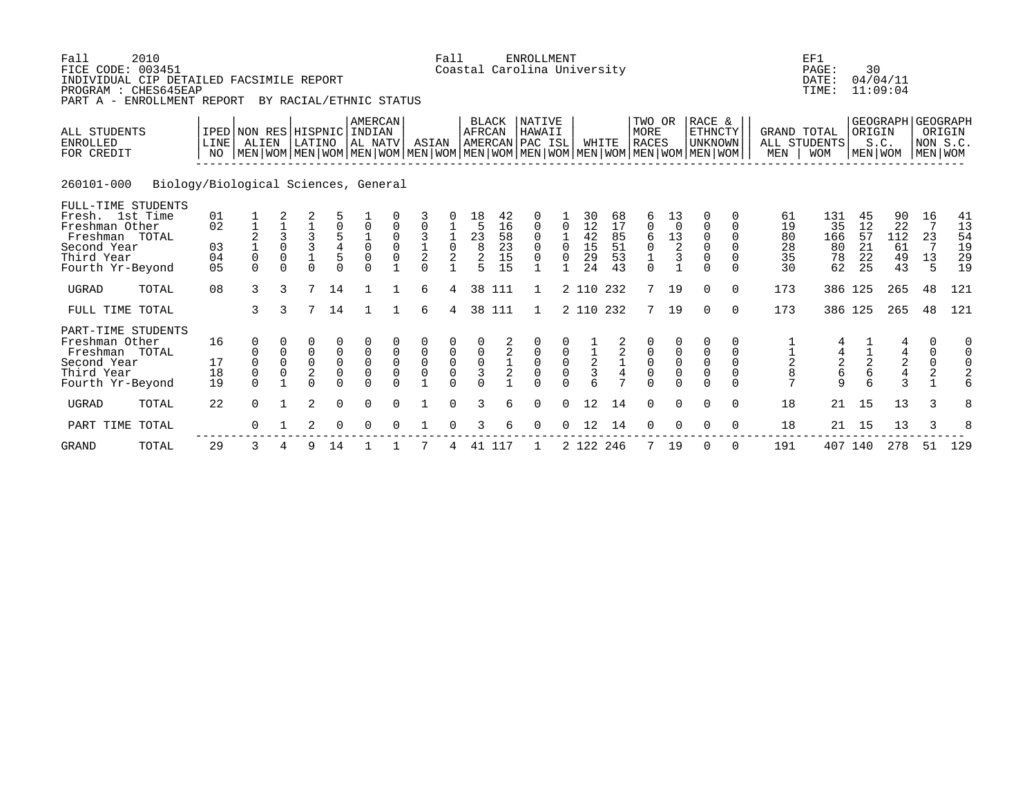Fall 2010 — Fall ENROLLMENT — EF1

FICE CODE: 003451 — Coastal Carolina University — PAGE: 30

INDIVIDUAL CIP DETAILED FACSIMILE REPORT — DATE: 04/04/11

PROGRAM : CHES645EAP — TIME: 11:09:04

PART A - ENROLLMENT REPORT BY RACIAL/ETHNIC STATUS

**260101-000 Biology/Biological Sciences, General**

| ALL STUDENTS ENROLLED FOR CREDIT | IPED LINE NO | NON RES ALIEN | | HISPNIC LATINO | | AMERCAN INDIAN AL NATV | | ASIAN | | BLACK AFRCAN AMERCAN | | NATIVE HAWAII PAC ISL | | WHITE | | TWO OR MORE RACES | | RACE & ETHNCTY UNKNOWN | | GRAND TOTAL ALL STUDENTS | | GEOGRAPH ORIGIN S.C. | | GEOGRAPH ORIGIN NON S.C. | |
|---|---|---|---|---|---|---|---|---|---|---|---|---|---|---|---|---|---|---|---|---|---|---|---|---|---|
| | | MEN | WOM | MEN | WOM | MEN | WOM | MEN | WOM | MEN | WOM | MEN | WOM | MEN | WOM | MEN | WOM | MEN | WOM | MEN | WOM | MEN | WOM | MEN | WOM |
| **FULL-TIME STUDENTS** | | | | | | | | | | | | | | | | | | | | | | | | | |
| Fresh. 1st Time | 01 | 1 | 2 | 2 | 5 | 1 | 0 | 3 | 0 | 18 | 42 | 0 | 1 | 30 | 68 | 6 | 13 | 0 | 0 | 61 | 131 | 45 | 90 | 16 | 41 |
| Freshman Other | 02 | 1 | 1 | 1 | 0 | 0 | 0 | 0 | 1 | 5 | 16 | 0 | 0 | 12 | 17 | 0 | 0 | 0 | 0 | 19 | 35 | 12 | 22 | 7 | 13 |
| Freshman TOTAL | | 2 | 3 | 3 | 5 | 1 | 0 | 3 | 1 | 23 | 58 | 0 | 1 | 42 | 85 | 6 | 13 | 0 | 0 | 80 | 166 | 57 | 112 | 23 | 54 |
| Second Year | 03 | 1 | 0 | 3 | 4 | 0 | 0 | 1 | 0 | 8 | 23 | 0 | 0 | 15 | 51 | 0 | 2 | 0 | 0 | 28 | 80 | 21 | 61 | 7 | 19 |
| Third Year | 04 | 0 | 0 | 1 | 5 | 0 | 0 | 2 | 2 | 2 | 15 | 0 | 0 | 29 | 53 | 1 | 3 | 0 | 0 | 35 | 78 | 22 | 49 | 13 | 29 |
| Fourth Yr-Beyond | 05 | 0 | 0 | 0 | 0 | 0 | 1 | 0 | 1 | 5 | 15 | 1 | 1 | 24 | 43 | 0 | 1 | 0 | 0 | 30 | 62 | 25 | 43 | 5 | 19 |
| UGRAD TOTAL | 08 | 3 | 3 | 7 | 14 | 1 | 1 | 6 | 4 | 38 | 111 | 1 | 2 | 110 | 232 | 7 | 19 | 0 | 0 | 173 | 386 | 125 | 265 | 48 | 121 |
| FULL TIME TOTAL | | 3 | 3 | 7 | 14 | 1 | 1 | 6 | 4 | 38 | 111 | 1 | 2 | 110 | 232 | 7 | 19 | 0 | 0 | 173 | 386 | 125 | 265 | 48 | 121 |
| **PART-TIME STUDENTS** | | | | | | | | | | | | | | | | | | | | | | | | | |
| Freshman Other | 16 | 0 | 0 | 0 | 0 | 0 | 0 | 0 | 0 | 0 | 2 | 0 | 0 | 1 | 2 | 0 | 0 | 0 | 0 | 1 | 4 | 1 | 4 | 0 | 0 |
| Freshman TOTAL | | 0 | 0 | 0 | 0 | 0 | 0 | 0 | 0 | 0 | 2 | 0 | 0 | 1 | 2 | 0 | 0 | 0 | 0 | 1 | 4 | 1 | 4 | 0 | 0 |
| Second Year | 17 | 0 | 0 | 0 | 0 | 0 | 0 | 0 | 0 | 0 | 1 | 0 | 0 | 2 | 1 | 0 | 0 | 0 | 0 | 2 | 2 | 2 | 2 | 0 | 0 |
| Third Year | 18 | 0 | 0 | 2 | 0 | 0 | 0 | 0 | 0 | 3 | 2 | 0 | 0 | 3 | 4 | 0 | 0 | 0 | 0 | 8 | 6 | 6 | 4 | 2 | 2 |
| Fourth Yr-Beyond | 19 | 0 | 1 | 0 | 0 | 0 | 0 | 1 | 0 | 0 | 1 | 0 | 0 | 6 | 7 | 0 | 0 | 0 | 0 | 7 | 9 | 6 | 3 | 1 | 6 |
| UGRAD TOTAL | 22 | 0 | 1 | 2 | 0 | 0 | 0 | 1 | 0 | 3 | 6 | 0 | 0 | 12 | 14 | 0 | 0 | 0 | 0 | 18 | 21 | 15 | 13 | 3 | 8 |
| PART TIME TOTAL | | 0 | 1 | 2 | 0 | 0 | 0 | 1 | 0 | 3 | 6 | 0 | 0 | 12 | 14 | 0 | 0 | 0 | 0 | 18 | 21 | 15 | 13 | 3 | 8 |
| GRAND TOTAL | 29 | 3 | 4 | 9 | 14 | 1 | 1 | 7 | 4 | 41 | 117 | 1 | 2 | 122 | 246 | 7 | 19 | 0 | 0 | 191 | 407 | 140 | 278 | 51 | 129 |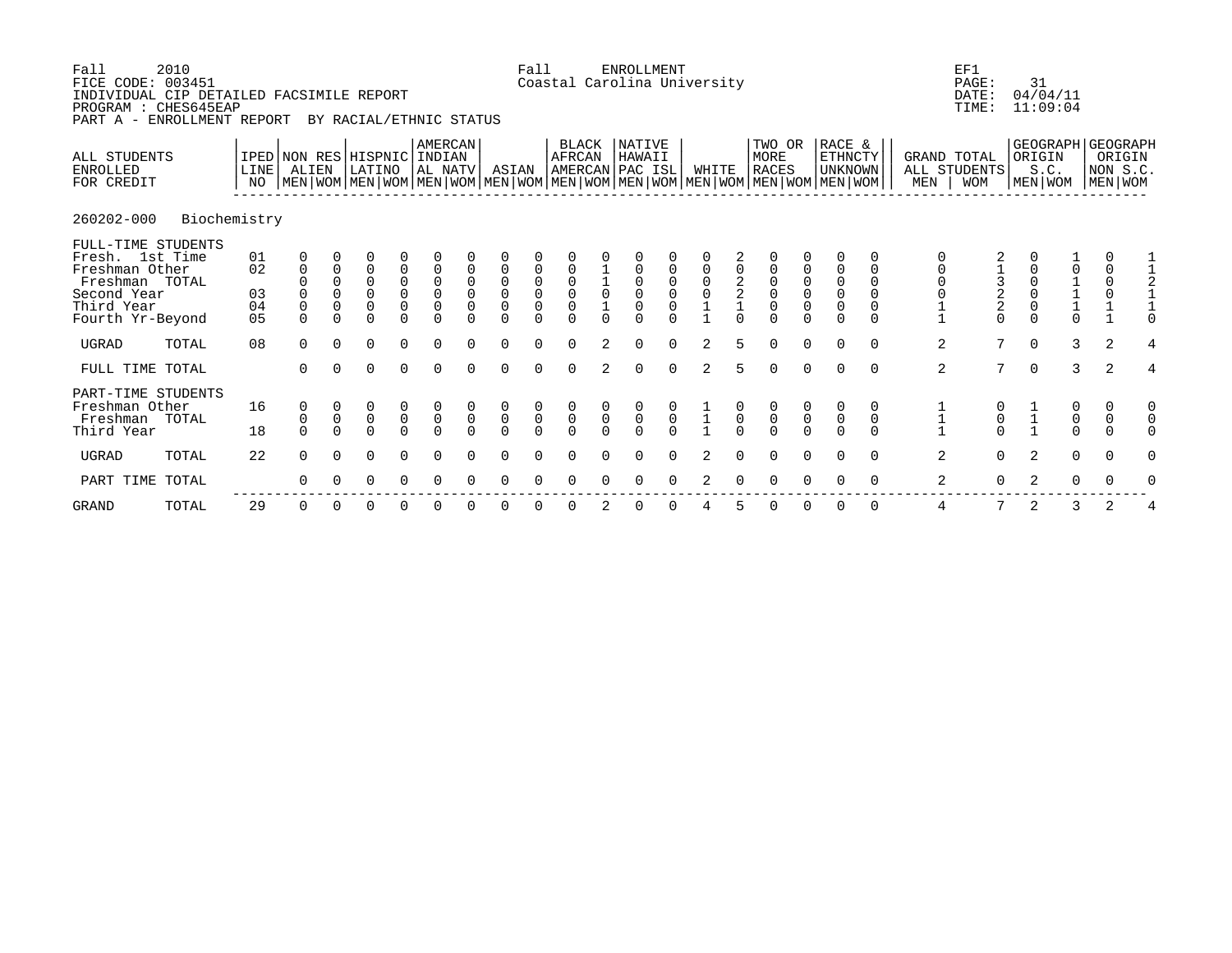Fall 2010 Fall ENROLLMENT EF1
FICE CODE: 003451 Coastal Carolina University PAGE: 31
INDIVIDUAL CIP DETAILED FACSIMILE REPORT DATE: 04/04/11
PROGRAM : CHES645EAP TIME: 11:09:04
PART A - ENROLLMENT REPORT BY RACIAL/ETHNIC STATUS

260202-000 Biochemistry

| ALL STUDENTS ENROLLED FOR CREDIT | IPED LINE NO | NON RES ALIEN | | HISPNIC LATINO | | AMERCAN INDIAN AL NATV | | ASIAN | | BLACK AFRCAN AMERCAN | | NATIVE HAWAII PAC ISL | | WHITE | | TWO OR MORE RACES | | RACE & ETHNCTY UNKNOWN | | GRAND TOTAL ALL STUDENTS | | GEOGRAPH ORIGIN S.C. | | GEOGRAPH ORIGIN NON S.C. | |
|---|---|---|---|---|---|---|---|---|---|---|---|---|---|---|---|---|---|---|---|---|---|---|---|---|---|
| | | MEN | WOM | MEN | WOM | MEN | WOM | MEN | WOM | MEN | WOM | MEN | WOM | MEN | WOM | MEN | WOM | MEN | WOM | MEN | WOM | MEN | WOM | MEN | WOM |
| FULL-TIME STUDENTS | | | | | | | | | | | | | | | | | | | | | | | | | |
| Fresh. 1st Time | 01 | 0 | 0 | 0 | 0 | 0 | 0 | 0 | 0 | 0 | 0 | 0 | 0 | 0 | 2 | 0 | 0 | 0 | 0 | 0 | 2 | 0 | 1 | 0 | 1 |
| Freshman Other | 02 | 0 | 0 | 0 | 0 | 0 | 0 | 0 | 0 | 0 | 1 | 0 | 0 | 0 | 0 | 0 | 0 | 0 | 0 | 0 | 1 | 0 | 0 | 0 | 1 |
| Freshman TOTAL | | 0 | 0 | 0 | 0 | 0 | 0 | 0 | 0 | 0 | 1 | 0 | 0 | 0 | 2 | 0 | 0 | 0 | 0 | 0 | 3 | 0 | 1 | 0 | 2 |
| Second Year | 03 | 0 | 0 | 0 | 0 | 0 | 0 | 0 | 0 | 0 | 0 | 0 | 0 | 0 | 2 | 0 | 0 | 0 | 0 | 0 | 2 | 0 | 1 | 0 | 1 |
| Third Year | 04 | 0 | 0 | 0 | 0 | 0 | 0 | 0 | 0 | 0 | 1 | 0 | 0 | 1 | 1 | 0 | 0 | 0 | 0 | 1 | 2 | 0 | 1 | 1 | 1 |
| Fourth Yr-Beyond | 05 | 0 | 0 | 0 | 0 | 0 | 0 | 0 | 0 | 0 | 0 | 0 | 0 | 1 | 0 | 0 | 0 | 0 | 0 | 1 | 0 | 0 | 0 | 1 | 0 |
| UGRAD TOTAL | 08 | 0 | 0 | 0 | 0 | 0 | 0 | 0 | 0 | 0 | 2 | 0 | 0 | 2 | 5 | 0 | 0 | 0 | 0 | 2 | 7 | 0 | 3 | 2 | 4 |
| FULL TIME TOTAL | | 0 | 0 | 0 | 0 | 0 | 0 | 0 | 0 | 0 | 2 | 0 | 0 | 2 | 5 | 0 | 0 | 0 | 0 | 2 | 7 | 0 | 3 | 2 | 4 |
| PART-TIME STUDENTS | | | | | | | | | | | | | | | | | | | | | | | | | |
| Freshman Other | 16 | 0 | 0 | 0 | 0 | 0 | 0 | 0 | 0 | 0 | 0 | 0 | 0 | 1 | 0 | 0 | 0 | 0 | 0 | 1 | 0 | 1 | 0 | 0 | 0 |
| Freshman TOTAL | | 0 | 0 | 0 | 0 | 0 | 0 | 0 | 0 | 0 | 0 | 0 | 0 | 1 | 0 | 0 | 0 | 0 | 0 | 1 | 0 | 1 | 0 | 0 | 0 |
| Third Year | 18 | 0 | 0 | 0 | 0 | 0 | 0 | 0 | 0 | 0 | 0 | 0 | 0 | 1 | 0 | 0 | 0 | 0 | 0 | 1 | 0 | 1 | 0 | 0 | 0 |
| UGRAD TOTAL | 22 | 0 | 0 | 0 | 0 | 0 | 0 | 0 | 0 | 0 | 0 | 0 | 0 | 2 | 0 | 0 | 0 | 0 | 0 | 2 | 0 | 2 | 0 | 0 | 0 |
| PART TIME TOTAL | | 0 | 0 | 0 | 0 | 0 | 0 | 0 | 0 | 0 | 0 | 0 | 0 | 2 | 0 | 0 | 0 | 0 | 0 | 2 | 0 | 2 | 0 | 0 | 0 |
| GRAND TOTAL | 29 | 0 | 0 | 0 | 0 | 0 | 0 | 0 | 0 | 0 | 2 | 0 | 0 | 4 | 5 | 0 | 0 | 0 | 0 | 4 | 7 | 2 | 3 | 2 | 4 |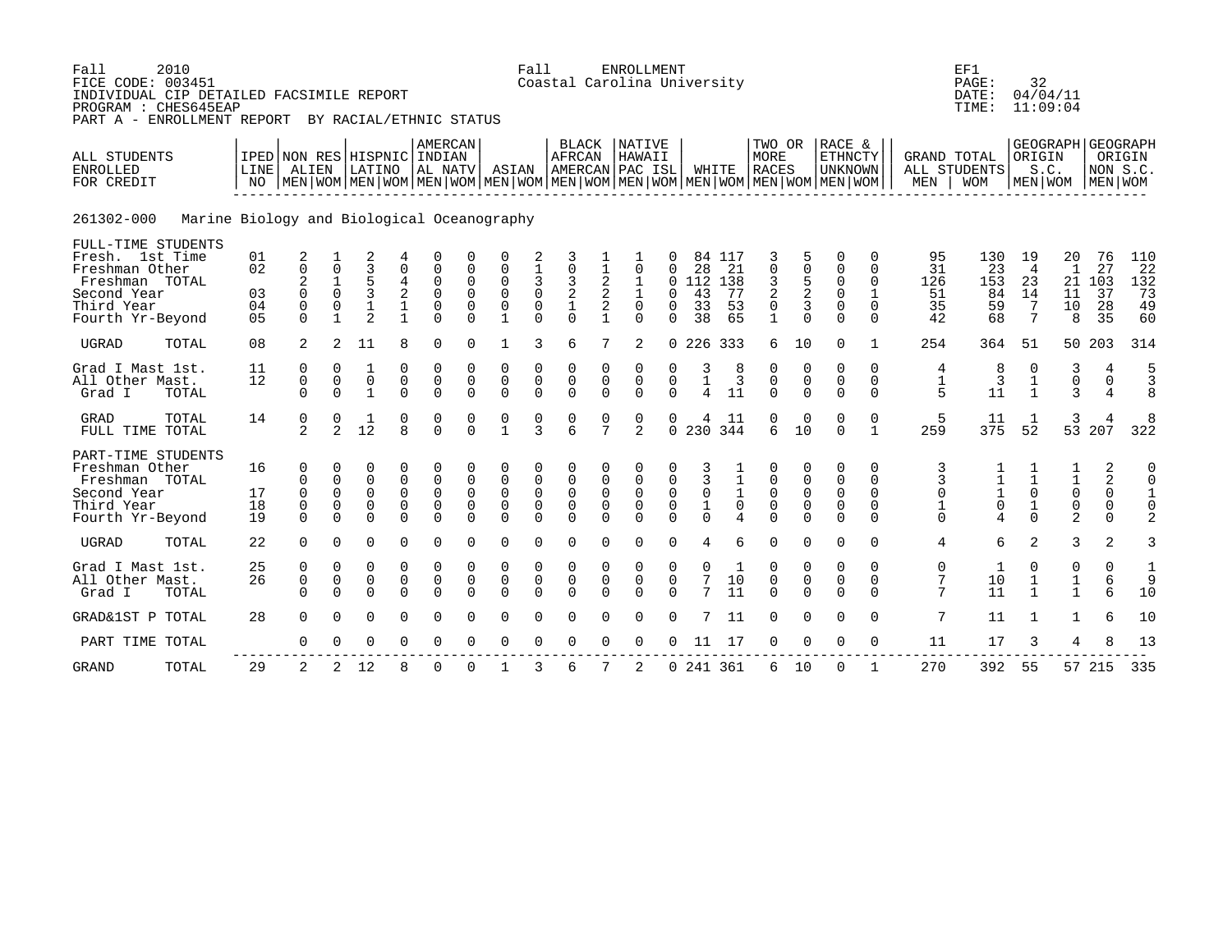Fall 2010 Fall ENROLLMENT EF1
FICE CODE: 003451 Coastal Carolina University PAGE: 32
INDIVIDUAL CIP DETAILED FACSIMILE REPORT DATE: 04/04/11
PROGRAM : CHES645EAP TIME: 11:09:04
PART A - ENROLLMENT REPORT BY RACIAL/ETHNIC STATUS

**261302-000 Marine Biology and Biological Oceanography**

| ALL STUDENTS ENROLLED FOR CREDIT | IPED LINE NO | NON RES ALIEN | | HISPNIC LATINO | | AMERCAN INDIAN AL NATV | | ASIAN | | BLACK AFRCAN AMERCAN | | NATIVE HAWAII PAC ISL | | WHITE | | TWO OR MORE RACES | | RACE & ETHNCTY UNKNOWN | | GRAND TOTAL ALL STUDENTS | | GEOGRAPH ORIGIN S.C. | | GEOGRAPH ORIGIN NON S.C. | |
|---|---|---|---|---|---|---|---|---|---|---|---|---|---|---|---|---|---|---|---|---|---|---|---|---|---|
| | | MEN | WOM | MEN | WOM | MEN | WOM | MEN | WOM | MEN | WOM | MEN | WOM | MEN | WOM | MEN | WOM | MEN | WOM | MEN | WOM | MEN | WOM | MEN | WOM |
| FULL-TIME STUDENTS | | | | | | | | | | | | | | | | | | | | | | | | | |
| Fresh. 1st Time | 01 | 2 | 1 | 2 | 4 | 0 | 0 | 0 | 2 | 3 | 1 | 1 | 0 | 84 | 117 | 3 | 5 | 0 | 0 | 95 | 130 | 19 | 20 | 76 | 110 |
| Freshman Other | 02 | 0 | 0 | 3 | 0 | 0 | 0 | 0 | 1 | 0 | 1 | 0 | 0 | 28 | 21 | 0 | 0 | 0 | 0 | 31 | 23 | 4 | 1 | 27 | 22 |
| Freshman TOTAL | | 2 | 1 | 5 | 4 | 0 | 0 | 0 | 3 | 3 | 2 | 1 | 0 | 112 | 138 | 3 | 5 | 0 | 0 | 126 | 153 | 23 | 21 | 103 | 132 |
| Second Year | 03 | 0 | 0 | 3 | 2 | 0 | 0 | 0 | 0 | 2 | 2 | 1 | 0 | 43 | 77 | 2 | 2 | 0 | 1 | 51 | 84 | 14 | 11 | 37 | 73 |
| Third Year | 04 | 0 | 0 | 1 | 1 | 0 | 0 | 0 | 0 | 1 | 2 | 0 | 0 | 33 | 53 | 0 | 3 | 0 | 0 | 35 | 59 | 7 | 10 | 28 | 49 |
| Fourth Yr-Beyond | 05 | 0 | 1 | 2 | 1 | 0 | 0 | 1 | 0 | 0 | 1 | 0 | 0 | 38 | 65 | 1 | 0 | 0 | 0 | 42 | 68 | 7 | 8 | 35 | 60 |
| UGRAD TOTAL | 08 | 2 | 2 | 11 | 8 | 0 | 0 | 1 | 3 | 6 | 7 | 2 | 0 | 226 | 333 | 6 | 10 | 0 | 1 | 254 | 364 | 51 | 50 | 203 | 314 |
| Grad I Mast 1st. | 11 | 0 | 0 | 1 | 0 | 0 | 0 | 0 | 0 | 0 | 0 | 0 | 0 | 3 | 8 | 0 | 0 | 0 | 0 | 4 | 8 | 0 | 3 | 4 | 5 |
| All Other Mast. | 12 | 0 | 0 | 0 | 0 | 0 | 0 | 0 | 0 | 0 | 0 | 0 | 0 | 1 | 3 | 0 | 0 | 0 | 0 | 1 | 3 | 1 | 0 | 0 | 3 |
| Grad I TOTAL | | 0 | 0 | 1 | 0 | 0 | 0 | 0 | 0 | 0 | 0 | 0 | 0 | 4 | 11 | 0 | 0 | 0 | 0 | 5 | 11 | 1 | 3 | 4 | 8 |
| GRAD TOTAL | 14 | 0 | 0 | 1 | 0 | 0 | 0 | 0 | 0 | 0 | 0 | 0 | 0 | 4 | 11 | 0 | 0 | 0 | 0 | 5 | 11 | 1 | 3 | 4 | 8 |
| FULL TIME TOTAL | | 2 | 2 | 12 | 8 | 0 | 0 | 1 | 3 | 6 | 7 | 2 | 0 | 230 | 344 | 6 | 10 | 0 | 1 | 259 | 375 | 52 | 53 | 207 | 322 |
| PART-TIME STUDENTS | | | | | | | | | | | | | | | | | | | | | | | | | |
| Freshman Other | 16 | 0 | 0 | 0 | 0 | 0 | 0 | 0 | 0 | 0 | 0 | 0 | 0 | 3 | 1 | 0 | 0 | 0 | 0 | 3 | 1 | 1 | 1 | 2 | 0 |
| Freshman TOTAL | | 0 | 0 | 0 | 0 | 0 | 0 | 0 | 0 | 0 | 0 | 0 | 0 | 3 | 1 | 0 | 0 | 0 | 0 | 3 | 1 | 1 | 1 | 2 | 0 |
| Second Year | 17 | 0 | 0 | 0 | 0 | 0 | 0 | 0 | 0 | 0 | 0 | 0 | 0 | 0 | 1 | 0 | 0 | 0 | 0 | 0 | 1 | 0 | 0 | 0 | 1 |
| Third Year | 18 | 0 | 0 | 0 | 0 | 0 | 0 | 0 | 0 | 0 | 0 | 0 | 0 | 1 | 0 | 0 | 0 | 0 | 0 | 1 | 0 | 1 | 0 | 0 | 0 |
| Fourth Yr-Beyond | 19 | 0 | 0 | 0 | 0 | 0 | 0 | 0 | 0 | 0 | 0 | 0 | 0 | 0 | 4 | 0 | 0 | 0 | 0 | 0 | 4 | 0 | 2 | 0 | 2 |
| UGRAD TOTAL | 22 | 0 | 0 | 0 | 0 | 0 | 0 | 0 | 0 | 0 | 0 | 0 | 0 | 4 | 6 | 0 | 0 | 0 | 0 | 4 | 6 | 2 | 3 | 2 | 3 |
| Grad I Mast 1st. | 25 | 0 | 0 | 0 | 0 | 0 | 0 | 0 | 0 | 0 | 0 | 0 | 0 | 0 | 1 | 0 | 0 | 0 | 0 | 0 | 1 | 0 | 0 | 0 | 1 |
| All Other Mast. | 26 | 0 | 0 | 0 | 0 | 0 | 0 | 0 | 0 | 0 | 0 | 0 | 0 | 7 | 10 | 0 | 0 | 0 | 0 | 7 | 10 | 1 | 1 | 6 | 9 |
| Grad I TOTAL | | 0 | 0 | 0 | 0 | 0 | 0 | 0 | 0 | 0 | 0 | 0 | 0 | 7 | 11 | 0 | 0 | 0 | 0 | 7 | 11 | 1 | 1 | 6 | 10 |
| GRAD&1ST P TOTAL | 28 | 0 | 0 | 0 | 0 | 0 | 0 | 0 | 0 | 0 | 0 | 0 | 0 | 7 | 11 | 0 | 0 | 0 | 0 | 7 | 11 | 1 | 1 | 6 | 10 |
| PART TIME TOTAL | | 0 | 0 | 0 | 0 | 0 | 0 | 0 | 0 | 0 | 0 | 0 | 0 | 11 | 17 | 0 | 0 | 0 | 0 | 11 | 17 | 3 | 4 | 8 | 13 |
| GRAND TOTAL | 29 | 2 | 2 | 12 | 8 | 0 | 0 | 1 | 3 | 6 | 7 | 2 | 0 | 241 | 361 | 6 | 10 | 0 | 1 | 270 | 392 | 55 | 57 | 215 | 335 |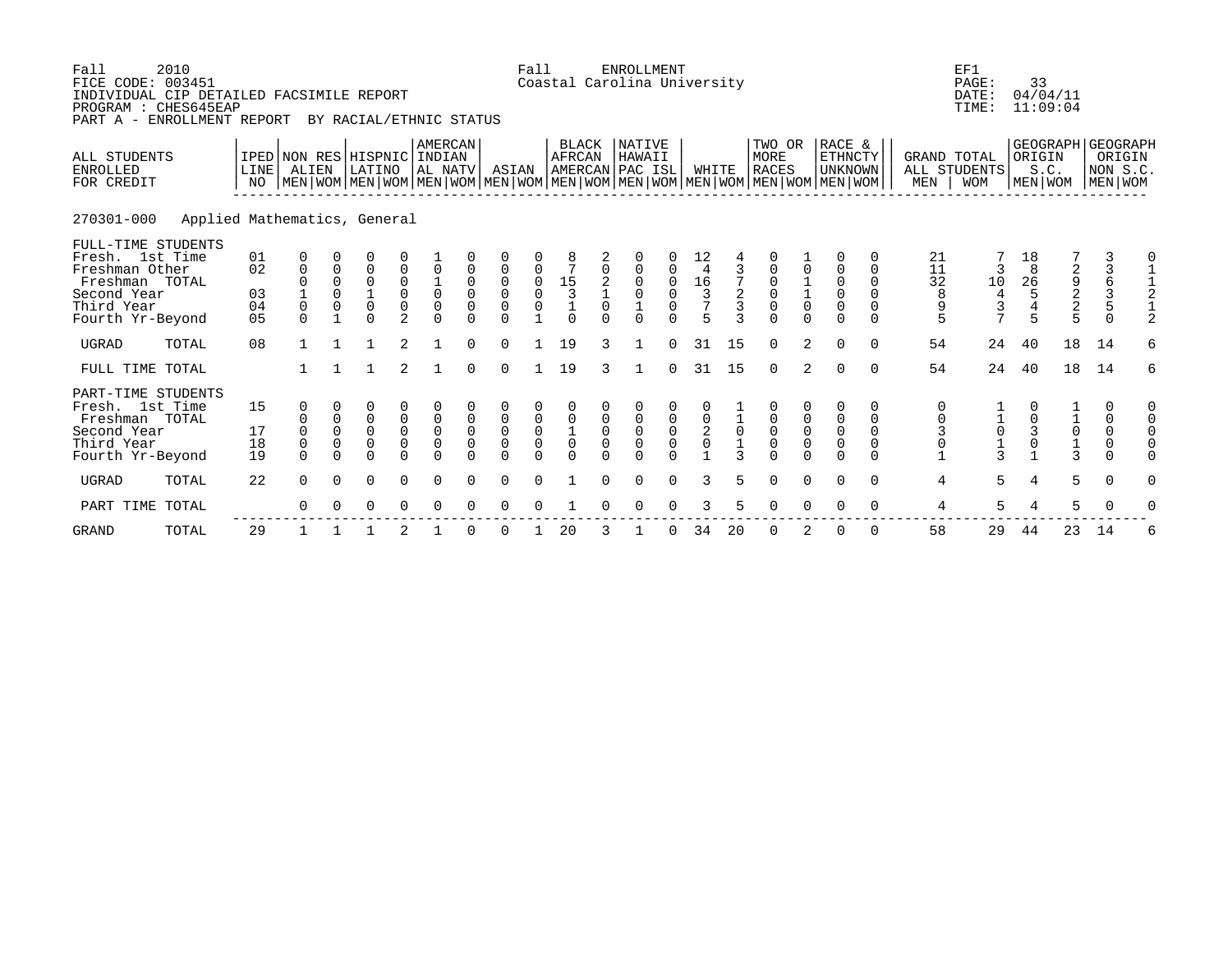Fall 2010
FICE CODE: 003451
INDIVIDUAL CIP DETAILED FACSIMILE REPORT
PROGRAM : CHES645EAP
PART A - ENROLLMENT REPORT BY RACIAL/ETHNIC STATUS

Fall ENROLLMENT
Coastal Carolina University

EF1
PAGE: 33
DATE: 04/04/11
TIME: 11:09:04

270301-000 Applied Mathematics, General

| ALL STUDENTS ENROLLED FOR CREDIT | IPED LINE NO | NON RES ALIEN | | HISPNIC LATINO | | AMERCAN INDIAN AL NATV | | ASIAN | | BLACK AFRCAN AMERCAN | | NATIVE HAWAII PAC ISL | | WHITE | | TWO OR MORE RACES | | RACE & ETHNCTY UNKNOWN | | GRAND TOTAL ALL STUDENTS | | GEOGRAPH ORIGIN S.C. | | GEOGRAPH ORIGIN NON S.C. | |
|---|---|---|---|---|---|---|---|---|---|---|---|---|---|---|---|---|---|---|---|---|---|---|---|---|---|
| | | MEN | WOM | MEN | WOM | MEN | WOM | MEN | WOM | MEN | WOM | MEN | WOM | MEN | WOM | MEN | WOM | MEN | WOM | MEN | WOM | MEN | WOM | MEN | WOM |
| FULL-TIME STUDENTS | | | | | | | | | | | | | | | | | | | | | | | | | |
| Fresh. 1st Time | 01 | 0 | 0 | 0 | 0 | 1 | 0 | 0 | 0 | 8 | 2 | 0 | 0 | 12 | 4 | 0 | 1 | 0 | 0 | 21 | 7 | 18 | 7 | 3 | 0 |
| Freshman Other | 02 | 0 | 0 | 0 | 0 | 0 | 0 | 0 | 0 | 7 | 0 | 0 | 0 | 4 | 3 | 0 | 0 | 0 | 0 | 11 | 3 | 8 | 2 | 3 | 1 |
| Freshman TOTAL | | 0 | 0 | 0 | 0 | 1 | 0 | 0 | 0 | 15 | 2 | 0 | 0 | 16 | 7 | 0 | 1 | 0 | 0 | 32 | 10 | 26 | 9 | 6 | 1 |
| Second Year | 03 | 1 | 0 | 1 | 0 | 0 | 0 | 0 | 0 | 3 | 1 | 0 | 0 | 3 | 2 | 0 | 1 | 0 | 0 | 8 | 4 | 5 | 2 | 3 | 2 |
| Third Year | 04 | 0 | 0 | 0 | 0 | 0 | 0 | 0 | 0 | 1 | 0 | 1 | 0 | 7 | 3 | 0 | 0 | 0 | 0 | 9 | 3 | 4 | 2 | 5 | 1 |
| Fourth Yr-Beyond | 05 | 0 | 1 | 0 | 2 | 0 | 0 | 0 | 1 | 0 | 0 | 0 | 0 | 5 | 3 | 0 | 0 | 0 | 0 | 5 | 7 | 5 | 5 | 0 | 2 |
| UGRAD TOTAL | 08 | 1 | 1 | 1 | 2 | 1 | 0 | 0 | 1 | 19 | 3 | 1 | 0 | 31 | 15 | 0 | 2 | 0 | 0 | 54 | 24 | 40 | 18 | 14 | 6 |
| FULL TIME TOTAL | | 1 | 1 | 1 | 2 | 1 | 0 | 0 | 1 | 19 | 3 | 1 | 0 | 31 | 15 | 0 | 2 | 0 | 0 | 54 | 24 | 40 | 18 | 14 | 6 |
| PART-TIME STUDENTS | | | | | | | | | | | | | | | | | | | | | | | | | |
| Fresh. 1st Time | 15 | 0 | 0 | 0 | 0 | 0 | 0 | 0 | 0 | 0 | 0 | 0 | 0 | 0 | 1 | 0 | 0 | 0 | 0 | 0 | 1 | 0 | 1 | 0 | 0 |
| Freshman TOTAL | | 0 | 0 | 0 | 0 | 0 | 0 | 0 | 0 | 0 | 0 | 0 | 0 | 0 | 1 | 0 | 0 | 0 | 0 | 0 | 1 | 0 | 1 | 0 | 0 |
| Second Year | 17 | 0 | 0 | 0 | 0 | 0 | 0 | 0 | 0 | 1 | 0 | 0 | 0 | 2 | 0 | 0 | 0 | 0 | 0 | 3 | 0 | 3 | 0 | 0 | 0 |
| Third Year | 18 | 0 | 0 | 0 | 0 | 0 | 0 | 0 | 0 | 0 | 0 | 0 | 0 | 0 | 1 | 0 | 0 | 0 | 0 | 0 | 1 | 0 | 1 | 0 | 0 |
| Fourth Yr-Beyond | 19 | 0 | 0 | 0 | 0 | 0 | 0 | 0 | 0 | 0 | 0 | 0 | 0 | 1 | 3 | 0 | 0 | 0 | 0 | 1 | 3 | 1 | 3 | 0 | 0 |
| UGRAD TOTAL | 22 | 0 | 0 | 0 | 0 | 0 | 0 | 0 | 0 | 1 | 0 | 0 | 0 | 3 | 5 | 0 | 0 | 0 | 0 | 4 | 5 | 4 | 5 | 0 | 0 |
| PART TIME TOTAL | | 0 | 0 | 0 | 0 | 0 | 0 | 0 | 0 | 1 | 0 | 0 | 0 | 3 | 5 | 0 | 0 | 0 | 0 | 4 | 5 | 4 | 5 | 0 | 0 |
| GRAND TOTAL | 29 | 1 | 1 | 1 | 2 | 1 | 0 | 0 | 1 | 20 | 3 | 1 | 0 | 34 | 20 | 0 | 2 | 0 | 0 | 58 | 29 | 44 | 23 | 14 | 6 |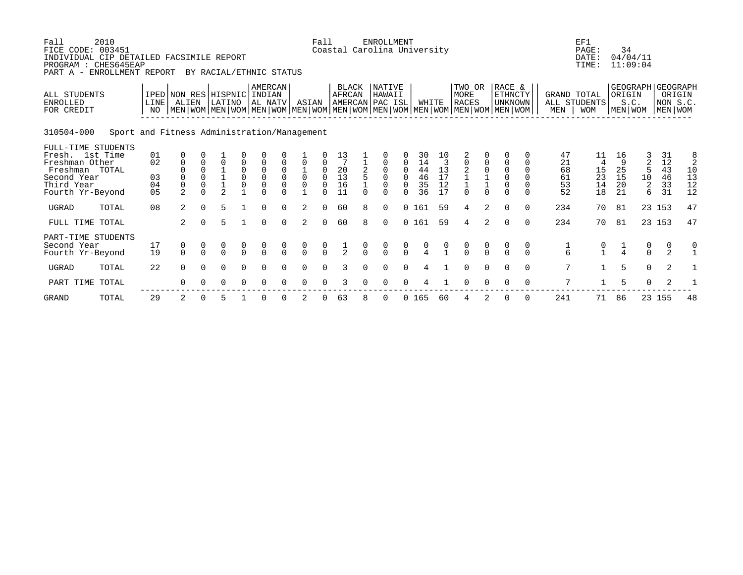Fall 2010 Fall ENROLLMENT EF1
FICE CODE: 003451 Coastal Carolina University
INDIVIDUAL CIP DETAILED FACSIMILE REPORT
PROGRAM : CHES645EAP
PART A - ENROLLMENT REPORT BY RACIAL/ETHNIC STATUS

PAGE: 34
DATE: 04/04/11
TIME: 11:09:04

**310504-000 Sport and Fitness Administration/Management**

| ALL STUDENTS ENROLLED FOR CREDIT | IPED LINE NO | NON RES ALIEN | | HISPNIC LATINO | | AMERCAN INDIAN AL NATV | | ASIAN | | BLACK AFRCAN AMERCAN | | NATIVE HAWAII PAC ISL | | WHITE | | TWO OR MORE RACES | | RACE & ETHNCTY UNKNOWN | | GRAND TOTAL ALL STUDENTS | | GEOGRAPH ORIGIN S.C. | | GEOGRAPH ORIGIN NON S.C. | |
|---|---|---|---|---|---|---|---|---|---|---|---|---|---|---|---|---|---|---|---|---|---|---|---|---|---|
| | | MEN | WOM | MEN | WOM | MEN | WOM | MEN | WOM | MEN | WOM | MEN | WOM | MEN | WOM | MEN | WOM | MEN | WOM | MEN | WOM | MEN | WOM | MEN | WOM |
| FULL-TIME STUDENTS | | | | | | | | | | | | | | | | | | | | | | | | | |
| Fresh. 1st Time | 01 | 0 | 0 | 1 | 0 | 0 | 0 | 1 | 0 | 13 | 1 | 0 | 0 | 30 | 10 | 2 | 0 | 0 | 0 | 47 | 11 | 16 | 3 | 31 | 8 |
| Freshman Other | 02 | 0 | 0 | 0 | 0 | 0 | 0 | 0 | 0 | 7 | 1 | 0 | 0 | 14 | 3 | 0 | 0 | 0 | 0 | 21 | 4 | 9 | 2 | 12 | 2 |
| Freshman TOTAL | | 0 | 0 | 1 | 0 | 0 | 0 | 1 | 0 | 20 | 2 | 0 | 0 | 44 | 13 | 2 | 0 | 0 | 0 | 68 | 15 | 25 | 5 | 43 | 10 |
| Second Year | 03 | 0 | 0 | 1 | 0 | 0 | 0 | 0 | 0 | 13 | 5 | 0 | 0 | 46 | 17 | 1 | 1 | 0 | 0 | 61 | 23 | 15 | 10 | 46 | 13 |
| Third Year | 04 | 0 | 0 | 1 | 0 | 0 | 0 | 0 | 0 | 16 | 1 | 0 | 0 | 35 | 12 | 1 | 1 | 0 | 0 | 53 | 14 | 20 | 2 | 33 | 12 |
| Fourth Yr-Beyond | 05 | 2 | 0 | 2 | 1 | 0 | 0 | 1 | 0 | 11 | 0 | 0 | 0 | 36 | 17 | 0 | 0 | 0 | 0 | 52 | 18 | 21 | 6 | 31 | 12 |
| UGRAD TOTAL | 08 | 2 | 0 | 5 | 1 | 0 | 0 | 2 | 0 | 60 | 8 | 0 | 0 | 161 | 59 | 4 | 2 | 0 | 0 | 234 | 70 | 81 | 23 | 153 | 47 |
| FULL TIME TOTAL | | 2 | 0 | 5 | 1 | 0 | 0 | 2 | 0 | 60 | 8 | 0 | 0 | 161 | 59 | 4 | 2 | 0 | 0 | 234 | 70 | 81 | 23 | 153 | 47 |
| PART-TIME STUDENTS | | | | | | | | | | | | | | | | | | | | | | | | | |
| Second Year | 17 | 0 | 0 | 0 | 0 | 0 | 0 | 0 | 0 | 1 | 0 | 0 | 0 | 0 | 0 | 0 | 0 | 0 | 0 | 1 | 0 | 1 | 0 | 0 | 0 |
| Fourth Yr-Beyond | 19 | 0 | 0 | 0 | 0 | 0 | 0 | 0 | 0 | 2 | 0 | 0 | 0 | 4 | 1 | 0 | 0 | 0 | 0 | 6 | 1 | 4 | 0 | 2 | 1 |
| UGRAD TOTAL | 22 | 0 | 0 | 0 | 0 | 0 | 0 | 0 | 0 | 3 | 0 | 0 | 0 | 4 | 1 | 0 | 0 | 0 | 0 | 7 | 1 | 5 | 0 | 2 | 1 |
| PART TIME TOTAL | | 0 | 0 | 0 | 0 | 0 | 0 | 0 | 0 | 3 | 0 | 0 | 0 | 4 | 1 | 0 | 0 | 0 | 0 | 7 | 1 | 5 | 0 | 2 | 1 |
| GRAND TOTAL | 29 | 2 | 0 | 5 | 1 | 0 | 0 | 2 | 0 | 63 | 8 | 0 | 0 | 165 | 60 | 4 | 2 | 0 | 0 | 241 | 71 | 86 | 23 | 155 | 48 |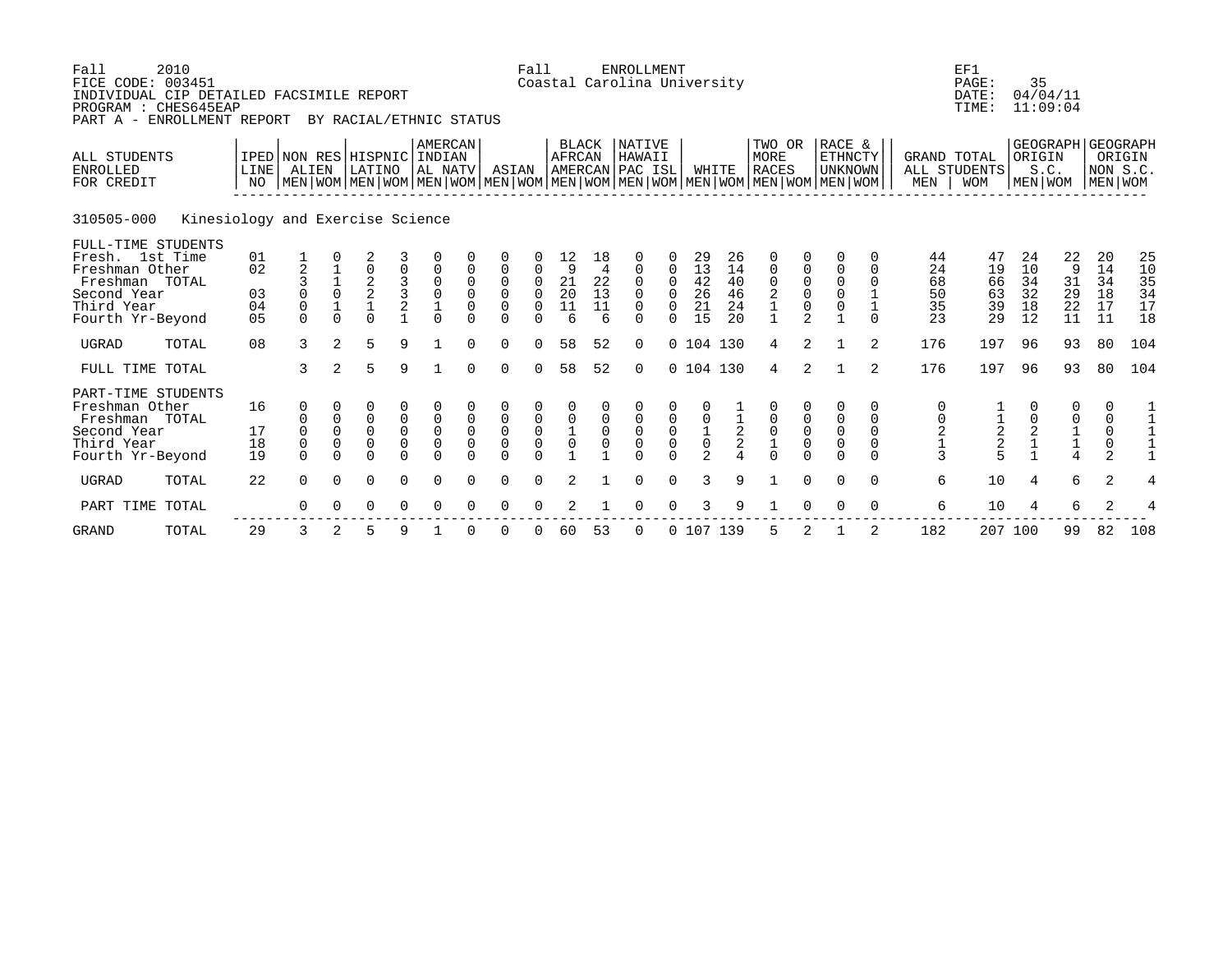Fall 2010 Fall ENROLLMENT EF1
FICE CODE: 003451 Coastal Carolina University PAGE: 35
INDIVIDUAL CIP DETAILED FACSIMILE REPORT DATE: 04/04/11
PROGRAM : CHES645EAP TIME: 11:09:04
PART A - ENROLLMENT REPORT BY RACIAL/ETHNIC STATUS

**310505-000 Kinesiology and Exercise Science**

| ALL STUDENTS ENROLLED FOR CREDIT | IPED LINE NO | NON RES ALIEN MEN | NON RES ALIEN WOM | HISPNIC LATINO MEN | HISPNIC LATINO WOM | AMERCAN INDIAN AL NATV MEN | AMERCAN INDIAN AL NATV WOM | ASIAN MEN | ASIAN WOM | BLACK AFRCAN AMERCAN MEN | BLACK AFRCAN AMERCAN WOM | NATIVE HAWAII PAC ISL MEN | NATIVE HAWAII PAC ISL WOM | WHITE MEN | WHITE WOM | TWO OR MORE RACES MEN | TWO OR MORE RACES WOM | RACE & ETHNCTY UNKNOWN MEN | RACE & ETHNCTY UNKNOWN WOM | GRAND TOTAL ALL STUDENTS MEN | GRAND TOTAL ALL STUDENTS WOM | GEOGRAPH ORIGIN S.C. MEN | GEOGRAPH ORIGIN S.C. WOM | GEOGRAPH ORIGIN NON S.C. MEN | GEOGRAPH ORIGIN NON S.C. WOM |
|---|---|---|---|---|---|---|---|---|---|---|---|---|---|---|---|---|---|---|---|---|---|---|---|---|---|
| FULL-TIME STUDENTS | | | | | | | | | | | | | | | | | | | | | | | | | |
| Fresh. 1st Time | 01 | 1 | 0 | 2 | 3 | 0 | 0 | 0 | 0 | 12 | 18 | 0 | 0 | 29 | 26 | 0 | 0 | 0 | 0 | 44 | 47 | 24 | 22 | 20 | 25 |
| Freshman Other | 02 | 2 | 1 | 0 | 0 | 0 | 0 | 0 | 0 | 9 | 4 | 0 | 0 | 13 | 14 | 0 | 0 | 0 | 0 | 24 | 19 | 10 | 9 | 14 | 10 |
| Freshman TOTAL | | 3 | 1 | 2 | 3 | 0 | 0 | 0 | 0 | 21 | 22 | 0 | 0 | 42 | 40 | 0 | 0 | 0 | 0 | 68 | 66 | 34 | 31 | 34 | 35 |
| Second Year | 03 | 0 | 0 | 2 | 3 | 0 | 0 | 0 | 0 | 20 | 13 | 0 | 0 | 26 | 46 | 2 | 0 | 0 | 1 | 50 | 63 | 32 | 29 | 18 | 34 |
| Third Year | 04 | 0 | 1 | 1 | 2 | 1 | 0 | 0 | 0 | 11 | 11 | 0 | 0 | 21 | 24 | 1 | 0 | 0 | 1 | 35 | 39 | 18 | 22 | 17 | 17 |
| Fourth Yr-Beyond | 05 | 0 | 0 | 0 | 1 | 0 | 0 | 0 | 0 | 6 | 6 | 0 | 0 | 15 | 20 | 1 | 2 | 1 | 0 | 23 | 29 | 12 | 11 | 11 | 18 |
| UGRAD TOTAL | 08 | 3 | 2 | 5 | 9 | 1 | 0 | 0 | 0 | 58 | 52 | 0 | 0 | 104 | 130 | 4 | 2 | 1 | 2 | 176 | 197 | 96 | 93 | 80 | 104 |
| FULL TIME TOTAL | | 3 | 2 | 5 | 9 | 1 | 0 | 0 | 0 | 58 | 52 | 0 | 0 | 104 | 130 | 4 | 2 | 1 | 2 | 176 | 197 | 96 | 93 | 80 | 104 |
| PART-TIME STUDENTS | | | | | | | | | | | | | | | | | | | | | | | | | |
| Freshman Other | 16 | 0 | 0 | 0 | 0 | 0 | 0 | 0 | 0 | 0 | 0 | 0 | 0 | 0 | 1 | 0 | 0 | 0 | 0 | 0 | 1 | 0 | 0 | 0 | 1 |
| Freshman TOTAL | | 0 | 0 | 0 | 0 | 0 | 0 | 0 | 0 | 0 | 0 | 0 | 0 | 0 | 1 | 0 | 0 | 0 | 0 | 0 | 1 | 0 | 0 | 0 | 1 |
| Second Year | 17 | 0 | 0 | 0 | 0 | 0 | 0 | 0 | 0 | 1 | 0 | 0 | 0 | 1 | 2 | 0 | 0 | 0 | 0 | 2 | 2 | 2 | 1 | 0 | 1 |
| Third Year | 18 | 0 | 0 | 0 | 0 | 0 | 0 | 0 | 0 | 0 | 0 | 0 | 0 | 0 | 2 | 1 | 0 | 0 | 0 | 1 | 2 | 1 | 1 | 0 | 1 |
| Fourth Yr-Beyond | 19 | 0 | 0 | 0 | 0 | 0 | 0 | 0 | 0 | 1 | 1 | 0 | 0 | 2 | 4 | 0 | 0 | 0 | 0 | 3 | 5 | 1 | 4 | 2 | 1 |
| UGRAD TOTAL | 22 | 0 | 0 | 0 | 0 | 0 | 0 | 0 | 0 | 2 | 1 | 0 | 0 | 3 | 9 | 1 | 0 | 0 | 0 | 6 | 10 | 4 | 6 | 2 | 4 |
| PART TIME TOTAL | | 0 | 0 | 0 | 0 | 0 | 0 | 0 | 0 | 2 | 1 | 0 | 0 | 3 | 9 | 1 | 0 | 0 | 0 | 6 | 10 | 4 | 6 | 2 | 4 |
| GRAND TOTAL | 29 | 3 | 2 | 5 | 9 | 1 | 0 | 0 | 0 | 60 | 53 | 0 | 0 | 107 | 139 | 5 | 2 | 1 | 2 | 182 | 207 | 100 | 99 | 82 | 108 |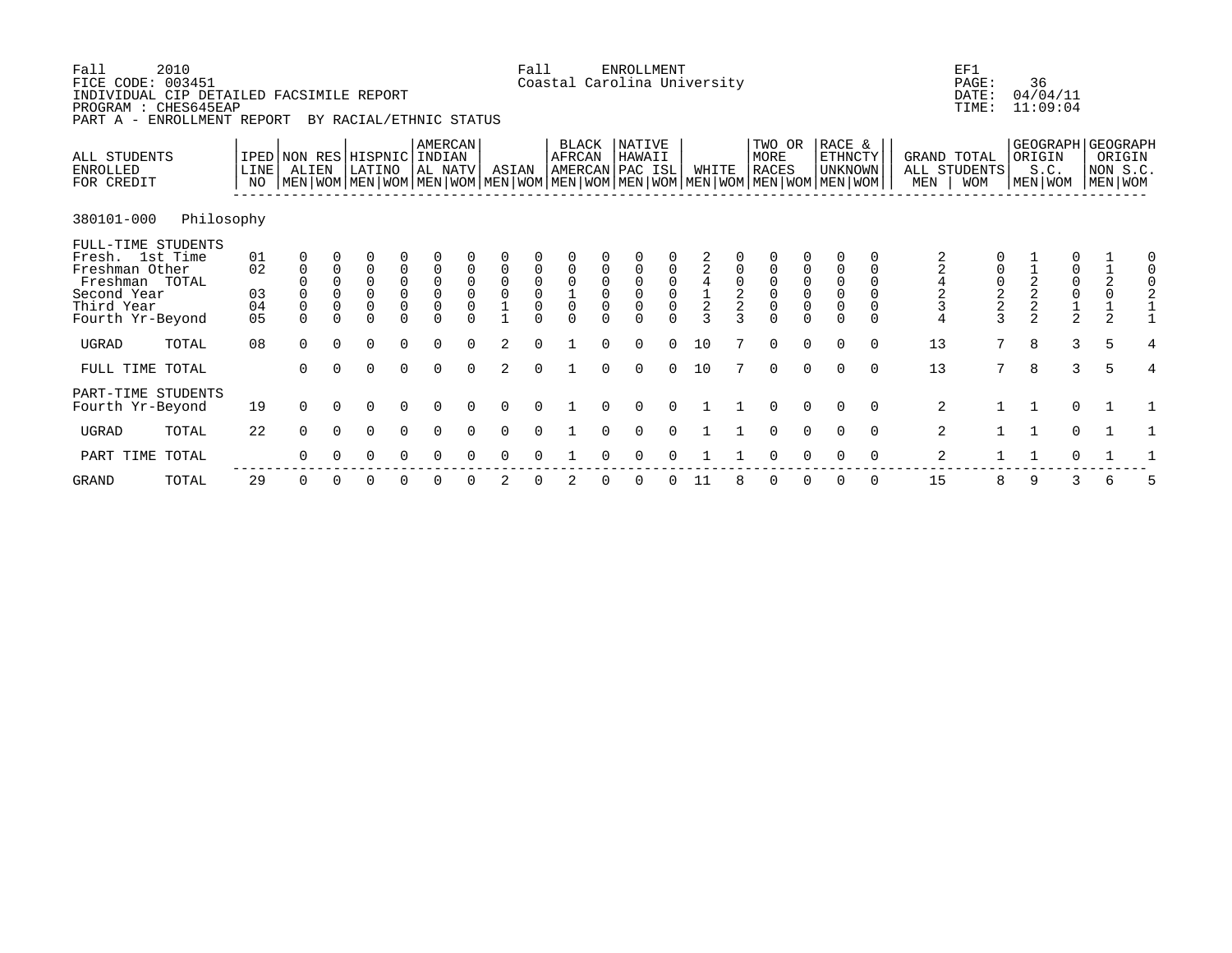Fall 2010 &nbsp;&nbsp;&nbsp; Fall ENROLLMENT &nbsp;&nbsp;&nbsp; EF1
FICE CODE: 003451 &nbsp;&nbsp;&nbsp; Coastal Carolina University &nbsp;&nbsp;&nbsp; PAGE: 36
INDIVIDUAL CIP DETAILED FACSIMILE REPORT &nbsp;&nbsp;&nbsp; DATE: 04/04/11
PROGRAM : CHES645EAP &nbsp;&nbsp;&nbsp; TIME: 11:09:04
PART A - ENROLLMENT REPORT BY RACIAL/ETHNIC STATUS

| ALL STUDENTS ENROLLED FOR CREDIT | IPED LINE NO | NON RES ALIEN | | HISPNIC LATINO | | AMERCAN INDIAN AL NATV | | ASIAN | | BLACK AFRCAN AMERCAN | | NATIVE HAWAII PAC ISL | | WHITE | | TWO OR MORE RACES | | RACE & ETHNCTY UNKNOWN | | GRAND TOTAL ALL STUDENTS | | GEOGRAPH ORIGIN S.C. | | GEOGRAPH ORIGIN NON S.C. | |
|---|---|---|---|---|---|---|---|---|---|---|---|---|---|---|---|---|---|---|---|---|---|---|---|---|---|
| | | MEN | WOM | MEN | WOM | MEN | WOM | MEN | WOM | MEN | WOM | MEN | WOM | MEN | WOM | MEN | WOM | MEN | WOM | MEN | WOM | MEN | WOM | MEN | WOM |
| **380101-000 Philosophy** | | | | | | | | | | | | | | | | | | | | | | | | | |
| FULL-TIME STUDENTS | | | | | | | | | | | | | | | | | | | | | | | | | |
| Fresh. 1st Time | 01 | 0 | 0 | 0 | 0 | 0 | 0 | 0 | 0 | 0 | 0 | 0 | 0 | 2 | 0 | 0 | 0 | 0 | 0 | 2 | 0 | 1 | 0 | 1 | 0 |
| Freshman Other | 02 | 0 | 0 | 0 | 0 | 0 | 0 | 0 | 0 | 0 | 0 | 0 | 0 | 2 | 0 | 0 | 0 | 0 | 0 | 2 | 0 | 1 | 0 | 1 | 0 |
| Freshman TOTAL | | 0 | 0 | 0 | 0 | 0 | 0 | 0 | 0 | 0 | 0 | 0 | 0 | 4 | 0 | 0 | 0 | 0 | 0 | 4 | 0 | 2 | 0 | 2 | 0 |
| Second Year | 03 | 0 | 0 | 0 | 0 | 0 | 0 | 0 | 0 | 1 | 0 | 0 | 0 | 1 | 2 | 0 | 0 | 0 | 0 | 2 | 2 | 2 | 0 | 0 | 2 |
| Third Year | 04 | 0 | 0 | 0 | 0 | 0 | 0 | 1 | 0 | 0 | 0 | 0 | 0 | 2 | 2 | 0 | 0 | 0 | 0 | 3 | 2 | 2 | 1 | 1 | 1 |
| Fourth Yr-Beyond | 05 | 0 | 0 | 0 | 0 | 0 | 0 | 1 | 0 | 0 | 0 | 0 | 0 | 3 | 3 | 0 | 0 | 0 | 0 | 4 | 3 | 2 | 2 | 2 | 1 |
| UGRAD TOTAL | 08 | 0 | 0 | 0 | 0 | 0 | 0 | 2 | 0 | 1 | 0 | 0 | 0 | 10 | 7 | 0 | 0 | 0 | 0 | 13 | 7 | 8 | 3 | 5 | 4 |
| FULL TIME TOTAL | | 0 | 0 | 0 | 0 | 0 | 0 | 2 | 0 | 1 | 0 | 0 | 0 | 10 | 7 | 0 | 0 | 0 | 0 | 13 | 7 | 8 | 3 | 5 | 4 |
| PART-TIME STUDENTS | | | | | | | | | | | | | | | | | | | | | | | | | |
| Fourth Yr-Beyond | 19 | 0 | 0 | 0 | 0 | 0 | 0 | 0 | 0 | 1 | 0 | 0 | 0 | 1 | 1 | 0 | 0 | 0 | 0 | 2 | 1 | 1 | 0 | 1 | 1 |
| UGRAD TOTAL | 22 | 0 | 0 | 0 | 0 | 0 | 0 | 0 | 0 | 1 | 0 | 0 | 0 | 1 | 1 | 0 | 0 | 0 | 0 | 2 | 1 | 1 | 0 | 1 | 1 |
| PART TIME TOTAL | | 0 | 0 | 0 | 0 | 0 | 0 | 0 | 0 | 1 | 0 | 0 | 0 | 1 | 1 | 0 | 0 | 0 | 0 | 2 | 1 | 1 | 0 | 1 | 1 |
| GRAND TOTAL | 29 | 0 | 0 | 0 | 0 | 0 | 0 | 2 | 0 | 2 | 0 | 0 | 0 | 11 | 8 | 0 | 0 | 0 | 0 | 15 | 8 | 9 | 3 | 6 | 5 |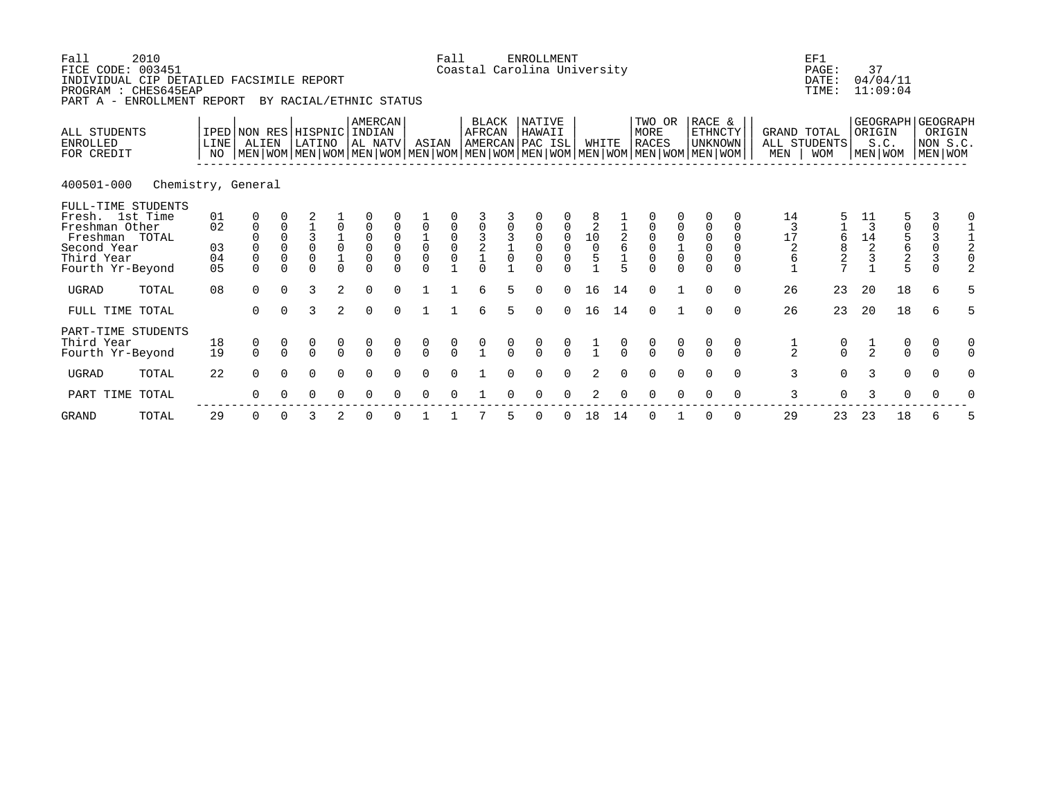Fall 2010 Fall ENROLLMENT EF1
FICE CODE: 003451 Coastal Carolina University PAGE: 37
INDIVIDUAL CIP DETAILED FACSIMILE REPORT DATE: 04/04/11
PROGRAM : CHES645EAP TIME: 11:09:04
PART A - ENROLLMENT REPORT BY RACIAL/ETHNIC STATUS

| ALL STUDENTS ENROLLED FOR CREDIT | IPED LINE NO | NON RES ALIEN | | HISPNIC LATINO | | AMERCAN INDIAN AL NATV | | ASIAN | | BLACK AFRCAN AMERCAN | | NATIVE HAWAII PAC ISL | | WHITE | | TWO OR MORE RACES | | RACE & ETHNCTY UNKNOWN | | GRAND TOTAL ALL STUDENTS | | GEOGRAPH ORIGIN S.C. | | GEOGRAPH ORIGIN NON S.C. | |
|---|---|---|---|---|---|---|---|---|---|---|---|---|---|---|---|---|---|---|---|---|---|---|---|---|---|
| | | MEN | WOM | MEN | WOM | MEN | WOM | MEN | WOM | MEN | WOM | MEN | WOM | MEN | WOM | MEN | WOM | MEN | WOM | MEN | WOM | MEN | WOM | MEN | WOM |
| **400501-000 Chemistry, General** | | | | | | | | | | | | | | | | | | | | | | | | | |
| FULL-TIME STUDENTS | | | | | | | | | | | | | | | | | | | | | | | | | |
| Fresh. 1st Time | 01 | 0 | 0 | 2 | 1 | 0 | 0 | 1 | 0 | 3 | 3 | 0 | 0 | 8 | 1 | 0 | 0 | 0 | 0 | 14 | 5 | 11 | 5 | 3 | 0 |
| Freshman Other | 02 | 0 | 0 | 1 | 0 | 0 | 0 | 0 | 0 | 0 | 0 | 0 | 0 | 2 | 1 | 0 | 0 | 0 | 0 | 3 | 1 | 3 | 0 | 0 | 1 |
| Freshman TOTAL | | 0 | 0 | 3 | 1 | 0 | 0 | 1 | 0 | 3 | 3 | 0 | 0 | 10 | 2 | 0 | 0 | 0 | 0 | 17 | 6 | 14 | 5 | 3 | 1 |
| Second Year | 03 | 0 | 0 | 0 | 0 | 0 | 0 | 0 | 0 | 2 | 1 | 0 | 0 | 0 | 6 | 0 | 1 | 0 | 0 | 2 | 8 | 2 | 6 | 0 | 2 |
| Third Year | 04 | 0 | 0 | 0 | 1 | 0 | 0 | 0 | 0 | 1 | 0 | 0 | 0 | 5 | 1 | 0 | 0 | 0 | 0 | 6 | 2 | 3 | 2 | 3 | 0 |
| Fourth Yr-Beyond | 05 | 0 | 0 | 0 | 0 | 0 | 0 | 0 | 1 | 0 | 1 | 0 | 0 | 1 | 5 | 0 | 0 | 0 | 0 | 1 | 7 | 1 | 5 | 0 | 2 |
| UGRAD TOTAL | 08 | 0 | 0 | 3 | 2 | 0 | 0 | 1 | 1 | 6 | 5 | 0 | 0 | 16 | 14 | 0 | 1 | 0 | 0 | 26 | 23 | 20 | 18 | 6 | 5 |
| FULL TIME TOTAL | | 0 | 0 | 3 | 2 | 0 | 0 | 1 | 1 | 6 | 5 | 0 | 0 | 16 | 14 | 0 | 1 | 0 | 0 | 26 | 23 | 20 | 18 | 6 | 5 |
| PART-TIME STUDENTS | | | | | | | | | | | | | | | | | | | | | | | | | |
| Third Year | 18 | 0 | 0 | 0 | 0 | 0 | 0 | 0 | 0 | 0 | 0 | 0 | 0 | 1 | 0 | 0 | 0 | 0 | 0 | 1 | 0 | 1 | 0 | 0 | 0 |
| Fourth Yr-Beyond | 19 | 0 | 0 | 0 | 0 | 0 | 0 | 0 | 0 | 1 | 0 | 0 | 0 | 1 | 0 | 0 | 0 | 0 | 0 | 2 | 0 | 2 | 0 | 0 | 0 |
| UGRAD TOTAL | 22 | 0 | 0 | 0 | 0 | 0 | 0 | 0 | 0 | 1 | 0 | 0 | 0 | 2 | 0 | 0 | 0 | 0 | 0 | 3 | 0 | 3 | 0 | 0 | 0 |
| PART TIME TOTAL | | 0 | 0 | 0 | 0 | 0 | 0 | 0 | 0 | 1 | 0 | 0 | 0 | 2 | 0 | 0 | 0 | 0 | 0 | 3 | 0 | 3 | 0 | 0 | 0 |
| GRAND TOTAL | 29 | 0 | 0 | 3 | 2 | 0 | 0 | 1 | 1 | 7 | 5 | 0 | 0 | 18 | 14 | 0 | 1 | 0 | 0 | 29 | 23 | 23 | 18 | 6 | 5 |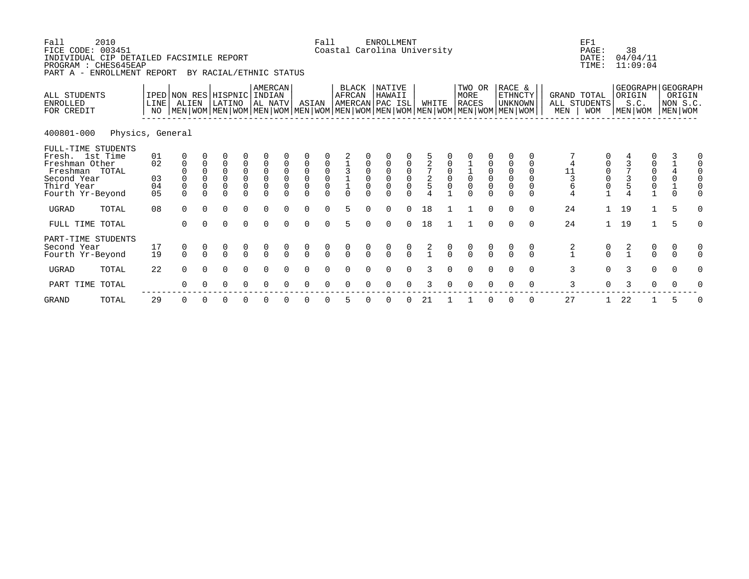Fall 2010 Fall ENROLLMENT EF1
FICE CODE: 003451 Coastal Carolina University PAGE: 38
INDIVIDUAL CIP DETAILED FACSIMILE REPORT DATE: 04/04/11
PROGRAM : CHES645EAP TIME: 11:09:04
PART A - ENROLLMENT REPORT BY RACIAL/ETHNIC STATUS

**400801-000 Physics, General**

| ALL STUDENTS ENROLLED FOR CREDIT | IPED LINE NO | NON RES ALIEN | | HISPNIC LATINO | | AMERCAN INDIAN AL NATV | | ASIAN | | BLACK AFRCAN AMERCAN | | NATIVE HAWAII PAC ISL | | WHITE | | TWO OR MORE RACES | | RACE & ETHNCTY UNKNOWN | | GRAND TOTAL ALL STUDENTS | | GEOGRAPH ORIGIN S.C. | | GEOGRAPH ORIGIN NON S.C. | |
|---|---|---|---|---|---|---|---|---|---|---|---|---|---|---|---|---|---|---|---|---|---|---|---|---|---|
| | | MEN | WOM | MEN | WOM | MEN | WOM | MEN | WOM | MEN | WOM | MEN | WOM | MEN | WOM | MEN | WOM | MEN | WOM | MEN | WOM | MEN | WOM | MEN | WOM |
| FULL-TIME STUDENTS | | | | | | | | | | | | | | | | | | | | | | | | | |
| Fresh. 1st Time | 01 | 0 | 0 | 0 | 0 | 0 | 0 | 0 | 0 | 2 | 0 | 0 | 0 | 5 | 0 | 0 | 0 | 0 | 0 | 7 | 0 | 4 | 0 | 3 | 0 |
| Freshman Other | 02 | 0 | 0 | 0 | 0 | 0 | 0 | 0 | 0 | 1 | 0 | 0 | 0 | 2 | 0 | 1 | 0 | 0 | 0 | 4 | 0 | 3 | 0 | 1 | 0 |
| Freshman TOTAL | | 0 | 0 | 0 | 0 | 0 | 0 | 0 | 0 | 3 | 0 | 0 | 0 | 7 | 0 | 1 | 0 | 0 | 0 | 11 | 0 | 7 | 0 | 4 | 0 |
| Second Year | 03 | 0 | 0 | 0 | 0 | 0 | 0 | 0 | 0 | 1 | 0 | 0 | 0 | 2 | 0 | 0 | 0 | 0 | 0 | 3 | 0 | 3 | 0 | 0 | 0 |
| Third Year | 04 | 0 | 0 | 0 | 0 | 0 | 0 | 0 | 0 | 1 | 0 | 0 | 0 | 5 | 0 | 0 | 0 | 0 | 0 | 6 | 0 | 5 | 0 | 1 | 0 |
| Fourth Yr-Beyond | 05 | 0 | 0 | 0 | 0 | 0 | 0 | 0 | 0 | 0 | 0 | 0 | 0 | 4 | 1 | 0 | 0 | 0 | 0 | 4 | 1 | 4 | 1 | 0 | 0 |
| UGRAD TOTAL | 08 | 0 | 0 | 0 | 0 | 0 | 0 | 0 | 0 | 5 | 0 | 0 | 0 | 18 | 1 | 1 | 0 | 0 | 0 | 24 | 1 | 19 | 1 | 5 | 0 |
| FULL TIME TOTAL | | 0 | 0 | 0 | 0 | 0 | 0 | 0 | 0 | 5 | 0 | 0 | 0 | 18 | 1 | 1 | 0 | 0 | 0 | 24 | 1 | 19 | 1 | 5 | 0 |
| PART-TIME STUDENTS | | | | | | | | | | | | | | | | | | | | | | | | | |
| Second Year | 17 | 0 | 0 | 0 | 0 | 0 | 0 | 0 | 0 | 0 | 0 | 0 | 0 | 2 | 0 | 0 | 0 | 0 | 0 | 2 | 0 | 2 | 0 | 0 | 0 |
| Fourth Yr-Beyond | 19 | 0 | 0 | 0 | 0 | 0 | 0 | 0 | 0 | 0 | 0 | 0 | 0 | 1 | 0 | 0 | 0 | 0 | 0 | 1 | 0 | 1 | 0 | 0 | 0 |
| UGRAD TOTAL | 22 | 0 | 0 | 0 | 0 | 0 | 0 | 0 | 0 | 0 | 0 | 0 | 0 | 3 | 0 | 0 | 0 | 0 | 0 | 3 | 0 | 3 | 0 | 0 | 0 |
| PART TIME TOTAL | | 0 | 0 | 0 | 0 | 0 | 0 | 0 | 0 | 0 | 0 | 0 | 0 | 3 | 0 | 0 | 0 | 0 | 0 | 3 | 0 | 3 | 0 | 0 | 0 |
| GRAND TOTAL | 29 | 0 | 0 | 0 | 0 | 0 | 0 | 0 | 0 | 5 | 0 | 0 | 0 | 21 | 1 | 1 | 0 | 0 | 0 | 27 | 1 | 22 | 1 | 5 | 0 |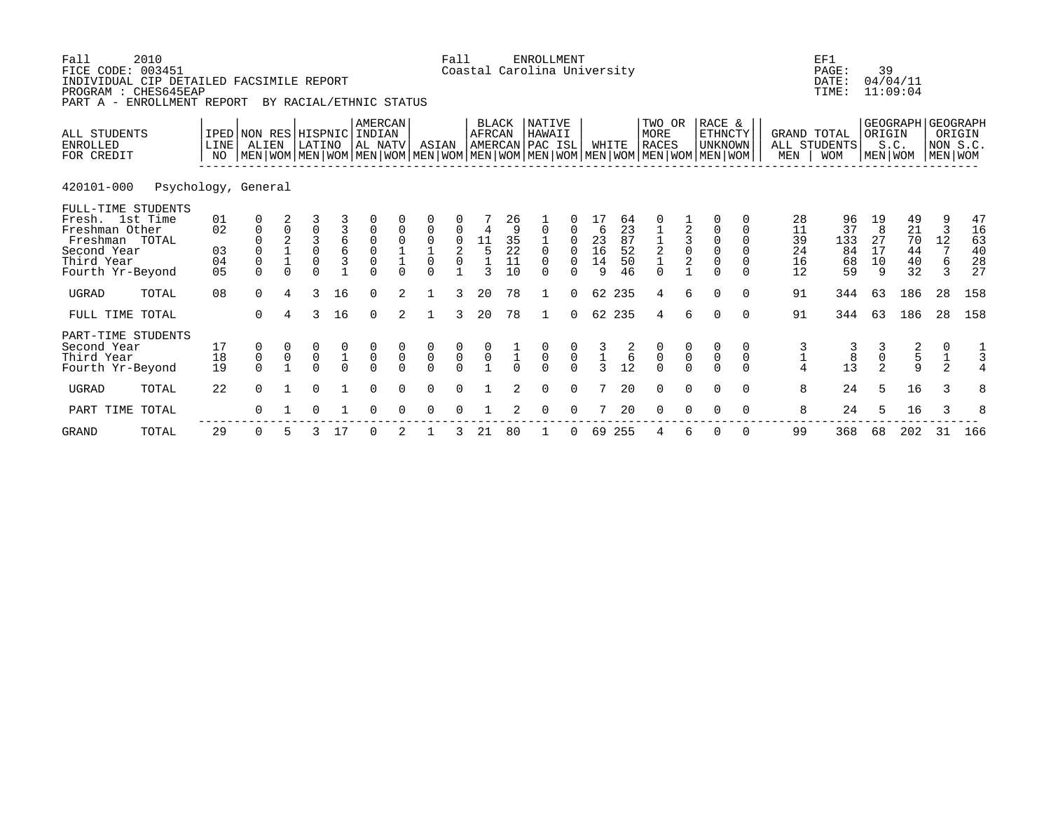Fall 2010 Fall ENROLLMENT EF1
FICE CODE: 003451 Coastal Carolina University PAGE: 39
INDIVIDUAL CIP DETAILED FACSIMILE REPORT DATE: 04/04/11
PROGRAM : CHES645EAP TIME: 11:09:04
PART A - ENROLLMENT REPORT BY RACIAL/ETHNIC STATUS

| ALL STUDENTS ENROLLED FOR CREDIT | | IPED LINE NO | NON RES ALIEN | | HISPNIC LATINO | | AMERCAN INDIAN AL NATV | | ASIAN | | BLACK AFRCAN AMERCAN | | NATIVE HAWAII PAC ISL | | WHITE | | TWO OR MORE RACES | | RACE & ETHNCTY UNKNOWN | | GRAND TOTAL ALL STUDENTS | | GEOGRAPH ORIGIN S.C. | | GEOGRAPH ORIGIN NON S.C. | |
|---|---|---|---|---|---|---|---|---|---|---|---|---|---|---|---|---|---|---|---|---|---|---|---|---|---|---|
| | | | MEN | WOM | MEN | WOM | MEN | WOM | MEN | WOM | MEN | WOM | MEN | WOM | MEN | WOM | MEN | WOM | MEN | WOM | MEN | WOM | MEN | WOM | MEN | WOM |
| 420101-000 Psychology, General | | | | | | | | | | | | | | | | | | | | | | | | | | |
| FULL-TIME STUDENTS | | | | | | | | | | | | | | | | | | | | | | | | | | |
| Fresh. 1st Time | | 01 | 0 | 2 | 3 | 3 | 0 | 0 | 0 | 0 | 7 | 26 | 1 | 0 | 17 | 64 | 0 | 1 | 0 | 0 | 28 | 96 | 19 | 49 | 9 | 47 |
| Freshman Other | | 02 | 0 | 0 | 0 | 3 | 0 | 0 | 0 | 0 | 4 | 9 | 0 | 0 | 6 | 23 | 1 | 2 | 0 | 0 | 11 | 37 | 8 | 21 | 3 | 16 |
| Freshman | TOTAL | | 0 | 2 | 3 | 6 | 0 | 0 | 0 | 0 | 11 | 35 | 1 | 0 | 23 | 87 | 1 | 3 | 0 | 0 | 39 | 133 | 27 | 70 | 12 | 63 |
| Second Year | | 03 | 0 | 1 | 0 | 6 | 0 | 1 | 1 | 2 | 5 | 22 | 0 | 0 | 16 | 52 | 2 | 0 | 0 | 0 | 24 | 84 | 17 | 44 | 7 | 40 |
| Third Year | | 04 | 0 | 1 | 0 | 3 | 0 | 1 | 0 | 0 | 1 | 11 | 0 | 0 | 14 | 50 | 1 | 2 | 0 | 0 | 16 | 68 | 10 | 40 | 6 | 28 |
| Fourth Yr-Beyond | | 05 | 0 | 0 | 0 | 1 | 0 | 0 | 0 | 1 | 3 | 10 | 0 | 0 | 9 | 46 | 0 | 1 | 0 | 0 | 12 | 59 | 9 | 32 | 3 | 27 |
| UGRAD | TOTAL | 08 | 0 | 4 | 3 | 16 | 0 | 2 | 1 | 3 | 20 | 78 | 1 | 0 | 62 | 235 | 4 | 6 | 0 | 0 | 91 | 344 | 63 | 186 | 28 | 158 |
| FULL TIME TOTAL | | | 0 | 4 | 3 | 16 | 0 | 2 | 1 | 3 | 20 | 78 | 1 | 0 | 62 | 235 | 4 | 6 | 0 | 0 | 91 | 344 | 63 | 186 | 28 | 158 |
| PART-TIME STUDENTS | | | | | | | | | | | | | | | | | | | | | | | | | | |
| Second Year | | 17 | 0 | 0 | 0 | 0 | 0 | 0 | 0 | 0 | 0 | 1 | 0 | 0 | 3 | 2 | 0 | 0 | 0 | 0 | 3 | 3 | 3 | 2 | 0 | 1 |
| Third Year | | 18 | 0 | 0 | 0 | 1 | 0 | 0 | 0 | 0 | 0 | 1 | 0 | 0 | 1 | 6 | 0 | 0 | 0 | 0 | 1 | 8 | 0 | 5 | 1 | 3 |
| Fourth Yr-Beyond | | 19 | 0 | 1 | 0 | 0 | 0 | 0 | 0 | 0 | 1 | 0 | 0 | 0 | 3 | 12 | 0 | 0 | 0 | 0 | 4 | 13 | 2 | 9 | 2 | 4 |
| UGRAD | TOTAL | 22 | 0 | 1 | 0 | 1 | 0 | 0 | 0 | 0 | 1 | 2 | 0 | 0 | 7 | 20 | 0 | 0 | 0 | 0 | 8 | 24 | 5 | 16 | 3 | 8 |
| PART TIME TOTAL | | | 0 | 1 | 0 | 1 | 0 | 0 | 0 | 0 | 1 | 2 | 0 | 0 | 7 | 20 | 0 | 0 | 0 | 0 | 8 | 24 | 5 | 16 | 3 | 8 |
| GRAND | TOTAL | 29 | 0 | 5 | 3 | 17 | 0 | 2 | 1 | 3 | 21 | 80 | 1 | 0 | 69 | 255 | 4 | 6 | 0 | 0 | 99 | 368 | 68 | 202 | 31 | 166 |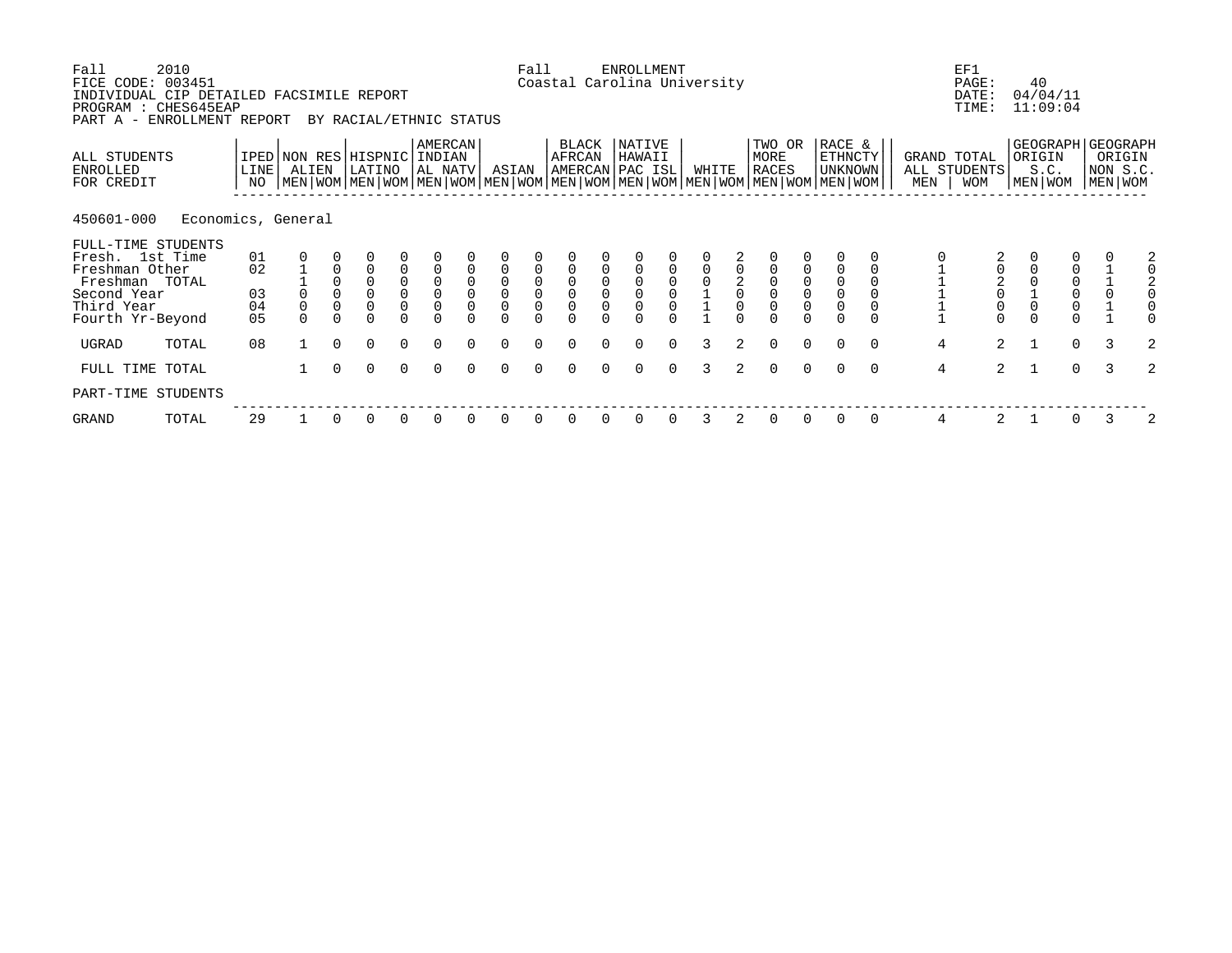Fall 2010 Fall ENROLLMENT EF1
FICE CODE: 003451 Coastal Carolina University PAGE: 40
INDIVIDUAL CIP DETAILED FACSIMILE REPORT DATE: 04/04/11
PROGRAM : CHES645EAP TIME: 11:09:04
PART A - ENROLLMENT REPORT BY RACIAL/ETHNIC STATUS

| ALL STUDENTS ENROLLED FOR CREDIT | IPED LINE NO | NON RES ALIEN | | HISPNIC LATINO | | AMERCAN INDIAN AL NATV | | ASIAN | | BLACK AFRCAN AMERCAN | | NATIVE HAWAII PAC ISL | | WHITE | | TWO OR MORE RACES | | RACE & ETHNCTY UNKNOWN | | GRAND TOTAL ALL STUDENTS | | GEOGRAPH ORIGIN S.C. | | GEOGRAPH ORIGIN NON S.C. | |
|---|---|---|---|---|---|---|---|---|---|---|---|---|---|---|---|---|---|---|---|---|---|---|---|---|---|
| | | MEN | WOM | MEN | WOM | MEN | WOM | MEN | WOM | MEN | WOM | MEN | WOM | MEN | WOM | MEN | WOM | MEN | WOM | MEN | WOM | MEN | WOM | MEN | WOM |
| **450601-000 Economics, General** | | | | | | | | | | | | | | | | | | | | | | | | | |
| FULL-TIME STUDENTS | | | | | | | | | | | | | | | | | | | | | | | | | |
| Fresh. 1st Time | 01 | 0 | 0 | 0 | 0 | 0 | 0 | 0 | 0 | 0 | 0 | 0 | 0 | 0 | 2 | 0 | 0 | 0 | 0 | 0 | 2 | 0 | 0 | 0 | 2 |
| Freshman Other | 02 | 1 | 0 | 0 | 0 | 0 | 0 | 0 | 0 | 0 | 0 | 0 | 0 | 0 | 0 | 0 | 0 | 0 | 0 | 1 | 0 | 0 | 0 | 1 | 0 |
| Freshman TOTAL | | 1 | 0 | 0 | 0 | 0 | 0 | 0 | 0 | 0 | 0 | 0 | 0 | 0 | 2 | 0 | 0 | 0 | 0 | 1 | 2 | 0 | 0 | 1 | 2 |
| Second Year | 03 | 0 | 0 | 0 | 0 | 0 | 0 | 0 | 0 | 0 | 0 | 0 | 0 | 1 | 0 | 0 | 0 | 0 | 0 | 1 | 0 | 1 | 0 | 0 | 0 |
| Third Year | 04 | 0 | 0 | 0 | 0 | 0 | 0 | 0 | 0 | 0 | 0 | 0 | 0 | 1 | 0 | 0 | 0 | 0 | 0 | 1 | 0 | 0 | 0 | 1 | 0 |
| Fourth Yr-Beyond | 05 | 0 | 0 | 0 | 0 | 0 | 0 | 0 | 0 | 0 | 0 | 0 | 0 | 1 | 0 | 0 | 0 | 0 | 0 | 1 | 0 | 0 | 0 | 1 | 0 |
| UGRAD TOTAL | 08 | 1 | 0 | 0 | 0 | 0 | 0 | 0 | 0 | 0 | 0 | 0 | 0 | 3 | 2 | 0 | 0 | 0 | 0 | 4 | 2 | 1 | 0 | 3 | 2 |
| FULL TIME TOTAL | | 1 | 0 | 0 | 0 | 0 | 0 | 0 | 0 | 0 | 0 | 0 | 0 | 3 | 2 | 0 | 0 | 0 | 0 | 4 | 2 | 1 | 0 | 3 | 2 |
| PART-TIME STUDENTS | | | | | | | | | | | | | | | | | | | | | | | | | |
| GRAND TOTAL | 29 | 1 | 0 | 0 | 0 | 0 | 0 | 0 | 0 | 0 | 0 | 0 | 0 | 3 | 2 | 0 | 0 | 0 | 0 | 4 | 2 | 1 | 0 | 3 | 2 |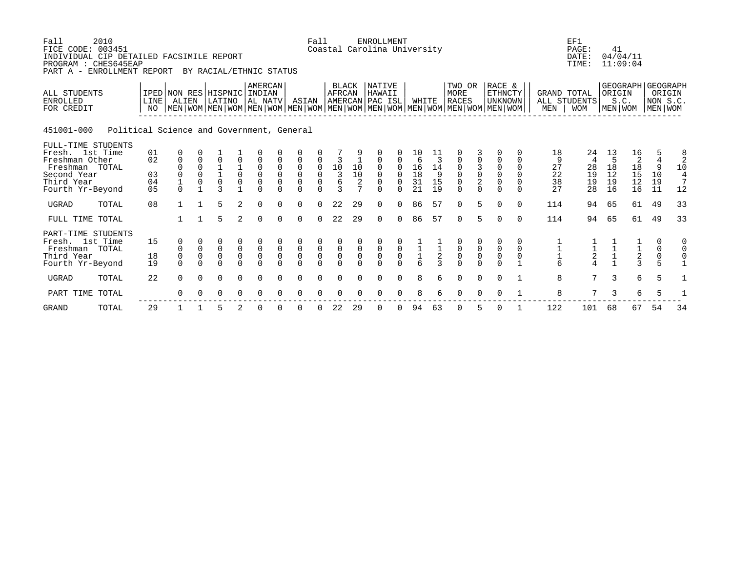Fall 2010 Fall ENROLLMENT EF1
FICE CODE: 003451 Coastal Carolina University PAGE: 41
INDIVIDUAL CIP DETAILED FACSIMILE REPORT DATE: 04/04/11
PROGRAM : CHES645EAP TIME: 11:09:04
PART A - ENROLLMENT REPORT BY RACIAL/ETHNIC STATUS

451001-000 Political Science and Government, General

| ALL STUDENTS ENROLLED FOR CREDIT | IPED LINE NO | NON RES ALIEN | | HISPNIC LATINO | | AMERCAN INDIAN AL NATV | | ASIAN | | BLACK AFRCAN AMERCAN | | NATIVE HAWAII PAC ISL | | WHITE | | TWO OR MORE RACES | | RACE & ETHNCTY UNKNOWN | | GRAND TOTAL ALL STUDENTS | | GEOGRAPH ORIGIN S.C. | | GEOGRAPH ORIGIN NON S.C. | |
|---|---|---|---|---|---|---|---|---|---|---|---|---|---|---|---|---|---|---|---|---|---|---|---|---|---|
| | | MEN | WOM | MEN | WOM | MEN | WOM | MEN | WOM | MEN | WOM | MEN | WOM | MEN | WOM | MEN | WOM | MEN | WOM | MEN | WOM | MEN | WOM | MEN | WOM |
| FULL-TIME STUDENTS | | | | | | | | | | | | | | | | | | | | | | | | | |
| Fresh. 1st Time | 01 | 0 | 0 | 1 | 1 | 0 | 0 | 0 | 0 | 7 | 9 | 0 | 0 | 10 | 11 | 0 | 3 | 0 | 0 | 18 | 24 | 13 | 16 | 5 | 8 |
| Freshman Other | 02 | 0 | 0 | 0 | 0 | 0 | 0 | 0 | 0 | 3 | 1 | 0 | 0 | 6 | 3 | 0 | 0 | 0 | 0 | 9 | 4 | 5 | 2 | 4 | 2 |
| Freshman TOTAL | | 0 | 0 | 1 | 1 | 0 | 0 | 0 | 0 | 10 | 10 | 0 | 0 | 16 | 14 | 0 | 3 | 0 | 0 | 27 | 28 | 18 | 18 | 9 | 10 |
| Second Year | 03 | 0 | 0 | 1 | 0 | 0 | 0 | 0 | 0 | 3 | 10 | 0 | 0 | 18 | 9 | 0 | 0 | 0 | 0 | 22 | 19 | 12 | 15 | 10 | 4 |
| Third Year | 04 | 1 | 0 | 0 | 0 | 0 | 0 | 0 | 0 | 6 | 2 | 0 | 0 | 31 | 15 | 0 | 2 | 0 | 0 | 38 | 19 | 19 | 12 | 19 | 7 |
| Fourth Yr-Beyond | 05 | 0 | 1 | 3 | 1 | 0 | 0 | 0 | 0 | 3 | 7 | 0 | 0 | 21 | 19 | 0 | 0 | 0 | 0 | 27 | 28 | 16 | 16 | 11 | 12 |
| UGRAD TOTAL | 08 | 1 | 1 | 5 | 2 | 0 | 0 | 0 | 0 | 22 | 29 | 0 | 0 | 86 | 57 | 0 | 5 | 0 | 0 | 114 | 94 | 65 | 61 | 49 | 33 |
| FULL TIME TOTAL | | 1 | 1 | 5 | 2 | 0 | 0 | 0 | 0 | 22 | 29 | 0 | 0 | 86 | 57 | 0 | 5 | 0 | 0 | 114 | 94 | 65 | 61 | 49 | 33 |
| PART-TIME STUDENTS | | | | | | | | | | | | | | | | | | | | | | | | | |
| Fresh. 1st Time | 15 | 0 | 0 | 0 | 0 | 0 | 0 | 0 | 0 | 0 | 0 | 0 | 0 | 1 | 1 | 0 | 0 | 0 | 0 | 1 | 1 | 1 | 1 | 0 | 0 |
| Freshman TOTAL | | 0 | 0 | 0 | 0 | 0 | 0 | 0 | 0 | 0 | 0 | 0 | 0 | 1 | 1 | 0 | 0 | 0 | 0 | 1 | 1 | 1 | 1 | 0 | 0 |
| Third Year | 18 | 0 | 0 | 0 | 0 | 0 | 0 | 0 | 0 | 0 | 0 | 0 | 0 | 1 | 2 | 0 | 0 | 0 | 0 | 1 | 2 | 1 | 2 | 0 | 0 |
| Fourth Yr-Beyond | 19 | 0 | 0 | 0 | 0 | 0 | 0 | 0 | 0 | 0 | 0 | 0 | 0 | 6 | 3 | 0 | 0 | 0 | 1 | 6 | 4 | 1 | 3 | 5 | 1 |
| UGRAD TOTAL | 22 | 0 | 0 | 0 | 0 | 0 | 0 | 0 | 0 | 0 | 0 | 0 | 0 | 8 | 6 | 0 | 0 | 0 | 1 | 8 | 7 | 3 | 6 | 5 | 1 |
| PART TIME TOTAL | | 0 | 0 | 0 | 0 | 0 | 0 | 0 | 0 | 0 | 0 | 0 | 0 | 8 | 6 | 0 | 0 | 0 | 1 | 8 | 7 | 3 | 6 | 5 | 1 |
| GRAND TOTAL | 29 | 1 | 1 | 5 | 2 | 0 | 0 | 0 | 0 | 22 | 29 | 0 | 0 | 94 | 63 | 0 | 5 | 0 | 1 | 122 | 101 | 68 | 67 | 54 | 34 |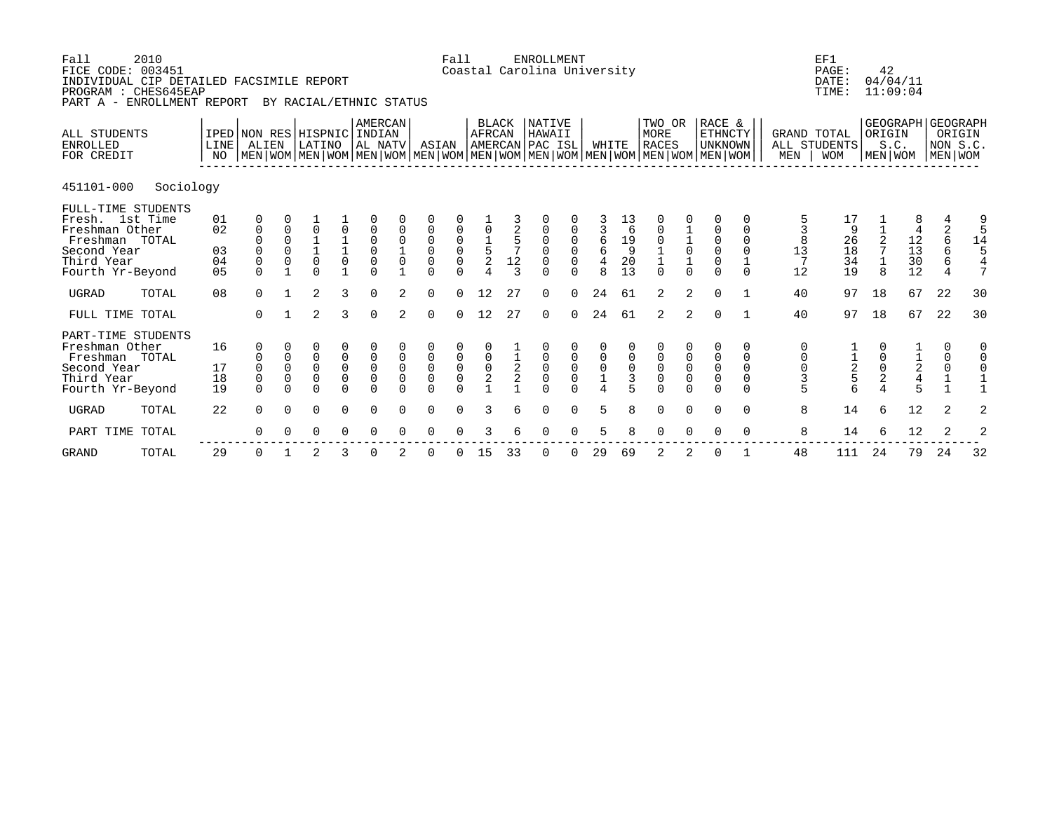Fall 2010 Fall ENROLLMENT EF1
FICE CODE: 003451 Coastal Carolina University PAGE: 42
INDIVIDUAL CIP DETAILED FACSIMILE REPORT DATE: 04/04/11
PROGRAM : CHES645EAP TIME: 11:09:04
PART A - ENROLLMENT REPORT BY RACIAL/ETHNIC STATUS

451101-000 Sociology

| ALL STUDENTS ENROLLED FOR CREDIT | IPED LINE NO | NON RES ALIEN | | HISPNIC LATINO | | AMERCAN INDIAN AL NATV | | ASIAN | | BLACK AFRCAN AMERCAN | | NATIVE HAWAII PAC ISL | | WHITE | | TWO OR MORE RACES | | RACE & ETHNCTY UNKNOWN | | GRAND TOTAL ALL STUDENTS | | GEOGRAPH ORIGIN S.C. | | GEOGRAPH ORIGIN NON S.C. | |
|---|---|---|---|---|---|---|---|---|---|---|---|---|---|---|---|---|---|---|---|---|---|---|---|---|---|
| | | MEN | WOM | MEN | WOM | MEN | WOM | MEN | WOM | MEN | WOM | MEN | WOM | MEN | WOM | MEN | WOM | MEN | WOM | MEN | WOM | MEN | WOM | MEN | WOM |
| FULL-TIME STUDENTS | | | | | | | | | | | | | | | | | | | | | | | | | |
| Fresh. 1st Time | 01 | 0 | 0 | 1 | 1 | 0 | 0 | 0 | 0 | 1 | 3 | 0 | 0 | 3 | 13 | 0 | 0 | 0 | 0 | 5 | 17 | 1 | 8 | 4 | 9 |
| Freshman Other | 02 | 0 | 0 | 0 | 0 | 0 | 0 | 0 | 0 | 0 | 2 | 0 | 0 | 3 | 6 | 0 | 1 | 0 | 0 | 3 | 9 | 1 | 4 | 2 | 5 |
| Freshman TOTAL | | 0 | 0 | 1 | 1 | 0 | 0 | 0 | 0 | 1 | 5 | 0 | 0 | 6 | 19 | 0 | 1 | 0 | 0 | 8 | 26 | 2 | 12 | 6 | 14 |
| Second Year | 03 | 0 | 0 | 1 | 1 | 0 | 1 | 0 | 0 | 5 | 7 | 0 | 0 | 6 | 9 | 1 | 0 | 0 | 0 | 13 | 18 | 7 | 13 | 6 | 5 |
| Third Year | 04 | 0 | 0 | 0 | 0 | 0 | 0 | 0 | 0 | 2 | 12 | 0 | 0 | 4 | 20 | 1 | 1 | 0 | 1 | 7 | 34 | 1 | 30 | 6 | 4 |
| Fourth Yr-Beyond | 05 | 0 | 1 | 0 | 1 | 0 | 1 | 0 | 0 | 4 | 3 | 0 | 0 | 8 | 13 | 0 | 0 | 0 | 0 | 12 | 19 | 8 | 12 | 4 | 7 |
| UGRAD TOTAL | 08 | 0 | 1 | 2 | 3 | 0 | 2 | 0 | 0 | 12 | 27 | 0 | 0 | 24 | 61 | 2 | 2 | 0 | 1 | 40 | 97 | 18 | 67 | 22 | 30 |
| FULL TIME TOTAL | | 0 | 1 | 2 | 3 | 0 | 2 | 0 | 0 | 12 | 27 | 0 | 0 | 24 | 61 | 2 | 2 | 0 | 1 | 40 | 97 | 18 | 67 | 22 | 30 |
| PART-TIME STUDENTS | | | | | | | | | | | | | | | | | | | | | | | | | |
| Freshman Other | 16 | 0 | 0 | 0 | 0 | 0 | 0 | 0 | 0 | 0 | 1 | 0 | 0 | 0 | 0 | 0 | 0 | 0 | 0 | 0 | 1 | 0 | 1 | 0 | 0 |
| Freshman TOTAL | | 0 | 0 | 0 | 0 | 0 | 0 | 0 | 0 | 0 | 1 | 0 | 0 | 0 | 0 | 0 | 0 | 0 | 0 | 0 | 1 | 0 | 1 | 0 | 0 |
| Second Year | 17 | 0 | 0 | 0 | 0 | 0 | 0 | 0 | 0 | 0 | 2 | 0 | 0 | 0 | 0 | 0 | 0 | 0 | 0 | 0 | 2 | 0 | 2 | 0 | 0 |
| Third Year | 18 | 0 | 0 | 0 | 0 | 0 | 0 | 0 | 0 | 2 | 2 | 0 | 0 | 1 | 3 | 0 | 0 | 0 | 0 | 3 | 5 | 2 | 4 | 1 | 1 |
| Fourth Yr-Beyond | 19 | 0 | 0 | 0 | 0 | 0 | 0 | 0 | 0 | 1 | 1 | 0 | 0 | 4 | 5 | 0 | 0 | 0 | 0 | 5 | 6 | 4 | 5 | 1 | 1 |
| UGRAD TOTAL | 22 | 0 | 0 | 0 | 0 | 0 | 0 | 0 | 0 | 3 | 6 | 0 | 0 | 5 | 8 | 0 | 0 | 0 | 0 | 8 | 14 | 6 | 12 | 2 | 2 |
| PART TIME TOTAL | | 0 | 0 | 0 | 0 | 0 | 0 | 0 | 0 | 3 | 6 | 0 | 0 | 5 | 8 | 0 | 0 | 0 | 0 | 8 | 14 | 6 | 12 | 2 | 2 |
| GRAND TOTAL | 29 | 0 | 1 | 2 | 3 | 0 | 2 | 0 | 0 | 15 | 33 | 0 | 0 | 29 | 69 | 2 | 2 | 0 | 1 | 48 | 111 | 24 | 79 | 24 | 32 |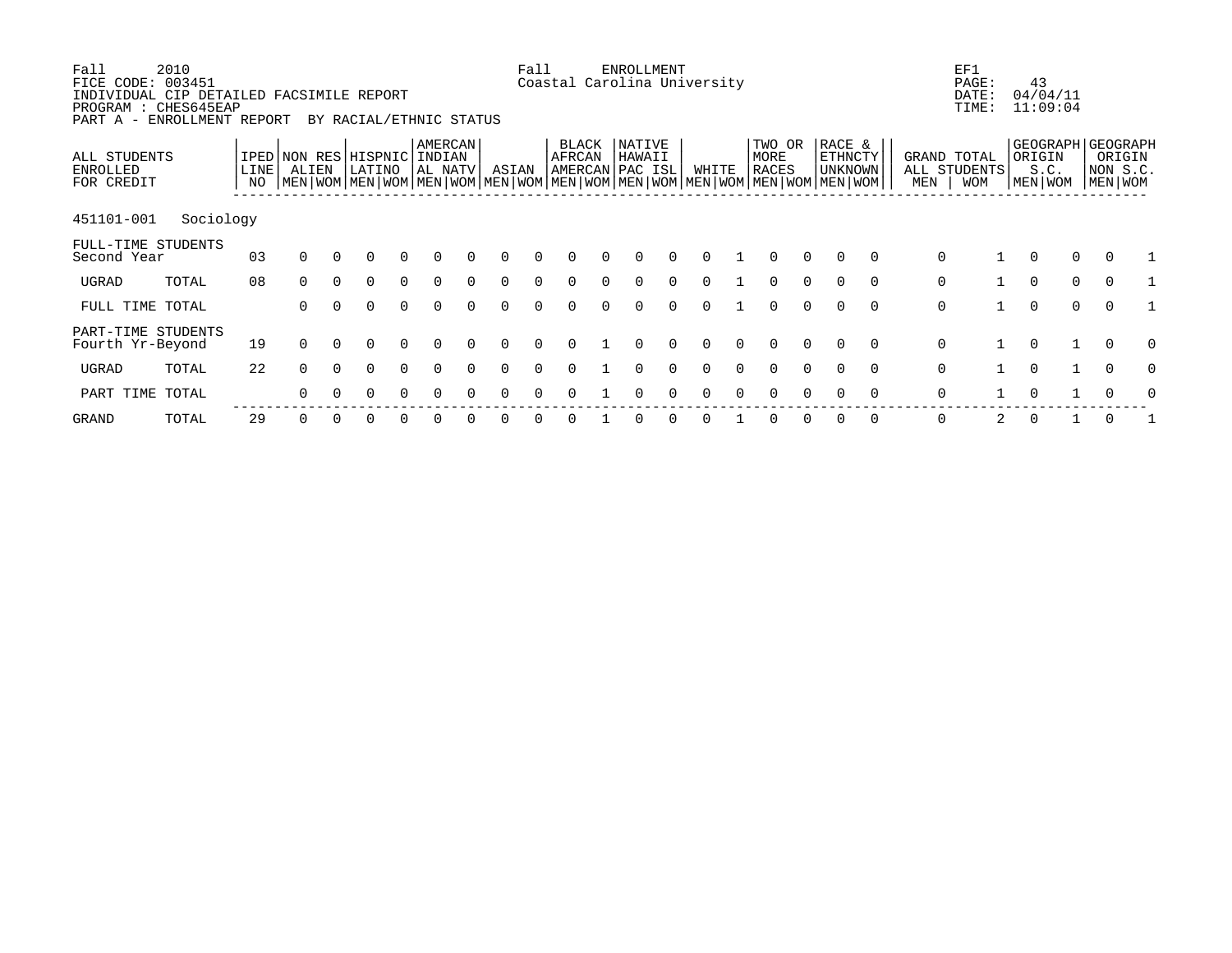Fall 2010 Fall ENROLLMENT EF1
FICE CODE: 003451 Coastal Carolina University PAGE: 43
INDIVIDUAL CIP DETAILED FACSIMILE REPORT DATE: 04/04/11
PROGRAM : CHES645EAP TIME: 11:09:04
PART A - ENROLLMENT REPORT BY RACIAL/ETHNIC STATUS

| ALL STUDENTS ENROLLED FOR CREDIT | | IPED LINE NO | NON RES ALIEN | | HISPNIC LATINO | | AMERCAN INDIAN AL NATV | | ASIAN | | BLACK AFRCAN AMERCAN | | NATIVE HAWAII PAC ISL | | WHITE | | TWO OR MORE RACES | | RACE & ETHNCTY UNKNOWN | | GRAND TOTAL ALL STUDENTS | | GEOGRAPH ORIGIN S.C. | | GEOGRAPH ORIGIN NON S.C. | |
|---|---|---|---|---|---|---|---|---|---|---|---|---|---|---|---|---|---|---|---|---|---|---|---|---|---|---|
| | | | MEN | WOM | MEN | WOM | MEN | WOM | MEN | WOM | MEN | WOM | MEN | WOM | MEN | WOM | MEN | WOM | MEN | WOM | MEN | WOM | MEN | WOM | MEN | WOM |
| 451101-001 | Sociology | | | | | | | | | | | | | | | | | | | | | | | | | |
| FULL-TIME STUDENTS Second Year | | 03 | 0 | 0 | 0 | 0 | 0 | 0 | 0 | 0 | 0 | 0 | 0 | 0 | 0 | 1 | 0 | 0 | 0 | 0 | 0 | 1 | 0 | 0 | 0 | 1 |
| UGRAD | TOTAL | 08 | 0 | 0 | 0 | 0 | 0 | 0 | 0 | 0 | 0 | 0 | 0 | 0 | 0 | 1 | 0 | 0 | 0 | 0 | 0 | 1 | 0 | 0 | 0 | 1 |
| FULL TIME TOTAL | | | 0 | 0 | 0 | 0 | 0 | 0 | 0 | 0 | 0 | 0 | 0 | 0 | 0 | 1 | 0 | 0 | 0 | 0 | 0 | 1 | 0 | 0 | 0 | 1 |
| PART-TIME STUDENTS Fourth Yr-Beyond | | 19 | 0 | 0 | 0 | 0 | 0 | 0 | 0 | 0 | 0 | 1 | 0 | 0 | 0 | 0 | 0 | 0 | 0 | 0 | 0 | 1 | 0 | 1 | 0 | 0 |
| UGRAD | TOTAL | 22 | 0 | 0 | 0 | 0 | 0 | 0 | 0 | 0 | 0 | 1 | 0 | 0 | 0 | 0 | 0 | 0 | 0 | 0 | 0 | 1 | 0 | 1 | 0 | 0 |
| PART TIME TOTAL | | | 0 | 0 | 0 | 0 | 0 | 0 | 0 | 0 | 0 | 1 | 0 | 0 | 0 | 0 | 0 | 0 | 0 | 0 | 0 | 1 | 0 | 1 | 0 | 0 |
| GRAND | TOTAL | 29 | 0 | 0 | 0 | 0 | 0 | 0 | 0 | 0 | 0 | 1 | 0 | 0 | 0 | 1 | 0 | 0 | 0 | 0 | 0 | 2 | 0 | 1 | 0 | 1 |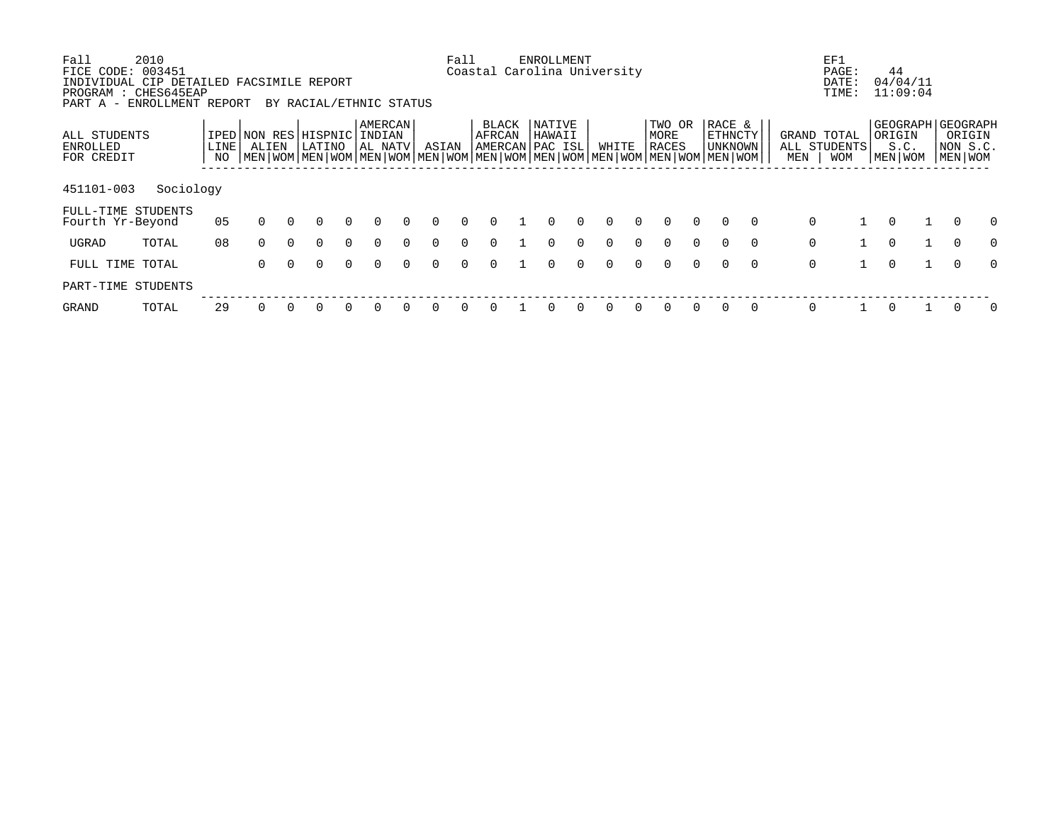Fall 2010 Fall ENROLLMENT EF1
FICE CODE: 003451 Coastal Carolina University PAGE: 44
INDIVIDUAL CIP DETAILED FACSIMILE REPORT DATE: 04/04/11
PROGRAM : CHES645EAP TIME: 11:09:04
PART A - ENROLLMENT REPORT BY RACIAL/ETHNIC STATUS

| ALL STUDENTS ENROLLED FOR CREDIT | | IPED LINE NO | NON RES ALIEN | | HISPNIC LATINO | | AMERCAN INDIAN AL NATV | | ASIAN | | BLACK AFRCAN AMERCAN | | NATIVE HAWAII PAC ISL | | WHITE | | TWO OR MORE RACES | | RACE & ETHNCTY UNKNOWN | | GRAND TOTAL ALL STUDENTS | | GEOGRAPH ORIGIN S.C. | | GEOGRAPH ORIGIN NON S.C. | |
|---|---|---|---|---|---|---|---|---|---|---|---|---|---|---|---|---|---|---|---|---|---|---|---|---|---|---|
| | | | MEN | WOM | MEN | WOM | MEN | WOM | MEN | WOM | MEN | WOM | MEN | WOM | MEN | WOM | MEN | WOM | MEN | WOM | MEN | WOM | MEN | WOM | MEN | WOM |
| 451101-003 | Sociology | | | | | | | | | | | | | | | | | | | | | | | | | |
| FULL-TIME STUDENTS | | | | | | | | | | | | | | | | | | | | | | | | | | |
| Fourth Yr-Beyond | | 05 | 0 | 0 | 0 | 0 | 0 | 0 | 0 | 0 | 0 | 1 | 0 | 0 | 0 | 0 | 0 | 0 | 0 | 0 | 0 | 1 | 0 | 1 | 0 | 0 |
| UGRAD | TOTAL | 08 | 0 | 0 | 0 | 0 | 0 | 0 | 0 | 0 | 0 | 1 | 0 | 0 | 0 | 0 | 0 | 0 | 0 | 0 | 0 | 1 | 0 | 1 | 0 | 0 |
| FULL TIME TOTAL | | | 0 | 0 | 0 | 0 | 0 | 0 | 0 | 0 | 0 | 1 | 0 | 0 | 0 | 0 | 0 | 0 | 0 | 0 | 0 | 1 | 0 | 1 | 0 | 0 |
| PART-TIME STUDENTS | | | | | | | | | | | | | | | | | | | | | | | | | | |
| GRAND | TOTAL | 29 | 0 | 0 | 0 | 0 | 0 | 0 | 0 | 0 | 0 | 1 | 0 | 0 | 0 | 0 | 0 | 0 | 0 | 0 | 0 | 1 | 0 | 1 | 0 | 0 |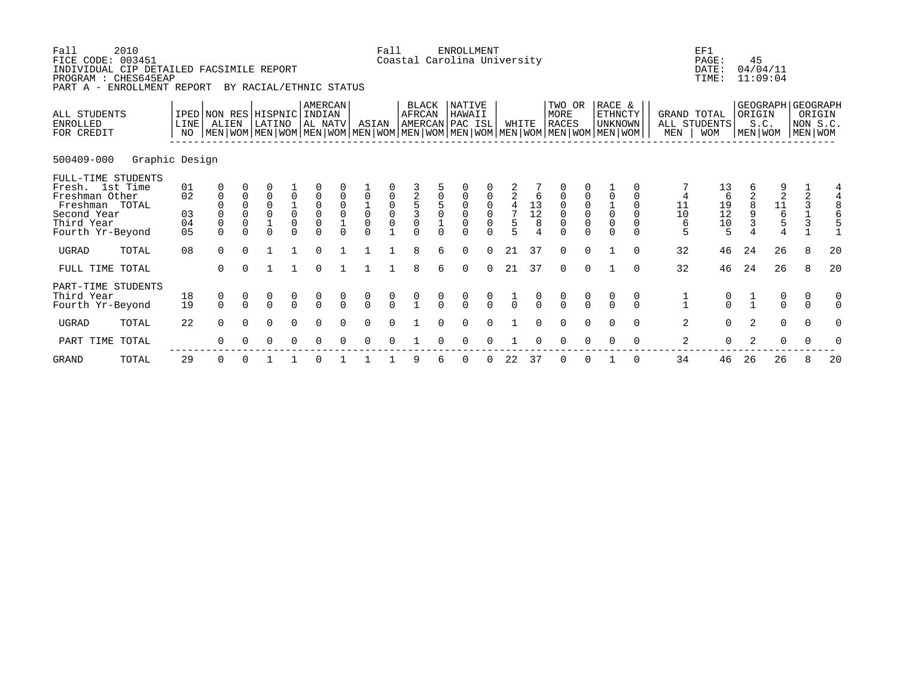Fall 2010 Fall ENROLLMENT EF1
FICE CODE: 003451 Coastal Carolina University PAGE: 45
INDIVIDUAL CIP DETAILED FACSIMILE REPORT DATE: 04/04/11
PROGRAM : CHES645EAP TIME: 11:09:04
PART A - ENROLLMENT REPORT BY RACIAL/ETHNIC STATUS

500409-000 Graphic Design

| ALL STUDENTS ENROLLED FOR CREDIT | IPED LINE NO | NON RES ALIEN | | HISPNIC LATINO | | AMERCAN INDIAN AL NATV | | ASIAN | | BLACK AFRCAN AMERCAN | | NATIVE HAWAII PAC ISL | | WHITE | | TWO OR MORE RACES | | RACE & ETHNCTY UNKNOWN | | GRAND TOTAL ALL STUDENTS | | GEOGRAPH ORIGIN S.C. | | GEOGRAPH ORIGIN NON S.C. | |
|---|---|---|---|---|---|---|---|---|---|---|---|---|---|---|---|---|---|---|---|---|---|---|---|---|---|
| | | MEN | WOM | MEN | WOM | MEN | WOM | MEN | WOM | MEN | WOM | MEN | WOM | MEN | WOM | MEN | WOM | MEN | WOM | MEN | WOM | MEN | WOM | MEN | WOM |
| FULL-TIME STUDENTS | | | | | | | | | | | | | | | | | | | | | | | | | |
| Fresh. 1st Time | 01 | 0 | 0 | 0 | 1 | 0 | 0 | 1 | 0 | 3 | 5 | 0 | 0 | 2 | 7 | 0 | 0 | 1 | 0 | 7 | 13 | 6 | 9 | 1 | 4 |
| Freshman Other | 02 | 0 | 0 | 0 | 0 | 0 | 0 | 0 | 0 | 2 | 0 | 0 | 0 | 2 | 6 | 0 | 0 | 0 | 0 | 4 | 6 | 2 | 2 | 2 | 4 |
| Freshman TOTAL | | 0 | 0 | 0 | 1 | 0 | 0 | 1 | 0 | 5 | 5 | 0 | 0 | 4 | 13 | 0 | 0 | 1 | 0 | 11 | 19 | 8 | 11 | 3 | 8 |
| Second Year | 03 | 0 | 0 | 0 | 0 | 0 | 0 | 0 | 0 | 3 | 0 | 0 | 0 | 7 | 12 | 0 | 0 | 0 | 0 | 10 | 12 | 9 | 6 | 1 | 6 |
| Third Year | 04 | 0 | 0 | 1 | 0 | 0 | 1 | 0 | 0 | 0 | 1 | 0 | 0 | 5 | 8 | 0 | 0 | 0 | 0 | 6 | 10 | 3 | 5 | 3 | 5 |
| Fourth Yr-Beyond | 05 | 0 | 0 | 0 | 0 | 0 | 0 | 0 | 1 | 0 | 0 | 0 | 0 | 5 | 4 | 0 | 0 | 0 | 0 | 5 | 5 | 4 | 4 | 1 | 1 |
| UGRAD TOTAL | 08 | 0 | 0 | 1 | 1 | 0 | 1 | 1 | 1 | 8 | 6 | 0 | 0 | 21 | 37 | 0 | 0 | 1 | 0 | 32 | 46 | 24 | 26 | 8 | 20 |
| FULL TIME TOTAL | | 0 | 0 | 1 | 1 | 0 | 1 | 1 | 1 | 8 | 6 | 0 | 0 | 21 | 37 | 0 | 0 | 1 | 0 | 32 | 46 | 24 | 26 | 8 | 20 |
| PART-TIME STUDENTS | | | | | | | | | | | | | | | | | | | | | | | | | |
| Third Year | 18 | 0 | 0 | 0 | 0 | 0 | 0 | 0 | 0 | 0 | 0 | 0 | 0 | 1 | 0 | 0 | 0 | 0 | 0 | 1 | 0 | 1 | 0 | 0 | 0 |
| Fourth Yr-Beyond | 19 | 0 | 0 | 0 | 0 | 0 | 0 | 0 | 0 | 1 | 0 | 0 | 0 | 0 | 0 | 0 | 0 | 0 | 0 | 1 | 0 | 1 | 0 | 0 | 0 |
| UGRAD TOTAL | 22 | 0 | 0 | 0 | 0 | 0 | 0 | 0 | 0 | 1 | 0 | 0 | 0 | 1 | 0 | 0 | 0 | 0 | 0 | 2 | 0 | 2 | 0 | 0 | 0 |
| PART TIME TOTAL | | 0 | 0 | 0 | 0 | 0 | 0 | 0 | 0 | 1 | 0 | 0 | 0 | 1 | 0 | 0 | 0 | 0 | 0 | 2 | 0 | 2 | 0 | 0 | 0 |
| GRAND TOTAL | 29 | 0 | 0 | 1 | 1 | 0 | 1 | 1 | 1 | 9 | 6 | 0 | 0 | 22 | 37 | 0 | 0 | 1 | 0 | 34 | 46 | 26 | 26 | 8 | 20 |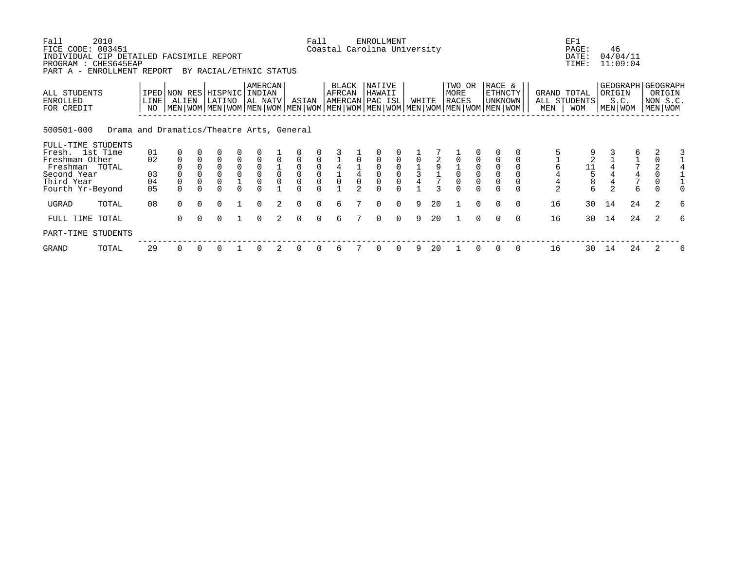Fall 2010 — Fall ENROLLMENT — EF1
FICE CODE: 003451 — Coastal Carolina University — PAGE: 46
INDIVIDUAL CIP DETAILED FACSIMILE REPORT — DATE: 04/04/11
PROGRAM : CHES645EAP — TIME: 11:09:04
PART A - ENROLLMENT REPORT BY RACIAL/ETHNIC STATUS

**500501-000 Drama and Dramatics/Theatre Arts, General**

| ALL STUDENTS ENROLLED FOR CREDIT | IPED LINE NO | NON RES ALIEN | | HISPNIC LATINO | | AMERCAN INDIAN AL NATV | | ASIAN | | BLACK AFRCAN AMERCAN | | NATIVE HAWAII PAC ISL | | WHITE | | TWO OR MORE RACES | | RACE & ETHNCTY UNKNOWN | | GRAND TOTAL ALL STUDENTS | | GEOGRAPH ORIGIN S.C. | | GEOGRAPH ORIGIN NON S.C. | |
|---|---|---|---|---|---|---|---|---|---|---|---|---|---|---|---|---|---|---|---|---|---|---|---|---|---|
| | | MEN | WOM | MEN | WOM | MEN | WOM | MEN | WOM | MEN | WOM | MEN | WOM | MEN | WOM | MEN | WOM | MEN | WOM | MEN | WOM | MEN | WOM | MEN | WOM |
| FULL-TIME STUDENTS | | | | | | | | | | | | | | | | | | | | | | | | | |
| Fresh. 1st Time | 01 | 0 | 0 | 0 | 0 | 0 | 1 | 0 | 0 | 3 | 1 | 0 | 0 | 1 | 7 | 1 | 0 | 0 | 0 | 5 | 9 | 3 | 6 | 2 | 3 |
| Freshman Other | 02 | 0 | 0 | 0 | 0 | 0 | 0 | 0 | 0 | 1 | 0 | 0 | 0 | 0 | 2 | 0 | 0 | 0 | 0 | 1 | 2 | 1 | 1 | 0 | 1 |
| Freshman TOTAL | | 0 | 0 | 0 | 0 | 0 | 1 | 0 | 0 | 4 | 1 | 0 | 0 | 1 | 9 | 1 | 0 | 0 | 0 | 6 | 11 | 4 | 7 | 2 | 4 |
| Second Year | 03 | 0 | 0 | 0 | 0 | 0 | 0 | 0 | 0 | 1 | 4 | 0 | 0 | 3 | 1 | 0 | 0 | 0 | 0 | 4 | 5 | 4 | 4 | 0 | 1 |
| Third Year | 04 | 0 | 0 | 0 | 1 | 0 | 0 | 0 | 0 | 0 | 0 | 0 | 0 | 4 | 7 | 0 | 0 | 0 | 0 | 4 | 8 | 4 | 7 | 0 | 1 |
| Fourth Yr-Beyond | 05 | 0 | 0 | 0 | 0 | 0 | 1 | 0 | 0 | 1 | 2 | 0 | 0 | 1 | 3 | 0 | 0 | 0 | 0 | 2 | 6 | 2 | 6 | 0 | 0 |
| UGRAD TOTAL | 08 | 0 | 0 | 0 | 1 | 0 | 2 | 0 | 0 | 6 | 7 | 0 | 0 | 9 | 20 | 1 | 0 | 0 | 0 | 16 | 30 | 14 | 24 | 2 | 6 |
| FULL TIME TOTAL | | 0 | 0 | 0 | 1 | 0 | 2 | 0 | 0 | 6 | 7 | 0 | 0 | 9 | 20 | 1 | 0 | 0 | 0 | 16 | 30 | 14 | 24 | 2 | 6 |
| PART-TIME STUDENTS | | | | | | | | | | | | | | | | | | | | | | | | | |
| GRAND TOTAL | 29 | 0 | 0 | 0 | 1 | 0 | 2 | 0 | 0 | 6 | 7 | 0 | 0 | 9 | 20 | 1 | 0 | 0 | 0 | 16 | 30 | 14 | 24 | 2 | 6 |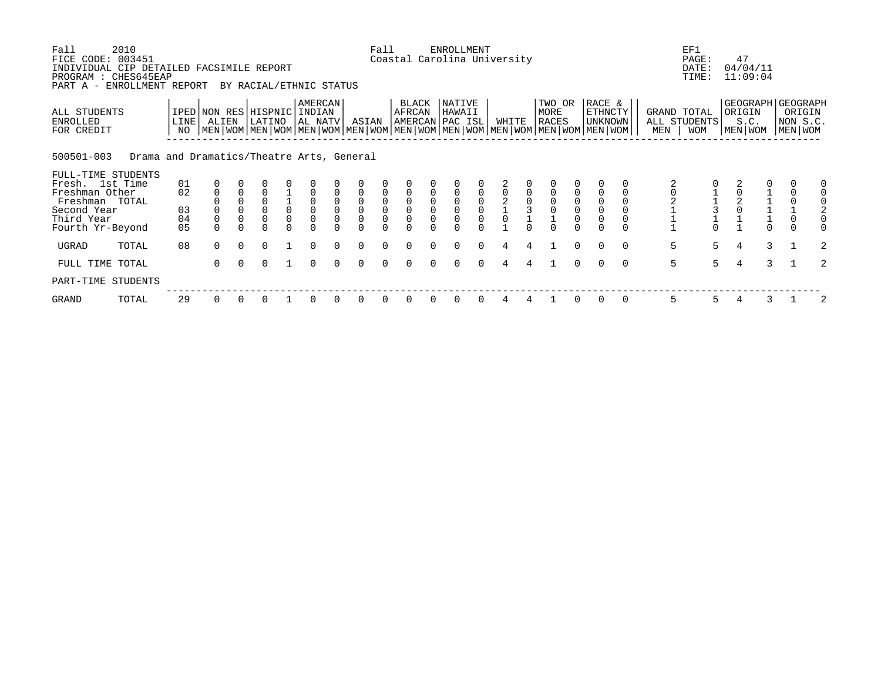Fall 2010 Fall ENROLLMENT EF1
FICE CODE: 003451 Coastal Carolina University PAGE: 47
INDIVIDUAL CIP DETAILED FACSIMILE REPORT DATE: 04/04/11
PROGRAM : CHES645EAP TIME: 11:09:04
PART A - ENROLLMENT REPORT BY RACIAL/ETHNIC STATUS

500501-003 Drama and Dramatics/Theatre Arts, General

| ALL STUDENTS ENROLLED FOR CREDIT | IPED LINE NO | NON RES ALIEN | | HISPNIC LATINO | | AMERCAN INDIAN AL NATV | | ASIAN | | BLACK AFRCAN AMERCAN | | NATIVE HAWAII PAC ISL | | WHITE | | TWO OR MORE RACES | | RACE & ETHNCTY UNKNOWN | | GRAND TOTAL ALL STUDENTS | | GEOGRAPH ORIGIN S.C. | | GEOGRAPH ORIGIN NON S.C. | |
|---|---|---|---|---|---|---|---|---|---|---|---|---|---|---|---|---|---|---|---|---|---|---|---|---|---|
| | | MEN | WOM | MEN | WOM | MEN | WOM | MEN | WOM | MEN | WOM | MEN | WOM | MEN | WOM | MEN | WOM | MEN | WOM | MEN | WOM | MEN | WOM | MEN | WOM |
| FULL-TIME STUDENTS | | | | | | | | | | | | | | | | | | | | | | | | | |
| Fresh. 1st Time | 01 | 0 | 0 | 0 | 0 | 0 | 0 | 0 | 0 | 0 | 0 | 0 | 0 | 2 | 0 | 0 | 0 | 0 | 0 | 2 | 0 | 2 | 0 | 0 | 0 |
| Freshman Other | 02 | 0 | 0 | 0 | 1 | 0 | 0 | 0 | 0 | 0 | 0 | 0 | 0 | 0 | 0 | 0 | 0 | 0 | 0 | 0 | 1 | 0 | 1 | 0 | 0 |
| Freshman TOTAL | | 0 | 0 | 0 | 1 | 0 | 0 | 0 | 0 | 0 | 0 | 0 | 0 | 2 | 0 | 0 | 0 | 0 | 0 | 2 | 1 | 2 | 1 | 0 | 0 |
| Second Year | 03 | 0 | 0 | 0 | 0 | 0 | 0 | 0 | 0 | 0 | 0 | 0 | 0 | 1 | 3 | 0 | 0 | 0 | 0 | 1 | 3 | 0 | 1 | 1 | 2 |
| Third Year | 04 | 0 | 0 | 0 | 0 | 0 | 0 | 0 | 0 | 0 | 0 | 0 | 0 | 0 | 1 | 1 | 0 | 0 | 0 | 1 | 1 | 1 | 1 | 0 | 0 |
| Fourth Yr-Beyond | 05 | 0 | 0 | 0 | 0 | 0 | 0 | 0 | 0 | 0 | 0 | 0 | 0 | 1 | 0 | 0 | 0 | 0 | 0 | 1 | 0 | 1 | 0 | 0 | 0 |
| UGRAD TOTAL | 08 | 0 | 0 | 0 | 1 | 0 | 0 | 0 | 0 | 0 | 0 | 0 | 0 | 4 | 4 | 1 | 0 | 0 | 0 | 5 | 5 | 4 | 3 | 1 | 2 |
| FULL TIME TOTAL | | 0 | 0 | 0 | 1 | 0 | 0 | 0 | 0 | 0 | 0 | 0 | 0 | 4 | 4 | 1 | 0 | 0 | 0 | 5 | 5 | 4 | 3 | 1 | 2 |
| PART-TIME STUDENTS | | | | | | | | | | | | | | | | | | | | | | | | | |
| GRAND TOTAL | 29 | 0 | 0 | 0 | 1 | 0 | 0 | 0 | 0 | 0 | 0 | 0 | 0 | 4 | 4 | 1 | 0 | 0 | 0 | 5 | 5 | 4 | 3 | 1 | 2 |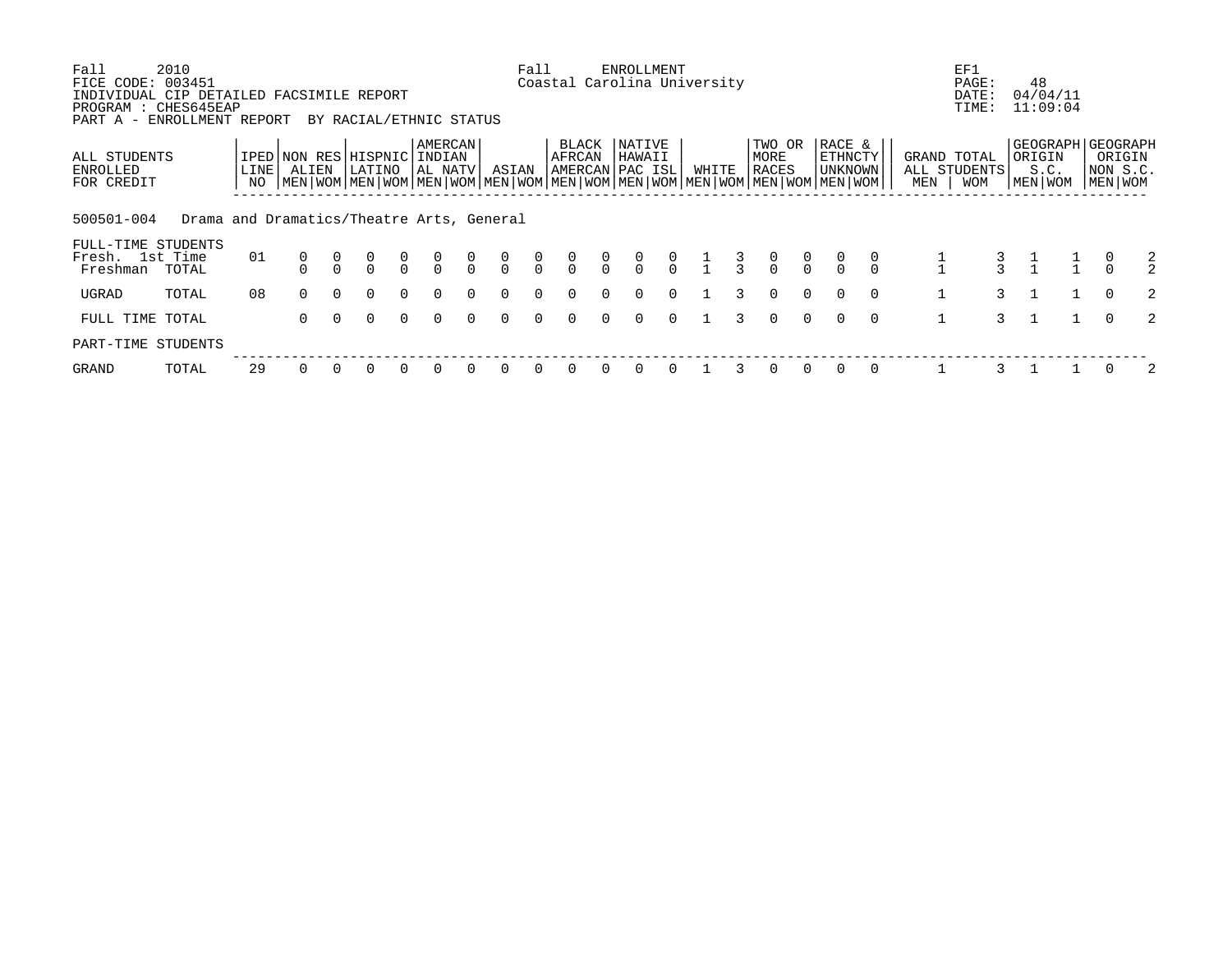Fall 2010 Fall ENROLLMENT EF1
FICE CODE: 003451 Coastal Carolina University PAGE: 48
INDIVIDUAL CIP DETAILED FACSIMILE REPORT DATE: 04/04/11
PROGRAM : CHES645EAP TIME: 11:09:04
PART A - ENROLLMENT REPORT BY RACIAL/ETHNIC STATUS

| ALL STUDENTS ENROLLED FOR CREDIT | IPED LINE NO | NON RES ALIEN | | HISPNIC LATINO | | AMERCAN INDIAN AL NATV | | ASIAN | | BLACK AFRCAN AMERCAN | | NATIVE HAWAII PAC ISL | | WHITE | | TWO OR MORE RACES | | RACE & ETHNCTY UNKNOWN | | GRAND TOTAL ALL STUDENTS | | GEOGRAPH ORIGIN S.C. | | GEOGRAPH ORIGIN NON S.C. | |
|---|---|---|---|---|---|---|---|---|---|---|---|---|---|---|---|---|---|---|---|---|---|---|---|---|---|
| | | MEN | WOM | MEN | WOM | MEN | WOM | MEN | WOM | MEN | WOM | MEN | WOM | MEN | WOM | MEN | WOM | MEN | WOM | MEN | WOM | MEN | WOM | MEN | WOM |
| **500501-004 Drama and Dramatics/Theatre Arts, General** | | | | | | | | | | | | | | | | | | | | | | | | | |
| FULL-TIME STUDENTS | | | | | | | | | | | | | | | | | | | | | | | | | |
| Fresh. 1st Time | 01 | 0 | 0 | 0 | 0 | 0 | 0 | 0 | 0 | 0 | 0 | 0 | 0 | 1 | 3 | 0 | 0 | 0 | 0 | 1 | 3 | 1 | 1 | 0 | 2 |
| Freshman TOTAL | | 0 | 0 | 0 | 0 | 0 | 0 | 0 | 0 | 0 | 0 | 0 | 0 | 1 | 3 | 0 | 0 | 0 | 0 | 1 | 3 | 1 | 1 | 0 | 2 |
| UGRAD TOTAL | 08 | 0 | 0 | 0 | 0 | 0 | 0 | 0 | 0 | 0 | 0 | 0 | 0 | 1 | 3 | 0 | 0 | 0 | 0 | 1 | 3 | 1 | 1 | 0 | 2 |
| FULL TIME TOTAL | | 0 | 0 | 0 | 0 | 0 | 0 | 0 | 0 | 0 | 0 | 0 | 0 | 1 | 3 | 0 | 0 | 0 | 0 | 1 | 3 | 1 | 1 | 0 | 2 |
| PART-TIME STUDENTS | | | | | | | | | | | | | | | | | | | | | | | | | |
| GRAND TOTAL | 29 | 0 | 0 | 0 | 0 | 0 | 0 | 0 | 0 | 0 | 0 | 0 | 0 | 1 | 3 | 0 | 0 | 0 | 0 | 1 | 3 | 1 | 1 | 0 | 2 |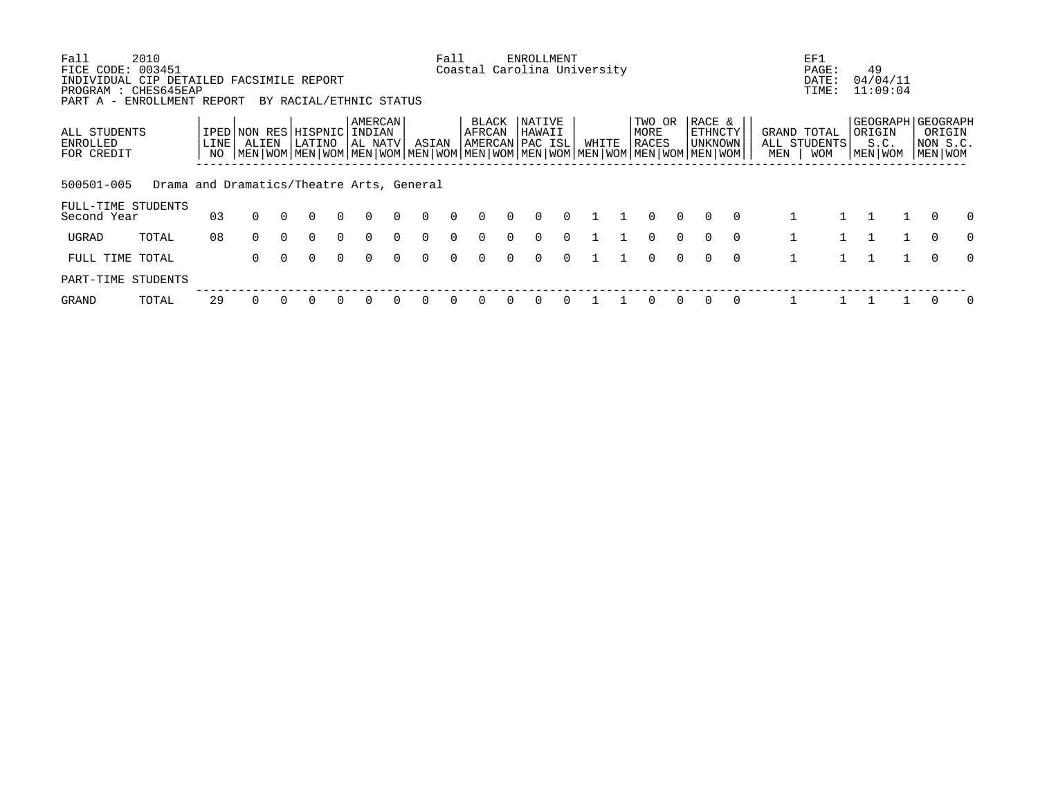Fall 2010 Fall ENROLLMENT EF1
FICE CODE: 003451 Coastal Carolina University PAGE: 49
INDIVIDUAL CIP DETAILED FACSIMILE REPORT DATE: 04/04/11
PROGRAM : CHES645EAP TIME: 11:09:04
PART A - ENROLLMENT REPORT BY RACIAL/ETHNIC STATUS

| ALL STUDENTS ENROLLED FOR CREDIT | | IPED LINE NO | NON RES ALIEN | | HISPNIC LATINO | | AMERCAN INDIAN AL NATV | | ASIAN | | BLACK AFRCAN AMERCAN | | NATIVE HAWAII PAC ISL | | WHITE | | TWO OR MORE RACES | | RACE & ETHNCTY UNKNOWN | | GRAND TOTAL ALL STUDENTS | | GEOGRAPH ORIGIN S.C. | | GEOGRAPH ORIGIN NON S.C. | |
|---|---|---|---|---|---|---|---|---|---|---|---|---|---|---|---|---|---|---|---|---|---|---|---|---|---|---|
| | | | MEN | WOM | MEN | WOM | MEN | WOM | MEN | WOM | MEN | WOM | MEN | WOM | MEN | WOM | MEN | WOM | MEN | WOM | MEN | WOM | MEN | WOM | MEN | WOM |
| 500501-005 | Drama and Dramatics/Theatre Arts, General | | | | | | | | | | | | | | | | | | | | | | | | | |
| FULL-TIME STUDENTS | | | | | | | | | | | | | | | | | | | | | | | | | | |
| Second Year | | 03 | 0 | 0 | 0 | 0 | 0 | 0 | 0 | 0 | 0 | 0 | 0 | 0 | 1 | 1 | 0 | 0 | 0 | 0 | 1 | 1 | 1 | 1 | 0 | 0 |
| UGRAD | TOTAL | 08 | 0 | 0 | 0 | 0 | 0 | 0 | 0 | 0 | 0 | 0 | 0 | 0 | 1 | 1 | 0 | 0 | 0 | 0 | 1 | 1 | 1 | 1 | 0 | 0 |
| FULL TIME TOTAL | | | 0 | 0 | 0 | 0 | 0 | 0 | 0 | 0 | 0 | 0 | 0 | 0 | 1 | 1 | 0 | 0 | 0 | 0 | 1 | 1 | 1 | 1 | 0 | 0 |
| PART-TIME STUDENTS | | | | | | | | | | | | | | | | | | | | | | | | | | |
| GRAND | TOTAL | 29 | 0 | 0 | 0 | 0 | 0 | 0 | 0 | 0 | 0 | 0 | 0 | 0 | 1 | 1 | 0 | 0 | 0 | 0 | 1 | 1 | 1 | 1 | 0 | 0 |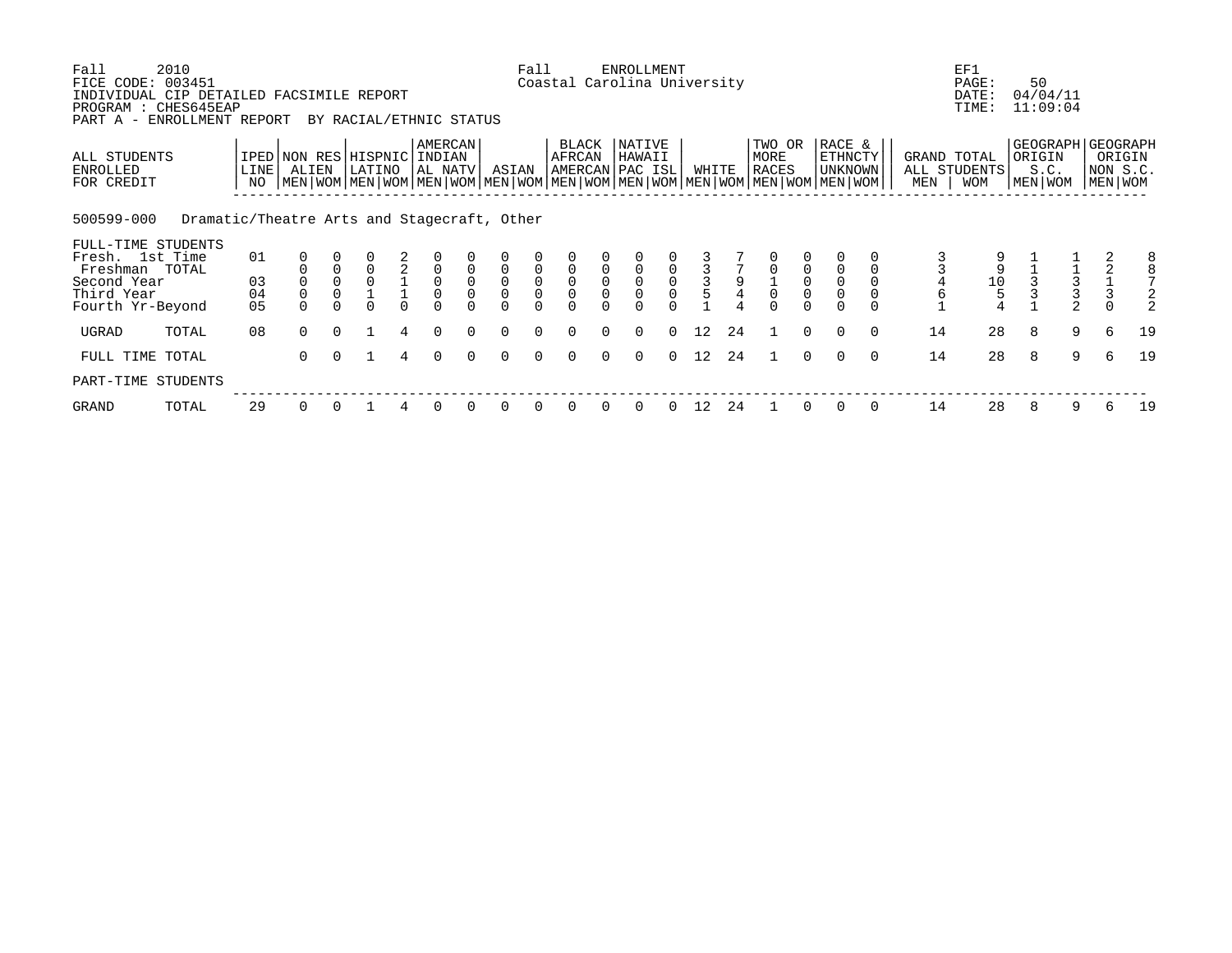Fall 2010 — Fall ENROLLMENT — EF1
FICE CODE: 003451 — Coastal Carolina University — PAGE: 50
INDIVIDUAL CIP DETAILED FACSIMILE REPORT — DATE: 04/04/11
PROGRAM : CHES645EAP — TIME: 11:09:04
PART A - ENROLLMENT REPORT BY RACIAL/ETHNIC STATUS

**500599-000 Dramatic/Theatre Arts and Stagecraft, Other**

| ALL STUDENTS ENROLLED FOR CREDIT | IPED LINE NO | NON RES ALIEN MEN | NON RES ALIEN WOM | HISPNIC LATINO MEN | HISPNIC LATINO WOM | AMERCAN INDIAN AL NATV MEN | AMERCAN INDIAN AL NATV WOM | ASIAN MEN | ASIAN WOM | BLACK AFRCAN AMERCAN MEN | BLACK AFRCAN AMERCAN WOM | NATIVE HAWAII PAC ISL MEN | NATIVE HAWAII PAC ISL WOM | WHITE MEN | WHITE WOM | TWO OR MORE RACES MEN | TWO OR MORE RACES WOM | RACE & ETHNCTY UNKNOWN MEN | RACE & ETHNCTY UNKNOWN WOM | GRAND TOTAL ALL STUDENTS MEN | GRAND TOTAL ALL STUDENTS WOM | GEOGRAPH ORIGIN S.C. MEN | GEOGRAPH ORIGIN S.C. WOM | GEOGRAPH ORIGIN NON S.C. MEN | GEOGRAPH ORIGIN NON S.C. WOM |
|---|---|---|---|---|---|---|---|---|---|---|---|---|---|---|---|---|---|---|---|---|---|---|---|---|---|
| FULL-TIME STUDENTS | | | | | | | | | | | | | | | | | | | | | | | | | |
| Fresh. 1st Time | 01 | 0 | 0 | 0 | 2 | 0 | 0 | 0 | 0 | 0 | 0 | 0 | 0 | 3 | 7 | 0 | 0 | 0 | 0 | 3 | 9 | 1 | 1 | 2 | 8 |
| Freshman TOTAL | | 0 | 0 | 0 | 2 | 0 | 0 | 0 | 0 | 0 | 0 | 0 | 0 | 3 | 7 | 0 | 0 | 0 | 0 | 3 | 9 | 1 | 1 | 2 | 8 |
| Second Year | 03 | 0 | 0 | 0 | 1 | 0 | 0 | 0 | 0 | 0 | 0 | 0 | 0 | 3 | 9 | 1 | 0 | 0 | 0 | 4 | 10 | 3 | 3 | 1 | 7 |
| Third Year | 04 | 0 | 0 | 1 | 1 | 0 | 0 | 0 | 0 | 0 | 0 | 0 | 0 | 5 | 4 | 0 | 0 | 0 | 0 | 6 | 5 | 3 | 3 | 3 | 2 |
| Fourth Yr-Beyond | 05 | 0 | 0 | 0 | 0 | 0 | 0 | 0 | 0 | 0 | 0 | 0 | 0 | 1 | 4 | 0 | 0 | 0 | 0 | 1 | 4 | 1 | 2 | 0 | 2 |
| UGRAD TOTAL | 08 | 0 | 0 | 1 | 4 | 0 | 0 | 0 | 0 | 0 | 0 | 0 | 0 | 12 | 24 | 1 | 0 | 0 | 0 | 14 | 28 | 8 | 9 | 6 | 19 |
| FULL TIME TOTAL | | 0 | 0 | 1 | 4 | 0 | 0 | 0 | 0 | 0 | 0 | 0 | 0 | 12 | 24 | 1 | 0 | 0 | 0 | 14 | 28 | 8 | 9 | 6 | 19 |
| PART-TIME STUDENTS | | | | | | | | | | | | | | | | | | | | | | | | | |
| GRAND TOTAL | 29 | 0 | 0 | 1 | 4 | 0 | 0 | 0 | 0 | 0 | 0 | 0 | 0 | 12 | 24 | 1 | 0 | 0 | 0 | 14 | 28 | 8 | 9 | 6 | 19 |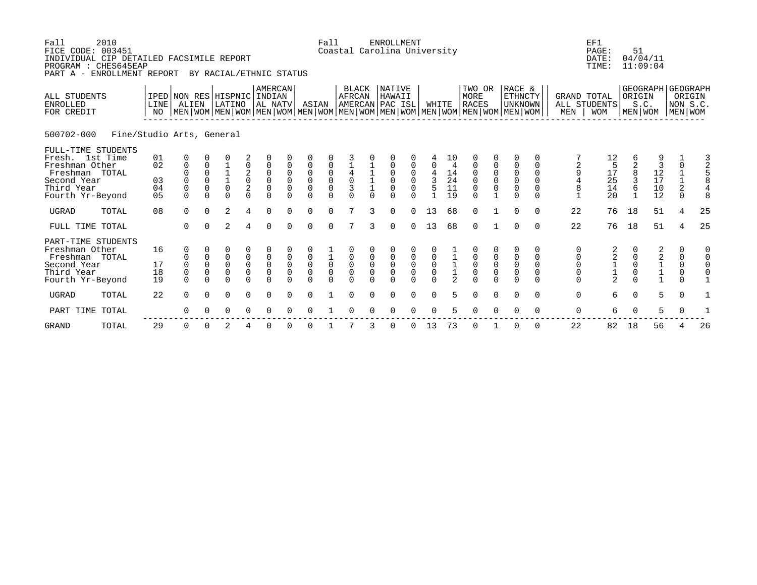Fall 2010 Fall ENROLLMENT EF1
FICE CODE: 003451 Coastal Carolina University PAGE: 51
INDIVIDUAL CIP DETAILED FACSIMILE REPORT DATE: 04/04/11
PROGRAM : CHES645EAP TIME: 11:09:04
PART A - ENROLLMENT REPORT BY RACIAL/ETHNIC STATUS

500702-000 Fine/Studio Arts, General

| ALL STUDENTS ENROLLED FOR CREDIT | IPED LINE NO | NON RES ALIEN MEN | NON RES ALIEN WOM | HISPNIC LATINO MEN | HISPNIC LATINO WOM | AMERCAN INDIAN AL NATV MEN | AMERCAN INDIAN AL NATV WOM | ASIAN MEN | ASIAN WOM | BLACK AFRCAN AMERCAN MEN | BLACK AFRCAN AMERCAN WOM | NATIVE HAWAII PAC ISL MEN | NATIVE HAWAII PAC ISL WOM | WHITE MEN | WHITE WOM | TWO OR MORE RACES MEN | TWO OR MORE RACES WOM | RACE & ETHNCTY UNKNOWN MEN | RACE & ETHNCTY UNKNOWN WOM | GRAND TOTAL ALL STUDENTS MEN | GRAND TOTAL ALL STUDENTS WOM | GEOGRAPH ORIGIN S.C. MEN | GEOGRAPH ORIGIN S.C. WOM | GEOGRAPH ORIGIN NON S.C. MEN | GEOGRAPH ORIGIN NON S.C. WOM |
|---|---|---|---|---|---|---|---|---|---|---|---|---|---|---|---|---|---|---|---|---|---|---|---|---|---|
| FULL-TIME STUDENTS | | | | | | | | | | | | | | | | | | | | | | | | | |
| Fresh. 1st Time | 01 | 0 | 0 | 0 | 2 | 0 | 0 | 0 | 0 | 3 | 0 | 0 | 0 | 4 | 10 | 0 | 0 | 0 | 0 | 7 | 12 | 6 | 9 | 1 | 3 |
| Freshman Other | 02 | 0 | 0 | 1 | 0 | 0 | 0 | 0 | 0 | 1 | 1 | 0 | 0 | 0 | 4 | 0 | 0 | 0 | 0 | 2 | 5 | 2 | 3 | 0 | 2 |
| Freshman TOTAL | | 0 | 0 | 1 | 2 | 0 | 0 | 0 | 0 | 4 | 1 | 0 | 0 | 4 | 14 | 0 | 0 | 0 | 0 | 9 | 17 | 8 | 12 | 1 | 5 |
| Second Year | 03 | 0 | 0 | 1 | 0 | 0 | 0 | 0 | 0 | 0 | 1 | 0 | 0 | 3 | 24 | 0 | 0 | 0 | 0 | 4 | 25 | 3 | 17 | 1 | 8 |
| Third Year | 04 | 0 | 0 | 0 | 2 | 0 | 0 | 0 | 0 | 3 | 1 | 0 | 0 | 5 | 11 | 0 | 0 | 0 | 0 | 8 | 14 | 6 | 10 | 2 | 4 |
| Fourth Yr-Beyond | 05 | 0 | 0 | 0 | 0 | 0 | 0 | 0 | 0 | 0 | 0 | 0 | 0 | 1 | 19 | 0 | 1 | 0 | 0 | 1 | 20 | 1 | 12 | 0 | 8 |
| UGRAD TOTAL | 08 | 0 | 0 | 2 | 4 | 0 | 0 | 0 | 0 | 7 | 3 | 0 | 0 | 13 | 68 | 0 | 1 | 0 | 0 | 22 | 76 | 18 | 51 | 4 | 25 |
| FULL TIME TOTAL | | 0 | 0 | 2 | 4 | 0 | 0 | 0 | 0 | 7 | 3 | 0 | 0 | 13 | 68 | 0 | 1 | 0 | 0 | 22 | 76 | 18 | 51 | 4 | 25 |
| PART-TIME STUDENTS | | | | | | | | | | | | | | | | | | | | | | | | | |
| Freshman Other | 16 | 0 | 0 | 0 | 0 | 0 | 0 | 0 | 1 | 0 | 0 | 0 | 0 | 0 | 1 | 0 | 0 | 0 | 0 | 0 | 2 | 0 | 2 | 0 | 0 |
| Freshman TOTAL | | 0 | 0 | 0 | 0 | 0 | 0 | 0 | 1 | 0 | 0 | 0 | 0 | 0 | 1 | 0 | 0 | 0 | 0 | 0 | 2 | 0 | 2 | 0 | 0 |
| Second Year | 17 | 0 | 0 | 0 | 0 | 0 | 0 | 0 | 0 | 0 | 0 | 0 | 0 | 0 | 1 | 0 | 0 | 0 | 0 | 0 | 1 | 0 | 1 | 0 | 0 |
| Third Year | 18 | 0 | 0 | 0 | 0 | 0 | 0 | 0 | 0 | 0 | 0 | 0 | 0 | 0 | 1 | 0 | 0 | 0 | 0 | 0 | 1 | 0 | 1 | 0 | 0 |
| Fourth Yr-Beyond | 19 | 0 | 0 | 0 | 0 | 0 | 0 | 0 | 0 | 0 | 0 | 0 | 0 | 0 | 2 | 0 | 0 | 0 | 0 | 0 | 2 | 0 | 1 | 0 | 1 |
| UGRAD TOTAL | 22 | 0 | 0 | 0 | 0 | 0 | 0 | 0 | 1 | 0 | 0 | 0 | 0 | 0 | 5 | 0 | 0 | 0 | 0 | 0 | 6 | 0 | 5 | 0 | 1 |
| PART TIME TOTAL | | 0 | 0 | 0 | 0 | 0 | 0 | 0 | 1 | 0 | 0 | 0 | 0 | 0 | 5 | 0 | 0 | 0 | 0 | 0 | 6 | 0 | 5 | 0 | 1 |
| GRAND TOTAL | 29 | 0 | 0 | 2 | 4 | 0 | 0 | 0 | 1 | 7 | 3 | 0 | 0 | 13 | 73 | 0 | 1 | 0 | 0 | 22 | 82 | 18 | 56 | 4 | 26 |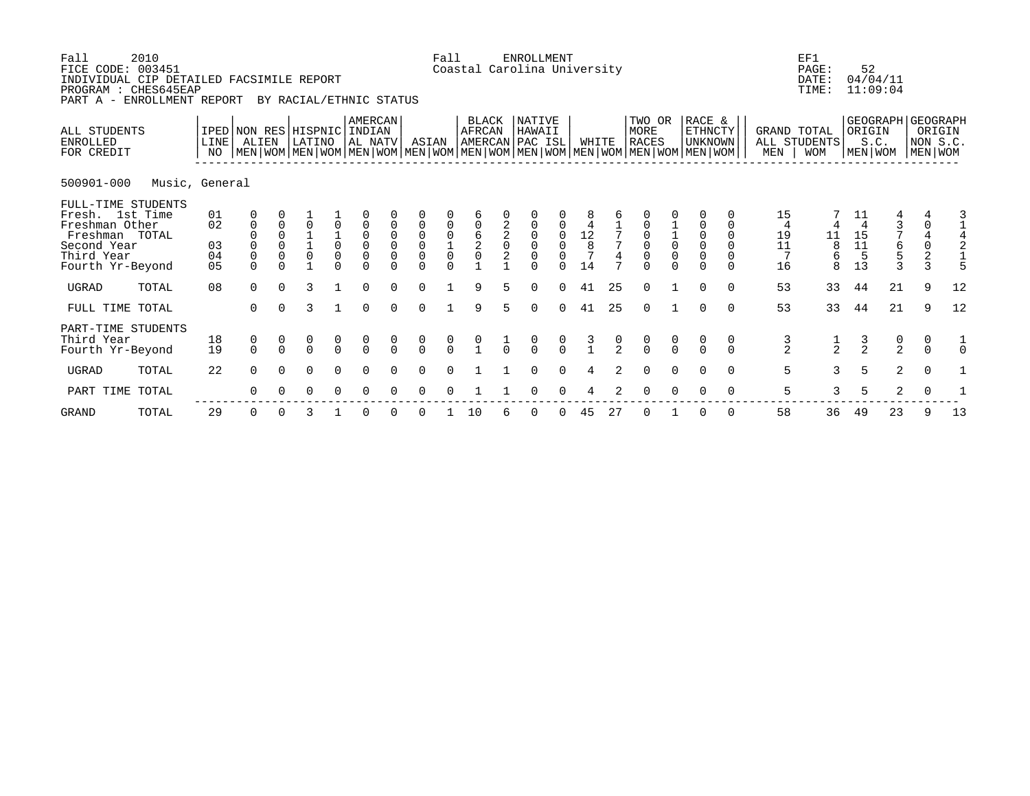Fall 2010 Fall ENROLLMENT EF1
FICE CODE: 003451 Coastal Carolina University PAGE: 52
INDIVIDUAL CIP DETAILED FACSIMILE REPORT DATE: 04/04/11
PROGRAM : CHES645EAP TIME: 11:09:04
PART A - ENROLLMENT REPORT BY RACIAL/ETHNIC STATUS

| ALL STUDENTS ENROLLED FOR CREDIT | IPED LINE NO | NON RES ALIEN | | HISPNIC LATINO | | AMERCAN INDIAN AL NATV | | ASIAN | | BLACK AFRCAN AMERCAN | | NATIVE HAWAII PAC ISL | | WHITE | | TWO OR MORE RACES | | RACE & ETHNCTY UNKNOWN | | GRAND TOTAL ALL STUDENTS | | GEOGRAPH ORIGIN S.C. | | GEOGRAPH ORIGIN NON S.C. | |
|---|---|---|---|---|---|---|---|---|---|---|---|---|---|---|---|---|---|---|---|---|---|---|---|---|---|
| | | MEN | WOM | MEN | WOM | MEN | WOM | MEN | WOM | MEN | WOM | MEN | WOM | MEN | WOM | MEN | WOM | MEN | WOM | MEN | WOM | MEN | WOM | MEN | WOM |
| **500901-000 Music, General** | | | | | | | | | | | | | | | | | | | | | | | | | |
| FULL-TIME STUDENTS | | | | | | | | | | | | | | | | | | | | | | | | | |
| Fresh. 1st Time | 01 | 0 | 0 | 1 | 1 | 0 | 0 | 0 | 0 | 6 | 0 | 0 | 0 | 8 | 6 | 0 | 0 | 0 | 0 | 15 | 7 | 11 | 4 | 4 | 3 |
| Freshman Other | 02 | 0 | 0 | 0 | 0 | 0 | 0 | 0 | 0 | 0 | 2 | 0 | 0 | 4 | 1 | 0 | 1 | 0 | 0 | 4 | 4 | 4 | 3 | 0 | 1 |
| Freshman TOTAL | | 0 | 0 | 1 | 1 | 0 | 0 | 0 | 0 | 6 | 2 | 0 | 0 | 12 | 7 | 0 | 1 | 0 | 0 | 19 | 11 | 15 | 7 | 4 | 4 |
| Second Year | 03 | 0 | 0 | 1 | 0 | 0 | 0 | 0 | 1 | 2 | 0 | 0 | 0 | 8 | 7 | 0 | 0 | 0 | 0 | 11 | 8 | 11 | 6 | 0 | 2 |
| Third Year | 04 | 0 | 0 | 0 | 0 | 0 | 0 | 0 | 0 | 0 | 2 | 0 | 0 | 7 | 4 | 0 | 0 | 0 | 0 | 7 | 6 | 5 | 5 | 2 | 1 |
| Fourth Yr-Beyond | 05 | 0 | 0 | 1 | 0 | 0 | 0 | 0 | 0 | 1 | 1 | 0 | 0 | 14 | 7 | 0 | 0 | 0 | 0 | 16 | 8 | 13 | 3 | 3 | 5 |
| UGRAD TOTAL | 08 | 0 | 0 | 3 | 1 | 0 | 0 | 0 | 1 | 9 | 5 | 0 | 0 | 41 | 25 | 0 | 1 | 0 | 0 | 53 | 33 | 44 | 21 | 9 | 12 |
| FULL TIME TOTAL | | 0 | 0 | 3 | 1 | 0 | 0 | 0 | 1 | 9 | 5 | 0 | 0 | 41 | 25 | 0 | 1 | 0 | 0 | 53 | 33 | 44 | 21 | 9 | 12 |
| PART-TIME STUDENTS | | | | | | | | | | | | | | | | | | | | | | | | | |
| Third Year | 18 | 0 | 0 | 0 | 0 | 0 | 0 | 0 | 0 | 0 | 1 | 0 | 0 | 3 | 0 | 0 | 0 | 0 | 0 | 3 | 1 | 3 | 0 | 0 | 1 |
| Fourth Yr-Beyond | 19 | 0 | 0 | 0 | 0 | 0 | 0 | 0 | 0 | 1 | 0 | 0 | 0 | 1 | 2 | 0 | 0 | 0 | 0 | 2 | 2 | 2 | 2 | 0 | 0 |
| UGRAD TOTAL | 22 | 0 | 0 | 0 | 0 | 0 | 0 | 0 | 0 | 1 | 1 | 0 | 0 | 4 | 2 | 0 | 0 | 0 | 0 | 5 | 3 | 5 | 2 | 0 | 1 |
| PART TIME TOTAL | | 0 | 0 | 0 | 0 | 0 | 0 | 0 | 0 | 1 | 1 | 0 | 0 | 4 | 2 | 0 | 0 | 0 | 0 | 5 | 3 | 5 | 2 | 0 | 1 |
| GRAND TOTAL | 29 | 0 | 0 | 3 | 1 | 0 | 0 | 0 | 1 | 10 | 6 | 0 | 0 | 45 | 27 | 0 | 1 | 0 | 0 | 58 | 36 | 49 | 23 | 9 | 13 |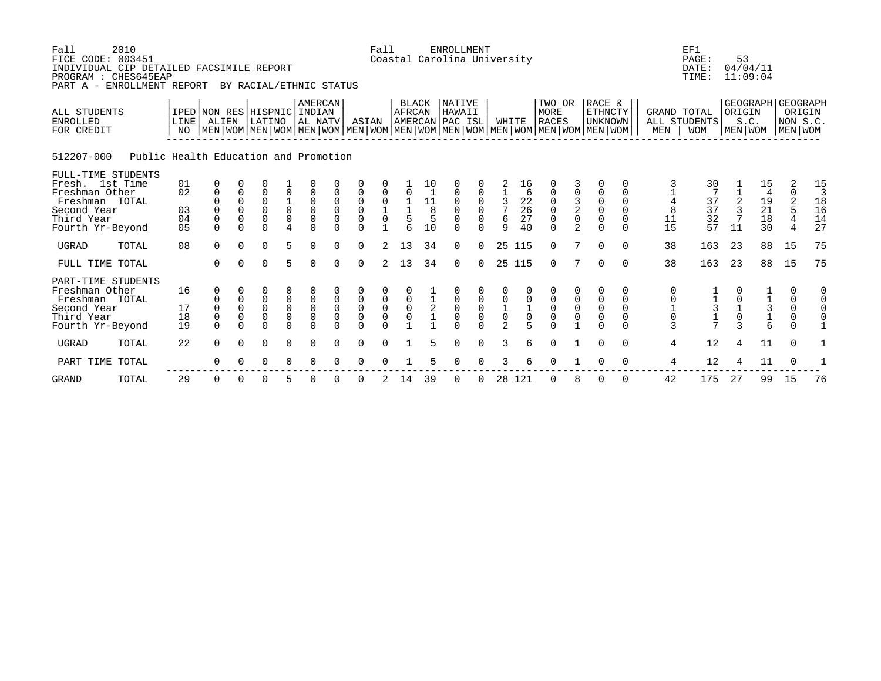Fall 2010 Fall ENROLLMENT EF1
FICE CODE: 003451 Coastal Carolina University PAGE: 53
INDIVIDUAL CIP DETAILED FACSIMILE REPORT DATE: 04/04/11
PROGRAM : CHES645EAP TIME: 11:09:04
PART A - ENROLLMENT REPORT BY RACIAL/ETHNIC STATUS

**512207-000 Public Health Education and Promotion**

| ALL STUDENTS ENROLLED FOR CREDIT | IPED LINE NO | NON RES ALIEN MEN | NON RES ALIEN WOM | HISPNIC LATINO MEN | HISPNIC LATINO WOM | AMERCAN INDIAN AL NATV MEN | AMERCAN INDIAN AL NATV WOM | ASIAN MEN | ASIAN WOM | BLACK AFRCAN AMERCAN MEN | BLACK AFRCAN AMERCAN WOM | NATIVE HAWAII PAC ISL MEN | NATIVE HAWAII PAC ISL WOM | WHITE MEN | WHITE WOM | TWO OR MORE RACES MEN | TWO OR MORE RACES WOM | RACE & ETHNCTY UNKNOWN MEN | RACE & ETHNCTY UNKNOWN WOM | GRAND TOTAL ALL STUDENTS MEN | GRAND TOTAL ALL STUDENTS WOM | GEOGRAPH ORIGIN S.C. MEN | GEOGRAPH ORIGIN S.C. WOM | GEOGRAPH ORIGIN NON S.C. MEN | GEOGRAPH ORIGIN NON S.C. WOM |
|---|---|---|---|---|---|---|---|---|---|---|---|---|---|---|---|---|---|---|---|---|---|---|---|---|---|
| FULL-TIME STUDENTS | | | | | | | | | | | | | | | | | | | | | | | | | |
| Fresh. 1st Time | 01 | 0 | 0 | 0 | 1 | 0 | 0 | 0 | 0 | 1 | 10 | 0 | 0 | 2 | 16 | 0 | 3 | 0 | 0 | 3 | 30 | 1 | 15 | 2 | 15 |
| Freshman Other | 02 | 0 | 0 | 0 | 0 | 0 | 0 | 0 | 0 | 0 | 1 | 0 | 0 | 1 | 6 | 0 | 0 | 0 | 0 | 1 | 7 | 1 | 4 | 0 | 3 |
| Freshman TOTAL | | 0 | 0 | 0 | 1 | 0 | 0 | 0 | 0 | 1 | 11 | 0 | 0 | 3 | 22 | 0 | 3 | 0 | 0 | 4 | 37 | 2 | 19 | 2 | 18 |
| Second Year | 03 | 0 | 0 | 0 | 0 | 0 | 0 | 0 | 1 | 1 | 8 | 0 | 0 | 7 | 26 | 0 | 2 | 0 | 0 | 8 | 37 | 3 | 21 | 5 | 16 |
| Third Year | 04 | 0 | 0 | 0 | 0 | 0 | 0 | 0 | 0 | 5 | 5 | 0 | 0 | 6 | 27 | 0 | 0 | 0 | 0 | 11 | 32 | 7 | 18 | 4 | 14 |
| Fourth Yr-Beyond | 05 | 0 | 0 | 0 | 4 | 0 | 0 | 0 | 1 | 6 | 10 | 0 | 0 | 9 | 40 | 0 | 2 | 0 | 0 | 15 | 57 | 11 | 30 | 4 | 27 |
| UGRAD TOTAL | 08 | 0 | 0 | 0 | 5 | 0 | 0 | 0 | 2 | 13 | 34 | 0 | 0 | 25 | 115 | 0 | 7 | 0 | 0 | 38 | 163 | 23 | 88 | 15 | 75 |
| FULL TIME TOTAL | | 0 | 0 | 0 | 5 | 0 | 0 | 0 | 2 | 13 | 34 | 0 | 0 | 25 | 115 | 0 | 7 | 0 | 0 | 38 | 163 | 23 | 88 | 15 | 75 |
| PART-TIME STUDENTS | | | | | | | | | | | | | | | | | | | | | | | | | |
| Freshman Other | 16 | 0 | 0 | 0 | 0 | 0 | 0 | 0 | 0 | 0 | 1 | 0 | 0 | 0 | 0 | 0 | 0 | 0 | 0 | 0 | 1 | 0 | 1 | 0 | 0 |
| Freshman TOTAL | | 0 | 0 | 0 | 0 | 0 | 0 | 0 | 0 | 0 | 1 | 0 | 0 | 0 | 0 | 0 | 0 | 0 | 0 | 0 | 1 | 0 | 1 | 0 | 0 |
| Second Year | 17 | 0 | 0 | 0 | 0 | 0 | 0 | 0 | 0 | 0 | 2 | 0 | 0 | 1 | 1 | 0 | 0 | 0 | 0 | 1 | 3 | 1 | 3 | 0 | 0 |
| Third Year | 18 | 0 | 0 | 0 | 0 | 0 | 0 | 0 | 0 | 0 | 1 | 0 | 0 | 0 | 0 | 0 | 0 | 0 | 0 | 0 | 1 | 0 | 1 | 0 | 0 |
| Fourth Yr-Beyond | 19 | 0 | 0 | 0 | 0 | 0 | 0 | 0 | 0 | 1 | 1 | 0 | 0 | 2 | 5 | 0 | 1 | 0 | 0 | 3 | 7 | 3 | 6 | 0 | 1 |
| UGRAD TOTAL | 22 | 0 | 0 | 0 | 0 | 0 | 0 | 0 | 0 | 1 | 5 | 0 | 0 | 3 | 6 | 0 | 1 | 0 | 0 | 4 | 12 | 4 | 11 | 0 | 1 |
| PART TIME TOTAL | | 0 | 0 | 0 | 0 | 0 | 0 | 0 | 0 | 1 | 5 | 0 | 0 | 3 | 6 | 0 | 1 | 0 | 0 | 4 | 12 | 4 | 11 | 0 | 1 |
| GRAND TOTAL | 29 | 0 | 0 | 0 | 5 | 0 | 0 | 0 | 2 | 14 | 39 | 0 | 0 | 28 | 121 | 0 | 8 | 0 | 0 | 42 | 175 | 27 | 99 | 15 | 76 |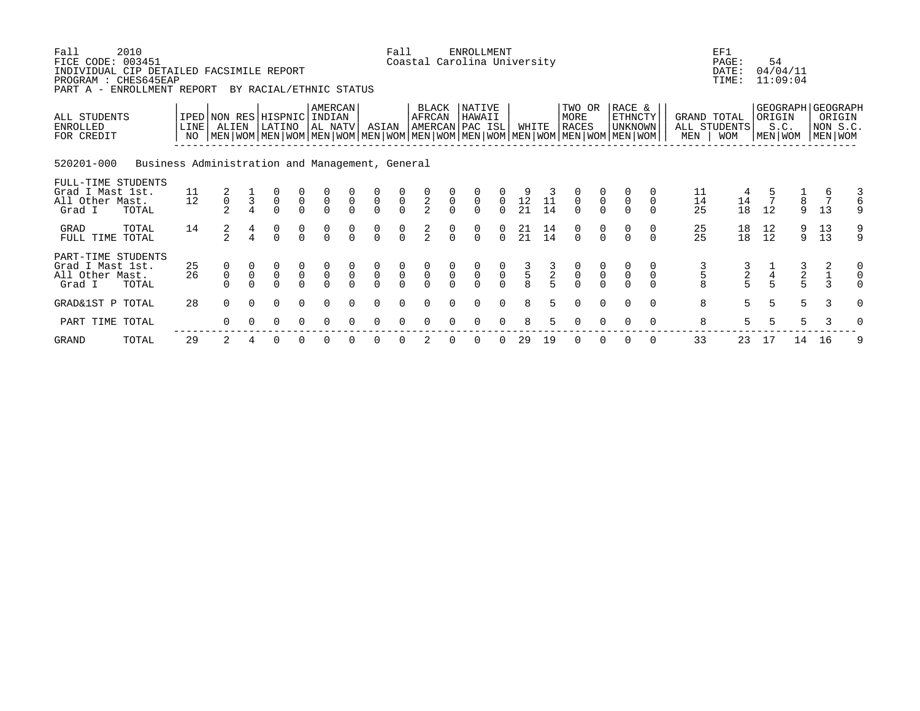Fall 2010 — Fall ENROLLMENT — EF1
FICE CODE: 003451 — Coastal Carolina University — PAGE: 54
INDIVIDUAL CIP DETAILED FACSIMILE REPORT — DATE: 04/04/11
PROGRAM : CHES645EAP — TIME: 11:09:04
PART A - ENROLLMENT REPORT BY RACIAL/ETHNIC STATUS

**520201-000 Business Administration and Management, General**

| ALL STUDENTS ENROLLED FOR CREDIT | IPED LINE NO | NON RES ALIEN MEN | NON RES ALIEN WOM | HISPNIC LATINO MEN | HISPNIC LATINO WOM | AMERCAN INDIAN AL NATV MEN | AMERCAN INDIAN AL NATV WOM | ASIAN MEN | ASIAN WOM | BLACK AFRCAN AMERCAN MEN | BLACK AFRCAN AMERCAN WOM | NATIVE HAWAII PAC ISL MEN | NATIVE HAWAII PAC ISL WOM | WHITE MEN | WHITE WOM | TWO OR MORE RACES MEN | TWO OR MORE RACES WOM | RACE & ETHNCTY UNKNOWN MEN | RACE & ETHNCTY UNKNOWN WOM | GRAND TOTAL ALL STUDENTS MEN | GRAND TOTAL ALL STUDENTS WOM | GEOGRAPH ORIGIN S.C. MEN | GEOGRAPH ORIGIN S.C. WOM | GEOGRAPH ORIGIN NON S.C. MEN | GEOGRAPH ORIGIN NON S.C. WOM |
|---|---|---|---|---|---|---|---|---|---|---|---|---|---|---|---|---|---|---|---|---|---|---|---|---|---|
| **FULL-TIME STUDENTS** | | | | | | | | | | | | | | | | | | | | | | | | | |
| Grad I Mast 1st. | 11 | 2 | 1 | 0 | 0 | 0 | 0 | 0 | 0 | 0 | 0 | 0 | 0 | 9 | 3 | 0 | 0 | 0 | 0 | 11 | 4 | 5 | 1 | 6 | 3 |
| All Other Mast. | 12 | 0 | 3 | 0 | 0 | 0 | 0 | 0 | 0 | 2 | 0 | 0 | 0 | 12 | 11 | 0 | 0 | 0 | 0 | 14 | 14 | 7 | 8 | 7 | 6 |
| Grad I TOTAL | | 2 | 4 | 0 | 0 | 0 | 0 | 0 | 0 | 2 | 0 | 0 | 0 | 21 | 14 | 0 | 0 | 0 | 0 | 25 | 18 | 12 | 9 | 13 | 9 |
| GRAD TOTAL | 14 | 2 | 4 | 0 | 0 | 0 | 0 | 0 | 0 | 2 | 0 | 0 | 0 | 21 | 14 | 0 | 0 | 0 | 0 | 25 | 18 | 12 | 9 | 13 | 9 |
| FULL TIME TOTAL | | 2 | 4 | 0 | 0 | 0 | 0 | 0 | 0 | 2 | 0 | 0 | 0 | 21 | 14 | 0 | 0 | 0 | 0 | 25 | 18 | 12 | 9 | 13 | 9 |
| **PART-TIME STUDENTS** | | | | | | | | | | | | | | | | | | | | | | | | | |
| Grad I Mast 1st. | 25 | 0 | 0 | 0 | 0 | 0 | 0 | 0 | 0 | 0 | 0 | 0 | 0 | 3 | 3 | 0 | 0 | 0 | 0 | 3 | 3 | 1 | 3 | 2 | 0 |
| All Other Mast. | 26 | 0 | 0 | 0 | 0 | 0 | 0 | 0 | 0 | 0 | 0 | 0 | 0 | 5 | 2 | 0 | 0 | 0 | 0 | 5 | 2 | 4 | 2 | 1 | 0 |
| Grad I TOTAL | | 0 | 0 | 0 | 0 | 0 | 0 | 0 | 0 | 0 | 0 | 0 | 0 | 8 | 5 | 0 | 0 | 0 | 0 | 8 | 5 | 5 | 5 | 3 | 0 |
| GRAD&1ST P TOTAL | 28 | 0 | 0 | 0 | 0 | 0 | 0 | 0 | 0 | 0 | 0 | 0 | 0 | 8 | 5 | 0 | 0 | 0 | 0 | 8 | 5 | 5 | 5 | 3 | 0 |
| PART TIME TOTAL | | 0 | 0 | 0 | 0 | 0 | 0 | 0 | 0 | 0 | 0 | 0 | 0 | 8 | 5 | 0 | 0 | 0 | 0 | 8 | 5 | 5 | 5 | 3 | 0 |
| GRAND TOTAL | 29 | 2 | 4 | 0 | 0 | 0 | 0 | 0 | 0 | 2 | 0 | 0 | 0 | 29 | 19 | 0 | 0 | 0 | 0 | 33 | 23 | 17 | 14 | 16 | 9 |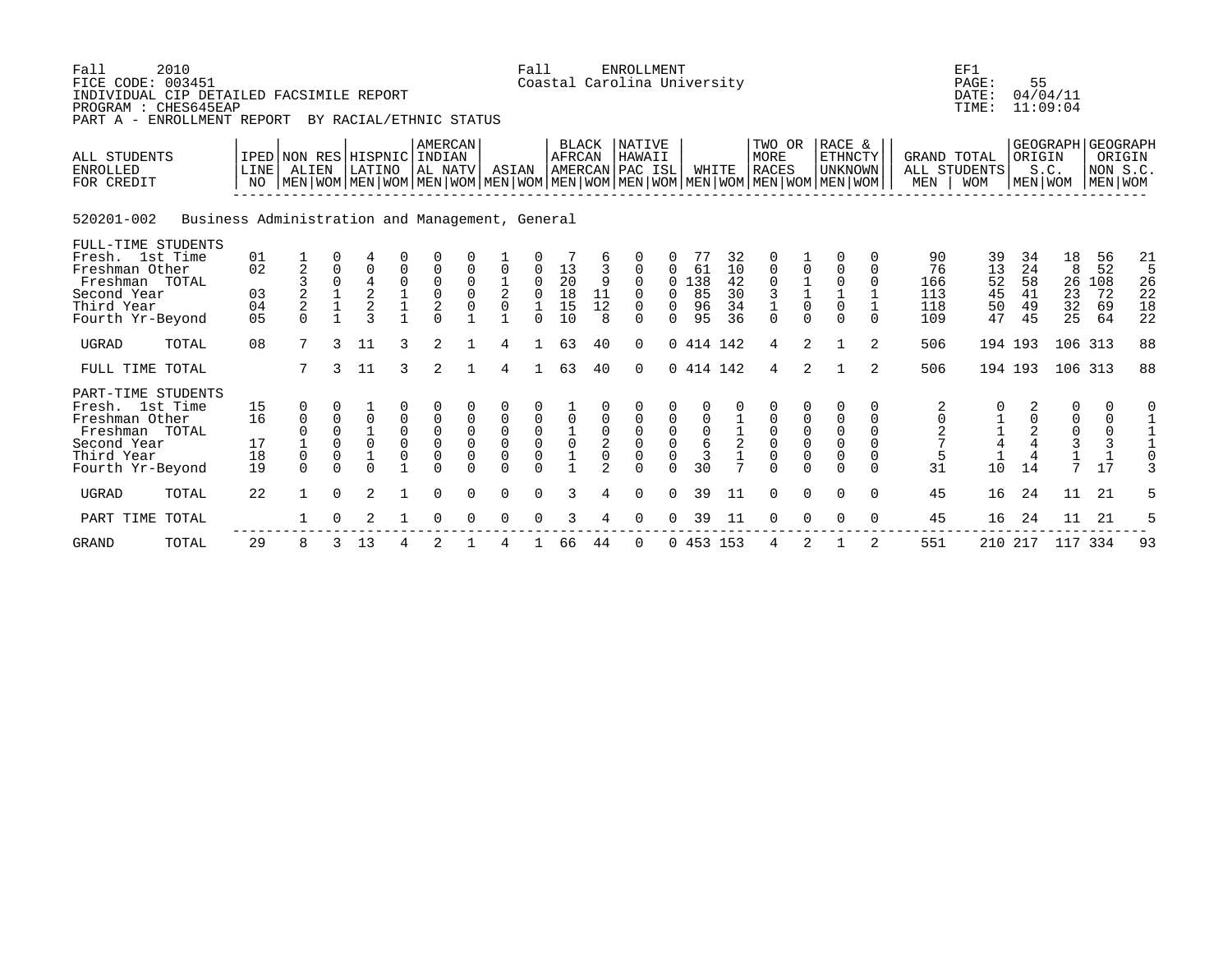Fall 2010 Fall ENROLLMENT EF1
FICE CODE: 003451 Coastal Carolina University
INDIVIDUAL CIP DETAILED FACSIMILE REPORT
PROGRAM : CHES645EAP
PART A - ENROLLMENT REPORT BY RACIAL/ETHNIC STATUS

PAGE: 55
DATE: 04/04/11
TIME: 11:09:04

520201-002 Business Administration and Management, General

| ALL STUDENTS ENROLLED FOR CREDIT | IPED LINE NO | NON RES ALIEN MEN | NON RES ALIEN WOM | HISPNIC LATINO MEN | HISPNIC LATINO WOM | AMERCAN INDIAN AL NATV MEN | AMERCAN INDIAN AL NATV WOM | ASIAN MEN | ASIAN WOM | BLACK AFRCAN AMERCAN MEN | BLACK AFRCAN AMERCAN WOM | NATIVE HAWAII PAC ISL MEN | NATIVE HAWAII PAC ISL WOM | WHITE MEN | WHITE WOM | TWO OR MORE RACES MEN | TWO OR MORE RACES WOM | RACE & ETHNCTY UNKNOWN MEN | RACE & ETHNCTY UNKNOWN WOM | GRAND TOTAL ALL STUDENTS MEN | GRAND TOTAL ALL STUDENTS WOM | GEOGRAPH ORIGIN S.C. MEN | GEOGRAPH ORIGIN S.C. WOM | GEOGRAPH ORIGIN NON S.C. MEN | GEOGRAPH ORIGIN NON S.C. WOM |
|---|---|---|---|---|---|---|---|---|---|---|---|---|---|---|---|---|---|---|---|---|---|---|---|---|---|
| FULL-TIME STUDENTS | | | | | | | | | | | | | | | | | | | | | | | | | |
| Fresh. 1st Time | 01 | 1 | 0 | 4 | 0 | 0 | 0 | 1 | 0 | 7 | 6 | 0 | 0 | 77 | 32 | 0 | 1 | 0 | 0 | 90 | 39 | 34 | 18 | 56 | 21 |
| Freshman Other | 02 | 2 | 0 | 0 | 0 | 0 | 0 | 0 | 0 | 13 | 3 | 0 | 0 | 61 | 10 | 0 | 0 | 0 | 0 | 76 | 13 | 24 | 8 | 52 | 5 |
| Freshman TOTAL | | 3 | 0 | 4 | 0 | 0 | 0 | 1 | 0 | 20 | 9 | 0 | 0 | 138 | 42 | 0 | 1 | 0 | 0 | 166 | 52 | 58 | 26 | 108 | 26 |
| Second Year | 03 | 2 | 1 | 2 | 1 | 0 | 0 | 2 | 0 | 18 | 11 | 0 | 0 | 85 | 30 | 3 | 1 | 1 | 1 | 113 | 45 | 41 | 23 | 72 | 22 |
| Third Year | 04 | 2 | 1 | 2 | 1 | 2 | 0 | 0 | 1 | 15 | 12 | 0 | 0 | 96 | 34 | 1 | 0 | 0 | 1 | 118 | 50 | 49 | 32 | 69 | 18 |
| Fourth Yr-Beyond | 05 | 0 | 1 | 3 | 1 | 0 | 1 | 1 | 0 | 10 | 8 | 0 | 0 | 95 | 36 | 0 | 0 | 0 | 0 | 109 | 47 | 45 | 25 | 64 | 22 |
| UGRAD TOTAL | 08 | 7 | 3 | 11 | 3 | 2 | 1 | 4 | 1 | 63 | 40 | 0 | 0 | 414 | 142 | 4 | 2 | 1 | 2 | 506 | 194 | 193 | 106 | 313 | 88 |
| FULL TIME TOTAL | | 7 | 3 | 11 | 3 | 2 | 1 | 4 | 1 | 63 | 40 | 0 | 0 | 414 | 142 | 4 | 2 | 1 | 2 | 506 | 194 | 193 | 106 | 313 | 88 |
| PART-TIME STUDENTS | | | | | | | | | | | | | | | | | | | | | | | | | |
| Fresh. 1st Time | 15 | 0 | 0 | 1 | 0 | 0 | 0 | 0 | 0 | 1 | 0 | 0 | 0 | 0 | 0 | 0 | 0 | 0 | 0 | 2 | 0 | 2 | 0 | 0 | 0 |
| Freshman Other | 16 | 0 | 0 | 0 | 0 | 0 | 0 | 0 | 0 | 0 | 0 | 0 | 0 | 0 | 1 | 0 | 0 | 0 | 0 | 0 | 1 | 0 | 0 | 0 | 1 |
| Freshman TOTAL | | 0 | 0 | 1 | 0 | 0 | 0 | 0 | 0 | 1 | 0 | 0 | 0 | 0 | 1 | 0 | 0 | 0 | 0 | 2 | 1 | 2 | 0 | 0 | 1 |
| Second Year | 17 | 1 | 0 | 0 | 0 | 0 | 0 | 0 | 0 | 0 | 2 | 0 | 0 | 6 | 2 | 0 | 0 | 0 | 0 | 7 | 4 | 4 | 3 | 3 | 1 |
| Third Year | 18 | 0 | 0 | 1 | 0 | 0 | 0 | 0 | 0 | 1 | 0 | 0 | 0 | 3 | 1 | 0 | 0 | 0 | 0 | 5 | 1 | 4 | 1 | 1 | 0 |
| Fourth Yr-Beyond | 19 | 0 | 0 | 0 | 1 | 0 | 0 | 0 | 0 | 1 | 2 | 0 | 0 | 30 | 7 | 0 | 0 | 0 | 0 | 31 | 10 | 14 | 7 | 17 | 3 |
| UGRAD TOTAL | 22 | 1 | 0 | 2 | 1 | 0 | 0 | 0 | 0 | 3 | 4 | 0 | 0 | 39 | 11 | 0 | 0 | 0 | 0 | 45 | 16 | 24 | 11 | 21 | 5 |
| PART TIME TOTAL | | 1 | 0 | 2 | 1 | 0 | 0 | 0 | 0 | 3 | 4 | 0 | 0 | 39 | 11 | 0 | 0 | 0 | 0 | 45 | 16 | 24 | 11 | 21 | 5 |
| GRAND TOTAL | 29 | 8 | 3 | 13 | 4 | 2 | 1 | 4 | 1 | 66 | 44 | 0 | 0 | 453 | 153 | 4 | 2 | 1 | 2 | 551 | 210 | 217 | 117 | 334 | 93 |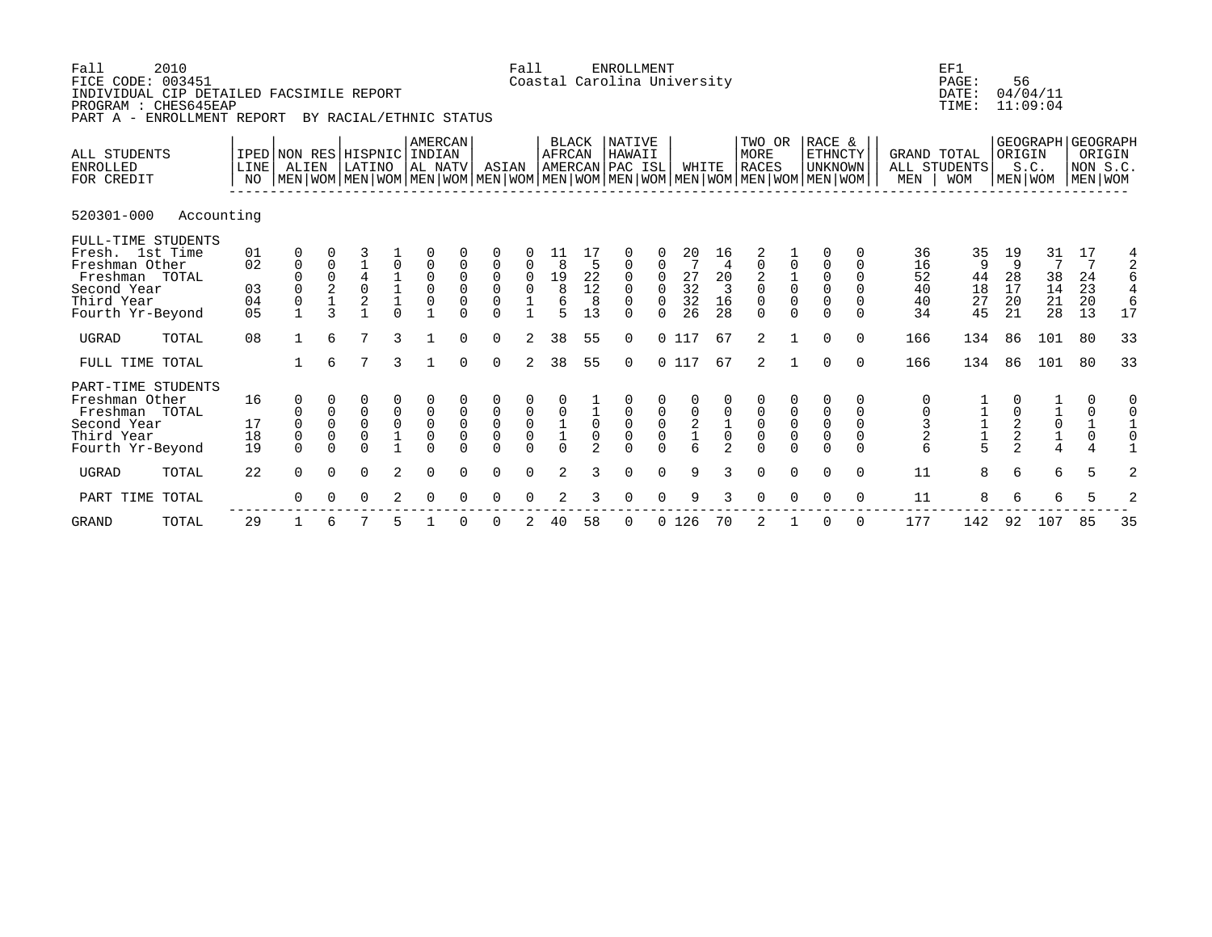Fall 2010 Fall ENROLLMENT EF1
FICE CODE: 003451 Coastal Carolina University PAGE: 56
INDIVIDUAL CIP DETAILED FACSIMILE REPORT DATE: 04/04/11
PROGRAM : CHES645EAP TIME: 11:09:04
PART A - ENROLLMENT REPORT BY RACIAL/ETHNIC STATUS

520301-000 Accounting

| ALL STUDENTS ENROLLED FOR CREDIT | IPED LINE NO | NON RES ALIEN | | HISPNIC LATINO | | AMERCAN INDIAN AL NATV | | ASIAN | | BLACK AFRCAN AMERCAN | | NATIVE HAWAII PAC ISL | | WHITE | | TWO OR MORE RACES | | RACE & ETHNCTY UNKNOWN | | GRAND TOTAL ALL STUDENTS | | GEOGRAPH ORIGIN S.C. | | GEOGRAPH ORIGIN NON S.C. | |
|---|---|---|---|---|---|---|---|---|---|---|---|---|---|---|---|---|---|---|---|---|---|---|---|---|---|
| | | MEN | WOM | MEN | WOM | MEN | WOM | MEN | WOM | MEN | WOM | MEN | WOM | MEN | WOM | MEN | WOM | MEN | WOM | MEN | WOM | MEN | WOM | MEN | WOM |
| FULL-TIME STUDENTS | | | | | | | | | | | | | | | | | | | | | | | | | |
| Fresh. 1st Time | 01 | 0 | 0 | 3 | 1 | 0 | 0 | 0 | 0 | 11 | 17 | 0 | 0 | 20 | 16 | 2 | 1 | 0 | 0 | 36 | 35 | 19 | 31 | 17 | 4 |
| Freshman Other | 02 | 0 | 0 | 1 | 0 | 0 | 0 | 0 | 0 | 8 | 5 | 0 | 0 | 7 | 4 | 0 | 0 | 0 | 0 | 16 | 9 | 9 | 7 | 7 | 2 |
| Freshman TOTAL | | 0 | 0 | 4 | 1 | 0 | 0 | 0 | 0 | 19 | 22 | 0 | 0 | 27 | 20 | 2 | 1 | 0 | 0 | 52 | 44 | 28 | 38 | 24 | 6 |
| Second Year | 03 | 0 | 2 | 0 | 1 | 0 | 0 | 0 | 0 | 8 | 12 | 0 | 0 | 32 | 3 | 0 | 0 | 0 | 0 | 40 | 18 | 17 | 14 | 23 | 4 |
| Third Year | 04 | 0 | 1 | 2 | 1 | 0 | 0 | 0 | 1 | 6 | 8 | 0 | 0 | 32 | 16 | 0 | 0 | 0 | 0 | 40 | 27 | 20 | 21 | 20 | 6 |
| Fourth Yr-Beyond | 05 | 1 | 3 | 1 | 0 | 1 | 0 | 0 | 1 | 5 | 13 | 0 | 0 | 26 | 28 | 0 | 0 | 0 | 0 | 34 | 45 | 21 | 28 | 13 | 17 |
| UGRAD TOTAL | 08 | 1 | 6 | 7 | 3 | 1 | 0 | 0 | 2 | 38 | 55 | 0 | 0 | 117 | 67 | 2 | 1 | 0 | 0 | 166 | 134 | 86 | 101 | 80 | 33 |
| FULL TIME TOTAL | | 1 | 6 | 7 | 3 | 1 | 0 | 0 | 2 | 38 | 55 | 0 | 0 | 117 | 67 | 2 | 1 | 0 | 0 | 166 | 134 | 86 | 101 | 80 | 33 |
| PART-TIME STUDENTS | | | | | | | | | | | | | | | | | | | | | | | | | |
| Freshman Other | 16 | 0 | 0 | 0 | 0 | 0 | 0 | 0 | 0 | 0 | 1 | 0 | 0 | 0 | 0 | 0 | 0 | 0 | 0 | 0 | 1 | 0 | 1 | 0 | 0 |
| Freshman TOTAL | | 0 | 0 | 0 | 0 | 0 | 0 | 0 | 0 | 0 | 1 | 0 | 0 | 0 | 0 | 0 | 0 | 0 | 0 | 0 | 1 | 0 | 1 | 0 | 0 |
| Second Year | 17 | 0 | 0 | 0 | 0 | 0 | 0 | 0 | 0 | 1 | 0 | 0 | 0 | 2 | 1 | 0 | 0 | 0 | 0 | 3 | 1 | 2 | 0 | 1 | 1 |
| Third Year | 18 | 0 | 0 | 0 | 1 | 0 | 0 | 0 | 0 | 1 | 0 | 0 | 0 | 1 | 0 | 0 | 0 | 0 | 0 | 2 | 1 | 2 | 1 | 0 | 0 |
| Fourth Yr-Beyond | 19 | 0 | 0 | 0 | 1 | 0 | 0 | 0 | 0 | 0 | 2 | 0 | 0 | 6 | 2 | 0 | 0 | 0 | 0 | 6 | 5 | 2 | 4 | 4 | 1 |
| UGRAD TOTAL | 22 | 0 | 0 | 0 | 2 | 0 | 0 | 0 | 0 | 2 | 3 | 0 | 0 | 9 | 3 | 0 | 0 | 0 | 0 | 11 | 8 | 6 | 6 | 5 | 2 |
| PART TIME TOTAL | | 0 | 0 | 0 | 2 | 0 | 0 | 0 | 0 | 2 | 3 | 0 | 0 | 9 | 3 | 0 | 0 | 0 | 0 | 11 | 8 | 6 | 6 | 5 | 2 |
| GRAND TOTAL | 29 | 1 | 6 | 7 | 5 | 1 | 0 | 0 | 2 | 40 | 58 | 0 | 0 | 126 | 70 | 2 | 1 | 0 | 0 | 177 | 142 | 92 | 107 | 85 | 35 |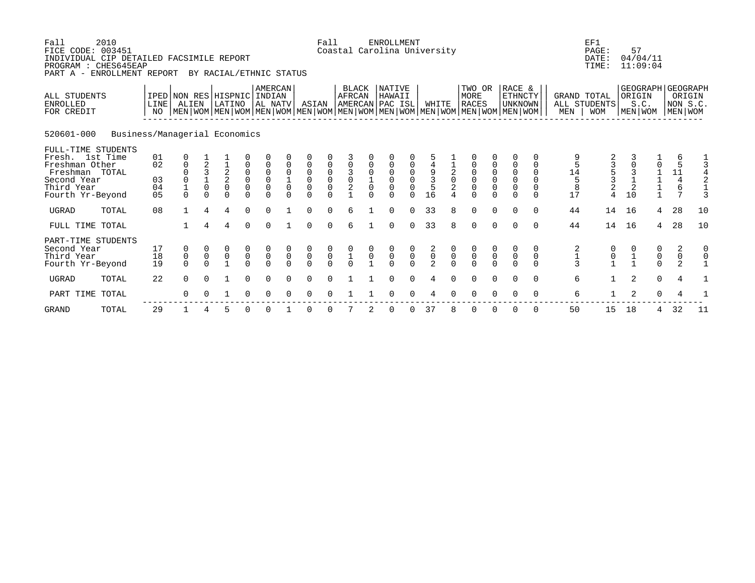Fall 2010 Fall ENROLLMENT EF1
FICE CODE: 003451 Coastal Carolina University PAGE: 57
INDIVIDUAL CIP DETAILED FACSIMILE REPORT DATE: 04/04/11
PROGRAM : CHES645EAP TIME: 11:09:04
PART A - ENROLLMENT REPORT BY RACIAL/ETHNIC STATUS

520601-000 Business/Managerial Economics

| ALL STUDENTS ENROLLED FOR CREDIT | IPED LINE NO | NON RES ALIEN MEN | NON RES ALIEN WOM | HISPNIC LATINO MEN | HISPNIC LATINO WOM | AMERCAN INDIAN AL NATV MEN | AMERCAN INDIAN AL NATV WOM | ASIAN MEN | ASIAN WOM | BLACK AFRCAN AMERCAN MEN | BLACK AFRCAN AMERCAN WOM | NATIVE HAWAII PAC ISL MEN | NATIVE HAWAII PAC ISL WOM | WHITE MEN | WHITE WOM | TWO OR MORE RACES MEN | TWO OR MORE RACES WOM | RACE & ETHNCTY UNKNOWN MEN | RACE & ETHNCTY UNKNOWN WOM | GRAND TOTAL ALL STUDENTS MEN | GRAND TOTAL ALL STUDENTS WOM | GEOGRAPH ORIGIN S.C. MEN | GEOGRAPH ORIGIN S.C. WOM | GEOGRAPH ORIGIN NON S.C. MEN | GEOGRAPH ORIGIN NON S.C. WOM |
|---|---|---|---|---|---|---|---|---|---|---|---|---|---|---|---|---|---|---|---|---|---|---|---|---|---|
| FULL-TIME STUDENTS | | | | | | | | | | | | | | | | | | | | | | | | | |
| Fresh. 1st Time | 01 | 0 | 1 | 1 | 0 | 0 | 0 | 0 | 0 | 3 | 0 | 0 | 0 | 5 | 1 | 0 | 0 | 0 | 0 | 9 | 2 | 3 | 1 | 6 | 1 |
| Freshman Other | 02 | 0 | 2 | 1 | 0 | 0 | 0 | 0 | 0 | 0 | 0 | 0 | 0 | 4 | 1 | 0 | 0 | 0 | 0 | 5 | 3 | 0 | 0 | 5 | 3 |
| Freshman TOTAL | | 0 | 3 | 2 | 0 | 0 | 0 | 0 | 0 | 3 | 0 | 0 | 0 | 9 | 2 | 0 | 0 | 0 | 0 | 14 | 5 | 3 | 1 | 11 | 4 |
| Second Year | 03 | 0 | 1 | 2 | 0 | 0 | 1 | 0 | 0 | 0 | 1 | 0 | 0 | 3 | 0 | 0 | 0 | 0 | 0 | 5 | 3 | 1 | 1 | 4 | 2 |
| Third Year | 04 | 1 | 0 | 0 | 0 | 0 | 0 | 0 | 0 | 2 | 0 | 0 | 0 | 5 | 2 | 0 | 0 | 0 | 0 | 8 | 2 | 2 | 1 | 6 | 1 |
| Fourth Yr-Beyond | 05 | 0 | 0 | 0 | 0 | 0 | 0 | 0 | 0 | 1 | 0 | 0 | 0 | 16 | 4 | 0 | 0 | 0 | 0 | 17 | 4 | 10 | 1 | 7 | 3 |
| UGRAD TOTAL | 08 | 1 | 4 | 4 | 0 | 0 | 1 | 0 | 0 | 6 | 1 | 0 | 0 | 33 | 8 | 0 | 0 | 0 | 0 | 44 | 14 | 16 | 4 | 28 | 10 |
| FULL TIME TOTAL | | 1 | 4 | 4 | 0 | 0 | 1 | 0 | 0 | 6 | 1 | 0 | 0 | 33 | 8 | 0 | 0 | 0 | 0 | 44 | 14 | 16 | 4 | 28 | 10 |
| PART-TIME STUDENTS | | | | | | | | | | | | | | | | | | | | | | | | | |
| Second Year | 17 | 0 | 0 | 0 | 0 | 0 | 0 | 0 | 0 | 0 | 0 | 0 | 0 | 2 | 0 | 0 | 0 | 0 | 0 | 2 | 0 | 0 | 0 | 2 | 0 |
| Third Year | 18 | 0 | 0 | 0 | 0 | 0 | 0 | 0 | 0 | 1 | 0 | 0 | 0 | 0 | 0 | 0 | 0 | 0 | 0 | 1 | 0 | 1 | 0 | 0 | 0 |
| Fourth Yr-Beyond | 19 | 0 | 0 | 1 | 0 | 0 | 0 | 0 | 0 | 0 | 1 | 0 | 0 | 2 | 0 | 0 | 0 | 0 | 0 | 3 | 1 | 1 | 0 | 2 | 1 |
| UGRAD TOTAL | 22 | 0 | 0 | 1 | 0 | 0 | 0 | 0 | 0 | 1 | 1 | 0 | 0 | 4 | 0 | 0 | 0 | 0 | 0 | 6 | 1 | 2 | 0 | 4 | 1 |
| PART TIME TOTAL | | 0 | 0 | 1 | 0 | 0 | 0 | 0 | 0 | 1 | 1 | 0 | 0 | 4 | 0 | 0 | 0 | 0 | 0 | 6 | 1 | 2 | 0 | 4 | 1 |
| GRAND TOTAL | 29 | 1 | 4 | 5 | 0 | 0 | 1 | 0 | 0 | 7 | 2 | 0 | 0 | 37 | 8 | 0 | 0 | 0 | 0 | 50 | 15 | 18 | 4 | 32 | 11 |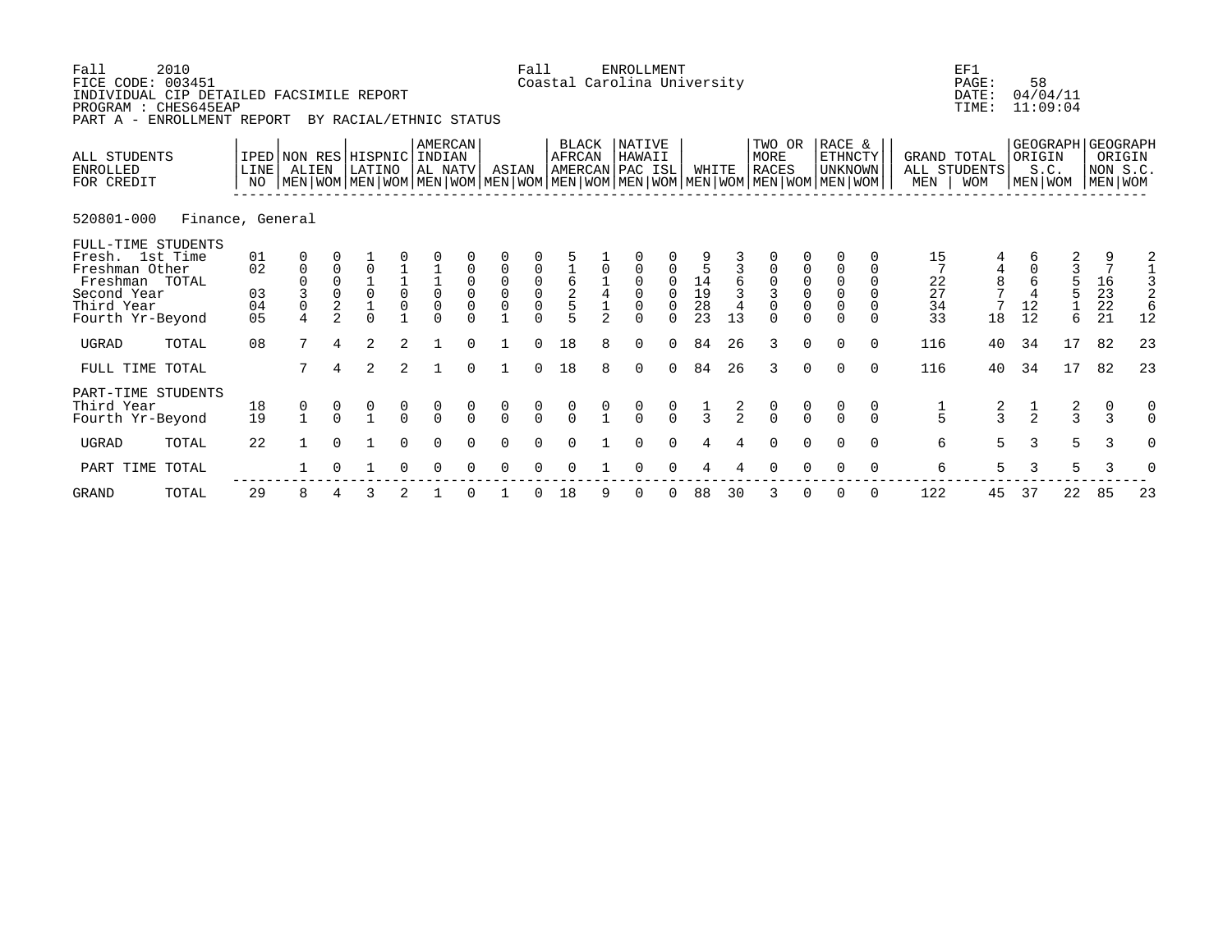Fall 2010 Fall ENROLLMENT EF1
FICE CODE: 003451 Coastal Carolina University PAGE: 58
INDIVIDUAL CIP DETAILED FACSIMILE REPORT DATE: 04/04/11
PROGRAM : CHES645EAP TIME: 11:09:04
PART A - ENROLLMENT REPORT BY RACIAL/ETHNIC STATUS

## 520801-000 Finance, General

| ALL STUDENTS ENROLLED FOR CREDIT | IPED LINE NO | NON RES ALIEN | | HISPNIC LATINO | | AMERCAN INDIAN AL NATV | | ASIAN | | BLACK AFRCAN AMERCAN | | NATIVE HAWAII PAC ISL | | WHITE | | TWO OR MORE RACES | | RACE & ETHNCTY UNKNOWN | | GRAND TOTAL ALL STUDENTS | | GEOGRAPH ORIGIN S.C. | | GEOGRAPH ORIGIN NON S.C. | |
|---|---|---|---|---|---|---|---|---|---|---|---|---|---|---|---|---|---|---|---|---|---|---|---|---|---|
| | | MEN | WOM | MEN | WOM | MEN | WOM | MEN | WOM | MEN | WOM | MEN | WOM | MEN | WOM | MEN | WOM | MEN | WOM | MEN | WOM | MEN | WOM | MEN | WOM |
| FULL-TIME STUDENTS | | | | | | | | | | | | | | | | | | | | | | | | | |
| Fresh. 1st Time | 01 | 0 | 0 | 1 | 0 | 0 | 0 | 0 | 0 | 5 | 1 | 0 | 0 | 9 | 3 | 0 | 0 | 0 | 0 | 15 | 4 | 6 | 2 | 9 | 2 |
| Freshman Other | 02 | 0 | 0 | 0 | 1 | 1 | 0 | 0 | 0 | 1 | 0 | 0 | 0 | 5 | 3 | 0 | 0 | 0 | 0 | 7 | 4 | 0 | 3 | 7 | 1 |
| Freshman TOTAL | | 0 | 0 | 1 | 1 | 1 | 0 | 0 | 0 | 6 | 1 | 0 | 0 | 14 | 6 | 0 | 0 | 0 | 0 | 22 | 8 | 6 | 5 | 16 | 3 |
| Second Year | 03 | 3 | 0 | 0 | 0 | 0 | 0 | 0 | 0 | 2 | 4 | 0 | 0 | 19 | 3 | 3 | 0 | 0 | 0 | 27 | 7 | 4 | 5 | 23 | 2 |
| Third Year | 04 | 0 | 2 | 1 | 0 | 0 | 0 | 0 | 0 | 5 | 1 | 0 | 0 | 28 | 4 | 0 | 0 | 0 | 0 | 34 | 7 | 12 | 1 | 22 | 6 |
| Fourth Yr-Beyond | 05 | 4 | 2 | 0 | 1 | 0 | 0 | 1 | 0 | 5 | 2 | 0 | 0 | 23 | 13 | 0 | 0 | 0 | 0 | 33 | 18 | 12 | 6 | 21 | 12 |
| UGRAD TOTAL | 08 | 7 | 4 | 2 | 2 | 1 | 0 | 1 | 0 | 18 | 8 | 0 | 0 | 84 | 26 | 3 | 0 | 0 | 0 | 116 | 40 | 34 | 17 | 82 | 23 |
| FULL TIME TOTAL | | 7 | 4 | 2 | 2 | 1 | 0 | 1 | 0 | 18 | 8 | 0 | 0 | 84 | 26 | 3 | 0 | 0 | 0 | 116 | 40 | 34 | 17 | 82 | 23 |
| PART-TIME STUDENTS | | | | | | | | | | | | | | | | | | | | | | | | | |
| Third Year | 18 | 0 | 0 | 0 | 0 | 0 | 0 | 0 | 0 | 0 | 0 | 0 | 0 | 1 | 2 | 0 | 0 | 0 | 0 | 1 | 2 | 1 | 2 | 0 | 0 |
| Fourth Yr-Beyond | 19 | 1 | 0 | 1 | 0 | 0 | 0 | 0 | 0 | 0 | 1 | 0 | 0 | 3 | 2 | 0 | 0 | 0 | 0 | 5 | 3 | 2 | 3 | 3 | 0 |
| UGRAD TOTAL | 22 | 1 | 0 | 1 | 0 | 0 | 0 | 0 | 0 | 0 | 1 | 0 | 0 | 4 | 4 | 0 | 0 | 0 | 0 | 6 | 5 | 3 | 5 | 3 | 0 |
| PART TIME TOTAL | | 1 | 0 | 1 | 0 | 0 | 0 | 0 | 0 | 0 | 1 | 0 | 0 | 4 | 4 | 0 | 0 | 0 | 0 | 6 | 5 | 3 | 5 | 3 | 0 |
| GRAND TOTAL | 29 | 8 | 4 | 3 | 2 | 1 | 0 | 1 | 0 | 18 | 9 | 0 | 0 | 88 | 30 | 3 | 0 | 0 | 0 | 122 | 45 | 37 | 22 | 85 | 23 |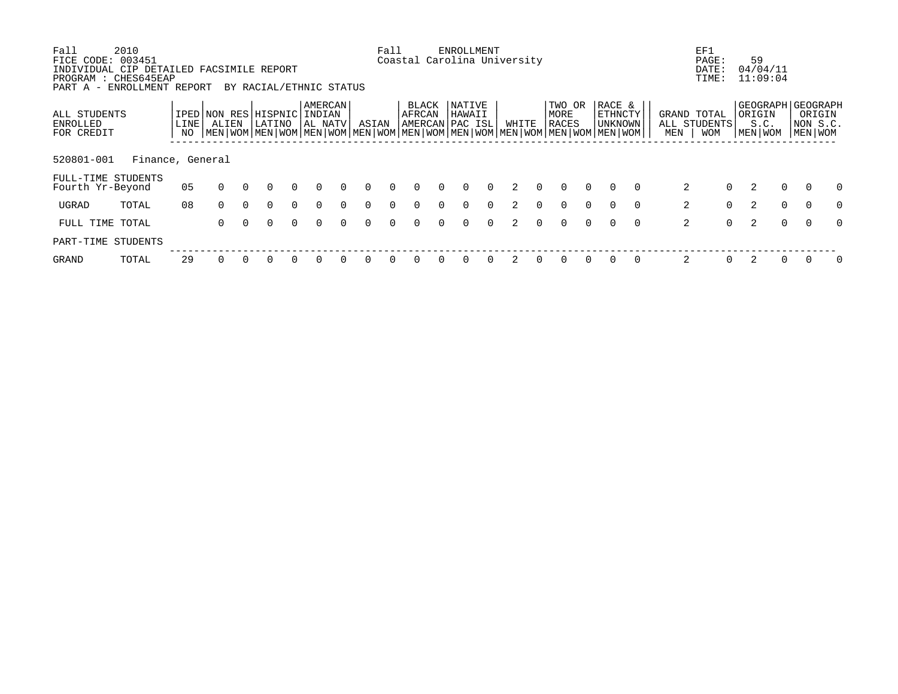Fall 2010 Fall ENROLLMENT EF1
FICE CODE: 003451 Coastal Carolina University PAGE: 59
INDIVIDUAL CIP DETAILED FACSIMILE REPORT DATE: 04/04/11
PROGRAM : CHES645EAP TIME: 11:09:04
PART A - ENROLLMENT REPORT BY RACIAL/ETHNIC STATUS

| ALL STUDENTS ENROLLED FOR CREDIT | | IPED LINE NO | NON RES ALIEN | | HISPNIC LATINO | | AMERCAN INDIAN AL NATV | | ASIAN | | BLACK AFRCAN AMERCAN | | NATIVE HAWAII PAC ISL | | WHITE | | TWO OR MORE RACES | | RACE & ETHNCTY UNKNOWN | | GRAND TOTAL ALL STUDENTS | | GEOGRAPH ORIGIN S.C. | | GEOGRAPH ORIGIN NON S.C. | |
|---|---|---|---|---|---|---|---|---|---|---|---|---|---|---|---|---|---|---|---|---|---|---|---|---|---|---|
| | | | MEN | WOM | MEN | WOM | MEN | WOM | MEN | WOM | MEN | WOM | MEN | WOM | MEN | WOM | MEN | WOM | MEN | WOM | MEN | WOM | MEN | WOM | MEN | WOM |
| 520801-001 | Finance, General | | | | | | | | | | | | | | | | | | | | | | | | | |
| FULL-TIME STUDENTS | | | | | | | | | | | | | | | | | | | | | | | | | | |
| Fourth Yr-Beyond | | 05 | 0 | 0 | 0 | 0 | 0 | 0 | 0 | 0 | 0 | 0 | 0 | 0 | 2 | 0 | 0 | 0 | 0 | 0 | 2 | 0 | 2 | 0 | 0 | 0 |
| UGRAD | TOTAL | 08 | 0 | 0 | 0 | 0 | 0 | 0 | 0 | 0 | 0 | 0 | 0 | 0 | 2 | 0 | 0 | 0 | 0 | 0 | 2 | 0 | 2 | 0 | 0 | 0 |
| FULL TIME TOTAL | | | 0 | 0 | 0 | 0 | 0 | 0 | 0 | 0 | 0 | 0 | 0 | 0 | 2 | 0 | 0 | 0 | 0 | 0 | 2 | 0 | 2 | 0 | 0 | 0 |
| PART-TIME STUDENTS | | | | | | | | | | | | | | | | | | | | | | | | | | |
| GRAND | TOTAL | 29 | 0 | 0 | 0 | 0 | 0 | 0 | 0 | 0 | 0 | 0 | 0 | 0 | 2 | 0 | 0 | 0 | 0 | 0 | 2 | 0 | 2 | 0 | 0 | 0 |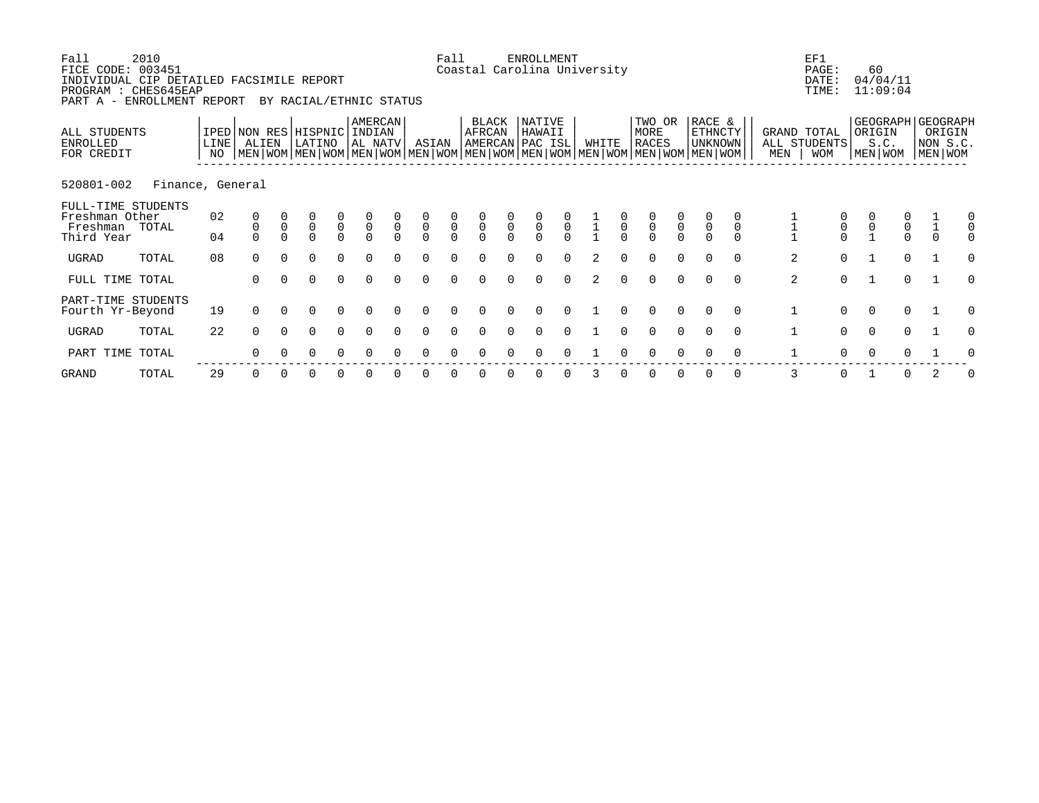Fall 2010 &nbsp;&nbsp;&nbsp;&nbsp; Fall ENROLLMENT &nbsp;&nbsp;&nbsp;&nbsp; EF1
FICE CODE: 003451 &nbsp;&nbsp;&nbsp;&nbsp; Coastal Carolina University &nbsp;&nbsp;&nbsp;&nbsp; PAGE: 60
INDIVIDUAL CIP DETAILED FACSIMILE REPORT &nbsp;&nbsp;&nbsp;&nbsp; DATE: 04/04/11
PROGRAM : CHES645EAP &nbsp;&nbsp;&nbsp;&nbsp; TIME: 11:09:04
PART A - ENROLLMENT REPORT BY RACIAL/ETHNIC STATUS

**520801-002 Finance, General**

| ALL STUDENTS ENROLLED FOR CREDIT | IPED LINE NO | NON RES ALIEN MEN | NON RES ALIEN WOM | HISPNIC LATINO MEN | HISPNIC LATINO WOM | AMERCAN INDIAN AL NATV MEN | AMERCAN INDIAN AL NATV WOM | ASIAN MEN | ASIAN WOM | BLACK AFRCAN AMERCAN MEN | BLACK AFRCAN AMERCAN WOM | NATIVE HAWAII PAC ISL MEN | NATIVE HAWAII PAC ISL WOM | WHITE MEN | WHITE WOM | TWO OR MORE RACES MEN | TWO OR MORE RACES WOM | RACE & ETHNCTY UNKNOWN MEN | RACE & ETHNCTY UNKNOWN WOM | GRAND TOTAL ALL STUDENTS MEN | GRAND TOTAL ALL STUDENTS WOM | GEOGRAPH ORIGIN S.C. MEN | GEOGRAPH ORIGIN S.C. WOM | GEOGRAPH ORIGIN NON S.C. MEN | GEOGRAPH ORIGIN NON S.C. WOM |
|---|---|---|---|---|---|---|---|---|---|---|---|---|---|---|---|---|---|---|---|---|---|---|---|---|---|
| FULL-TIME STUDENTS | | | | | | | | | | | | | | | | | | | | | | | | | |
| Freshman Other | 02 | 0 | 0 | 0 | 0 | 0 | 0 | 0 | 0 | 0 | 0 | 0 | 0 | 1 | 0 | 0 | 0 | 0 | 0 | 1 | 0 | 0 | 0 | 1 | 0 |
| Freshman TOTAL | | 0 | 0 | 0 | 0 | 0 | 0 | 0 | 0 | 0 | 0 | 0 | 0 | 1 | 0 | 0 | 0 | 0 | 0 | 1 | 0 | 0 | 0 | 1 | 0 |
| Third Year | 04 | 0 | 0 | 0 | 0 | 0 | 0 | 0 | 0 | 0 | 0 | 0 | 0 | 1 | 0 | 0 | 0 | 0 | 0 | 1 | 0 | 1 | 0 | 0 | 0 |
| UGRAD TOTAL | 08 | 0 | 0 | 0 | 0 | 0 | 0 | 0 | 0 | 0 | 0 | 0 | 0 | 2 | 0 | 0 | 0 | 0 | 0 | 2 | 0 | 1 | 0 | 1 | 0 |
| FULL TIME TOTAL | | 0 | 0 | 0 | 0 | 0 | 0 | 0 | 0 | 0 | 0 | 0 | 0 | 2 | 0 | 0 | 0 | 0 | 0 | 2 | 0 | 1 | 0 | 1 | 0 |
| PART-TIME STUDENTS | | | | | | | | | | | | | | | | | | | | | | | | | |
| Fourth Yr-Beyond | 19 | 0 | 0 | 0 | 0 | 0 | 0 | 0 | 0 | 0 | 0 | 0 | 0 | 1 | 0 | 0 | 0 | 0 | 0 | 1 | 0 | 0 | 0 | 1 | 0 |
| UGRAD TOTAL | 22 | 0 | 0 | 0 | 0 | 0 | 0 | 0 | 0 | 0 | 0 | 0 | 0 | 1 | 0 | 0 | 0 | 0 | 0 | 1 | 0 | 0 | 0 | 1 | 0 |
| PART TIME TOTAL | | 0 | 0 | 0 | 0 | 0 | 0 | 0 | 0 | 0 | 0 | 0 | 0 | 1 | 0 | 0 | 0 | 0 | 0 | 1 | 0 | 0 | 0 | 1 | 0 |
| GRAND TOTAL | 29 | 0 | 0 | 0 | 0 | 0 | 0 | 0 | 0 | 0 | 0 | 0 | 0 | 3 | 0 | 0 | 0 | 0 | 0 | 3 | 0 | 1 | 0 | 2 | 0 |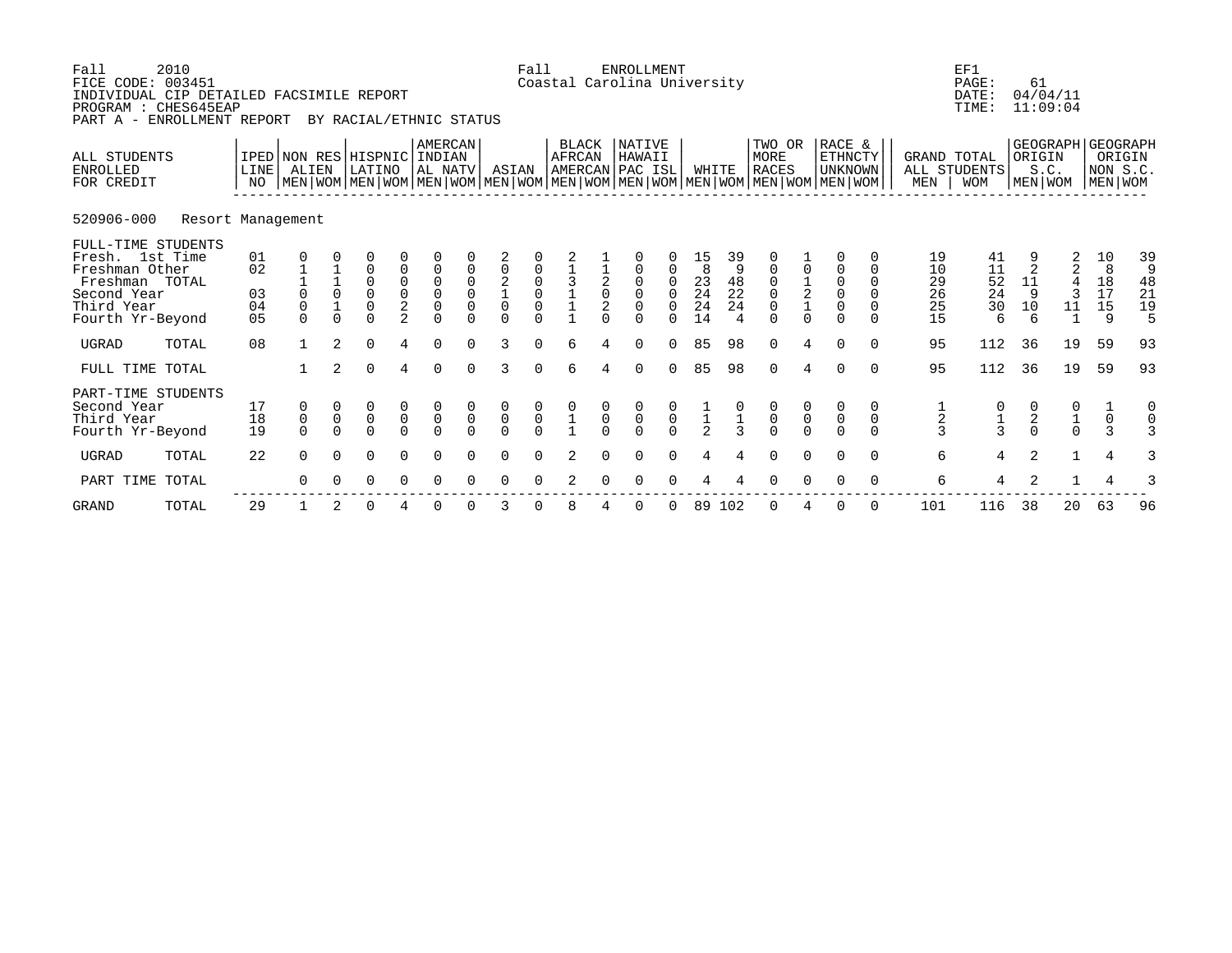Fall 2010 Fall ENROLLMENT EF1
FICE CODE: 003451 Coastal Carolina University PAGE: 61
INDIVIDUAL CIP DETAILED FACSIMILE REPORT DATE: 04/04/11
PROGRAM : CHES645EAP TIME: 11:09:04
PART A - ENROLLMENT REPORT BY RACIAL/ETHNIC STATUS

| ALL STUDENTS ENROLLED FOR CREDIT | IPED LINE NO | NON RES ALIEN | | HISPNIC LATINO | | AMERCAN INDIAN AL NATV | | ASIAN | | BLACK AFRCAN AMERCAN | | NATIVE HAWAII PAC ISL | | WHITE | | TWO OR MORE RACES | | RACE & ETHNCTY UNKNOWN | | GRAND TOTAL ALL STUDENTS | | GEOGRAPH ORIGIN S.C. | | GEOGRAPH ORIGIN NON S.C. | |
|---|---|---|---|---|---|---|---|---|---|---|---|---|---|---|---|---|---|---|---|---|---|---|---|---|---|
| | | MEN | WOM | MEN | WOM | MEN | WOM | MEN | WOM | MEN | WOM | MEN | WOM | MEN | WOM | MEN | WOM | MEN | WOM | MEN | WOM | MEN | WOM | MEN | WOM |
| **520906-000 Resort Management** | | | | | | | | | | | | | | | | | | | | | | | | | |
| FULL-TIME STUDENTS | | | | | | | | | | | | | | | | | | | | | | | | | |
| Fresh. 1st Time | 01 | 0 | 0 | 0 | 0 | 0 | 0 | 2 | 0 | 2 | 1 | 0 | 0 | 15 | 39 | 0 | 1 | 0 | 0 | 19 | 41 | 9 | 2 | 10 | 39 |
| Freshman Other | 02 | 1 | 1 | 0 | 0 | 0 | 0 | 0 | 0 | 1 | 1 | 0 | 0 | 8 | 9 | 0 | 0 | 0 | 0 | 10 | 11 | 2 | 2 | 8 | 9 |
| Freshman TOTAL | | 1 | 1 | 0 | 0 | 0 | 0 | 2 | 0 | 3 | 2 | 0 | 0 | 23 | 48 | 0 | 1 | 0 | 0 | 29 | 52 | 11 | 4 | 18 | 48 |
| Second Year | 03 | 0 | 0 | 0 | 0 | 0 | 0 | 1 | 0 | 1 | 0 | 0 | 0 | 24 | 22 | 0 | 2 | 0 | 0 | 26 | 24 | 9 | 3 | 17 | 21 |
| Third Year | 04 | 0 | 1 | 0 | 2 | 0 | 0 | 0 | 0 | 1 | 2 | 0 | 0 | 24 | 24 | 0 | 1 | 0 | 0 | 25 | 30 | 10 | 11 | 15 | 19 |
| Fourth Yr-Beyond | 05 | 0 | 0 | 0 | 2 | 0 | 0 | 0 | 0 | 1 | 0 | 0 | 0 | 14 | 4 | 0 | 0 | 0 | 0 | 15 | 6 | 6 | 1 | 9 | 5 |
| UGRAD TOTAL | 08 | 1 | 2 | 0 | 4 | 0 | 0 | 3 | 0 | 6 | 4 | 0 | 0 | 85 | 98 | 0 | 4 | 0 | 0 | 95 | 112 | 36 | 19 | 59 | 93 |
| FULL TIME TOTAL | | 1 | 2 | 0 | 4 | 0 | 0 | 3 | 0 | 6 | 4 | 0 | 0 | 85 | 98 | 0 | 4 | 0 | 0 | 95 | 112 | 36 | 19 | 59 | 93 |
| PART-TIME STUDENTS | | | | | | | | | | | | | | | | | | | | | | | | | |
| Second Year | 17 | 0 | 0 | 0 | 0 | 0 | 0 | 0 | 0 | 0 | 0 | 0 | 0 | 1 | 0 | 0 | 0 | 0 | 0 | 1 | 0 | 0 | 0 | 1 | 0 |
| Third Year | 18 | 0 | 0 | 0 | 0 | 0 | 0 | 0 | 0 | 1 | 0 | 0 | 0 | 1 | 1 | 0 | 0 | 0 | 0 | 2 | 1 | 2 | 1 | 0 | 0 |
| Fourth Yr-Beyond | 19 | 0 | 0 | 0 | 0 | 0 | 0 | 0 | 0 | 1 | 0 | 0 | 0 | 2 | 3 | 0 | 0 | 0 | 0 | 3 | 3 | 0 | 0 | 3 | 3 |
| UGRAD TOTAL | 22 | 0 | 0 | 0 | 0 | 0 | 0 | 0 | 0 | 2 | 0 | 0 | 0 | 4 | 4 | 0 | 0 | 0 | 0 | 6 | 4 | 2 | 1 | 4 | 3 |
| PART TIME TOTAL | | 0 | 0 | 0 | 0 | 0 | 0 | 0 | 0 | 2 | 0 | 0 | 0 | 4 | 4 | 0 | 0 | 0 | 0 | 6 | 4 | 2 | 1 | 4 | 3 |
| GRAND TOTAL | 29 | 1 | 2 | 0 | 4 | 0 | 0 | 3 | 0 | 8 | 4 | 0 | 0 | 89 | 102 | 0 | 4 | 0 | 0 | 101 | 116 | 38 | 20 | 63 | 96 |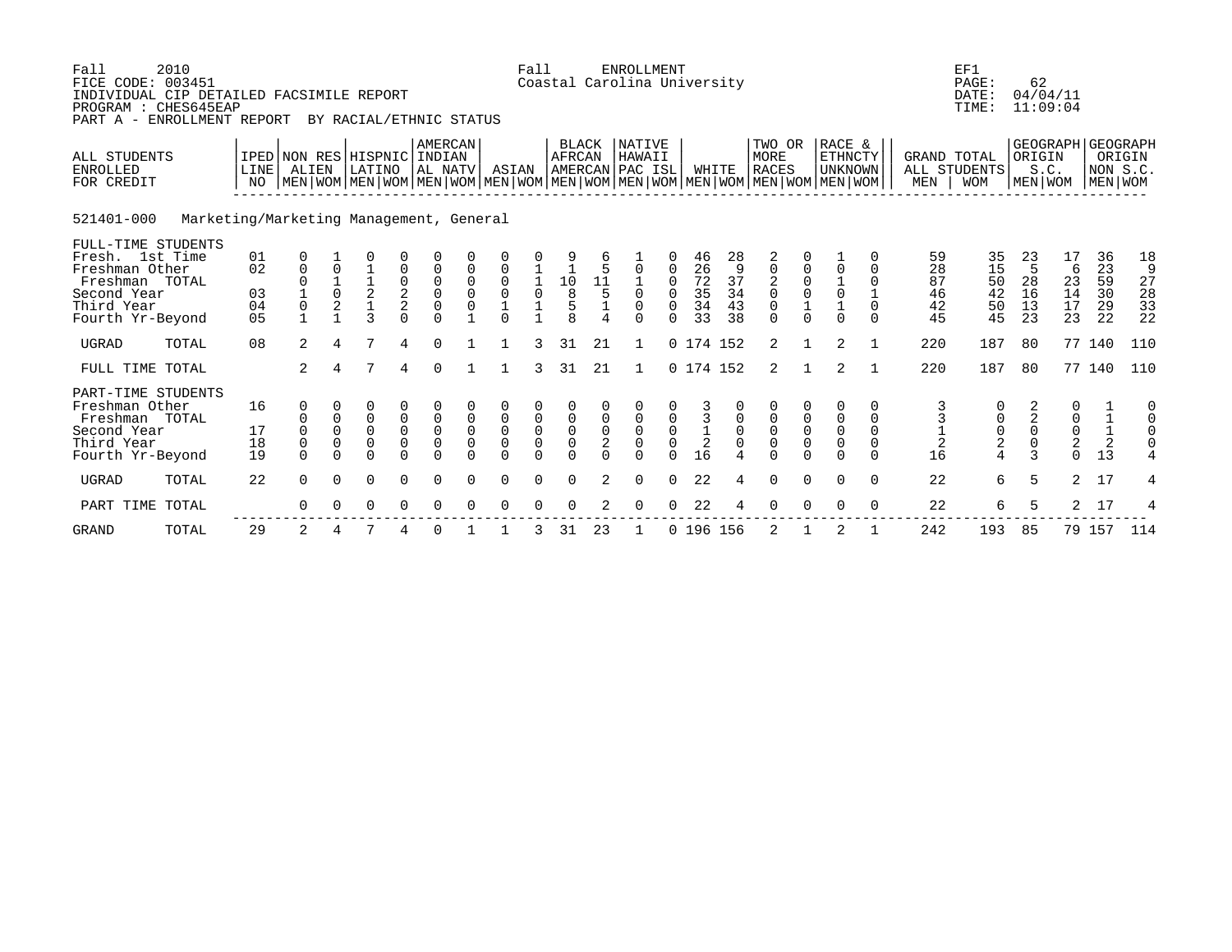Fall 2010 Fall ENROLLMENT EF1
FICE CODE: 003451 Coastal Carolina University PAGE: 62
INDIVIDUAL CIP DETAILED FACSIMILE REPORT DATE: 04/04/11
PROGRAM : CHES645EAP TIME: 11:09:04
PART A - ENROLLMENT REPORT BY RACIAL/ETHNIC STATUS

**521401-000 Marketing/Marketing Management, General**

| ALL STUDENTS ENROLLED FOR CREDIT | IPED LINE NO | NON RES ALIEN | | HISPNIC LATINO | | AMERCAN INDIAN AL NATV | | ASIAN | | BLACK AFRCAN AMERCAN | | NATIVE HAWAII PAC ISL | | WHITE | | TWO OR MORE RACES | | RACE & ETHNCTY UNKNOWN | | GRAND TOTAL ALL STUDENTS | | GEOGRAPH ORIGIN S.C. | | GEOGRAPH ORIGIN NON S.C. | |
|---|---|---|---|---|---|---|---|---|---|---|---|---|---|---|---|---|---|---|---|---|---|---|---|---|---|
| | | MEN | WOM | MEN | WOM | MEN | WOM | MEN | WOM | MEN | WOM | MEN | WOM | MEN | WOM | MEN | WOM | MEN | WOM | MEN | WOM | MEN | WOM | MEN | WOM |
| FULL-TIME STUDENTS | | | | | | | | | | | | | | | | | | | | | | | | | |
| Fresh. 1st Time | 01 | 0 | 1 | 0 | 0 | 0 | 0 | 0 | 0 | 9 | 6 | 1 | 0 | 46 | 28 | 2 | 0 | 1 | 0 | 59 | 35 | 23 | 17 | 36 | 18 |
| Freshman Other | 02 | 0 | 0 | 1 | 0 | 0 | 0 | 0 | 1 | 1 | 5 | 0 | 0 | 26 | 9 | 0 | 0 | 0 | 0 | 28 | 15 | 5 | 6 | 23 | 9 |
| Freshman TOTAL | | 0 | 1 | 1 | 0 | 0 | 0 | 0 | 1 | 10 | 11 | 1 | 0 | 72 | 37 | 2 | 0 | 1 | 0 | 87 | 50 | 28 | 23 | 59 | 27 |
| Second Year | 03 | 1 | 0 | 2 | 2 | 0 | 0 | 0 | 0 | 8 | 5 | 0 | 0 | 35 | 34 | 0 | 0 | 0 | 1 | 46 | 42 | 16 | 14 | 30 | 28 |
| Third Year | 04 | 0 | 2 | 1 | 2 | 0 | 0 | 1 | 1 | 5 | 1 | 0 | 0 | 34 | 43 | 0 | 1 | 1 | 0 | 42 | 50 | 13 | 17 | 29 | 33 |
| Fourth Yr-Beyond | 05 | 1 | 1 | 3 | 0 | 0 | 1 | 0 | 1 | 8 | 4 | 0 | 0 | 33 | 38 | 0 | 0 | 0 | 0 | 45 | 45 | 23 | 23 | 22 | 22 |
| UGRAD TOTAL | 08 | 2 | 4 | 7 | 4 | 0 | 1 | 1 | 3 | 31 | 21 | 1 | 0 | 174 | 152 | 2 | 1 | 2 | 1 | 220 | 187 | 80 | 77 | 140 | 110 |
| FULL TIME TOTAL | | 2 | 4 | 7 | 4 | 0 | 1 | 1 | 3 | 31 | 21 | 1 | 0 | 174 | 152 | 2 | 1 | 2 | 1 | 220 | 187 | 80 | 77 | 140 | 110 |
| PART-TIME STUDENTS | | | | | | | | | | | | | | | | | | | | | | | | | |
| Freshman Other | 16 | 0 | 0 | 0 | 0 | 0 | 0 | 0 | 0 | 0 | 0 | 0 | 0 | 3 | 0 | 0 | 0 | 0 | 0 | 3 | 0 | 2 | 0 | 1 | 0 |
| Freshman TOTAL | | 0 | 0 | 0 | 0 | 0 | 0 | 0 | 0 | 0 | 0 | 0 | 0 | 3 | 0 | 0 | 0 | 0 | 0 | 3 | 0 | 2 | 0 | 1 | 0 |
| Second Year | 17 | 0 | 0 | 0 | 0 | 0 | 0 | 0 | 0 | 0 | 0 | 0 | 0 | 1 | 0 | 0 | 0 | 0 | 0 | 1 | 0 | 0 | 0 | 1 | 0 |
| Third Year | 18 | 0 | 0 | 0 | 0 | 0 | 0 | 0 | 0 | 0 | 2 | 0 | 0 | 2 | 0 | 0 | 0 | 0 | 0 | 2 | 2 | 0 | 2 | 2 | 0 |
| Fourth Yr-Beyond | 19 | 0 | 0 | 0 | 0 | 0 | 0 | 0 | 0 | 0 | 0 | 0 | 0 | 16 | 4 | 0 | 0 | 0 | 0 | 16 | 4 | 3 | 0 | 13 | 4 |
| UGRAD TOTAL | 22 | 0 | 0 | 0 | 0 | 0 | 0 | 0 | 0 | 0 | 2 | 0 | 0 | 22 | 4 | 0 | 0 | 0 | 0 | 22 | 6 | 5 | 2 | 17 | 4 |
| PART TIME TOTAL | | 0 | 0 | 0 | 0 | 0 | 0 | 0 | 0 | 0 | 2 | 0 | 0 | 22 | 4 | 0 | 0 | 0 | 0 | 22 | 6 | 5 | 2 | 17 | 4 |
| GRAND TOTAL | 29 | 2 | 4 | 7 | 4 | 0 | 1 | 1 | 3 | 31 | 23 | 1 | 0 | 196 | 156 | 2 | 1 | 2 | 1 | 242 | 193 | 85 | 79 | 157 | 114 |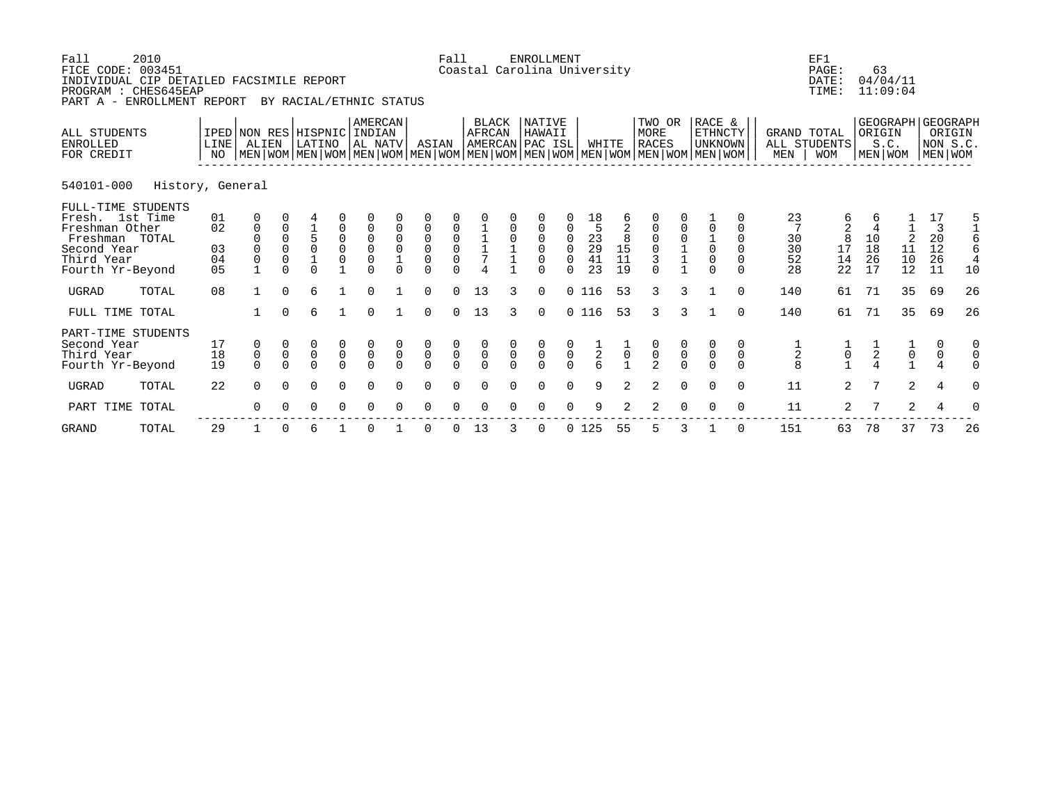Fall 2010 Fall ENROLLMENT EF1
FICE CODE: 003451 Coastal Carolina University PAGE: 63
INDIVIDUAL CIP DETAILED FACSIMILE REPORT DATE: 04/04/11
PROGRAM : CHES645EAP TIME: 11:09:04
PART A - ENROLLMENT REPORT BY RACIAL/ETHNIC STATUS

| ALL STUDENTS ENROLLED FOR CREDIT | | IPED LINE NO | NON RES ALIEN | | HISPNIC LATINO | | AMERCAN INDIAN AL NATV | | ASIAN | | BLACK AFRCAN AMERCAN | | NATIVE HAWAII PAC ISL | | WHITE | | TWO OR MORE RACES | | RACE & ETHNCTY UNKNOWN | | GRAND TOTAL ALL STUDENTS | | GEOGRAPH ORIGIN S.C. | | GEOGRAPH ORIGIN NON S.C. | |
|---|---|---|---|---|---|---|---|---|---|---|---|---|---|---|---|---|---|---|---|---|---|---|---|---|---|---|
| | | | MEN | WOM | MEN | WOM | MEN | WOM | MEN | WOM | MEN | WOM | MEN | WOM | MEN | WOM | MEN | WOM | MEN | WOM | MEN | WOM | MEN | WOM | MEN | WOM |
| **540101-000 History, General** | | | | | | | | | | | | | | | | | | | | | | | | | | |
| FULL-TIME STUDENTS | | | | | | | | | | | | | | | | | | | | | | | | | | |
| Fresh. 1st Time | | 01 | 0 | 0 | 4 | 0 | 0 | 0 | 0 | 0 | 0 | 0 | 0 | 0 | 18 | 6 | 0 | 0 | 1 | 0 | 23 | 6 | 6 | 1 | 17 | 5 |
| Freshman Other | | 02 | 0 | 0 | 1 | 0 | 0 | 0 | 0 | 0 | 1 | 0 | 0 | 0 | 5 | 2 | 0 | 0 | 0 | 0 | 7 | 2 | 4 | 1 | 3 | 1 |
| Freshman TOTAL | | | 0 | 0 | 5 | 0 | 0 | 0 | 0 | 0 | 1 | 0 | 0 | 0 | 23 | 8 | 0 | 0 | 1 | 0 | 30 | 8 | 10 | 2 | 20 | 6 |
| Second Year | | 03 | 0 | 0 | 0 | 0 | 0 | 0 | 0 | 0 | 1 | 1 | 0 | 0 | 29 | 15 | 0 | 1 | 0 | 0 | 30 | 17 | 18 | 11 | 12 | 6 |
| Third Year | | 04 | 0 | 0 | 1 | 0 | 0 | 1 | 0 | 0 | 7 | 1 | 0 | 0 | 41 | 11 | 3 | 1 | 0 | 0 | 52 | 14 | 26 | 10 | 26 | 4 |
| Fourth Yr-Beyond | | 05 | 1 | 0 | 0 | 1 | 0 | 0 | 0 | 0 | 4 | 1 | 0 | 0 | 23 | 19 | 0 | 1 | 0 | 0 | 28 | 22 | 17 | 12 | 11 | 10 |
| UGRAD | TOTAL | 08 | 1 | 0 | 6 | 1 | 0 | 1 | 0 | 0 | 13 | 3 | 0 | 0 | 116 | 53 | 3 | 3 | 1 | 0 | 140 | 61 | 71 | 35 | 69 | 26 |
| FULL TIME TOTAL | | | 1 | 0 | 6 | 1 | 0 | 1 | 0 | 0 | 13 | 3 | 0 | 0 | 116 | 53 | 3 | 3 | 1 | 0 | 140 | 61 | 71 | 35 | 69 | 26 |
| PART-TIME STUDENTS | | | | | | | | | | | | | | | | | | | | | | | | | | |
| Second Year | | 17 | 0 | 0 | 0 | 0 | 0 | 0 | 0 | 0 | 0 | 0 | 0 | 0 | 1 | 1 | 0 | 0 | 0 | 0 | 1 | 1 | 1 | 1 | 0 | 0 |
| Third Year | | 18 | 0 | 0 | 0 | 0 | 0 | 0 | 0 | 0 | 0 | 0 | 0 | 0 | 2 | 0 | 0 | 0 | 0 | 0 | 2 | 0 | 2 | 0 | 0 | 0 |
| Fourth Yr-Beyond | | 19 | 0 | 0 | 0 | 0 | 0 | 0 | 0 | 0 | 0 | 0 | 0 | 0 | 6 | 1 | 2 | 0 | 0 | 0 | 8 | 1 | 4 | 1 | 4 | 0 |
| UGRAD | TOTAL | 22 | 0 | 0 | 0 | 0 | 0 | 0 | 0 | 0 | 0 | 0 | 0 | 0 | 9 | 2 | 2 | 0 | 0 | 0 | 11 | 2 | 7 | 2 | 4 | 0 |
| PART TIME TOTAL | | | 0 | 0 | 0 | 0 | 0 | 0 | 0 | 0 | 0 | 0 | 0 | 0 | 9 | 2 | 2 | 0 | 0 | 0 | 11 | 2 | 7 | 2 | 4 | 0 |
| GRAND | TOTAL | 29 | 1 | 0 | 6 | 1 | 0 | 1 | 0 | 0 | 13 | 3 | 0 | 0 | 125 | 55 | 5 | 3 | 1 | 0 | 151 | 63 | 78 | 37 | 73 | 26 |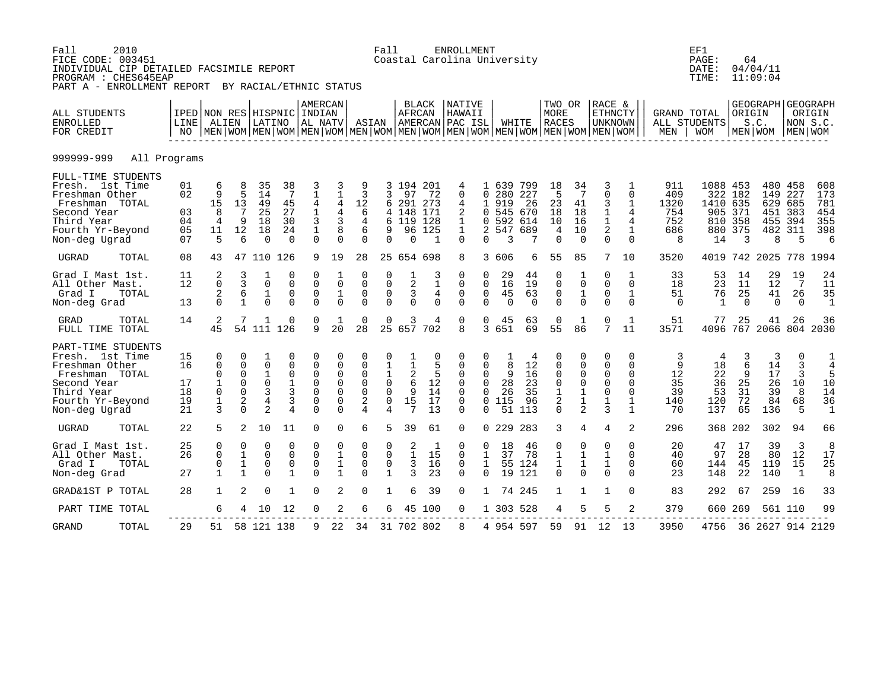Fall 2010
FICE CODE: 003451
INDIVIDUAL CIP DETAILED FACSIMILE REPORT
PROGRAM : CHES645EAP
PART A - ENROLLMENT REPORT BY RACIAL/ETHNIC STATUS

Fall ENROLLMENT
Coastal Carolina University

EF1
DATE: 04/04/11
TIME: 11:09:04

999999-999 All Programs

| ALL STUDENTS ENROLLED FOR CREDIT | IPED LINE NO | NON RES ALIEN | | HISPNIC LATINO | | AMERCAN INDIAN AL NATV | | ASIAN | | BLACK AFRCAN AMERCAN | | NATIVE HAWAII PAC ISL | | WHITE | | TWO OR MORE RACES | | RACE & ETHNCTY UNKNOWN | | GRAND TOTAL ALL STUDENTS | | GEOGRAPH ORIGIN S.C. | | GEOGRAPH ORIGIN NON S.C. | |
|---|---|---|---|---|---|---|---|---|---|---|---|---|---|---|---|---|---|---|---|---|---|---|---|---|---|
| | | MEN | WOM | MEN | WOM | MEN | WOM | MEN | WOM | MEN | WOM | MEN | WOM | MEN | WOM | MEN | WOM | MEN | WOM | MEN | WOM | MEN | WOM | MEN | WOM |
| FULL-TIME STUDENTS | | | | | | | | | | | | | | | | | | | | | | | | | |
| Fresh. 1st Time | 01 | 6 | 8 | 35 | 38 | 3 | 3 | 9 | 3 | 194 | 201 | 4 | 1 | 639 | 799 | 18 | 34 | 3 | 1 | 911 | 1088 | 453 | 480 | 458 | 608 |
| Freshman Other | 02 | 9 | 5 | 14 | 7 | 1 | 1 | 3 | 3 | 97 | 72 | 0 | 0 | 280 | 227 | 5 | 7 | 0 | 0 | 409 | 322 | 182 | 149 | 227 | 173 |
| Freshman TOTAL | | 15 | 13 | 49 | 45 | 4 | 4 | 12 | 6 | 291 | 273 | 4 | 1 | 919 | 26 | 23 | 41 | 3 | 1 | 1320 | 1410 | 635 | 629 | 685 | 781 |
| Second Year | 03 | 8 | 7 | 25 | 27 | 1 | 4 | 6 | 4 | 148 | 171 | 2 | 0 | 545 | 670 | 18 | 18 | 1 | 4 | 754 | 905 | 371 | 451 | 383 | 454 |
| Third Year | 04 | 4 | 9 | 18 | 30 | 3 | 3 | 4 | 6 | 119 | 128 | 1 | 0 | 592 | 614 | 10 | 16 | 1 | 4 | 752 | 810 | 358 | 455 | 394 | 355 |
| Fourth Yr-Beyond | 05 | 11 | 12 | 18 | 24 | 1 | 8 | 6 | 9 | 96 | 125 | 1 | 2 | 547 | 689 | 4 | 10 | 2 | 1 | 686 | 880 | 375 | 482 | 311 | 398 |
| Non-deg Ugrad | 07 | 5 | 6 | 0 | 0 | 0 | 0 | 0 | 0 | 0 | 1 | 0 | 0 | 3 | 7 | 0 | 0 | 0 | 0 | 8 | 14 | 3 | 8 | 5 | 6 |
| UGRAD TOTAL | 08 | 43 | 47 | 110 | 126 | 9 | 19 | 28 | 25 | 654 | 698 | 8 | 3 | 606 | 6 | 55 | 85 | 7 | 10 | 3520 | 4019 | 742 | 2025 | 778 | 1994 |
| Grad I Mast 1st. | 11 | 2 | 3 | 1 | 0 | 0 | 1 | 0 | 0 | 1 | 3 | 0 | 0 | 29 | 44 | 0 | 1 | 0 | 1 | 33 | 53 | 14 | 29 | 19 | 24 |
| All Other Mast. | 12 | 0 | 3 | 0 | 0 | 0 | 0 | 0 | 0 | 2 | 1 | 0 | 0 | 16 | 19 | 0 | 0 | 0 | 0 | 18 | 23 | 11 | 12 | 7 | 11 |
| Grad I TOTAL | | 2 | 6 | 1 | 0 | 0 | 1 | 0 | 0 | 3 | 4 | 0 | 0 | 45 | 63 | 0 | 1 | 0 | 1 | 51 | 76 | 25 | 41 | 26 | 35 |
| Non-deg Grad | 13 | 0 | 1 | 0 | 0 | 0 | 0 | 0 | 0 | 0 | 0 | 0 | 0 | 0 | 0 | 0 | 0 | 0 | 0 | 0 | 1 | 0 | 0 | 0 | 1 |
| GRAD TOTAL | 14 | 2 | 7 | 1 | 0 | 0 | 1 | 0 | 0 | 3 | 4 | 0 | 0 | 45 | 63 | 0 | 1 | 0 | 1 | 51 | 77 | 25 | 41 | 26 | 36 |
| FULL TIME TOTAL | | 45 | 54 | 111 | 126 | 9 | 20 | 28 | 25 | 657 | 702 | 8 | 3 | 651 | 69 | 55 | 86 | 7 | 11 | 3571 | 4096 | 767 | 2066 | 804 | 2030 |
| PART-TIME STUDENTS | | | | | | | | | | | | | | | | | | | | | | | | | |
| Fresh. 1st Time | 15 | 0 | 0 | 1 | 0 | 0 | 0 | 0 | 0 | 1 | 0 | 0 | 0 | 1 | 4 | 0 | 0 | 0 | 0 | 3 | 4 | 3 | 3 | 0 | 1 |
| Freshman Other | 16 | 0 | 0 | 0 | 0 | 0 | 0 | 0 | 1 | 1 | 5 | 0 | 0 | 8 | 12 | 0 | 0 | 0 | 0 | 9 | 18 | 6 | 14 | 3 | 4 |
| Freshman TOTAL | | 0 | 0 | 1 | 0 | 0 | 0 | 0 | 1 | 2 | 5 | 0 | 0 | 9 | 16 | 0 | 0 | 0 | 0 | 12 | 22 | 9 | 17 | 3 | 5 |
| Second Year | 17 | 1 | 0 | 0 | 1 | 0 | 0 | 0 | 0 | 6 | 12 | 0 | 0 | 28 | 23 | 0 | 0 | 0 | 0 | 35 | 36 | 25 | 26 | 10 | 10 |
| Third Year | 18 | 0 | 0 | 3 | 3 | 0 | 0 | 0 | 0 | 9 | 14 | 0 | 0 | 26 | 35 | 1 | 1 | 0 | 0 | 39 | 53 | 31 | 39 | 8 | 14 |
| Fourth Yr-Beyond | 19 | 1 | 2 | 4 | 3 | 0 | 0 | 2 | 0 | 15 | 17 | 0 | 0 | 115 | 96 | 2 | 1 | 1 | 1 | 140 | 120 | 72 | 84 | 68 | 36 |
| Non-deg Ugrad | 21 | 3 | 0 | 2 | 4 | 0 | 0 | 4 | 4 | 7 | 13 | 0 | 0 | 51 | 113 | 0 | 2 | 3 | 1 | 70 | 137 | 65 | 136 | 5 | 1 |
| UGRAD TOTAL | 22 | 5 | 2 | 10 | 11 | 0 | 0 | 6 | 5 | 39 | 61 | 0 | 0 | 229 | 283 | 3 | 4 | 4 | 2 | 296 | 368 | 202 | 302 | 94 | 66 |
| Grad I Mast 1st. | 25 | 0 | 0 | 0 | 0 | 0 | 0 | 0 | 0 | 2 | 1 | 0 | 0 | 18 | 46 | 0 | 0 | 0 | 0 | 20 | 47 | 17 | 39 | 3 | 8 |
| All Other Mast. | 26 | 0 | 1 | 0 | 0 | 0 | 1 | 0 | 0 | 1 | 15 | 0 | 1 | 37 | 78 | 1 | 1 | 1 | 0 | 40 | 97 | 28 | 80 | 12 | 17 |
| Grad I TOTAL | | 0 | 1 | 0 | 0 | 0 | 1 | 0 | 0 | 3 | 16 | 0 | 1 | 55 | 124 | 1 | 1 | 1 | 0 | 60 | 144 | 45 | 119 | 15 | 25 |
| Non-deg Grad | 27 | 1 | 1 | 0 | 1 | 0 | 1 | 0 | 1 | 3 | 23 | 0 | 0 | 19 | 121 | 0 | 0 | 0 | 0 | 23 | 148 | 22 | 140 | 1 | 8 |
| GRAD&1ST P TOTAL | 28 | 1 | 2 | 0 | 1 | 0 | 2 | 0 | 1 | 6 | 39 | 0 | 1 | 74 | 245 | 1 | 1 | 1 | 0 | 83 | 292 | 67 | 259 | 16 | 33 |
| PART TIME TOTAL | | 6 | 4 | 10 | 12 | 0 | 2 | 6 | 6 | 45 | 100 | 0 | 1 | 303 | 528 | 4 | 5 | 5 | 2 | 379 | 660 | 269 | 561 | 110 | 99 |
| GRAND TOTAL | 29 | 51 | 58 | 121 | 138 | 9 | 22 | 34 | 31 | 702 | 802 | 8 | 4 | 954 | 597 | 59 | 91 | 12 | 13 | 3950 | 4756 | 36 | 2627 | 914 | 2129 |